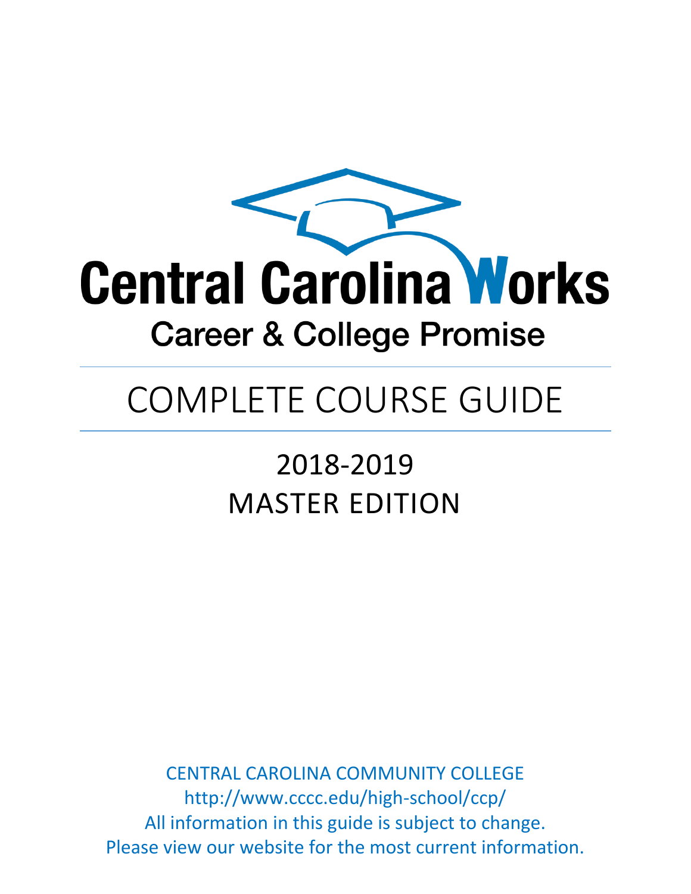# Central Carolina Works

## Career & College Promise

# COMPLETE COURSE GUIDE

## 2018-2019
## MASTER EDITION

CENTRAL CAROLINA COMMUNITY COLLEGE
http://www.cccc.edu/high-school/ccp/
All information in this guide is subject to change.
Please view our website for the most current information.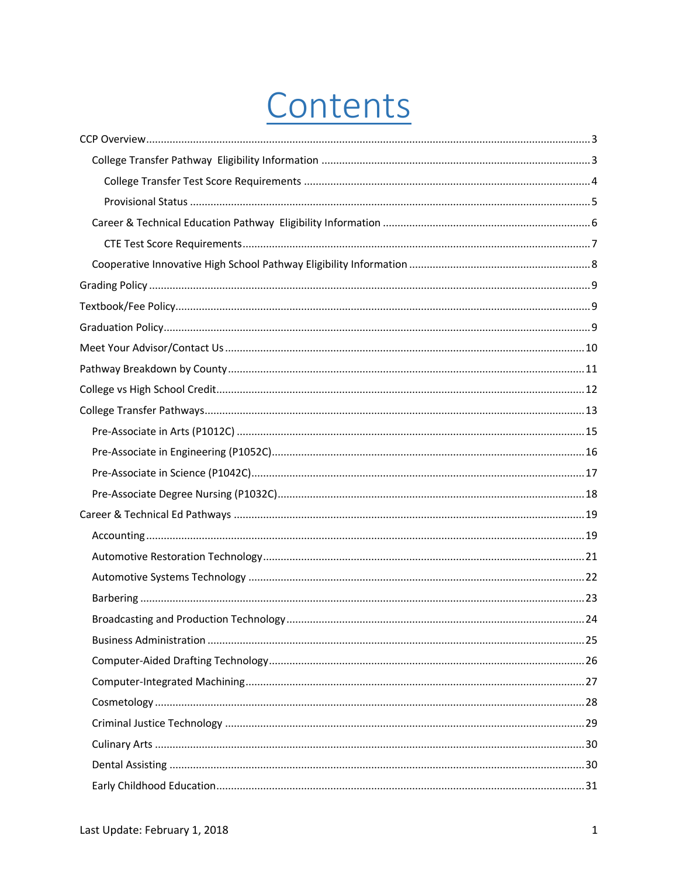# Contents

CCP Overview ..... 3

- College Transfer Pathway Eligibility Information ..... 3
  - College Transfer Test Score Requirements ..... 4
  - Provisional Status ..... 5
- Career & Technical Education Pathway Eligibility Information ..... 6
  - CTE Test Score Requirements ..... 7
- Cooperative Innovative High School Pathway Eligibility Information ..... 8

Grading Policy ..... 9

Textbook/Fee Policy ..... 9

Graduation Policy ..... 9

Meet Your Advisor/Contact Us ..... 10

Pathway Breakdown by County ..... 11

College vs High School Credit ..... 12

College Transfer Pathways ..... 13

- Pre-Associate in Arts (P1012C) ..... 15
- Pre-Associate in Engineering (P1052C) ..... 16
- Pre-Associate in Science (P1042C) ..... 17
- Pre-Associate Degree Nursing (P1032C) ..... 18

Career & Technical Ed Pathways ..... 19

- Accounting ..... 19
- Automotive Restoration Technology ..... 21
- Automotive Systems Technology ..... 22
- Barbering ..... 23
- Broadcasting and Production Technology ..... 24
- Business Administration ..... 25
- Computer-Aided Drafting Technology ..... 26
- Computer-Integrated Machining ..... 27
- Cosmetology ..... 28
- Criminal Justice Technology ..... 29
- Culinary Arts ..... 30
- Dental Assisting ..... 30
- Early Childhood Education ..... 31

Last Update: February 1, 2018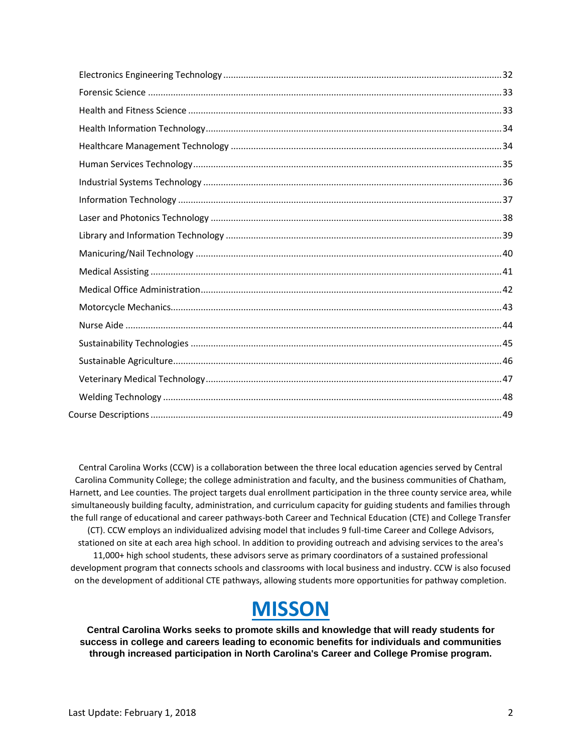- Electronics Engineering Technology ........ 32
- Forensic Science ........ 33
- Health and Fitness Science ........ 33
- Health Information Technology ........ 34
- Healthcare Management Technology ........ 34
- Human Services Technology ........ 35
- Industrial Systems Technology ........ 36
- Information Technology ........ 37
- Laser and Photonics Technology ........ 38
- Library and Information Technology ........ 39
- Manicuring/Nail Technology ........ 40
- Medical Assisting ........ 41
- Medical Office Administration ........ 42
- Motorcycle Mechanics ........ 43
- Nurse Aide ........ 44
- Sustainability Technologies ........ 45
- Sustainable Agriculture ........ 46
- Veterinary Medical Technology ........ 47
- Welding Technology ........ 48

Course Descriptions ........ 49

Central Carolina Works (CCW) is a collaboration between the three local education agencies served by Central Carolina Community College; the college administration and faculty, and the business communities of Chatham, Harnett, and Lee counties. The project targets dual enrollment participation in the three county service area, while simultaneously building faculty, administration, and curriculum capacity for guiding students and families through the full range of educational and career pathways-both Career and Technical Education (CTE) and College Transfer (CT). CCW employs an individualized advising model that includes 9 full-time Career and College Advisors, stationed on site at each area high school. In addition to providing outreach and advising services to the area's 11,000+ high school students, these advisors serve as primary coordinators of a sustained professional development program that connects schools and classrooms with local business and industry. CCW is also focused on the development of additional CTE pathways, allowing students more opportunities for pathway completion.

# MISSON

**Central Carolina Works seeks to promote skills and knowledge that will ready students for success in college and careers leading to economic benefits for individuals and communities through increased participation in North Carolina's Career and College Promise program.**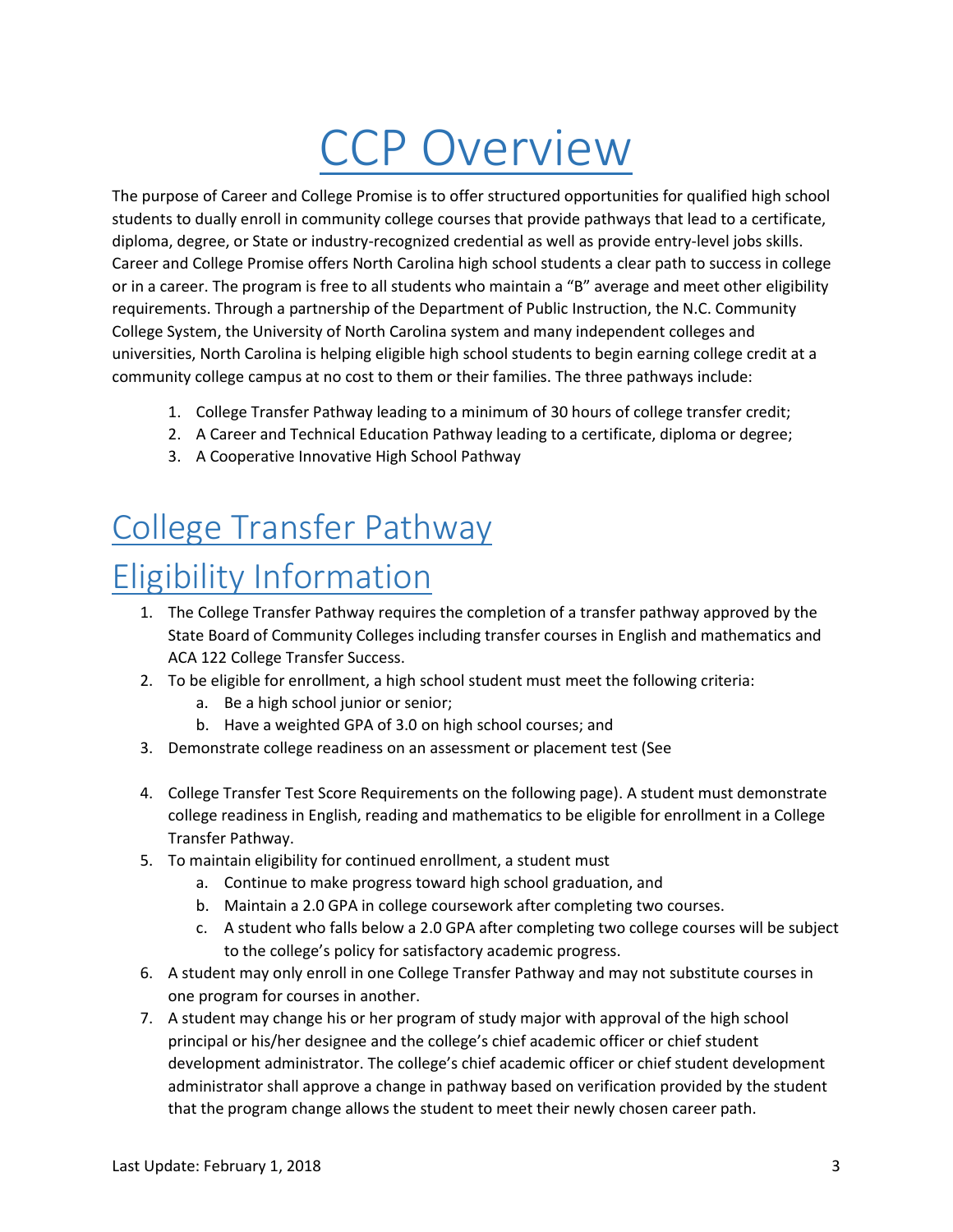# CCP Overview

The purpose of Career and College Promise is to offer structured opportunities for qualified high school students to dually enroll in community college courses that provide pathways that lead to a certificate, diploma, degree, or State or industry-recognized credential as well as provide entry-level jobs skills. Career and College Promise offers North Carolina high school students a clear path to success in college or in a career. The program is free to all students who maintain a "B" average and meet other eligibility requirements. Through a partnership of the Department of Public Instruction, the N.C. Community College System, the University of North Carolina system and many independent colleges and universities, North Carolina is helping eligible high school students to begin earning college credit at a community college campus at no cost to them or their families. The three pathways include:

1. College Transfer Pathway leading to a minimum of 30 hours of college transfer credit;
2. A Career and Technical Education Pathway leading to a certificate, diploma or degree;
3. A Cooperative Innovative High School Pathway

## College Transfer Pathway

## Eligibility Information

1. The College Transfer Pathway requires the completion of a transfer pathway approved by the State Board of Community Colleges including transfer courses in English and mathematics and ACA 122 College Transfer Success.
2. To be eligible for enrollment, a high school student must meet the following criteria:
   a. Be a high school junior or senior;
   b. Have a weighted GPA of 3.0 on high school courses; and
3. Demonstrate college readiness on an assessment or placement test (See
4. College Transfer Test Score Requirements on the following page). A student must demonstrate college readiness in English, reading and mathematics to be eligible for enrollment in a College Transfer Pathway.
5. To maintain eligibility for continued enrollment, a student must
   a. Continue to make progress toward high school graduation, and
   b. Maintain a 2.0 GPA in college coursework after completing two courses.
   c. A student who falls below a 2.0 GPA after completing two college courses will be subject to the college's policy for satisfactory academic progress.
6. A student may only enroll in one College Transfer Pathway and may not substitute courses in one program for courses in another.
7. A student may change his or her program of study major with approval of the high school principal or his/her designee and the college's chief academic officer or chief student development administrator. The college's chief academic officer or chief student development administrator shall approve a change in pathway based on verification provided by the student that the program change allows the student to meet their newly chosen career path.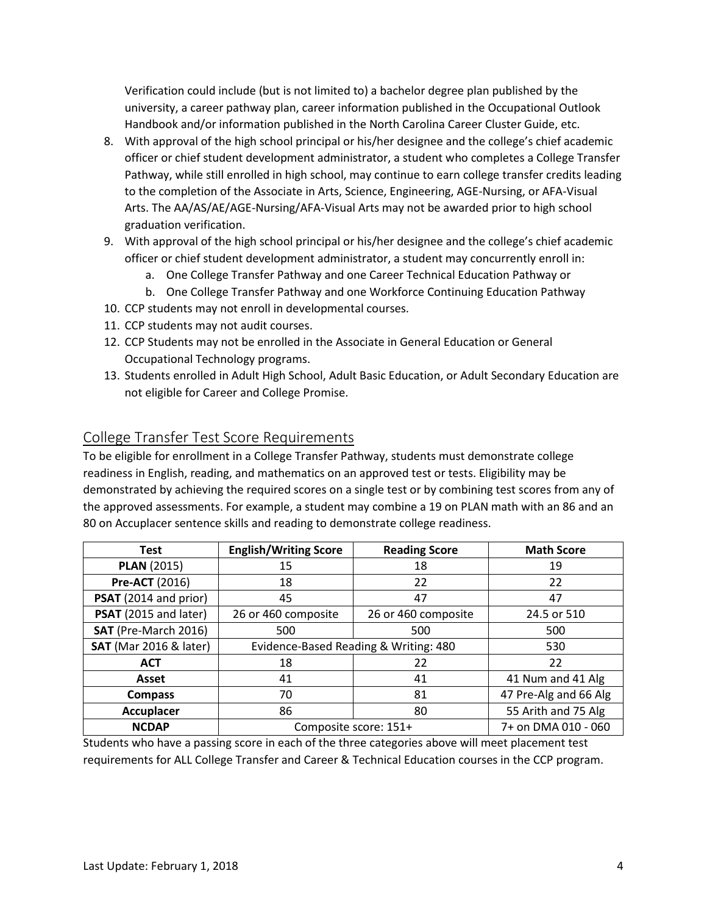Verification could include (but is not limited to) a bachelor degree plan published by the university, a career pathway plan, career information published in the Occupational Outlook Handbook and/or information published in the North Carolina Career Cluster Guide, etc.

8. With approval of the high school principal or his/her designee and the college's chief academic officer or chief student development administrator, a student who completes a College Transfer Pathway, while still enrolled in high school, may continue to earn college transfer credits leading to the completion of the Associate in Arts, Science, Engineering, AGE-Nursing, or AFA-Visual Arts. The AA/AS/AE/AGE-Nursing/AFA-Visual Arts may not be awarded prior to high school graduation verification.
9. With approval of the high school principal or his/her designee and the college's chief academic officer or chief student development administrator, a student may concurrently enroll in:
   a. One College Transfer Pathway and one Career Technical Education Pathway or
   b. One College Transfer Pathway and one Workforce Continuing Education Pathway
10. CCP students may not enroll in developmental courses.
11. CCP students may not audit courses.
12. CCP Students may not be enrolled in the Associate in General Education or General Occupational Technology programs.
13. Students enrolled in Adult High School, Adult Basic Education, or Adult Secondary Education are not eligible for Career and College Promise.

## College Transfer Test Score Requirements

To be eligible for enrollment in a College Transfer Pathway, students must demonstrate college readiness in English, reading, and mathematics on an approved test or tests. Eligibility may be demonstrated by achieving the required scores on a single test or by combining test scores from any of the approved assessments. For example, a student may combine a 19 on PLAN math with an 86 and an 80 on Accuplacer sentence skills and reading to demonstrate college readiness.

| Test | English/Writing Score | Reading Score | Math Score |
|---|---|---|---|
| **PLAN** (2015) | 15 | 18 | 19 |
| **Pre-ACT** (2016) | 18 | 22 | 22 |
| **PSAT** (2014 and prior) | 45 | 47 | 47 |
| **PSAT** (2015 and later) | 26 or 460 composite | 26 or 460 composite | 24.5 or 510 |
| **SAT** (Pre-March 2016) | 500 | 500 | 500 |
| **SAT** (Mar 2016 & later) | Evidence-Based Reading & Writing: 480 | | 530 |
| **ACT** | 18 | 22 | 22 |
| **Asset** | 41 | 41 | 41 Num and 41 Alg |
| **Compass** | 70 | 81 | 47 Pre-Alg and 66 Alg |
| **Accuplacer** | 86 | 80 | 55 Arith and 75 Alg |
| **NCDAP** | Composite score: 151+ | | 7+ on DMA 010 - 060 |

Students who have a passing score in each of the three categories above will meet placement test requirements for ALL College Transfer and Career & Technical Education courses in the CCP program.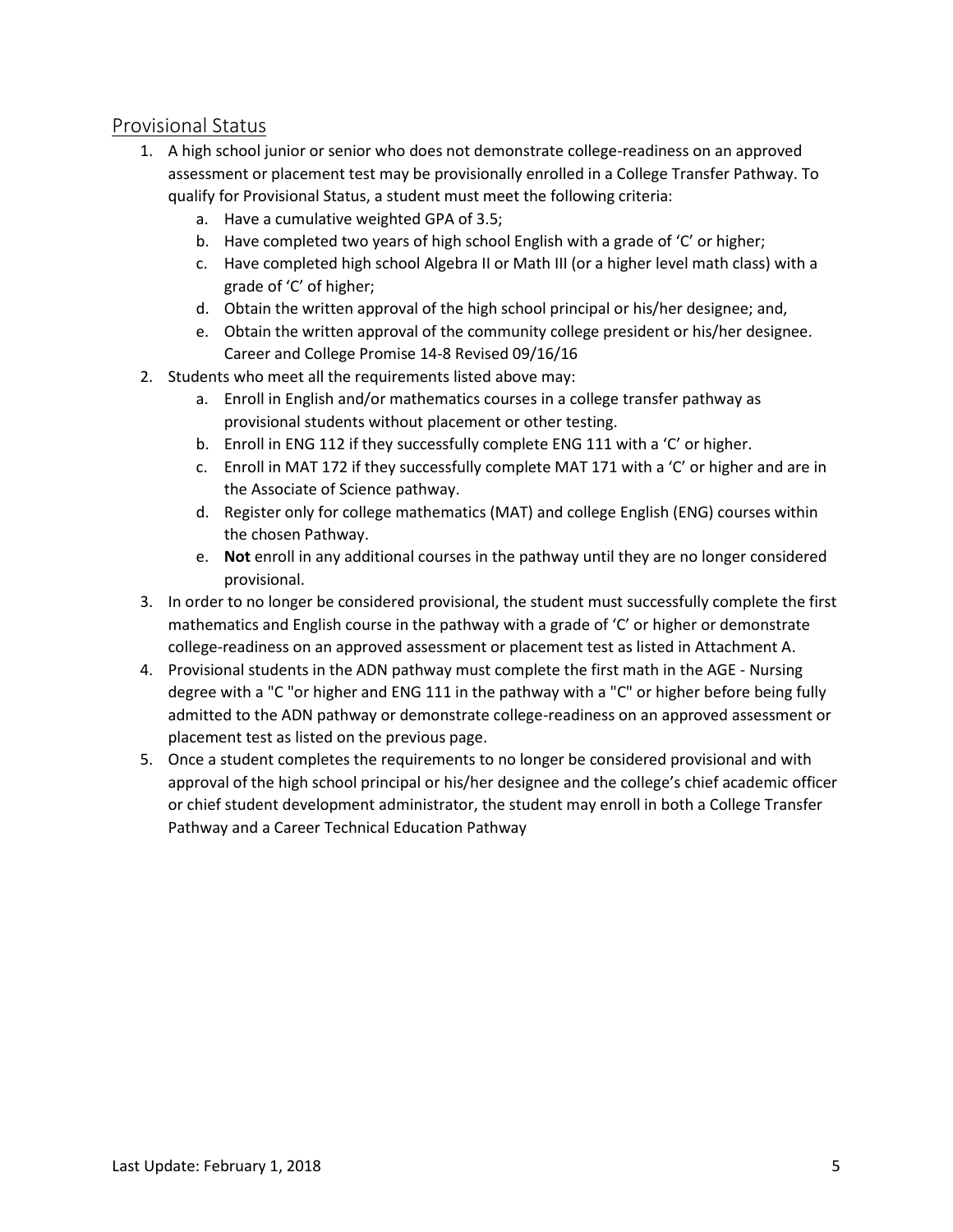## Provisional Status

1. A high school junior or senior who does not demonstrate college-readiness on an approved assessment or placement test may be provisionally enrolled in a College Transfer Pathway. To qualify for Provisional Status, a student must meet the following criteria:
   a. Have a cumulative weighted GPA of 3.5;
   b. Have completed two years of high school English with a grade of 'C' or higher;
   c. Have completed high school Algebra II or Math III (or a higher level math class) with a grade of 'C' of higher;
   d. Obtain the written approval of the high school principal or his/her designee; and,
   e. Obtain the written approval of the community college president or his/her designee. Career and College Promise 14-8 Revised 09/16/16
2. Students who meet all the requirements listed above may:
   a. Enroll in English and/or mathematics courses in a college transfer pathway as provisional students without placement or other testing.
   b. Enroll in ENG 112 if they successfully complete ENG 111 with a 'C' or higher.
   c. Enroll in MAT 172 if they successfully complete MAT 171 with a 'C' or higher and are in the Associate of Science pathway.
   d. Register only for college mathematics (MAT) and college English (ENG) courses within the chosen Pathway.
   e. **Not** enroll in any additional courses in the pathway until they are no longer considered provisional.
3. In order to no longer be considered provisional, the student must successfully complete the first mathematics and English course in the pathway with a grade of 'C' or higher or demonstrate college-readiness on an approved assessment or placement test as listed in Attachment A.
4. Provisional students in the ADN pathway must complete the first math in the AGE - Nursing degree with a "C "or higher and ENG 111 in the pathway with a "C" or higher before being fully admitted to the ADN pathway or demonstrate college-readiness on an approved assessment or placement test as listed on the previous page.
5. Once a student completes the requirements to no longer be considered provisional and with approval of the high school principal or his/her designee and the college's chief academic officer or chief student development administrator, the student may enroll in both a College Transfer Pathway and a Career Technical Education Pathway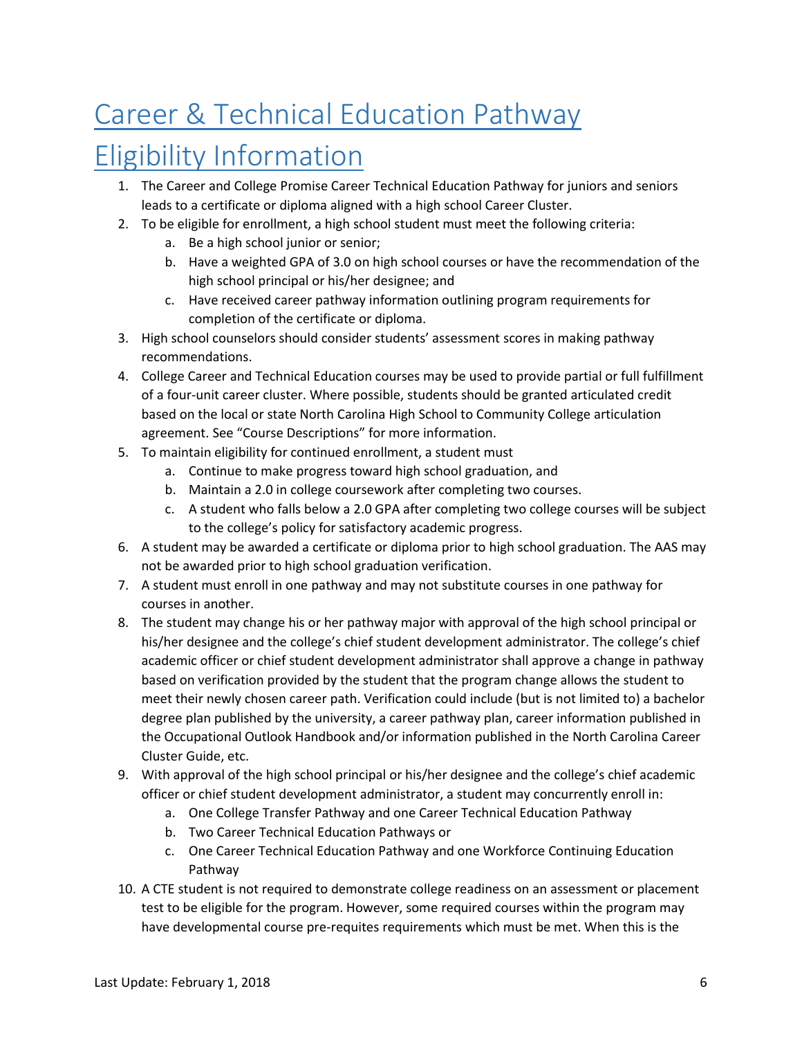# Career & Technical Education Pathway Eligibility Information

1. The Career and College Promise Career Technical Education Pathway for juniors and seniors leads to a certificate or diploma aligned with a high school Career Cluster.
2. To be eligible for enrollment, a high school student must meet the following criteria:
   a. Be a high school junior or senior;
   b. Have a weighted GPA of 3.0 on high school courses or have the recommendation of the high school principal or his/her designee; and
   c. Have received career pathway information outlining program requirements for completion of the certificate or diploma.
3. High school counselors should consider students' assessment scores in making pathway recommendations.
4. College Career and Technical Education courses may be used to provide partial or full fulfillment of a four-unit career cluster. Where possible, students should be granted articulated credit based on the local or state North Carolina High School to Community College articulation agreement. See "Course Descriptions" for more information.
5. To maintain eligibility for continued enrollment, a student must
   a. Continue to make progress toward high school graduation, and
   b. Maintain a 2.0 in college coursework after completing two courses.
   c. A student who falls below a 2.0 GPA after completing two college courses will be subject to the college's policy for satisfactory academic progress.
6. A student may be awarded a certificate or diploma prior to high school graduation. The AAS may not be awarded prior to high school graduation verification.
7. A student must enroll in one pathway and may not substitute courses in one pathway for courses in another.
8. The student may change his or her pathway major with approval of the high school principal or his/her designee and the college's chief student development administrator. The college's chief academic officer or chief student development administrator shall approve a change in pathway based on verification provided by the student that the program change allows the student to meet their newly chosen career path. Verification could include (but is not limited to) a bachelor degree plan published by the university, a career pathway plan, career information published in the Occupational Outlook Handbook and/or information published in the North Carolina Career Cluster Guide, etc.
9. With approval of the high school principal or his/her designee and the college's chief academic officer or chief student development administrator, a student may concurrently enroll in:
   a. One College Transfer Pathway and one Career Technical Education Pathway
   b. Two Career Technical Education Pathways or
   c. One Career Technical Education Pathway and one Workforce Continuing Education Pathway
10. A CTE student is not required to demonstrate college readiness on an assessment or placement test to be eligible for the program. However, some required courses within the program may have developmental course pre-requites requirements which must be met. When this is the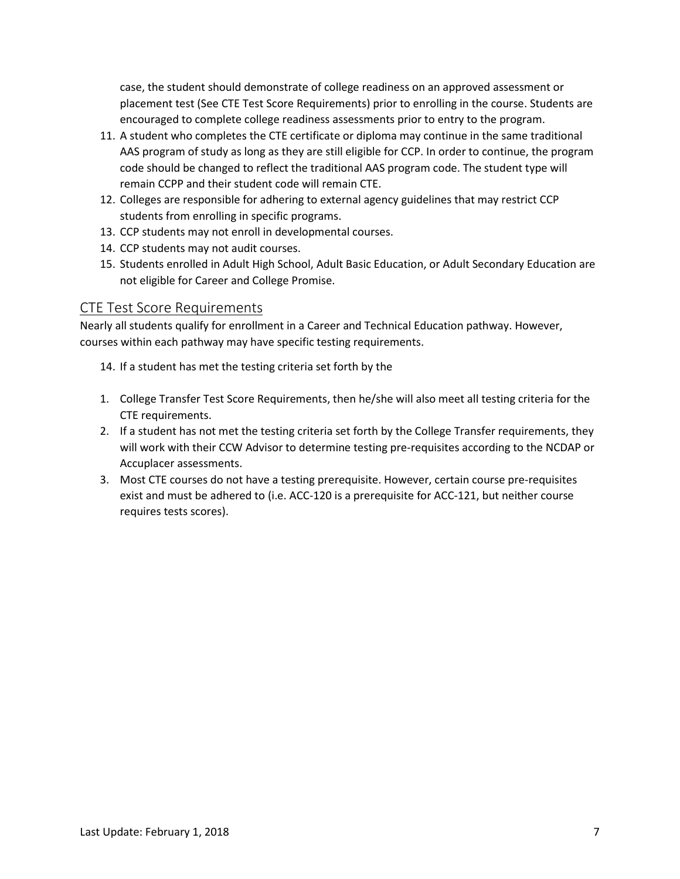case, the student should demonstrate of college readiness on an approved assessment or placement test (See CTE Test Score Requirements) prior to enrolling in the course. Students are encouraged to complete college readiness assessments prior to entry to the program.

11. A student who completes the CTE certificate or diploma may continue in the same traditional AAS program of study as long as they are still eligible for CCP. In order to continue, the program code should be changed to reflect the traditional AAS program code. The student type will remain CCPP and their student code will remain CTE.
12. Colleges are responsible for adhering to external agency guidelines that may restrict CCP students from enrolling in specific programs.
13. CCP students may not enroll in developmental courses.
14. CCP students may not audit courses.
15. Students enrolled in Adult High School, Adult Basic Education, or Adult Secondary Education are not eligible for Career and College Promise.

## CTE Test Score Requirements

Nearly all students qualify for enrollment in a Career and Technical Education pathway. However, courses within each pathway may have specific testing requirements.

14. If a student has met the testing criteria set forth by the

1. College Transfer Test Score Requirements, then he/she will also meet all testing criteria for the CTE requirements.
2. If a student has not met the testing criteria set forth by the College Transfer requirements, they will work with their CCW Advisor to determine testing pre-requisites according to the NCDAP or Accuplacer assessments.
3. Most CTE courses do not have a testing prerequisite. However, certain course pre-requisites exist and must be adhered to (i.e. ACC-120 is a prerequisite for ACC-121, but neither course requires tests scores).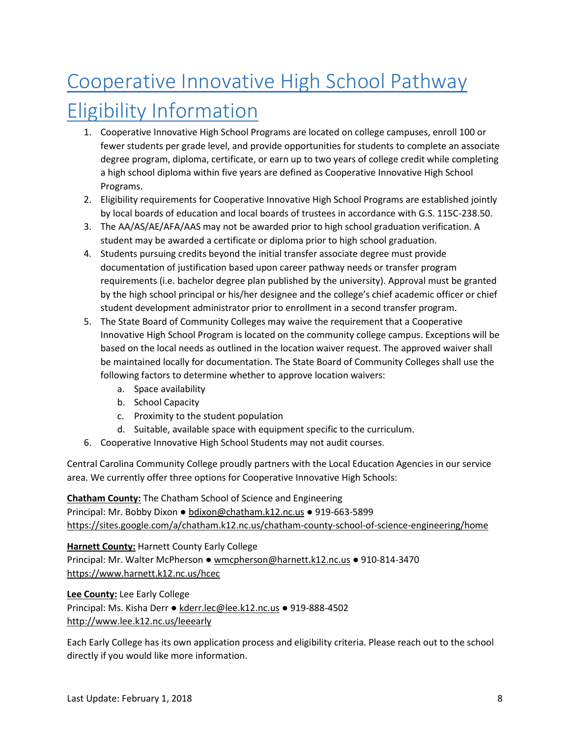# Cooperative Innovative High School Pathway Eligibility Information

1. Cooperative Innovative High School Programs are located on college campuses, enroll 100 or fewer students per grade level, and provide opportunities for students to complete an associate degree program, diploma, certificate, or earn up to two years of college credit while completing a high school diploma within five years are defined as Cooperative Innovative High School Programs.
2. Eligibility requirements for Cooperative Innovative High School Programs are established jointly by local boards of education and local boards of trustees in accordance with G.S. 115C-238.50.
3. The AA/AS/AE/AFA/AAS may not be awarded prior to high school graduation verification. A student may be awarded a certificate or diploma prior to high school graduation.
4. Students pursuing credits beyond the initial transfer associate degree must provide documentation of justification based upon career pathway needs or transfer program requirements (i.e. bachelor degree plan published by the university). Approval must be granted by the high school principal or his/her designee and the college's chief academic officer or chief student development administrator prior to enrollment in a second transfer program.
5. The State Board of Community Colleges may waive the requirement that a Cooperative Innovative High School Program is located on the community college campus. Exceptions will be based on the local needs as outlined in the location waiver request. The approved waiver shall be maintained locally for documentation. The State Board of Community Colleges shall use the following factors to determine whether to approve location waivers:
   a. Space availability
   b. School Capacity
   c. Proximity to the student population
   d. Suitable, available space with equipment specific to the curriculum.
6. Cooperative Innovative High School Students may not audit courses.

Central Carolina Community College proudly partners with the Local Education Agencies in our service area. We currently offer three options for Cooperative Innovative High Schools:

**Chatham County:** The Chatham School of Science and Engineering
Principal: Mr. Bobby Dixon ● bdixon@chatham.k12.nc.us ● 919-663-5899
https://sites.google.com/a/chatham.k12.nc.us/chatham-county-school-of-science-engineering/home

**Harnett County:** Harnett County Early College
Principal: Mr. Walter McPherson ● wmcpherson@harnett.k12.nc.us ● 910-814-3470
https://www.harnett.k12.nc.us/hcec

**Lee County:** Lee Early College
Principal: Ms. Kisha Derr ● kderr.lec@lee.k12.nc.us ● 919-888-4502
http://www.lee.k12.nc.us/leeearly

Each Early College has its own application process and eligibility criteria. Please reach out to the school directly if you would like more information.

Last Update: February 1, 2018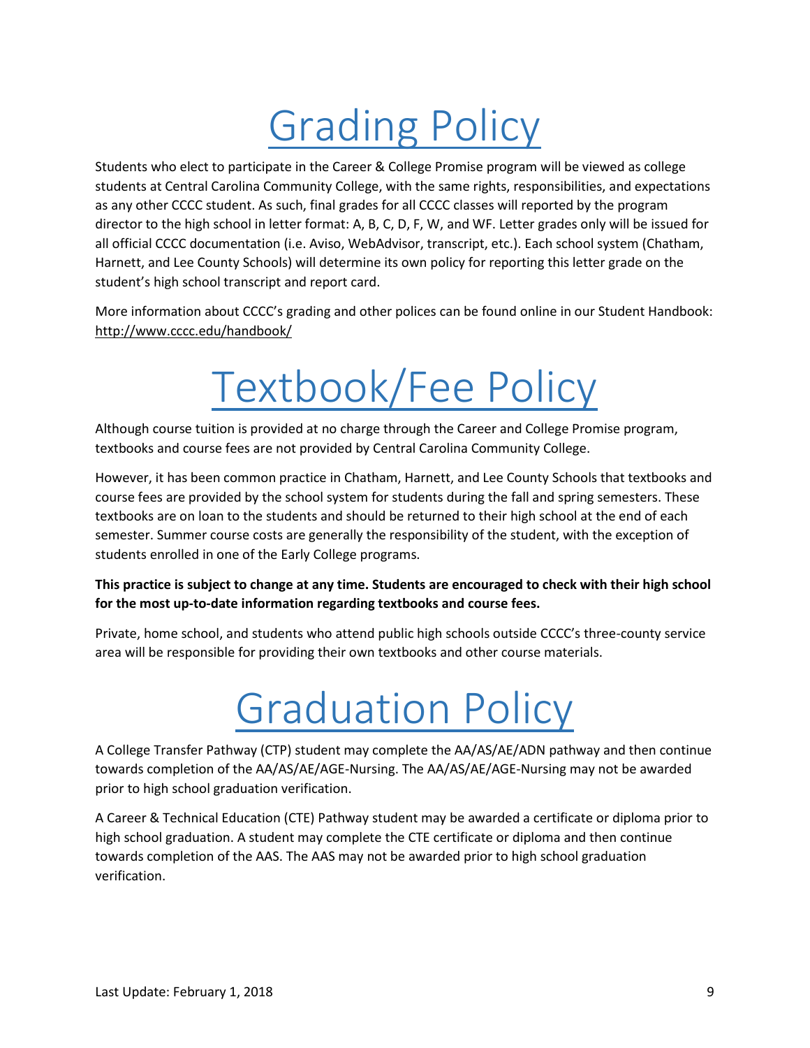# Grading Policy

Students who elect to participate in the Career & College Promise program will be viewed as college students at Central Carolina Community College, with the same rights, responsibilities, and expectations as any other CCCC student. As such, final grades for all CCCC classes will reported by the program director to the high school in letter format: A, B, C, D, F, W, and WF. Letter grades only will be issued for all official CCCC documentation (i.e. Aviso, WebAdvisor, transcript, etc.). Each school system (Chatham, Harnett, and Lee County Schools) will determine its own policy for reporting this letter grade on the student's high school transcript and report card.

More information about CCCC's grading and other polices can be found online in our Student Handbook: http://www.cccc.edu/handbook/

# Textbook/Fee Policy

Although course tuition is provided at no charge through the Career and College Promise program, textbooks and course fees are not provided by Central Carolina Community College.

However, it has been common practice in Chatham, Harnett, and Lee County Schools that textbooks and course fees are provided by the school system for students during the fall and spring semesters. These textbooks are on loan to the students and should be returned to their high school at the end of each semester. Summer course costs are generally the responsibility of the student, with the exception of students enrolled in one of the Early College programs.

**This practice is subject to change at any time. Students are encouraged to check with their high school for the most up-to-date information regarding textbooks and course fees.**

Private, home school, and students who attend public high schools outside CCCC's three-county service area will be responsible for providing their own textbooks and other course materials.

# Graduation Policy

A College Transfer Pathway (CTP) student may complete the AA/AS/AE/ADN pathway and then continue towards completion of the AA/AS/AE/AGE-Nursing. The AA/AS/AE/AGE-Nursing may not be awarded prior to high school graduation verification.

A Career & Technical Education (CTE) Pathway student may be awarded a certificate or diploma prior to high school graduation. A student may complete the CTE certificate or diploma and then continue towards completion of the AAS. The AAS may not be awarded prior to high school graduation verification.

Last Update: February 1, 2018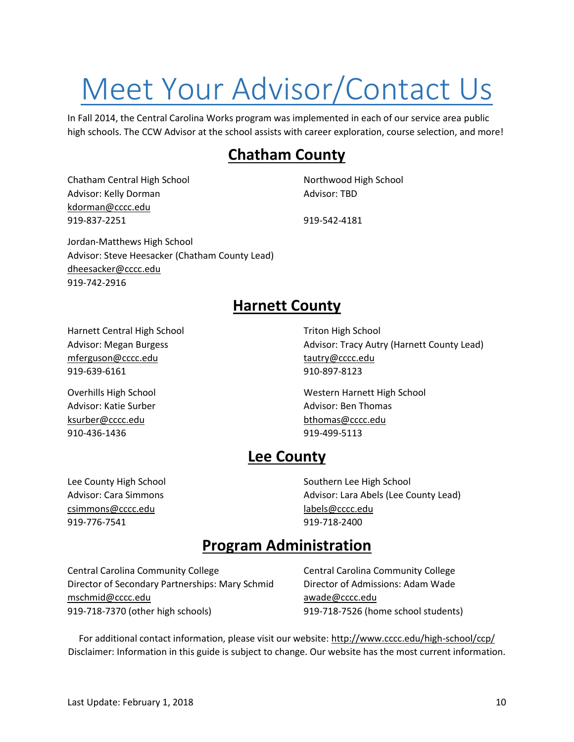# Meet Your Advisor/Contact Us

In Fall 2014, the Central Carolina Works program was implemented in each of our service area public high schools. The CCW Advisor at the school assists with career exploration, course selection, and more!

## Chatham County

Chatham Central High School
Advisor: Kelly Dorman
kdorman@cccc.edu
919-837-2251

Northwood High School
Advisor: TBD

919-542-4181

Jordan-Matthews High School
Advisor: Steve Heesacker (Chatham County Lead)
dheesacker@cccc.edu
919-742-2916

## Harnett County

Harnett Central High School
Advisor: Megan Burgess
mferguson@cccc.edu
919-639-6161

Triton High School
Advisor: Tracy Autry (Harnett County Lead)
tautry@cccc.edu
910-897-8123

Overhills High School
Advisor: Katie Surber
ksurber@cccc.edu
910-436-1436

Western Harnett High School
Advisor: Ben Thomas
bthomas@cccc.edu
919-499-5113

## Lee County

Lee County High School
Advisor: Cara Simmons
csimmons@cccc.edu
919-776-7541

Southern Lee High School
Advisor: Lara Abels (Lee County Lead)
labels@cccc.edu
919-718-2400

## Program Administration

Central Carolina Community College
Director of Secondary Partnerships: Mary Schmid
mschmid@cccc.edu
919-718-7370 (other high schools)

Central Carolina Community College
Director of Admissions: Adam Wade
awade@cccc.edu
919-718-7526 (home school students)

For additional contact information, please visit our website: http://www.cccc.edu/high-school/ccp/
Disclaimer: Information in this guide is subject to change. Our website has the most current information.

Last Update: February 1, 2018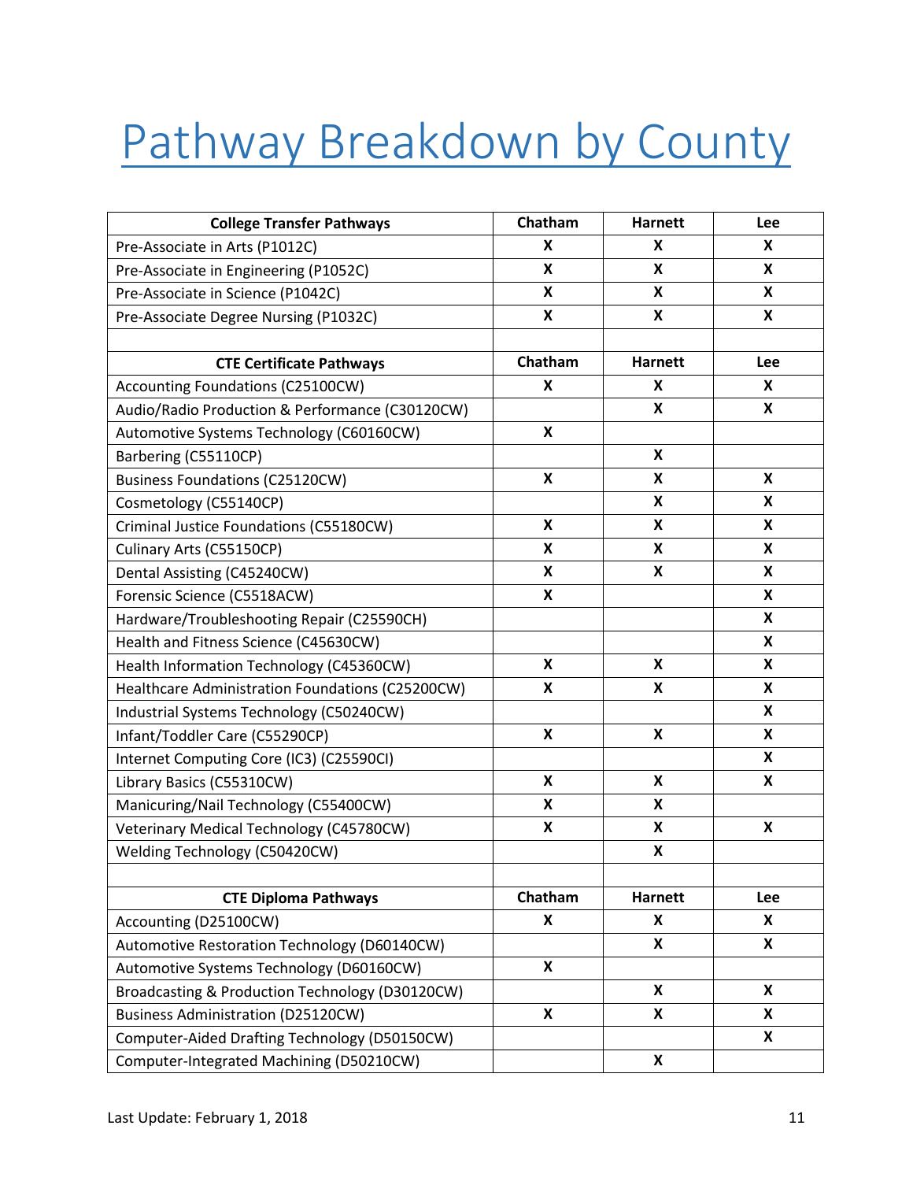# Pathway Breakdown by County

| College Transfer Pathways | Chatham | Harnett | Lee |
|---|---|---|---|
| Pre-Associate in Arts (P1012C) | X | X | X |
| Pre-Associate in Engineering (P1052C) | X | X | X |
| Pre-Associate in Science (P1042C) | X | X | X |
| Pre-Associate Degree Nursing (P1032C) | X | X | X |
| | | | |
| **CTE Certificate Pathways** | **Chatham** | **Harnett** | **Lee** |
| Accounting Foundations (C25100CW) | X | X | X |
| Audio/Radio Production & Performance (C30120CW) | | X | X |
| Automotive Systems Technology (C60160CW) | X | | |
| Barbering (C55110CP) | | X | |
| Business Foundations (C25120CW) | X | X | X |
| Cosmetology (C55140CP) | | X | X |
| Criminal Justice Foundations (C55180CW) | X | X | X |
| Culinary Arts (C55150CP) | X | X | X |
| Dental Assisting (C45240CW) | X | X | X |
| Forensic Science (C5518ACW) | X | | X |
| Hardware/Troubleshooting Repair (C25590CH) | | | X |
| Health and Fitness Science (C45630CW) | | | X |
| Health Information Technology (C45360CW) | X | X | X |
| Healthcare Administration Foundations (C25200CW) | X | X | X |
| Industrial Systems Technology (C50240CW) | | | X |
| Infant/Toddler Care (C55290CP) | X | X | X |
| Internet Computing Core (IC3) (C25590CI) | | | X |
| Library Basics (C55310CW) | X | X | X |
| Manicuring/Nail Technology (C55400CW) | X | X | |
| Veterinary Medical Technology (C45780CW) | X | X | X |
| Welding Technology (C50420CW) | | X | |
| | | | |
| **CTE Diploma Pathways** | **Chatham** | **Harnett** | **Lee** |
| Accounting (D25100CW) | X | X | X |
| Automotive Restoration Technology (D60140CW) | | X | X |
| Automotive Systems Technology (D60160CW) | X | | |
| Broadcasting & Production Technology (D30120CW) | | X | X |
| Business Administration (D25120CW) | X | X | X |
| Computer-Aided Drafting Technology (D50150CW) | | | X |
| Computer-Integrated Machining (D50210CW) | | X | |

Last Update: February 1, 2018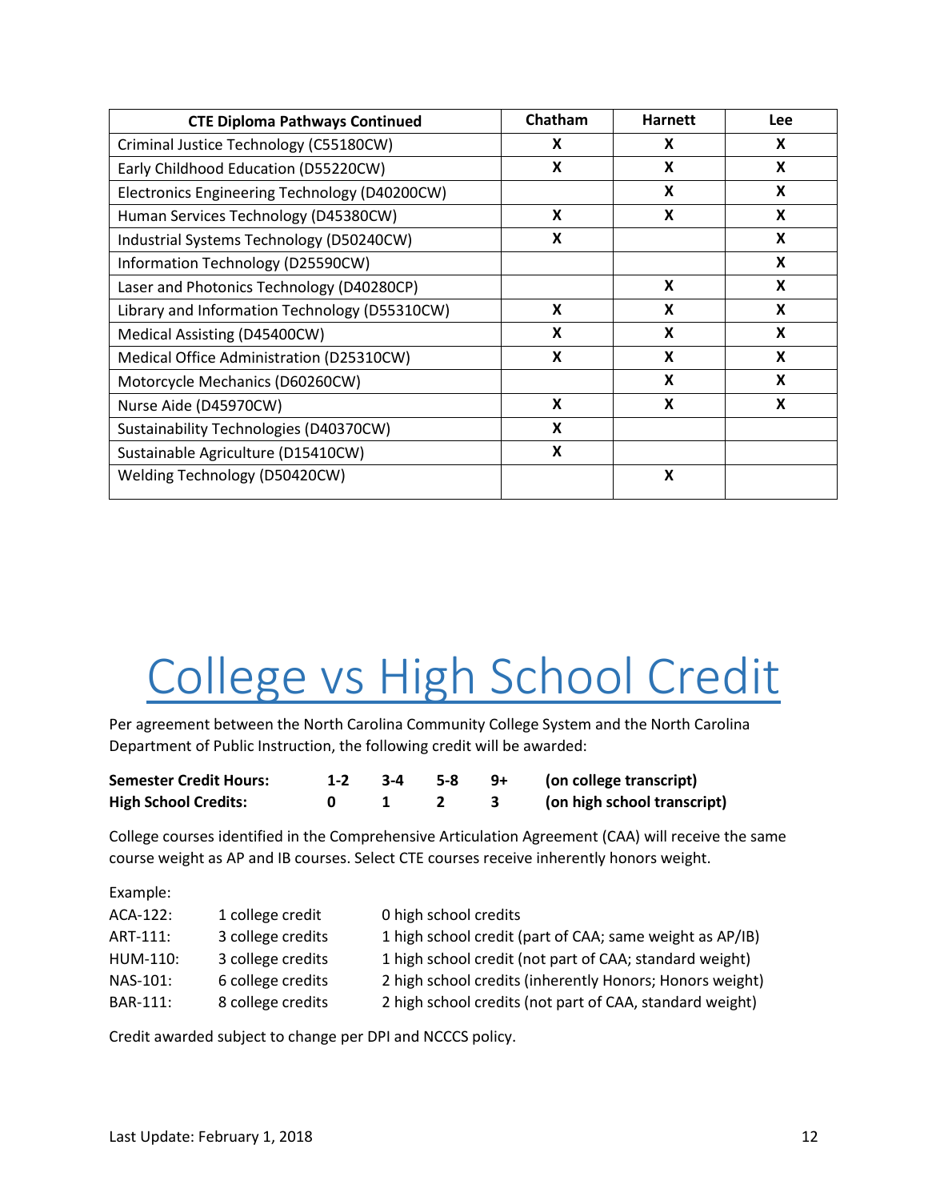| CTE Diploma Pathways Continued | Chatham | Harnett | Lee |
|---|---|---|---|
| Criminal Justice Technology (C55180CW) | X | X | X |
| Early Childhood Education (D55220CW) | X | X | X |
| Electronics Engineering Technology (D40200CW) | | X | X |
| Human Services Technology (D45380CW) | X | X | X |
| Industrial Systems Technology (D50240CW) | X | | X |
| Information Technology (D25590CW) | | | X |
| Laser and Photonics Technology (D40280CP) | | X | X |
| Library and Information Technology (D55310CW) | X | X | X |
| Medical Assisting (D45400CW) | X | X | X |
| Medical Office Administration (D25310CW) | X | X | X |
| Motorcycle Mechanics (D60260CW) | | X | X |
| Nurse Aide (D45970CW) | X | X | X |
| Sustainability Technologies (D40370CW) | X | | |
| Sustainable Agriculture (D15410CW) | X | | |
| Welding Technology (D50420CW) | | X | |

# College vs High School Credit

Per agreement between the North Carolina Community College System and the North Carolina Department of Public Instruction, the following credit will be awarded:

| | | | | | |
|---|---|---|---|---|---|
| **Semester Credit Hours:** | **1-2** | **3-4** | **5-8** | **9+** | **(on college transcript)** |
| **High School Credits:** | **0** | **1** | **2** | **3** | **(on high school transcript)** |

College courses identified in the Comprehensive Articulation Agreement (CAA) will receive the same course weight as AP and IB courses. Select CTE courses receive inherently honors weight.

Example:

| | | |
|---|---|---|
| ACA-122: | 1 college credit | 0 high school credits |
| ART-111: | 3 college credits | 1 high school credit (part of CAA; same weight as AP/IB) |
| HUM-110: | 3 college credits | 1 high school credit (not part of CAA; standard weight) |
| NAS-101: | 6 college credits | 2 high school credits (inherently Honors; Honors weight) |
| BAR-111: | 8 college credits | 2 high school credits (not part of CAA, standard weight) |

Credit awarded subject to change per DPI and NCCCS policy.

Last Update: February 1, 2018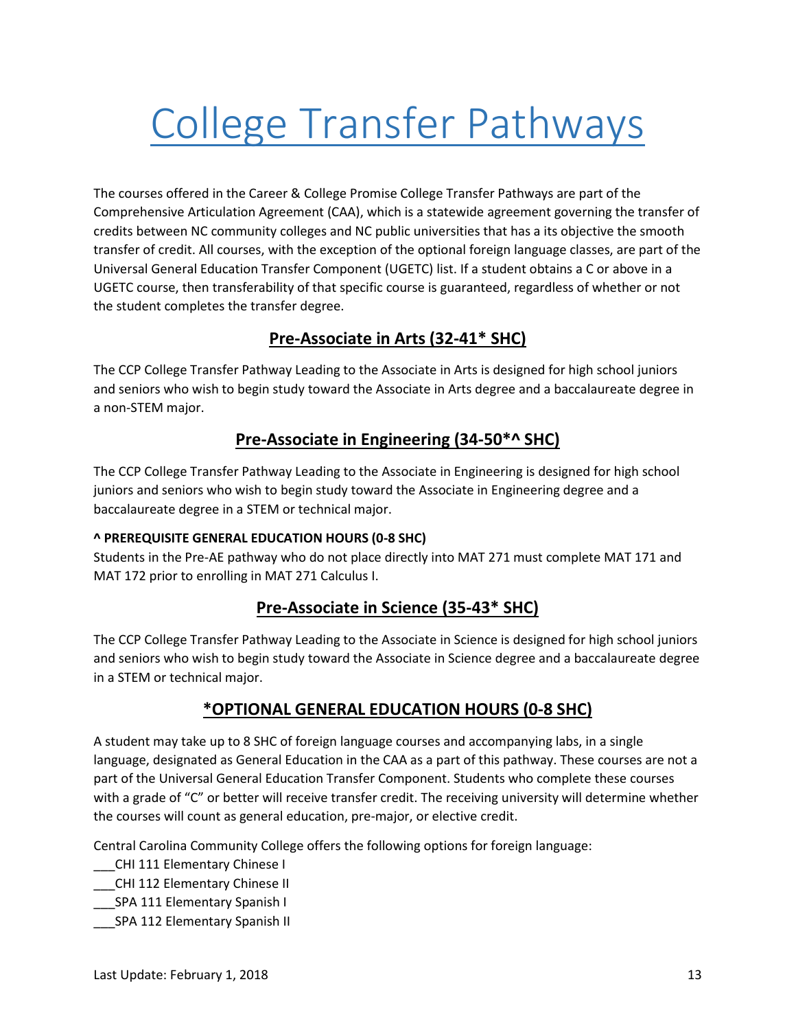# College Transfer Pathways

The courses offered in the Career & College Promise College Transfer Pathways are part of the Comprehensive Articulation Agreement (CAA), which is a statewide agreement governing the transfer of credits between NC community colleges and NC public universities that has a its objective the smooth transfer of credit. All courses, with the exception of the optional foreign language classes, are part of the Universal General Education Transfer Component (UGETC) list. If a student obtains a C or above in a UGETC course, then transferability of that specific course is guaranteed, regardless of whether or not the student completes the transfer degree.

## Pre-Associate in Arts (32-41* SHC)

The CCP College Transfer Pathway Leading to the Associate in Arts is designed for high school juniors and seniors who wish to begin study toward the Associate in Arts degree and a baccalaureate degree in a non-STEM major.

## Pre-Associate in Engineering (34-50*^ SHC)

The CCP College Transfer Pathway Leading to the Associate in Engineering is designed for high school juniors and seniors who wish to begin study toward the Associate in Engineering degree and a baccalaureate degree in a STEM or technical major.

#### ^ PREREQUISITE GENERAL EDUCATION HOURS (0-8 SHC)

Students in the Pre-AE pathway who do not place directly into MAT 271 must complete MAT 171 and MAT 172 prior to enrolling in MAT 271 Calculus I.

## Pre-Associate in Science (35-43* SHC)

The CCP College Transfer Pathway Leading to the Associate in Science is designed for high school juniors and seniors who wish to begin study toward the Associate in Science degree and a baccalaureate degree in a STEM or technical major.

## *OPTIONAL GENERAL EDUCATION HOURS (0-8 SHC)

A student may take up to 8 SHC of foreign language courses and accompanying labs, in a single language, designated as General Education in the CAA as a part of this pathway. These courses are not a part of the Universal General Education Transfer Component. Students who complete these courses with a grade of "C" or better will receive transfer credit. The receiving university will determine whether the courses will count as general education, pre-major, or elective credit.

Central Carolina Community College offers the following options for foreign language:

___CHI 111 Elementary Chinese I
___CHI 112 Elementary Chinese II
___SPA 111 Elementary Spanish I
___SPA 112 Elementary Spanish II

Last Update: February 1, 2018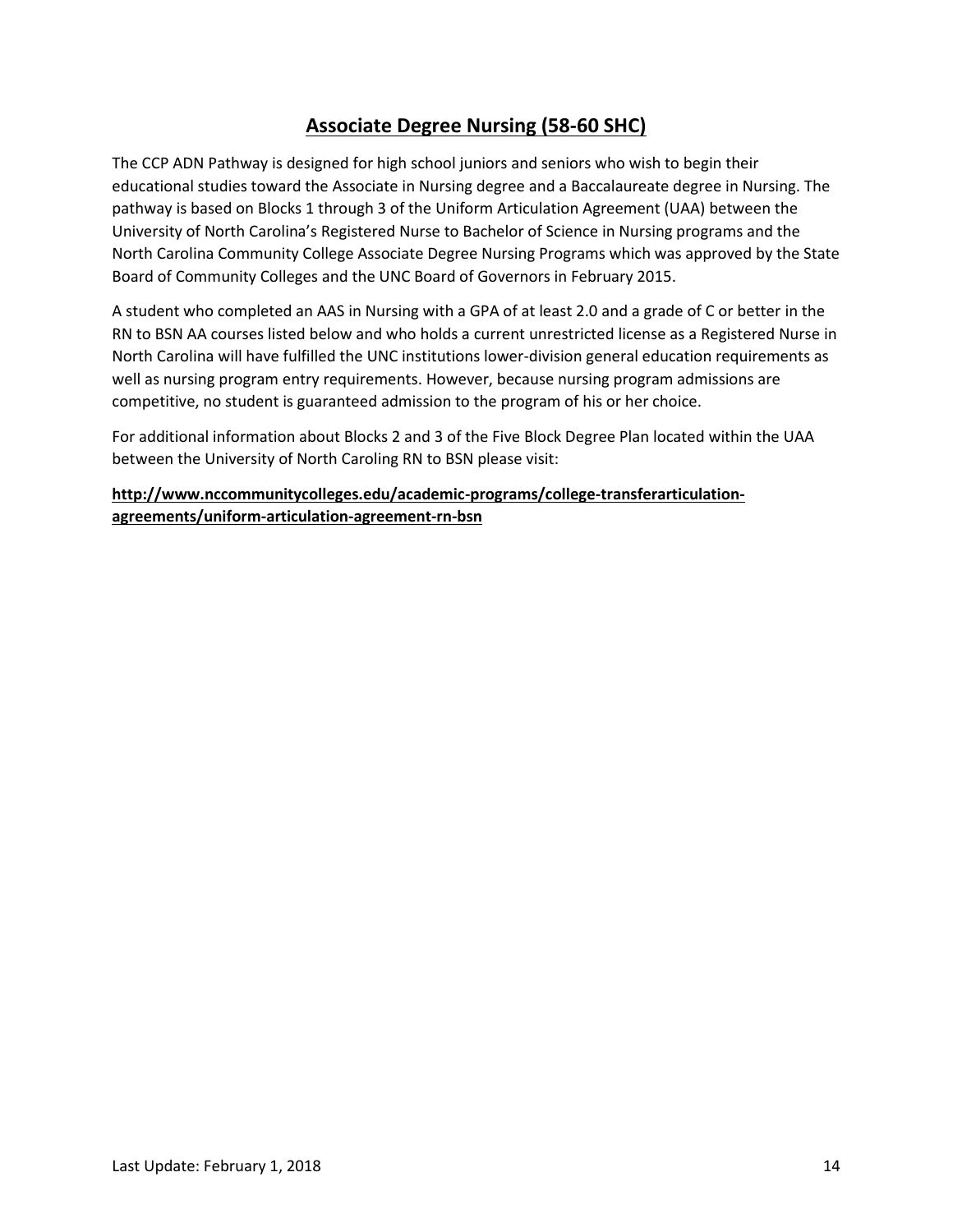## Associate Degree Nursing (58-60 SHC)

The CCP ADN Pathway is designed for high school juniors and seniors who wish to begin their educational studies toward the Associate in Nursing degree and a Baccalaureate degree in Nursing. The pathway is based on Blocks 1 through 3 of the Uniform Articulation Agreement (UAA) between the University of North Carolina's Registered Nurse to Bachelor of Science in Nursing programs and the North Carolina Community College Associate Degree Nursing Programs which was approved by the State Board of Community Colleges and the UNC Board of Governors in February 2015.

A student who completed an AAS in Nursing with a GPA of at least 2.0 and a grade of C or better in the RN to BSN AA courses listed below and who holds a current unrestricted license as a Registered Nurse in North Carolina will have fulfilled the UNC institutions lower-division general education requirements as well as nursing program entry requirements. However, because nursing program admissions are competitive, no student is guaranteed admission to the program of his or her choice.

For additional information about Blocks 2 and 3 of the Five Block Degree Plan located within the UAA between the University of North Caroling RN to BSN please visit:

**http://www.nccommunitycolleges.edu/academic-programs/college-transferarticulation-agreements/uniform-articulation-agreement-rn-bsn**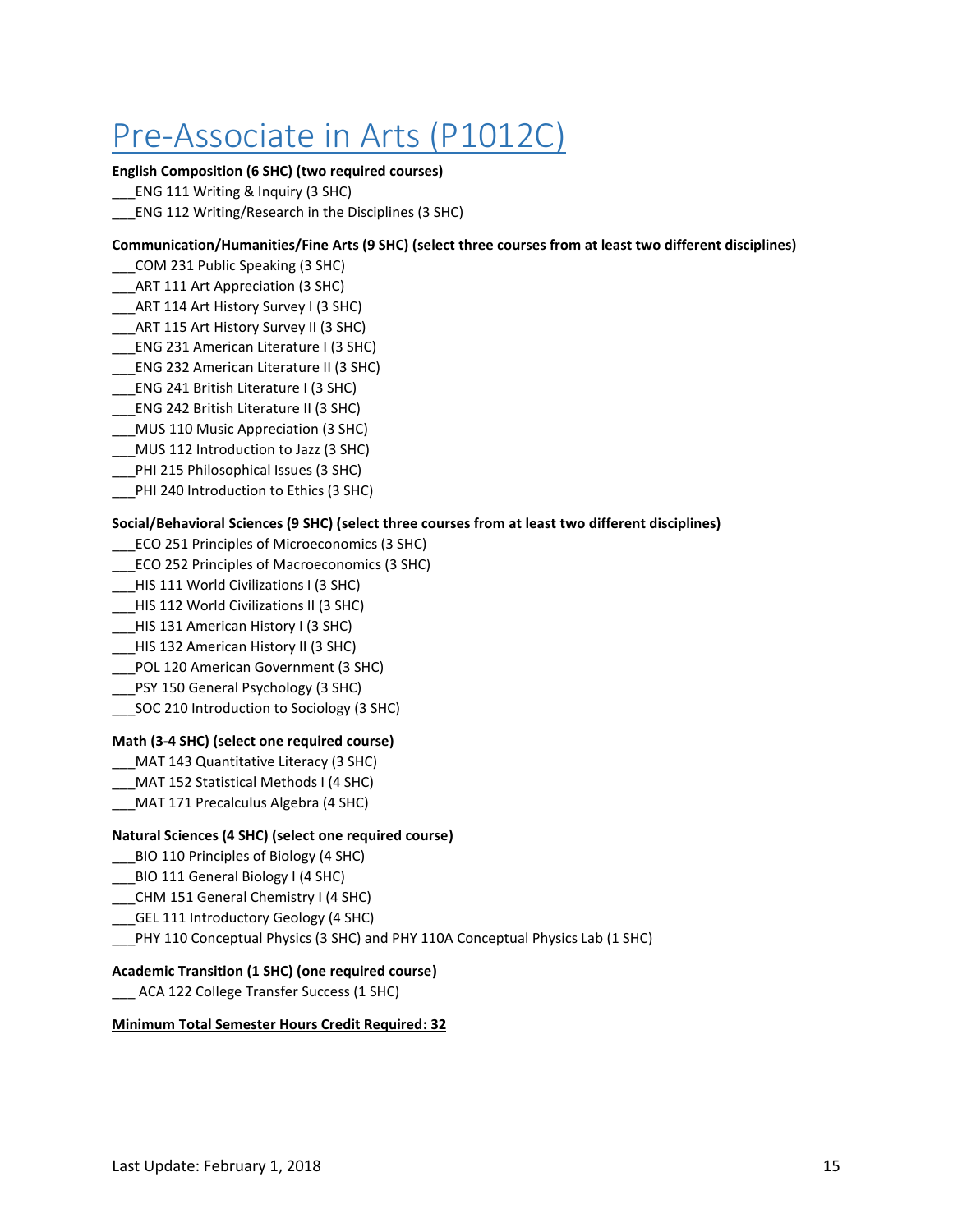# Pre-Associate in Arts (P1012C)

**English Composition (6 SHC) (two required courses)**

___ENG 111 Writing & Inquiry (3 SHC)
___ENG 112 Writing/Research in the Disciplines (3 SHC)

**Communication/Humanities/Fine Arts (9 SHC) (select three courses from at least two different disciplines)**

___COM 231 Public Speaking (3 SHC)
___ART 111 Art Appreciation (3 SHC)
___ART 114 Art History Survey I (3 SHC)
___ART 115 Art History Survey II (3 SHC)
___ENG 231 American Literature I (3 SHC)
___ENG 232 American Literature II (3 SHC)
___ENG 241 British Literature I (3 SHC)
___ENG 242 British Literature II (3 SHC)
___MUS 110 Music Appreciation (3 SHC)
___MUS 112 Introduction to Jazz (3 SHC)
___PHI 215 Philosophical Issues (3 SHC)
___PHI 240 Introduction to Ethics (3 SHC)

**Social/Behavioral Sciences (9 SHC) (select three courses from at least two different disciplines)**

___ECO 251 Principles of Microeconomics (3 SHC)
___ECO 252 Principles of Macroeconomics (3 SHC)
___HIS 111 World Civilizations I (3 SHC)
___HIS 112 World Civilizations II (3 SHC)
___HIS 131 American History I (3 SHC)
___HIS 132 American History II (3 SHC)
___POL 120 American Government (3 SHC)
___PSY 150 General Psychology (3 SHC)
___SOC 210 Introduction to Sociology (3 SHC)

**Math (3-4 SHC) (select one required course)**

___MAT 143 Quantitative Literacy (3 SHC)
___MAT 152 Statistical Methods I (4 SHC)
___MAT 171 Precalculus Algebra (4 SHC)

**Natural Sciences (4 SHC) (select one required course)**

___BIO 110 Principles of Biology (4 SHC)
___BIO 111 General Biology I (4 SHC)
___CHM 151 General Chemistry I (4 SHC)
___GEL 111 Introductory Geology (4 SHC)
___PHY 110 Conceptual Physics (3 SHC) and PHY 110A Conceptual Physics Lab (1 SHC)

**Academic Transition (1 SHC) (one required course)**

___ ACA 122 College Transfer Success (1 SHC)

**Minimum Total Semester Hours Credit Required: 32**

Last Update: February 1, 2018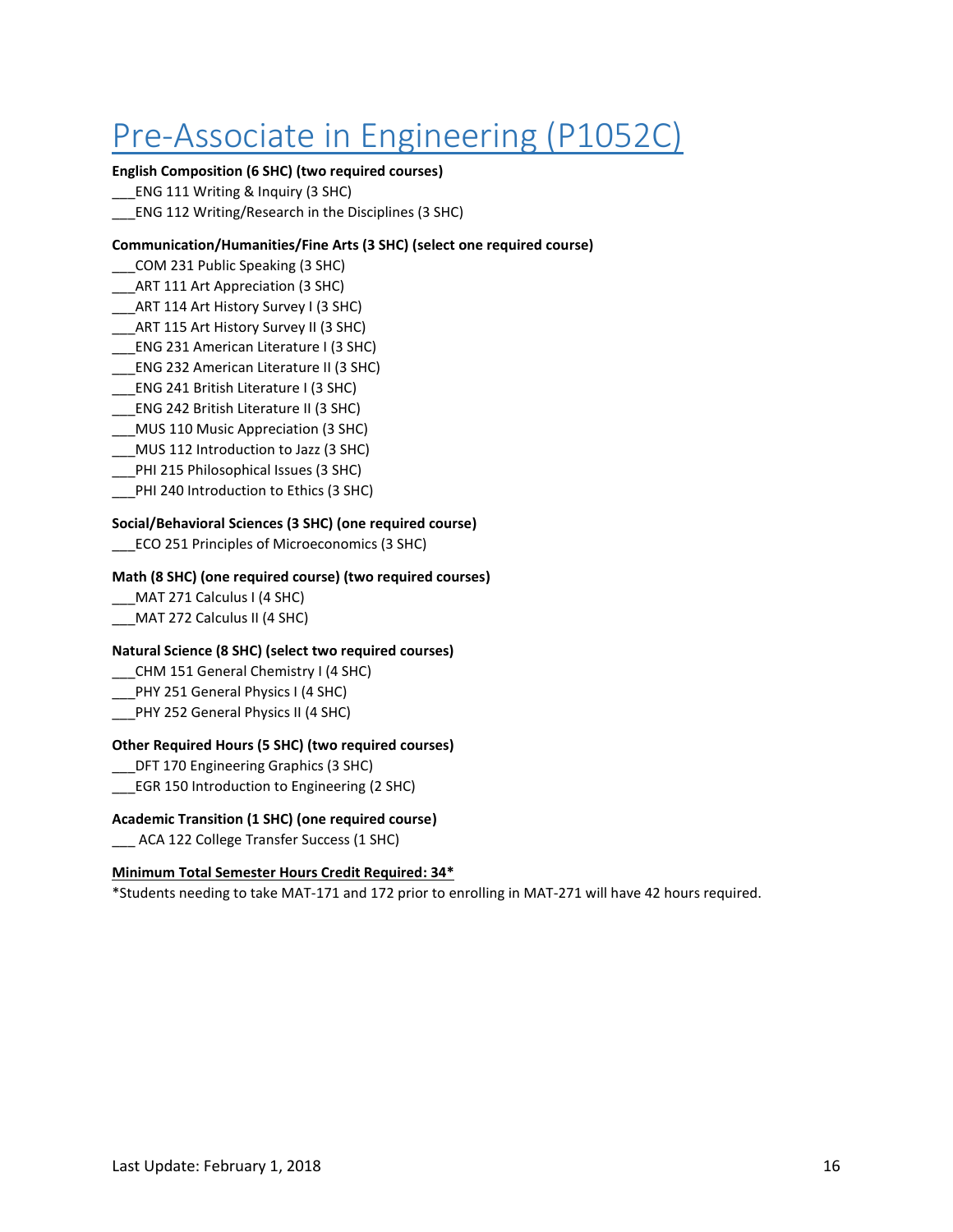# Pre-Associate in Engineering (P1052C)

**English Composition (6 SHC) (two required courses)**

___ENG 111 Writing & Inquiry (3 SHC)
___ENG 112 Writing/Research in the Disciplines (3 SHC)

**Communication/Humanities/Fine Arts (3 SHC) (select one required course)**

___COM 231 Public Speaking (3 SHC)
___ART 111 Art Appreciation (3 SHC)
___ART 114 Art History Survey I (3 SHC)
___ART 115 Art History Survey II (3 SHC)
___ENG 231 American Literature I (3 SHC)
___ENG 232 American Literature II (3 SHC)
___ENG 241 British Literature I (3 SHC)
___ENG 242 British Literature II (3 SHC)
___MUS 110 Music Appreciation (3 SHC)
___MUS 112 Introduction to Jazz (3 SHC)
___PHI 215 Philosophical Issues (3 SHC)
___PHI 240 Introduction to Ethics (3 SHC)

**Social/Behavioral Sciences (3 SHC) (one required course)**

___ECO 251 Principles of Microeconomics (3 SHC)

**Math (8 SHC) (one required course) (two required courses)**

___MAT 271 Calculus I (4 SHC)
___MAT 272 Calculus II (4 SHC)

**Natural Science (8 SHC) (select two required courses)**

___CHM 151 General Chemistry I (4 SHC)
___PHY 251 General Physics I (4 SHC)
___PHY 252 General Physics II (4 SHC)

**Other Required Hours (5 SHC) (two required courses)**

___DFT 170 Engineering Graphics (3 SHC)
___EGR 150 Introduction to Engineering (2 SHC)

**Academic Transition (1 SHC) (one required course)**

___ ACA 122 College Transfer Success (1 SHC)

**Minimum Total Semester Hours Credit Required: 34***

*Students needing to take MAT-171 and 172 prior to enrolling in MAT-271 will have 42 hours required.

Last Update: February 1, 2018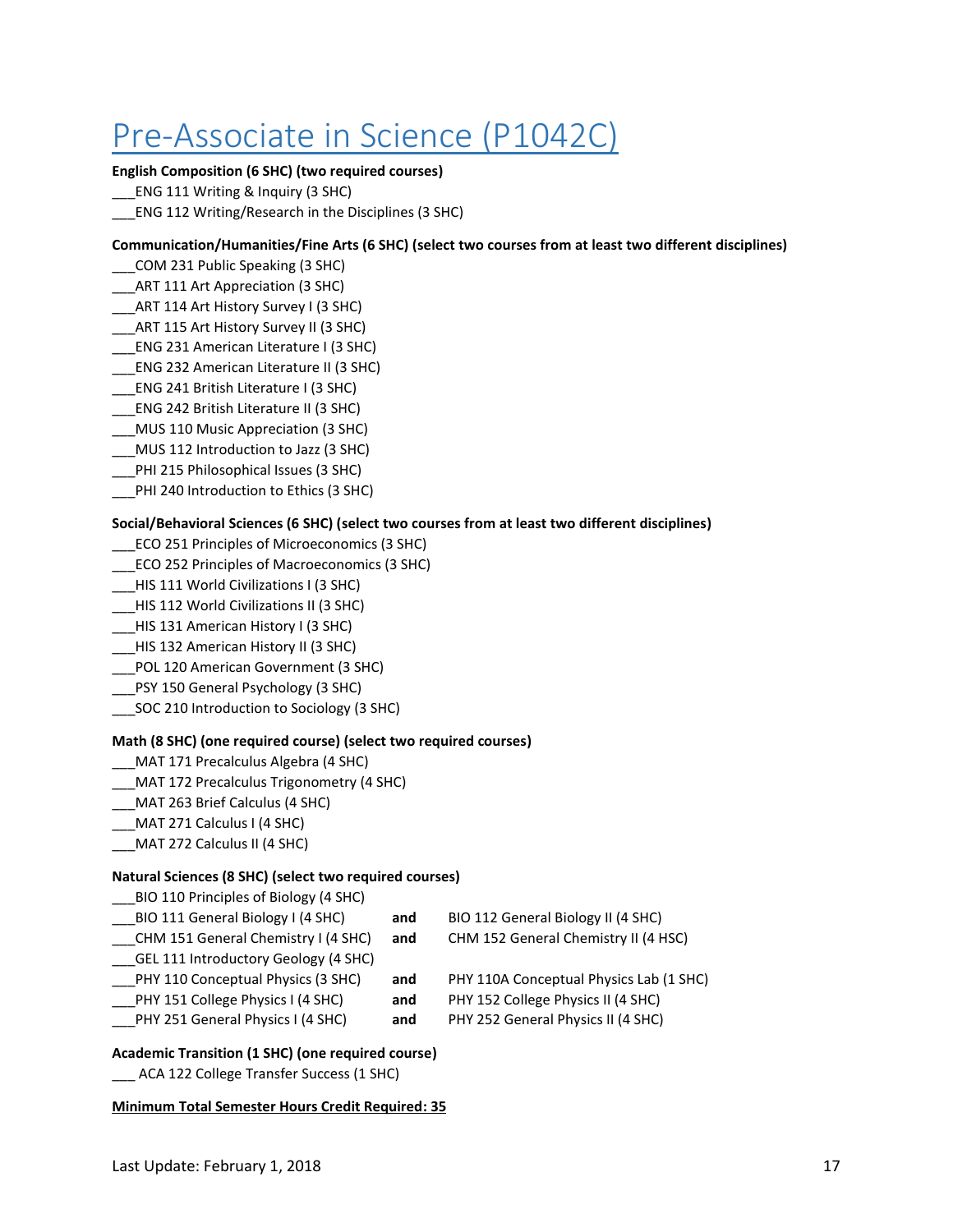# Pre-Associate in Science (P1042C)

**English Composition (6 SHC) (two required courses)**

___ENG 111 Writing & Inquiry (3 SHC)
___ENG 112 Writing/Research in the Disciplines (3 SHC)

**Communication/Humanities/Fine Arts (6 SHC) (select two courses from at least two different disciplines)**

___COM 231 Public Speaking (3 SHC)
___ART 111 Art Appreciation (3 SHC)
___ART 114 Art History Survey I (3 SHC)
___ART 115 Art History Survey II (3 SHC)
___ENG 231 American Literature I (3 SHC)
___ENG 232 American Literature II (3 SHC)
___ENG 241 British Literature I (3 SHC)
___ENG 242 British Literature II (3 SHC)
___MUS 110 Music Appreciation (3 SHC)
___MUS 112 Introduction to Jazz (3 SHC)
___PHI 215 Philosophical Issues (3 SHC)
___PHI 240 Introduction to Ethics (3 SHC)

**Social/Behavioral Sciences (6 SHC) (select two courses from at least two different disciplines)**

___ECO 251 Principles of Microeconomics (3 SHC)
___ECO 252 Principles of Macroeconomics (3 SHC)
___HIS 111 World Civilizations I (3 SHC)
___HIS 112 World Civilizations II (3 SHC)
___HIS 131 American History I (3 SHC)
___HIS 132 American History II (3 SHC)
___POL 120 American Government (3 SHC)
___PSY 150 General Psychology (3 SHC)
___SOC 210 Introduction to Sociology (3 SHC)

**Math (8 SHC) (one required course) (select two required courses)**

___MAT 171 Precalculus Algebra (4 SHC)
___MAT 172 Precalculus Trigonometry (4 SHC)
___MAT 263 Brief Calculus (4 SHC)
___MAT 271 Calculus I (4 SHC)
___MAT 272 Calculus II (4 SHC)

**Natural Sciences (8 SHC) (select two required courses)**

___BIO 110 Principles of Biology (4 SHC)
___BIO 111 General Biology I (4 SHC) **and** BIO 112 General Biology II (4 SHC)
___CHM 151 General Chemistry I (4 SHC) **and** CHM 152 General Chemistry II (4 HSC)
___GEL 111 Introductory Geology (4 SHC)
___PHY 110 Conceptual Physics (3 SHC) **and** PHY 110A Conceptual Physics Lab (1 SHC)
___PHY 151 College Physics I (4 SHC) **and** PHY 152 College Physics II (4 SHC)
___PHY 251 General Physics I (4 SHC) **and** PHY 252 General Physics II (4 SHC)

**Academic Transition (1 SHC) (one required course)**

___ ACA 122 College Transfer Success (1 SHC)

**Minimum Total Semester Hours Credit Required: 35**

Last Update: February 1, 2018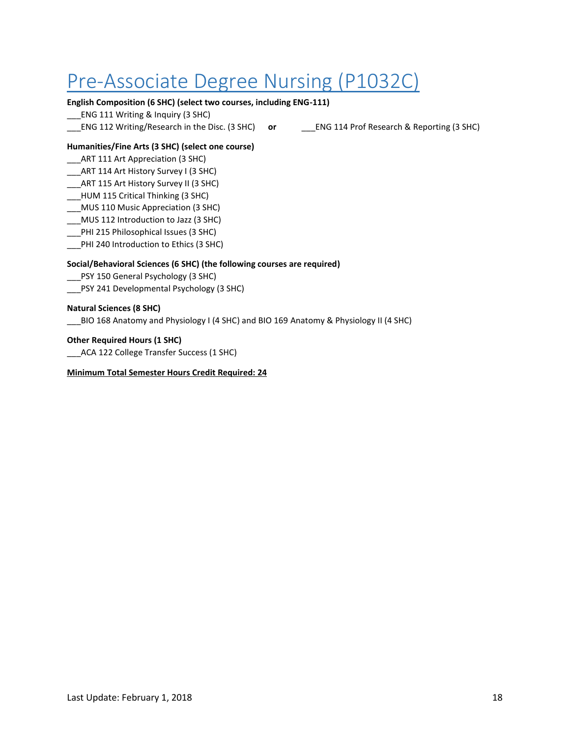# Pre-Associate Degree Nursing (P1032C)

**English Composition (6 SHC) (select two courses, including ENG-111)**

___ENG 111 Writing & Inquiry (3 SHC)

___ENG 112 Writing/Research in the Disc. (3 SHC) **or** ___ENG 114 Prof Research & Reporting (3 SHC)

**Humanities/Fine Arts (3 SHC) (select one course)**

___ART 111 Art Appreciation (3 SHC)

___ART 114 Art History Survey I (3 SHC)

___ART 115 Art History Survey II (3 SHC)

___HUM 115 Critical Thinking (3 SHC)

___MUS 110 Music Appreciation (3 SHC)

___MUS 112 Introduction to Jazz (3 SHC)

___PHI 215 Philosophical Issues (3 SHC)

___PHI 240 Introduction to Ethics (3 SHC)

**Social/Behavioral Sciences (6 SHC) (the following courses are required)**

___PSY 150 General Psychology (3 SHC)

___PSY 241 Developmental Psychology (3 SHC)

**Natural Sciences (8 SHC)**

___BIO 168 Anatomy and Physiology I (4 SHC) and BIO 169 Anatomy & Physiology II (4 SHC)

**Other Required Hours (1 SHC)**

___ACA 122 College Transfer Success (1 SHC)

**Minimum Total Semester Hours Credit Required: 24**

Last Update: February 1, 2018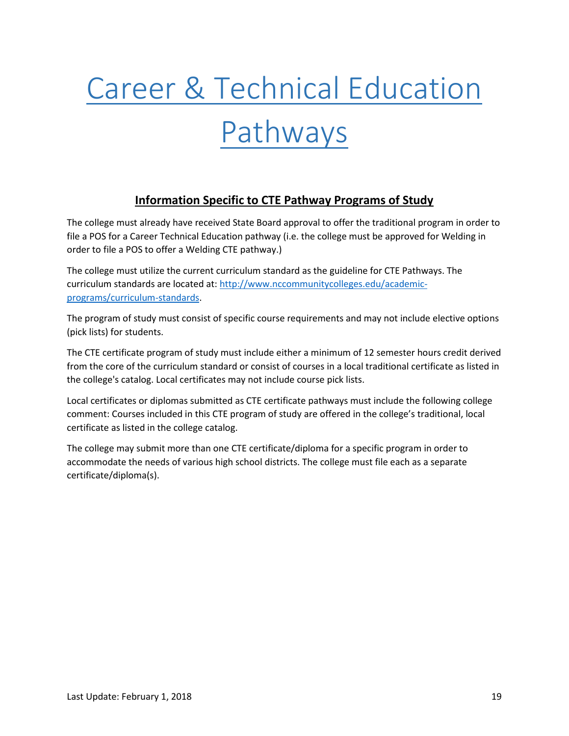# Career & Technical Education Pathways

## Information Specific to CTE Pathway Programs of Study

The college must already have received State Board approval to offer the traditional program in order to file a POS for a Career Technical Education pathway (i.e. the college must be approved for Welding in order to file a POS to offer a Welding CTE pathway.)

The college must utilize the current curriculum standard as the guideline for CTE Pathways. The curriculum standards are located at: [http://www.nccommunitycolleges.edu/academic-programs/curriculum-standards](http://www.nccommunitycolleges.edu/academic-programs/curriculum-standards).

The program of study must consist of specific course requirements and may not include elective options (pick lists) for students.

The CTE certificate program of study must include either a minimum of 12 semester hours credit derived from the core of the curriculum standard or consist of courses in a local traditional certificate as listed in the college's catalog. Local certificates may not include course pick lists.

Local certificates or diplomas submitted as CTE certificate pathways must include the following college comment: Courses included in this CTE program of study are offered in the college's traditional, local certificate as listed in the college catalog.

The college may submit more than one CTE certificate/diploma for a specific program in order to accommodate the needs of various high school districts. The college must file each as a separate certificate/diploma(s).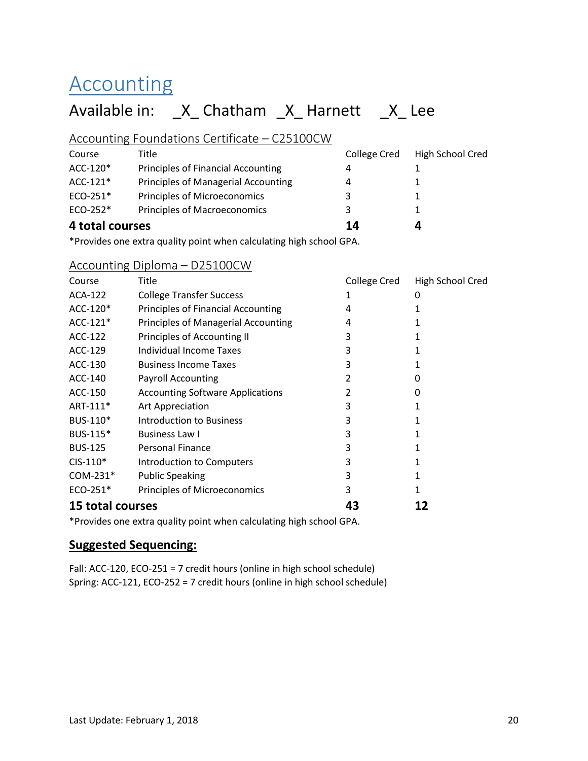# Accounting

## Available in: _X_ Chatham _X_ Harnett _X_ Lee

### Accounting Foundations Certificate – C25100CW

| Course | Title | College Cred | High School Cred |
|---|---|---|---|
| ACC-120* | Principles of Financial Accounting | 4 | 1 |
| ACC-121* | Principles of Managerial Accounting | 4 | 1 |
| ECO-251* | Principles of Microeconomics | 3 | 1 |
| ECO-252* | Principles of Macroeconomics | 3 | 1 |
| **4 total courses** | | **14** | **4** |

*Provides one extra quality point when calculating high school GPA.

### Accounting Diploma – D25100CW

| Course | Title | College Cred | High School Cred |
|---|---|---|---|
| ACA-122 | College Transfer Success | 1 | 0 |
| ACC-120* | Principles of Financial Accounting | 4 | 1 |
| ACC-121* | Principles of Managerial Accounting | 4 | 1 |
| ACC-122 | Principles of Accounting II | 3 | 1 |
| ACC-129 | Individual Income Taxes | 3 | 1 |
| ACC-130 | Business Income Taxes | 3 | 1 |
| ACC-140 | Payroll Accounting | 2 | 0 |
| ACC-150 | Accounting Software Applications | 2 | 0 |
| ART-111* | Art Appreciation | 3 | 1 |
| BUS-110* | Introduction to Business | 3 | 1 |
| BUS-115* | Business Law I | 3 | 1 |
| BUS-125 | Personal Finance | 3 | 1 |
| CIS-110* | Introduction to Computers | 3 | 1 |
| COM-231* | Public Speaking | 3 | 1 |
| ECO-251* | Principles of Microeconomics | 3 | 1 |
| **15 total courses** | | **43** | **12** |

*Provides one extra quality point when calculating high school GPA.

### Suggested Sequencing:

Fall: ACC-120, ECO-251 = 7 credit hours (online in high school schedule)
Spring: ACC-121, ECO-252 = 7 credit hours (online in high school schedule)

Last Update: February 1, 2018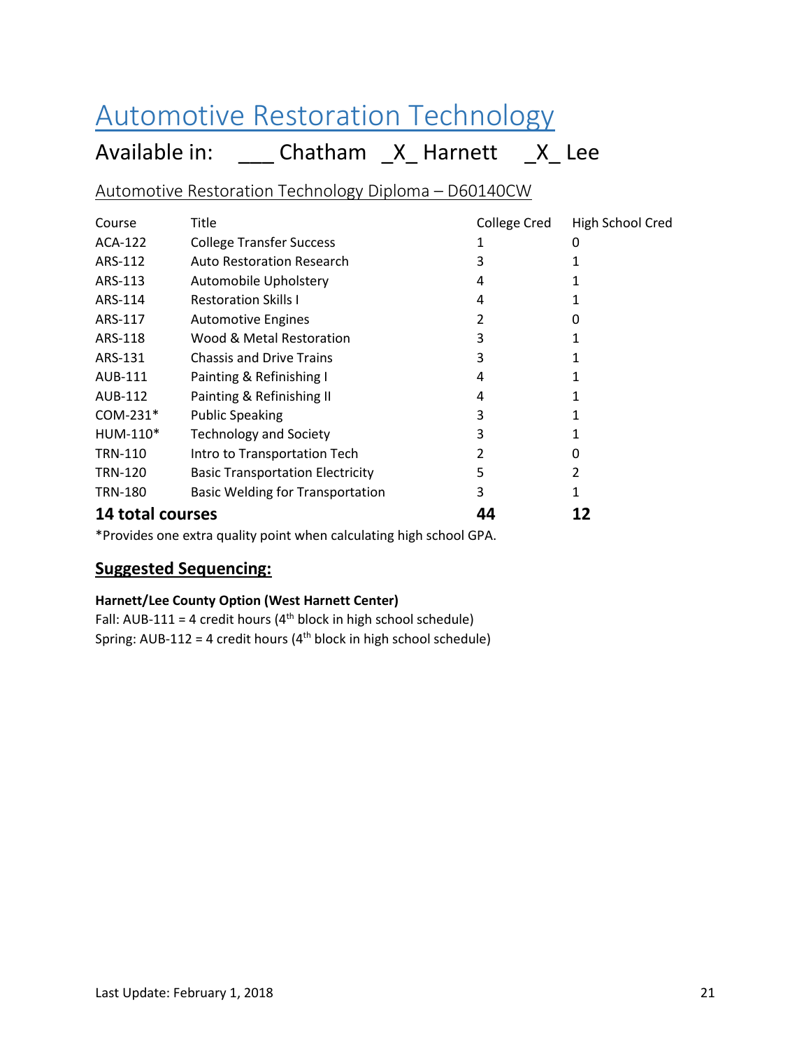# Automotive Restoration Technology

## Available in: ___ Chatham _X_ Harnett _X_ Lee

### Automotive Restoration Technology Diploma – D60140CW

| Course | Title | College Cred | High School Cred |
|---|---|---|---|
| ACA-122 | College Transfer Success | 1 | 0 |
| ARS-112 | Auto Restoration Research | 3 | 1 |
| ARS-113 | Automobile Upholstery | 4 | 1 |
| ARS-114 | Restoration Skills I | 4 | 1 |
| ARS-117 | Automotive Engines | 2 | 0 |
| ARS-118 | Wood & Metal Restoration | 3 | 1 |
| ARS-131 | Chassis and Drive Trains | 3 | 1 |
| AUB-111 | Painting & Refinishing I | 4 | 1 |
| AUB-112 | Painting & Refinishing II | 4 | 1 |
| COM-231* | Public Speaking | 3 | 1 |
| HUM-110* | Technology and Society | 3 | 1 |
| TRN-110 | Intro to Transportation Tech | 2 | 0 |
| TRN-120 | Basic Transportation Electricity | 5 | 2 |
| TRN-180 | Basic Welding for Transportation | 3 | 1 |
| **14 total courses** | | **44** | **12** |

*Provides one extra quality point when calculating high school GPA.

**Suggested Sequencing:**

**Harnett/Lee County Option (West Harnett Center)**

Fall: AUB-111 = 4 credit hours (4th block in high school schedule)
Spring: AUB-112 = 4 credit hours (4th block in high school schedule)

Last Update: February 1, 2018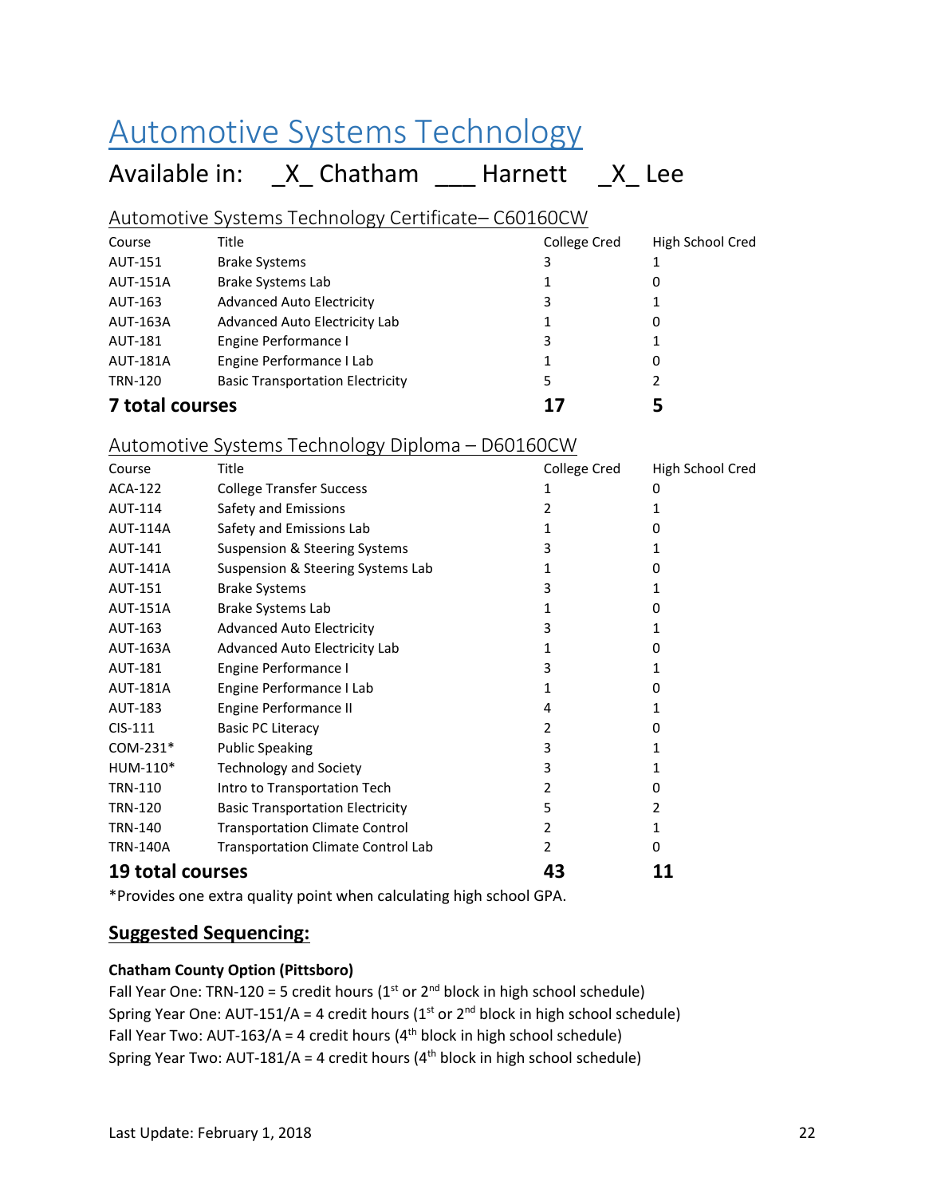# Automotive Systems Technology

## Available in: _X_ Chatham ___ Harnett _X_ Lee

### Automotive Systems Technology Certificate– C60160CW

| Course | Title | College Cred | High School Cred |
|---|---|---|---|
| AUT-151 | Brake Systems | 3 | 1 |
| AUT-151A | Brake Systems Lab | 1 | 0 |
| AUT-163 | Advanced Auto Electricity | 3 | 1 |
| AUT-163A | Advanced Auto Electricity Lab | 1 | 0 |
| AUT-181 | Engine Performance I | 3 | 1 |
| AUT-181A | Engine Performance I Lab | 1 | 0 |
| TRN-120 | Basic Transportation Electricity | 5 | 2 |
| **7 total courses** | | **17** | **5** |

### Automotive Systems Technology Diploma – D60160CW

| Course | Title | College Cred | High School Cred |
|---|---|---|---|
| ACA-122 | College Transfer Success | 1 | 0 |
| AUT-114 | Safety and Emissions | 2 | 1 |
| AUT-114A | Safety and Emissions Lab | 1 | 0 |
| AUT-141 | Suspension & Steering Systems | 3 | 1 |
| AUT-141A | Suspension & Steering Systems Lab | 1 | 0 |
| AUT-151 | Brake Systems | 3 | 1 |
| AUT-151A | Brake Systems Lab | 1 | 0 |
| AUT-163 | Advanced Auto Electricity | 3 | 1 |
| AUT-163A | Advanced Auto Electricity Lab | 1 | 0 |
| AUT-181 | Engine Performance I | 3 | 1 |
| AUT-181A | Engine Performance I Lab | 1 | 0 |
| AUT-183 | Engine Performance II | 4 | 1 |
| CIS-111 | Basic PC Literacy | 2 | 0 |
| COM-231* | Public Speaking | 3 | 1 |
| HUM-110* | Technology and Society | 3 | 1 |
| TRN-110 | Intro to Transportation Tech | 2 | 0 |
| TRN-120 | Basic Transportation Electricity | 5 | 2 |
| TRN-140 | Transportation Climate Control | 2 | 1 |
| TRN-140A | Transportation Climate Control Lab | 2 | 0 |
| **19 total courses** | | **43** | **11** |

*Provides one extra quality point when calculating high school GPA.

### Suggested Sequencing:

**Chatham County Option (Pittsboro)**

Fall Year One: TRN-120 = 5 credit hours (1st or 2nd block in high school schedule)
Spring Year One: AUT-151/A = 4 credit hours (1st or 2nd block in high school schedule)
Fall Year Two: AUT-163/A = 4 credit hours (4th block in high school schedule)
Spring Year Two: AUT-181/A = 4 credit hours (4th block in high school schedule)

Last Update: February 1, 2018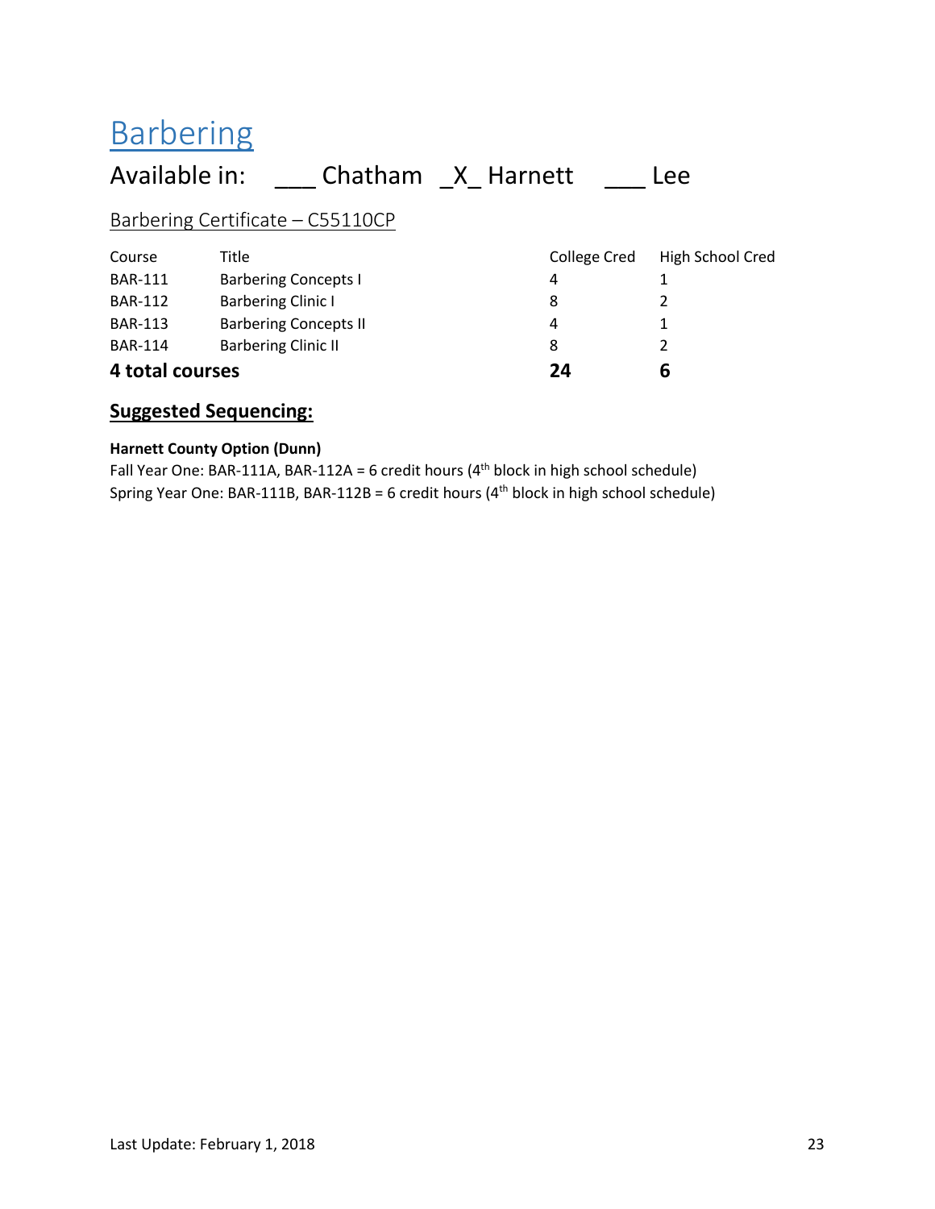# Barbering

## Available in: ___ Chatham _X_ Harnett ___ Lee

### Barbering Certificate – C55110CP

| Course | Title | College Cred | High School Cred |
|---|---|---|---|
| BAR-111 | Barbering Concepts I | 4 | 1 |
| BAR-112 | Barbering Clinic I | 8 | 2 |
| BAR-113 | Barbering Concepts II | 4 | 1 |
| BAR-114 | Barbering Clinic II | 8 | 2 |
| **4 total courses** | | **24** | **6** |

### Suggested Sequencing:

**Harnett County Option (Dunn)**

Fall Year One: BAR-111A, BAR-112A = 6 credit hours (4th block in high school schedule)
Spring Year One: BAR-111B, BAR-112B = 6 credit hours (4th block in high school schedule)

Last Update: February 1, 2018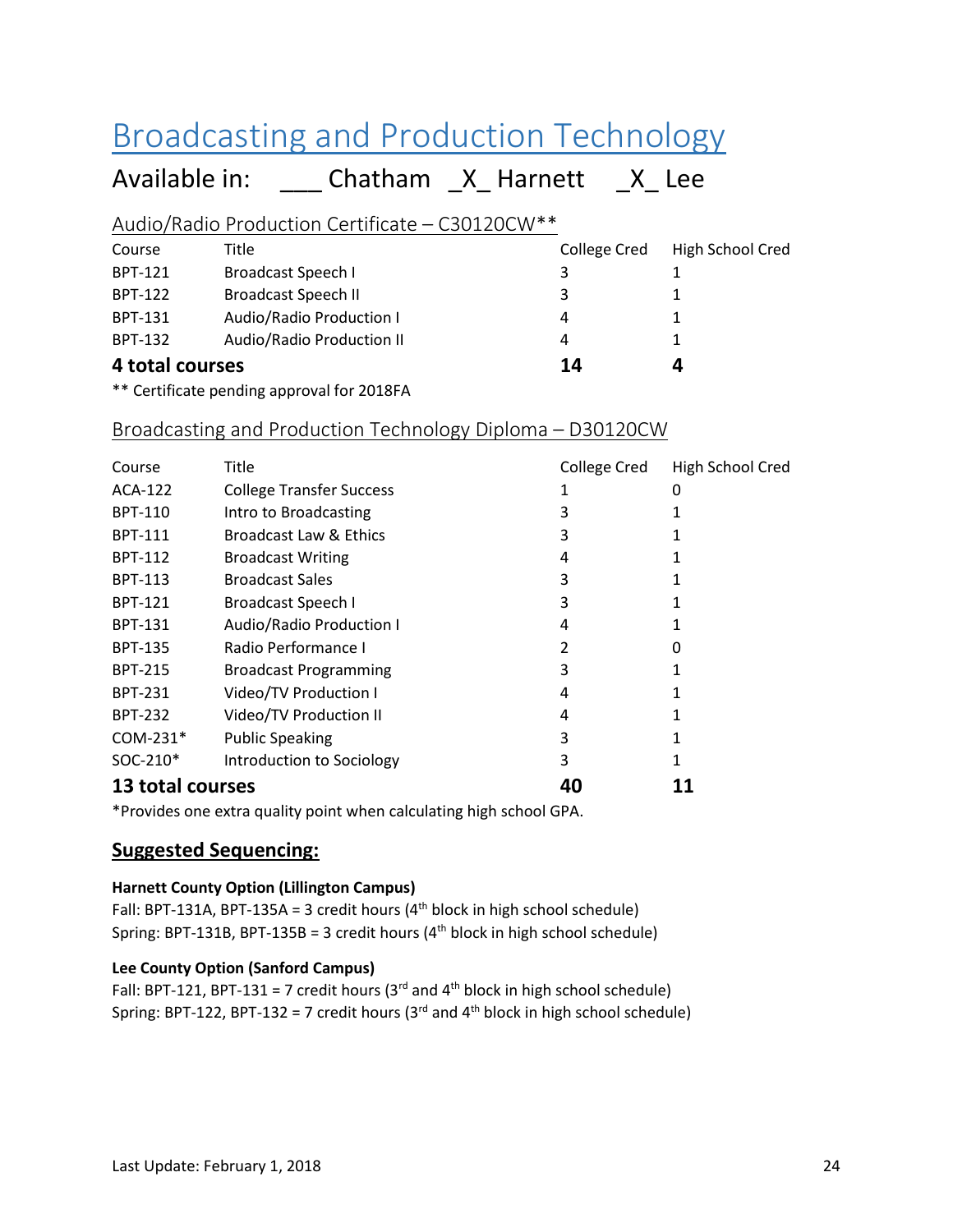# Broadcasting and Production Technology

## Available in: ___ Chatham _X_ Harnett _X_ Lee

### Audio/Radio Production Certificate – C30120CW**

| Course | Title | College Cred | High School Cred |
|---|---|---|---|
| BPT-121 | Broadcast Speech I | 3 | 1 |
| BPT-122 | Broadcast Speech II | 3 | 1 |
| BPT-131 | Audio/Radio Production I | 4 | 1 |
| BPT-132 | Audio/Radio Production II | 4 | 1 |
| **4 total courses** | | **14** | **4** |

** Certificate pending approval for 2018FA

### Broadcasting and Production Technology Diploma – D30120CW

| Course | Title | College Cred | High School Cred |
|---|---|---|---|
| ACA-122 | College Transfer Success | 1 | 0 |
| BPT-110 | Intro to Broadcasting | 3 | 1 |
| BPT-111 | Broadcast Law & Ethics | 3 | 1 |
| BPT-112 | Broadcast Writing | 4 | 1 |
| BPT-113 | Broadcast Sales | 3 | 1 |
| BPT-121 | Broadcast Speech I | 3 | 1 |
| BPT-131 | Audio/Radio Production I | 4 | 1 |
| BPT-135 | Radio Performance I | 2 | 0 |
| BPT-215 | Broadcast Programming | 3 | 1 |
| BPT-231 | Video/TV Production I | 4 | 1 |
| BPT-232 | Video/TV Production II | 4 | 1 |
| COM-231* | Public Speaking | 3 | 1 |
| SOC-210* | Introduction to Sociology | 3 | 1 |
| **13 total courses** | | **40** | **11** |

*Provides one extra quality point when calculating high school GPA.

### **Suggested Sequencing:**

**Harnett County Option (Lillington Campus)**

Fall: BPT-131A, BPT-135A = 3 credit hours (4th block in high school schedule)
Spring: BPT-131B, BPT-135B = 3 credit hours (4th block in high school schedule)

**Lee County Option (Sanford Campus)**

Fall: BPT-121, BPT-131 = 7 credit hours (3rd and 4th block in high school schedule)
Spring: BPT-122, BPT-132 = 7 credit hours (3rd and 4th block in high school schedule)

Last Update: February 1, 2018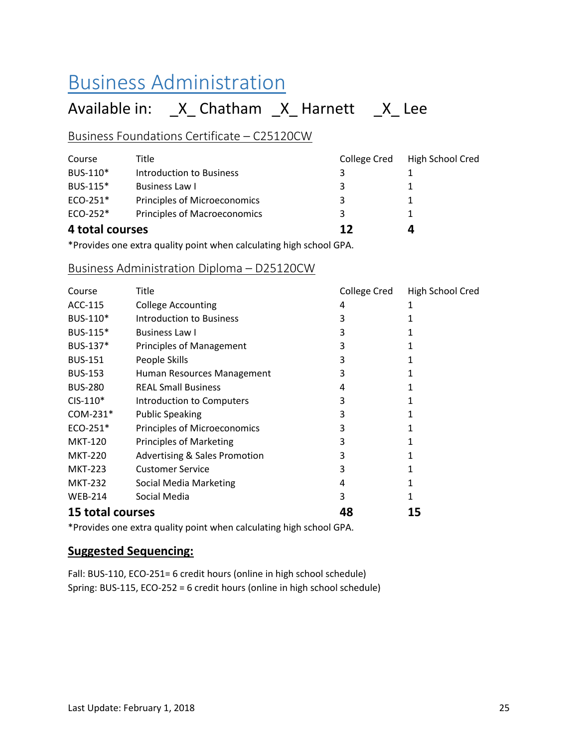# Business Administration

## Available in: _X_ Chatham _X_ Harnett _X_ Lee

### Business Foundations Certificate – C25120CW

| Course | Title | College Cred | High School Cred |
|---|---|---|---|
| BUS-110* | Introduction to Business | 3 | 1 |
| BUS-115* | Business Law I | 3 | 1 |
| ECO-251* | Principles of Microeconomics | 3 | 1 |
| ECO-252* | Principles of Macroeconomics | 3 | 1 |
| **4 total courses** | | **12** | **4** |

*Provides one extra quality point when calculating high school GPA.

### Business Administration Diploma – D25120CW

| Course | Title | College Cred | High School Cred |
|---|---|---|---|
| ACC-115 | College Accounting | 4 | 1 |
| BUS-110* | Introduction to Business | 3 | 1 |
| BUS-115* | Business Law I | 3 | 1 |
| BUS-137* | Principles of Management | 3 | 1 |
| BUS-151 | People Skills | 3 | 1 |
| BUS-153 | Human Resources Management | 3 | 1 |
| BUS-280 | REAL Small Business | 4 | 1 |
| CIS-110* | Introduction to Computers | 3 | 1 |
| COM-231* | Public Speaking | 3 | 1 |
| ECO-251* | Principles of Microeconomics | 3 | 1 |
| MKT-120 | Principles of Marketing | 3 | 1 |
| MKT-220 | Advertising & Sales Promotion | 3 | 1 |
| MKT-223 | Customer Service | 3 | 1 |
| MKT-232 | Social Media Marketing | 4 | 1 |
| WEB-214 | Social Media | 3 | 1 |
| **15 total courses** | | **48** | **15** |

*Provides one extra quality point when calculating high school GPA.

### Suggested Sequencing:

Fall: BUS-110, ECO-251= 6 credit hours (online in high school schedule)
Spring: BUS-115, ECO-252 = 6 credit hours (online in high school schedule)

Last Update: February 1, 2018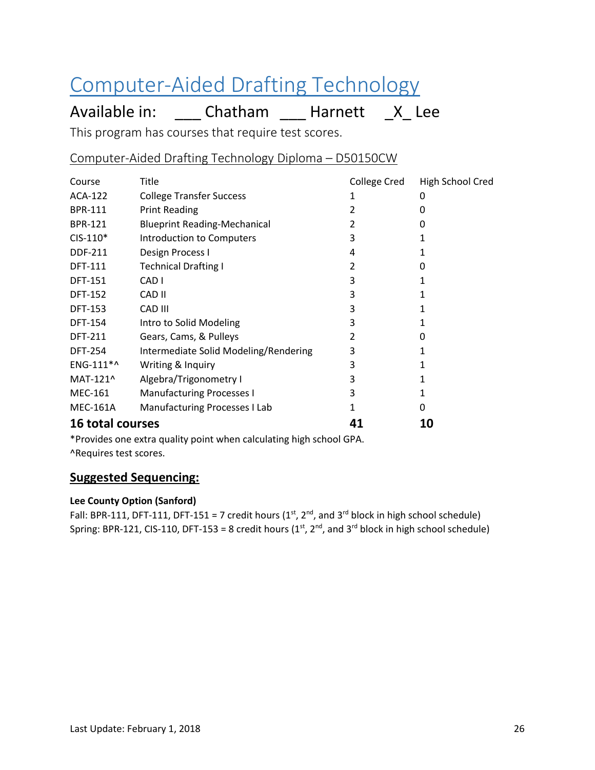# Computer-Aided Drafting Technology

## Available in: ___ Chatham ___ Harnett _X_ Lee

This program has courses that require test scores.

### Computer-Aided Drafting Technology Diploma – D50150CW

| Course | Title | College Cred | High School Cred |
|---|---|---|---|
| ACA-122 | College Transfer Success | 1 | 0 |
| BPR-111 | Print Reading | 2 | 0 |
| BPR-121 | Blueprint Reading-Mechanical | 2 | 0 |
| CIS-110* | Introduction to Computers | 3 | 1 |
| DDF-211 | Design Process I | 4 | 1 |
| DFT-111 | Technical Drafting I | 2 | 0 |
| DFT-151 | CAD I | 3 | 1 |
| DFT-152 | CAD II | 3 | 1 |
| DFT-153 | CAD III | 3 | 1 |
| DFT-154 | Intro to Solid Modeling | 3 | 1 |
| DFT-211 | Gears, Cams, & Pulleys | 2 | 0 |
| DFT-254 | Intermediate Solid Modeling/Rendering | 3 | 1 |
| ENG-111*^ | Writing & Inquiry | 3 | 1 |
| MAT-121^ | Algebra/Trigonometry I | 3 | 1 |
| MEC-161 | Manufacturing Processes I | 3 | 1 |
| MEC-161A | Manufacturing Processes I Lab | 1 | 0 |
| **16 total courses** | | **41** | **10** |

*Provides one extra quality point when calculating high school GPA.
^Requires test scores.

### Suggested Sequencing:

**Lee County Option (Sanford)**

Fall: BPR-111, DFT-111, DFT-151 = 7 credit hours (1st, 2nd, and 3rd block in high school schedule)
Spring: BPR-121, CIS-110, DFT-153 = 8 credit hours (1st, 2nd, and 3rd block in high school schedule)

Last Update: February 1, 2018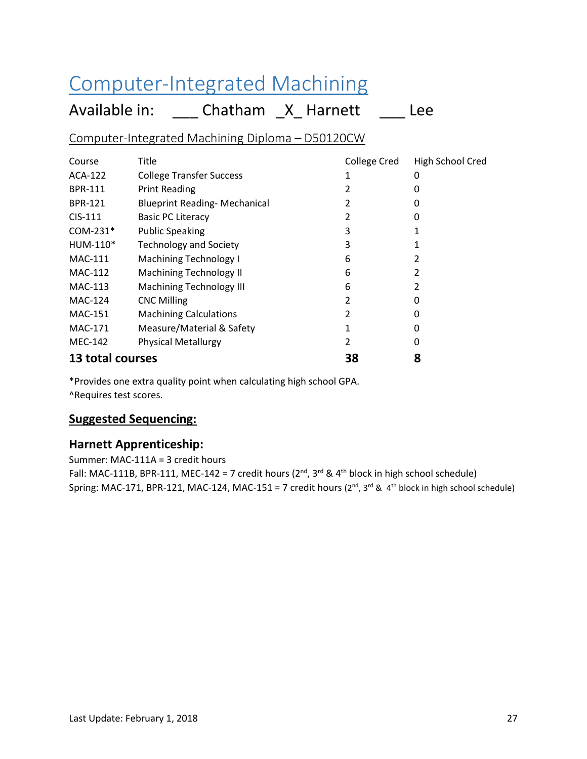# Computer-Integrated Machining

## Available in: ___ Chatham _X_ Harnett ___ Lee

### Computer-Integrated Machining Diploma – D50120CW

| Course | Title | College Cred | High School Cred |
|---|---|---|---|
| ACA-122 | College Transfer Success | 1 | 0 |
| BPR-111 | Print Reading | 2 | 0 |
| BPR-121 | Blueprint Reading- Mechanical | 2 | 0 |
| CIS-111 | Basic PC Literacy | 2 | 0 |
| COM-231* | Public Speaking | 3 | 1 |
| HUM-110* | Technology and Society | 3 | 1 |
| MAC-111 | Machining Technology I | 6 | 2 |
| MAC-112 | Machining Technology II | 6 | 2 |
| MAC-113 | Machining Technology III | 6 | 2 |
| MAC-124 | CNC Milling | 2 | 0 |
| MAC-151 | Machining Calculations | 2 | 0 |
| MAC-171 | Measure/Material & Safety | 1 | 0 |
| MEC-142 | Physical Metallurgy | 2 | 0 |
| **13 total courses** | | **38** | **8** |

*Provides one extra quality point when calculating high school GPA.
^Requires test scores.

### **Suggested Sequencing:**

### Harnett Apprenticeship:

Summer: MAC-111A = 3 credit hours
Fall: MAC-111B, BPR-111, MEC-142 = 7 credit hours (2nd, 3rd & 4th block in high school schedule)
Spring: MAC-171, BPR-121, MAC-124, MAC-151 = 7 credit hours (2nd, 3rd & 4th block in high school schedule)

Last Update: February 1, 2018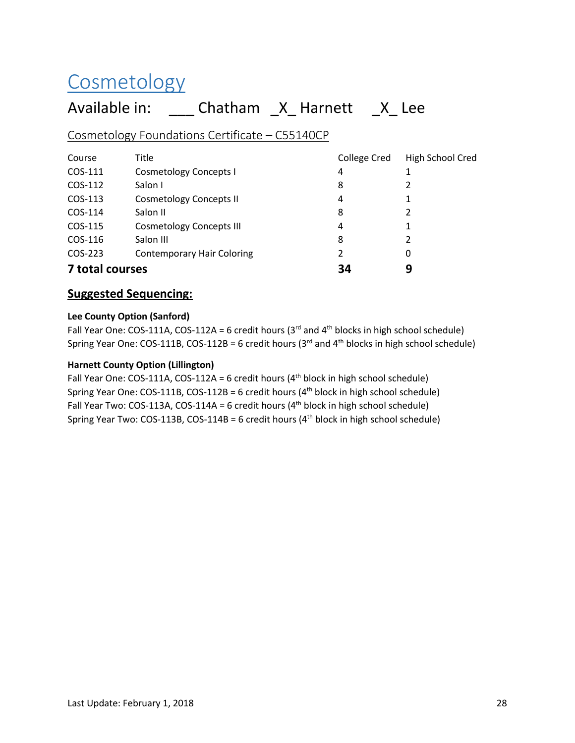# Cosmetology

## Available in: ___ Chatham _X_ Harnett _X_ Lee

### Cosmetology Foundations Certificate – C55140CP

| Course | Title | College Cred | High School Cred |
|---|---|---|---|
| COS-111 | Cosmetology Concepts I | 4 | 1 |
| COS-112 | Salon I | 8 | 2 |
| COS-113 | Cosmetology Concepts II | 4 | 1 |
| COS-114 | Salon II | 8 | 2 |
| COS-115 | Cosmetology Concepts III | 4 | 1 |
| COS-116 | Salon III | 8 | 2 |
| COS-223 | Contemporary Hair Coloring | 2 | 0 |
| **7 total courses** | | **34** | **9** |

### Suggested Sequencing:

**Lee County Option (Sanford)**

Fall Year One: COS-111A, COS-112A = 6 credit hours (3rd and 4th blocks in high school schedule)
Spring Year One: COS-111B, COS-112B = 6 credit hours (3rd and 4th blocks in high school schedule)

**Harnett County Option (Lillington)**

Fall Year One: COS-111A, COS-112A = 6 credit hours (4th block in high school schedule)
Spring Year One: COS-111B, COS-112B = 6 credit hours (4th block in high school schedule)
Fall Year Two: COS-113A, COS-114A = 6 credit hours (4th block in high school schedule)
Spring Year Two: COS-113B, COS-114B = 6 credit hours (4th block in high school schedule)

Last Update: February 1, 2018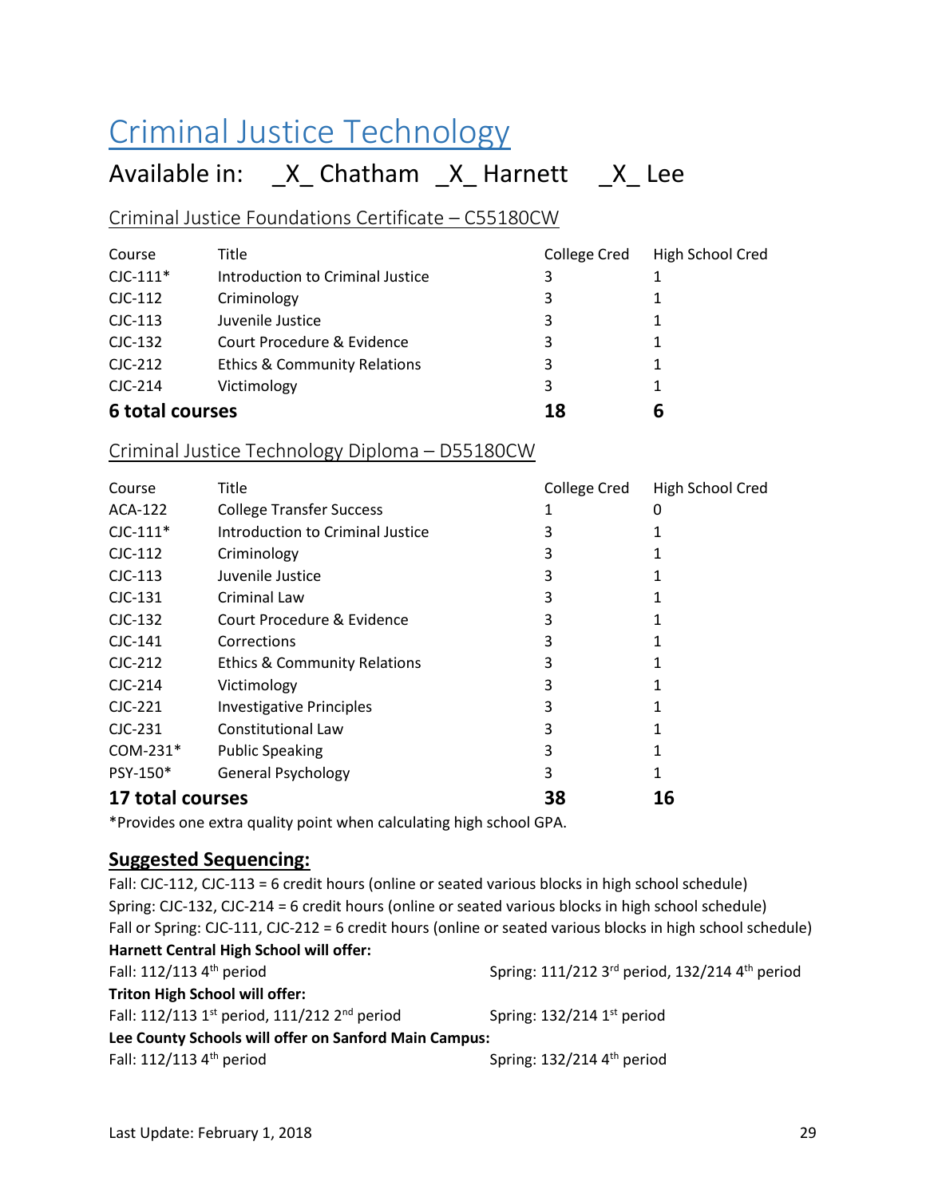# Criminal Justice Technology

## Available in: _X_ Chatham _X_ Harnett _X_ Lee

### Criminal Justice Foundations Certificate – C55180CW

| Course | Title | College Cred | High School Cred |
|---|---|---|---|
| CJC-111* | Introduction to Criminal Justice | 3 | 1 |
| CJC-112 | Criminology | 3 | 1 |
| CJC-113 | Juvenile Justice | 3 | 1 |
| CJC-132 | Court Procedure & Evidence | 3 | 1 |
| CJC-212 | Ethics & Community Relations | 3 | 1 |
| CJC-214 | Victimology | 3 | 1 |
| **6 total courses** | | **18** | **6** |

### Criminal Justice Technology Diploma – D55180CW

| Course | Title | College Cred | High School Cred |
|---|---|---|---|
| ACA-122 | College Transfer Success | 1 | 0 |
| CJC-111* | Introduction to Criminal Justice | 3 | 1 |
| CJC-112 | Criminology | 3 | 1 |
| CJC-113 | Juvenile Justice | 3 | 1 |
| CJC-131 | Criminal Law | 3 | 1 |
| CJC-132 | Court Procedure & Evidence | 3 | 1 |
| CJC-141 | Corrections | 3 | 1 |
| CJC-212 | Ethics & Community Relations | 3 | 1 |
| CJC-214 | Victimology | 3 | 1 |
| CJC-221 | Investigative Principles | 3 | 1 |
| CJC-231 | Constitutional Law | 3 | 1 |
| COM-231* | Public Speaking | 3 | 1 |
| PSY-150* | General Psychology | 3 | 1 |
| **17 total courses** | | **38** | **16** |

*Provides one extra quality point when calculating high school GPA.

### Suggested Sequencing:

Fall: CJC-112, CJC-113 = 6 credit hours (online or seated various blocks in high school schedule)
Spring: CJC-132, CJC-214 = 6 credit hours (online or seated various blocks in high school schedule)
Fall or Spring: CJC-111, CJC-212 = 6 credit hours (online or seated various blocks in high school schedule)

**Harnett Central High School will offer:**
Fall: 112/113 4th period
Spring: 111/212 3rd period, 132/214 4th period

**Triton High School will offer:**
Fall: 112/113 1st period, 111/212 2nd period
Spring: 132/214 1st period

**Lee County Schools will offer on Sanford Main Campus:**
Fall: 112/113 4th period
Spring: 132/214 4th period

Last Update: February 1, 2018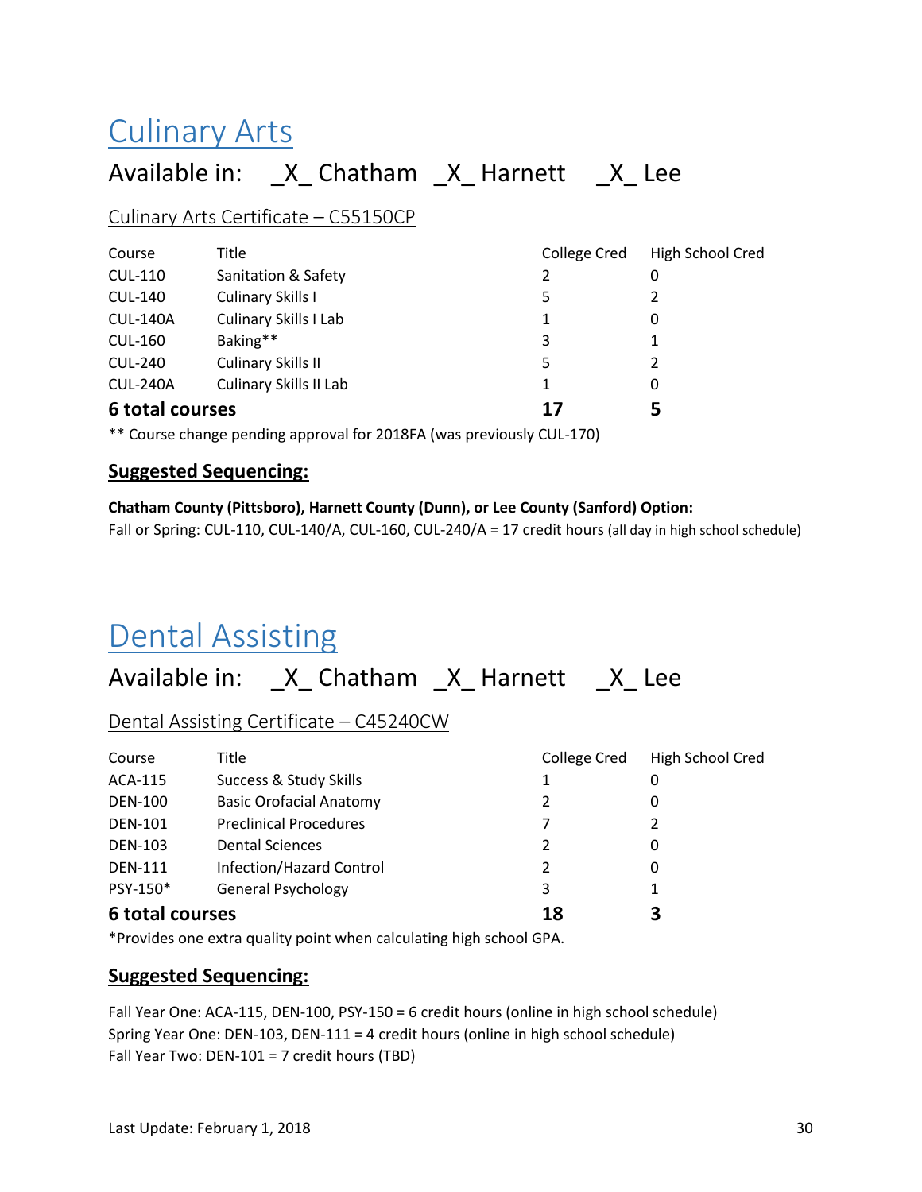# Culinary Arts

## Available in: _X_ Chatham _X_ Harnett _X_ Lee

### Culinary Arts Certificate – C55150CP

| Course | Title | College Cred | High School Cred |
|---|---|---|---|
| CUL-110 | Sanitation & Safety | 2 | 0 |
| CUL-140 | Culinary Skills I | 5 | 2 |
| CUL-140A | Culinary Skills I Lab | 1 | 0 |
| CUL-160 | Baking** | 3 | 1 |
| CUL-240 | Culinary Skills II | 5 | 2 |
| CUL-240A | Culinary Skills II Lab | 1 | 0 |
| **6 total courses** | | **17** | **5** |

** Course change pending approval for 2018FA (was previously CUL-170)

**Suggested Sequencing:**

**Chatham County (Pittsboro), Harnett County (Dunn), or Lee County (Sanford) Option:**
Fall or Spring: CUL-110, CUL-140/A, CUL-160, CUL-240/A = 17 credit hours (all day in high school schedule)

# Dental Assisting

## Available in: _X_ Chatham _X_ Harnett _X_ Lee

### Dental Assisting Certificate – C45240CW

| Course | Title | College Cred | High School Cred |
|---|---|---|---|
| ACA-115 | Success & Study Skills | 1 | 0 |
| DEN-100 | Basic Orofacial Anatomy | 2 | 0 |
| DEN-101 | Preclinical Procedures | 7 | 2 |
| DEN-103 | Dental Sciences | 2 | 0 |
| DEN-111 | Infection/Hazard Control | 2 | 0 |
| PSY-150* | General Psychology | 3 | 1 |
| **6 total courses** | | **18** | **3** |

*Provides one extra quality point when calculating high school GPA.

**Suggested Sequencing:**

Fall Year One: ACA-115, DEN-100, PSY-150 = 6 credit hours (online in high school schedule)
Spring Year One: DEN-103, DEN-111 = 4 credit hours (online in high school schedule)
Fall Year Two: DEN-101 = 7 credit hours (TBD)

Last Update: February 1, 2018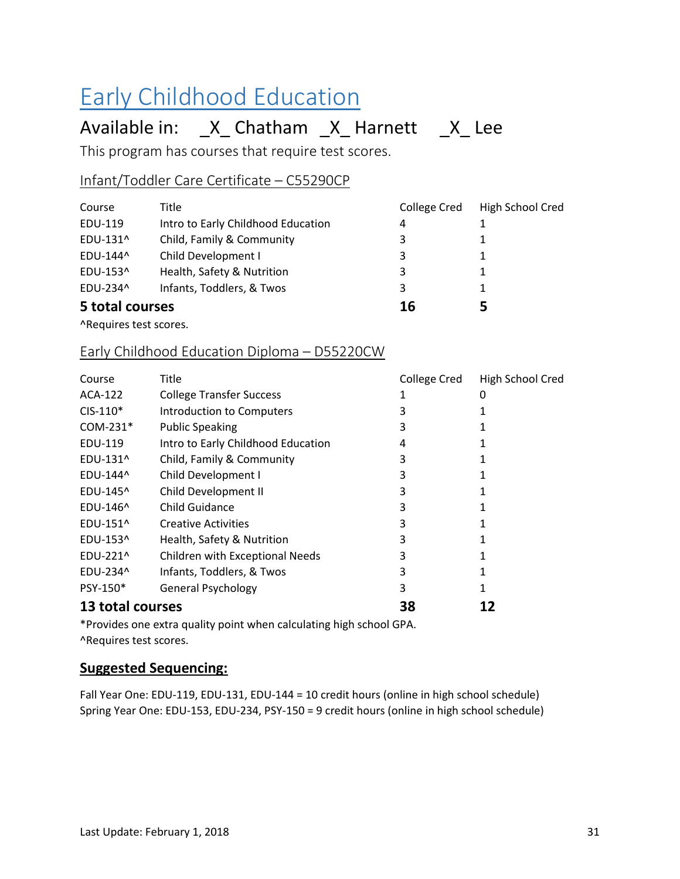# Early Childhood Education

## Available in: _X_ Chatham _X_ Harnett _X_ Lee

This program has courses that require test scores.

### Infant/Toddler Care Certificate – C55290CP

| Course | Title | College Cred | High School Cred |
|---|---|---|---|
| EDU-119 | Intro to Early Childhood Education | 4 | 1 |
| EDU-131^ | Child, Family & Community | 3 | 1 |
| EDU-144^ | Child Development I | 3 | 1 |
| EDU-153^ | Health, Safety & Nutrition | 3 | 1 |
| EDU-234^ | Infants, Toddlers, & Twos | 3 | 1 |
| **5 total courses** | | **16** | **5** |

^Requires test scores.

### Early Childhood Education Diploma – D55220CW

| Course | Title | College Cred | High School Cred |
|---|---|---|---|
| ACA-122 | College Transfer Success | 1 | 0 |
| CIS-110* | Introduction to Computers | 3 | 1 |
| COM-231* | Public Speaking | 3 | 1 |
| EDU-119 | Intro to Early Childhood Education | 4 | 1 |
| EDU-131^ | Child, Family & Community | 3 | 1 |
| EDU-144^ | Child Development I | 3 | 1 |
| EDU-145^ | Child Development II | 3 | 1 |
| EDU-146^ | Child Guidance | 3 | 1 |
| EDU-151^ | Creative Activities | 3 | 1 |
| EDU-153^ | Health, Safety & Nutrition | 3 | 1 |
| EDU-221^ | Children with Exceptional Needs | 3 | 1 |
| EDU-234^ | Infants, Toddlers, & Twos | 3 | 1 |
| PSY-150* | General Psychology | 3 | 1 |
| **13 total courses** | | **38** | **12** |

*Provides one extra quality point when calculating high school GPA.
^Requires test scores.

### **Suggested Sequencing:**

Fall Year One: EDU-119, EDU-131, EDU-144 = 10 credit hours (online in high school schedule)
Spring Year One: EDU-153, EDU-234, PSY-150 = 9 credit hours (online in high school schedule)

Last Update: February 1, 2018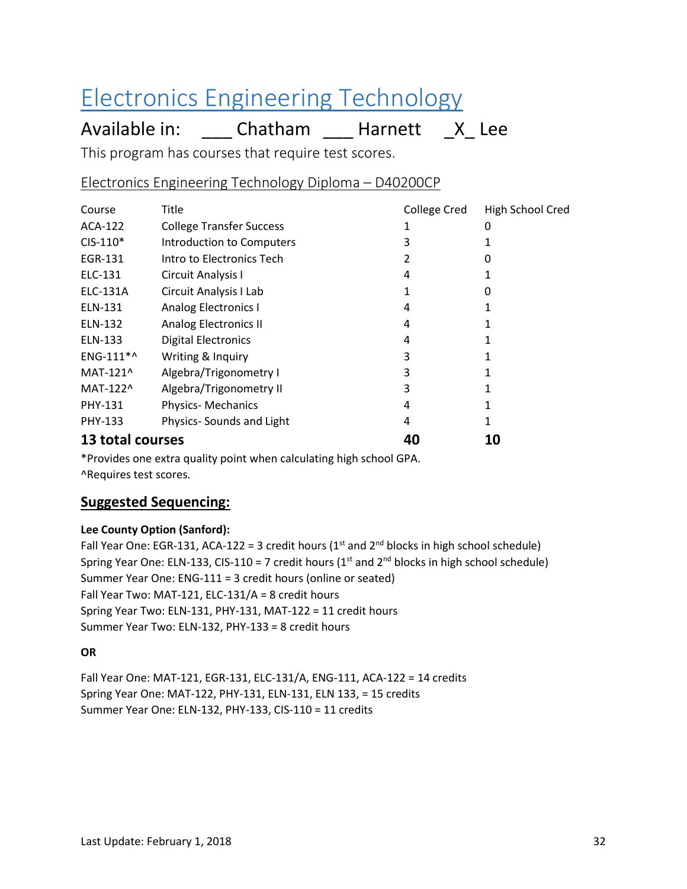# Electronics Engineering Technology

## Available in: ___ Chatham ___ Harnett _X_ Lee

This program has courses that require test scores.

### Electronics Engineering Technology Diploma – D40200CP

| Course | Title | College Cred | High School Cred |
|---|---|---|---|
| ACA-122 | College Transfer Success | 1 | 0 |
| CIS-110* | Introduction to Computers | 3 | 1 |
| EGR-131 | Intro to Electronics Tech | 2 | 0 |
| ELC-131 | Circuit Analysis I | 4 | 1 |
| ELC-131A | Circuit Analysis I Lab | 1 | 0 |
| ELN-131 | Analog Electronics I | 4 | 1 |
| ELN-132 | Analog Electronics II | 4 | 1 |
| ELN-133 | Digital Electronics | 4 | 1 |
| ENG-111*^ | Writing & Inquiry | 3 | 1 |
| MAT-121^ | Algebra/Trigonometry I | 3 | 1 |
| MAT-122^ | Algebra/Trigonometry II | 3 | 1 |
| PHY-131 | Physics- Mechanics | 4 | 1 |
| PHY-133 | Physics- Sounds and Light | 4 | 1 |
| **13 total courses** | | **40** | **10** |

*Provides one extra quality point when calculating high school GPA.
^Requires test scores.

### **Suggested Sequencing:**

**Lee County Option (Sanford):**

Fall Year One: EGR-131, ACA-122 = 3 credit hours (1st and 2nd blocks in high school schedule)
Spring Year One: ELN-133, CIS-110 = 7 credit hours (1st and 2nd blocks in high school schedule)
Summer Year One: ENG-111 = 3 credit hours (online or seated)
Fall Year Two: MAT-121, ELC-131/A = 8 credit hours
Spring Year Two: ELN-131, PHY-131, MAT-122 = 11 credit hours
Summer Year Two: ELN-132, PHY-133 = 8 credit hours

**OR**

Fall Year One: MAT-121, EGR-131, ELC-131/A, ENG-111, ACA-122 = 14 credits
Spring Year One: MAT-122, PHY-131, ELN-131, ELN 133, = 15 credits
Summer Year One: ELN-132, PHY-133, CIS-110 = 11 credits

Last Update: February 1, 2018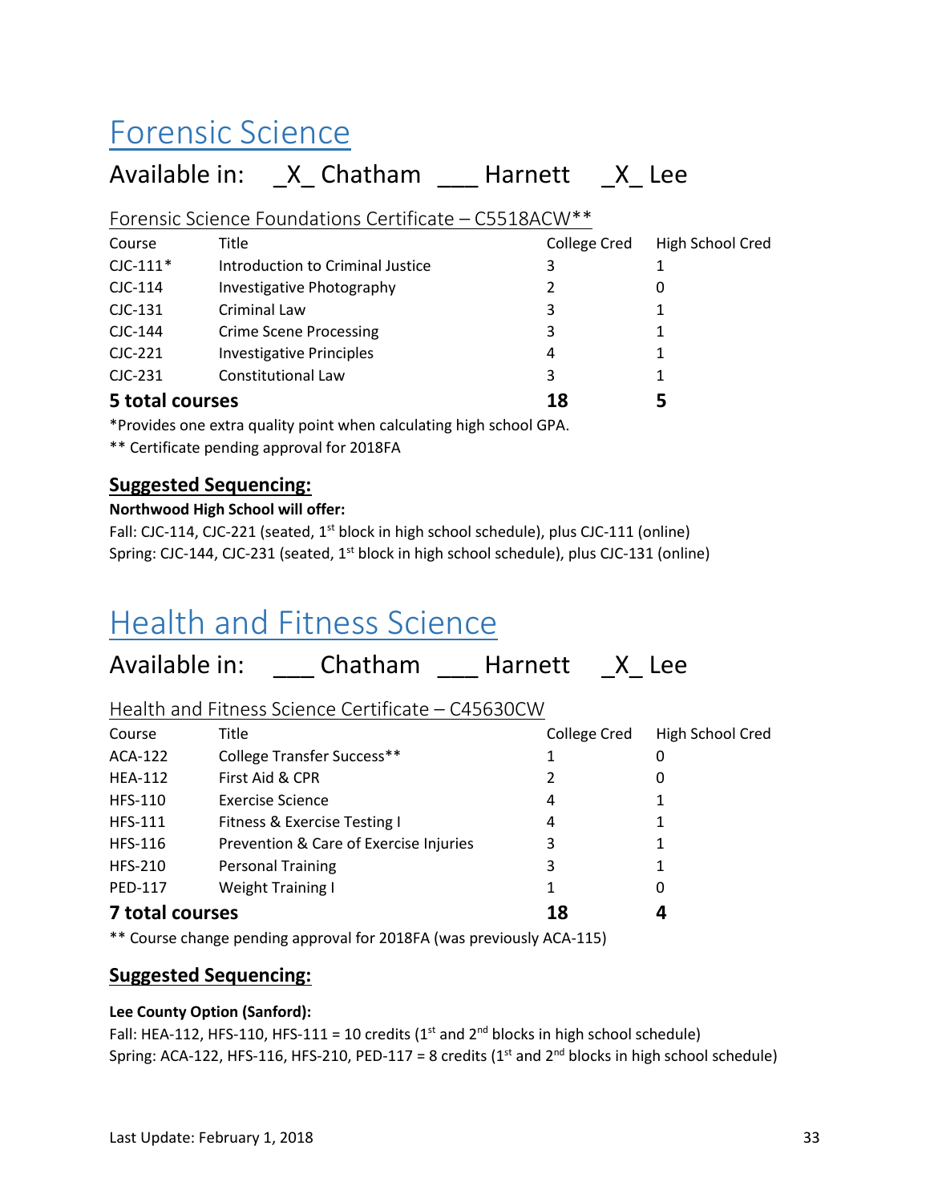# Forensic Science

## Available in: _X_ Chatham ___ Harnett _X_ Lee

### Forensic Science Foundations Certificate – C5518ACW**

| Course | Title | College Cred | High School Cred |
|---|---|---|---|
| CJC-111* | Introduction to Criminal Justice | 3 | 1 |
| CJC-114 | Investigative Photography | 2 | 0 |
| CJC-131 | Criminal Law | 3 | 1 |
| CJC-144 | Crime Scene Processing | 3 | 1 |
| CJC-221 | Investigative Principles | 4 | 1 |
| CJC-231 | Constitutional Law | 3 | 1 |
| **5 total courses** | | **18** | **5** |

*Provides one extra quality point when calculating high school GPA.

** Certificate pending approval for 2018FA

### Suggested Sequencing:

**Northwood High School will offer:**

Fall: CJC-114, CJC-221 (seated, 1st block in high school schedule), plus CJC-111 (online)
Spring: CJC-144, CJC-231 (seated, 1st block in high school schedule), plus CJC-131 (online)

# Health and Fitness Science

## Available in: ___ Chatham ___ Harnett _X_ Lee

### Health and Fitness Science Certificate – C45630CW

| Course | Title | College Cred | High School Cred |
|---|---|---|---|
| ACA-122 | College Transfer Success** | 1 | 0 |
| HEA-112 | First Aid & CPR | 2 | 0 |
| HFS-110 | Exercise Science | 4 | 1 |
| HFS-111 | Fitness & Exercise Testing I | 4 | 1 |
| HFS-116 | Prevention & Care of Exercise Injuries | 3 | 1 |
| HFS-210 | Personal Training | 3 | 1 |
| PED-117 | Weight Training I | 1 | 0 |
| **7 total courses** | | **18** | **4** |

** Course change pending approval for 2018FA (was previously ACA-115)

### Suggested Sequencing:

**Lee County Option (Sanford):**

Fall: HEA-112, HFS-110, HFS-111 = 10 credits (1st and 2nd blocks in high school schedule)
Spring: ACA-122, HFS-116, HFS-210, PED-117 = 8 credits (1st and 2nd blocks in high school schedule)

Last Update: February 1, 2018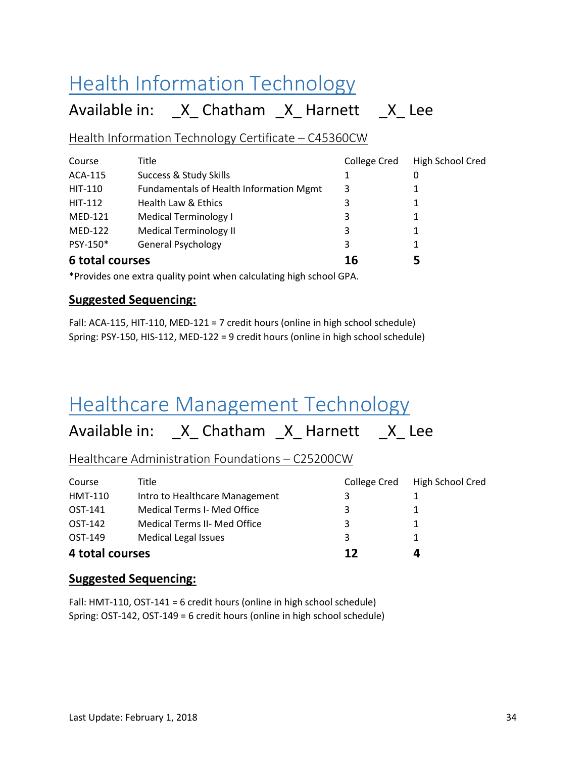# Health Information Technology

## Available in: _X_ Chatham _X_ Harnett _X_ Lee

### Health Information Technology Certificate – C45360CW

| Course | Title | College Cred | High School Cred |
|---|---|---|---|
| ACA-115 | Success & Study Skills | 1 | 0 |
| HIT-110 | Fundamentals of Health Information Mgmt | 3 | 1 |
| HIT-112 | Health Law & Ethics | 3 | 1 |
| MED-121 | Medical Terminology I | 3 | 1 |
| MED-122 | Medical Terminology II | 3 | 1 |
| PSY-150* | General Psychology | 3 | 1 |
| **6 total courses** | | **16** | **5** |

*Provides one extra quality point when calculating high school GPA.

**Suggested Sequencing:**

Fall: ACA-115, HIT-110, MED-121 = 7 credit hours (online in high school schedule)
Spring: PSY-150, HIS-112, MED-122 = 9 credit hours (online in high school schedule)

# Healthcare Management Technology

## Available in: _X_ Chatham _X_ Harnett _X_ Lee

### Healthcare Administration Foundations – C25200CW

| Course | Title | College Cred | High School Cred |
|---|---|---|---|
| HMT-110 | Intro to Healthcare Management | 3 | 1 |
| OST-141 | Medical Terms I- Med Office | 3 | 1 |
| OST-142 | Medical Terms II- Med Office | 3 | 1 |
| OST-149 | Medical Legal Issues | 3 | 1 |
| **4 total courses** | | **12** | **4** |

**Suggested Sequencing:**

Fall: HMT-110, OST-141 = 6 credit hours (online in high school schedule)
Spring: OST-142, OST-149 = 6 credit hours (online in high school schedule)

Last Update: February 1, 2018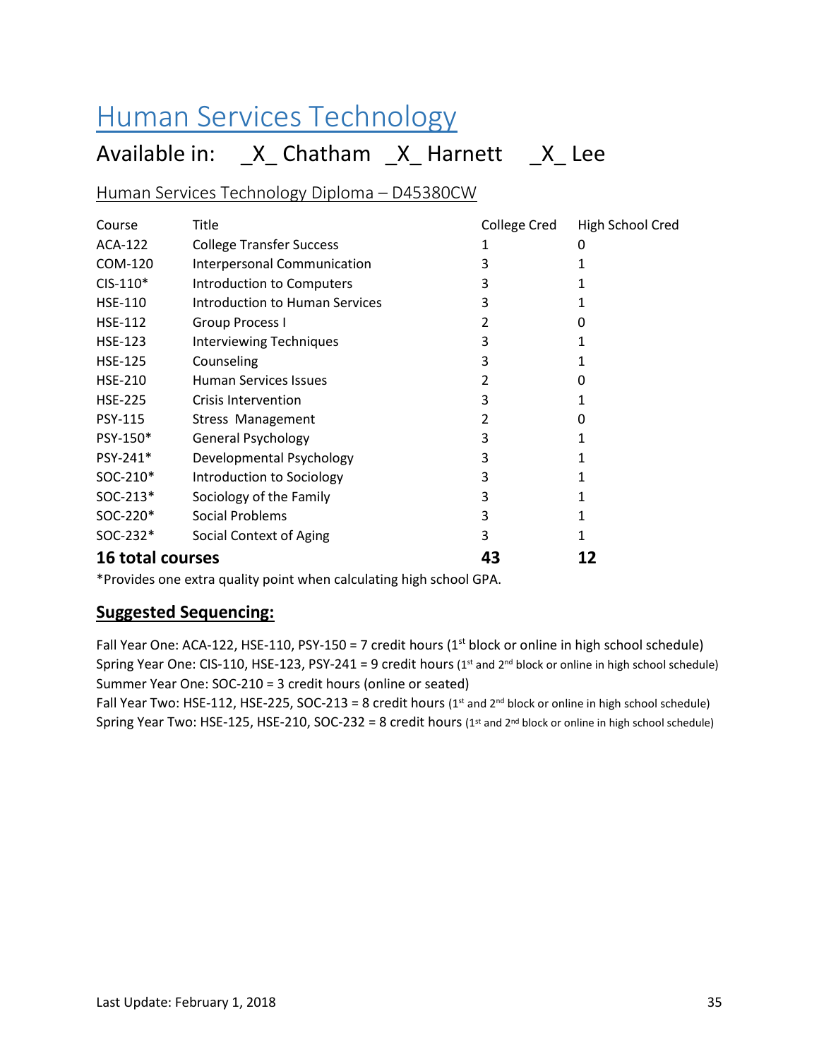# Human Services Technology

## Available in: _X_ Chatham _X_ Harnett _X_ Lee

### Human Services Technology Diploma – D45380CW

| Course | Title | College Cred | High School Cred |
|---|---|---|---|
| ACA-122 | College Transfer Success | 1 | 0 |
| COM-120 | Interpersonal Communication | 3 | 1 |
| CIS-110* | Introduction to Computers | 3 | 1 |
| HSE-110 | Introduction to Human Services | 3 | 1 |
| HSE-112 | Group Process I | 2 | 0 |
| HSE-123 | Interviewing Techniques | 3 | 1 |
| HSE-125 | Counseling | 3 | 1 |
| HSE-210 | Human Services Issues | 2 | 0 |
| HSE-225 | Crisis Intervention | 3 | 1 |
| PSY-115 | Stress Management | 2 | 0 |
| PSY-150* | General Psychology | 3 | 1 |
| PSY-241* | Developmental Psychology | 3 | 1 |
| SOC-210* | Introduction to Sociology | 3 | 1 |
| SOC-213* | Sociology of the Family | 3 | 1 |
| SOC-220* | Social Problems | 3 | 1 |
| SOC-232* | Social Context of Aging | 3 | 1 |
| **16 total courses** | | **43** | **12** |

*Provides one extra quality point when calculating high school GPA.

**Suggested Sequencing:**

Fall Year One: ACA-122, HSE-110, PSY-150 = 7 credit hours (1st block or online in high school schedule)
Spring Year One: CIS-110, HSE-123, PSY-241 = 9 credit hours (1st and 2nd block or online in high school schedule)
Summer Year One: SOC-210 = 3 credit hours (online or seated)
Fall Year Two: HSE-112, HSE-225, SOC-213 = 8 credit hours (1st and 2nd block or online in high school schedule)
Spring Year Two: HSE-125, HSE-210, SOC-232 = 8 credit hours (1st and 2nd block or online in high school schedule)

Last Update: February 1, 2018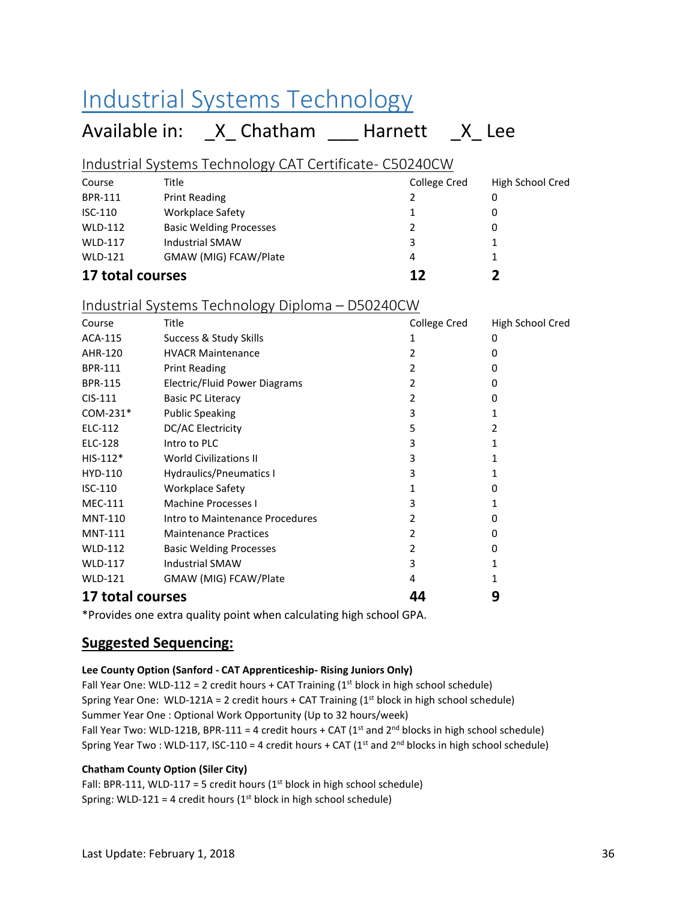# Industrial Systems Technology

## Available in: _X_ Chatham ___ Harnett _X_ Lee

### Industrial Systems Technology CAT Certificate- C50240CW

| Course | Title | College Cred | High School Cred |
|---|---|---|---|
| BPR-111 | Print Reading | 2 | 0 |
| ISC-110 | Workplace Safety | 1 | 0 |
| WLD-112 | Basic Welding Processes | 2 | 0 |
| WLD-117 | Industrial SMAW | 3 | 1 |
| WLD-121 | GMAW (MIG) FCAW/Plate | 4 | 1 |
| **17 total courses** | | **12** | **2** |

### Industrial Systems Technology Diploma – D50240CW

| Course | Title | College Cred | High School Cred |
|---|---|---|---|
| ACA-115 | Success & Study Skills | 1 | 0 |
| AHR-120 | HVACR Maintenance | 2 | 0 |
| BPR-111 | Print Reading | 2 | 0 |
| BPR-115 | Electric/Fluid Power Diagrams | 2 | 0 |
| CIS-111 | Basic PC Literacy | 2 | 0 |
| COM-231* | Public Speaking | 3 | 1 |
| ELC-112 | DC/AC Electricity | 5 | 2 |
| ELC-128 | Intro to PLC | 3 | 1 |
| HIS-112* | World Civilizations II | 3 | 1 |
| HYD-110 | Hydraulics/Pneumatics I | 3 | 1 |
| ISC-110 | Workplace Safety | 1 | 0 |
| MEC-111 | Machine Processes I | 3 | 1 |
| MNT-110 | Intro to Maintenance Procedures | 2 | 0 |
| MNT-111 | Maintenance Practices | 2 | 0 |
| WLD-112 | Basic Welding Processes | 2 | 0 |
| WLD-117 | Industrial SMAW | 3 | 1 |
| WLD-121 | GMAW (MIG) FCAW/Plate | 4 | 1 |
| **17 total courses** | | **44** | **9** |

*Provides one extra quality point when calculating high school GPA.

## Suggested Sequencing:

**Lee County Option (Sanford - CAT Apprenticeship- Rising Juniors Only)**

Fall Year One: WLD-112 = 2 credit hours + CAT Training (1st block in high school schedule)
Spring Year One: WLD-121A = 2 credit hours + CAT Training (1st block in high school schedule)
Summer Year One : Optional Work Opportunity (Up to 32 hours/week)
Fall Year Two: WLD-121B, BPR-111 = 4 credit hours + CAT (1st and 2nd blocks in high school schedule)
Spring Year Two : WLD-117, ISC-110 = 4 credit hours + CAT (1st and 2nd blocks in high school schedule)

**Chatham County Option (Siler City)**

Fall: BPR-111, WLD-117 = 5 credit hours (1st block in high school schedule)
Spring: WLD-121 = 4 credit hours (1st block in high school schedule)

Last Update: February 1, 2018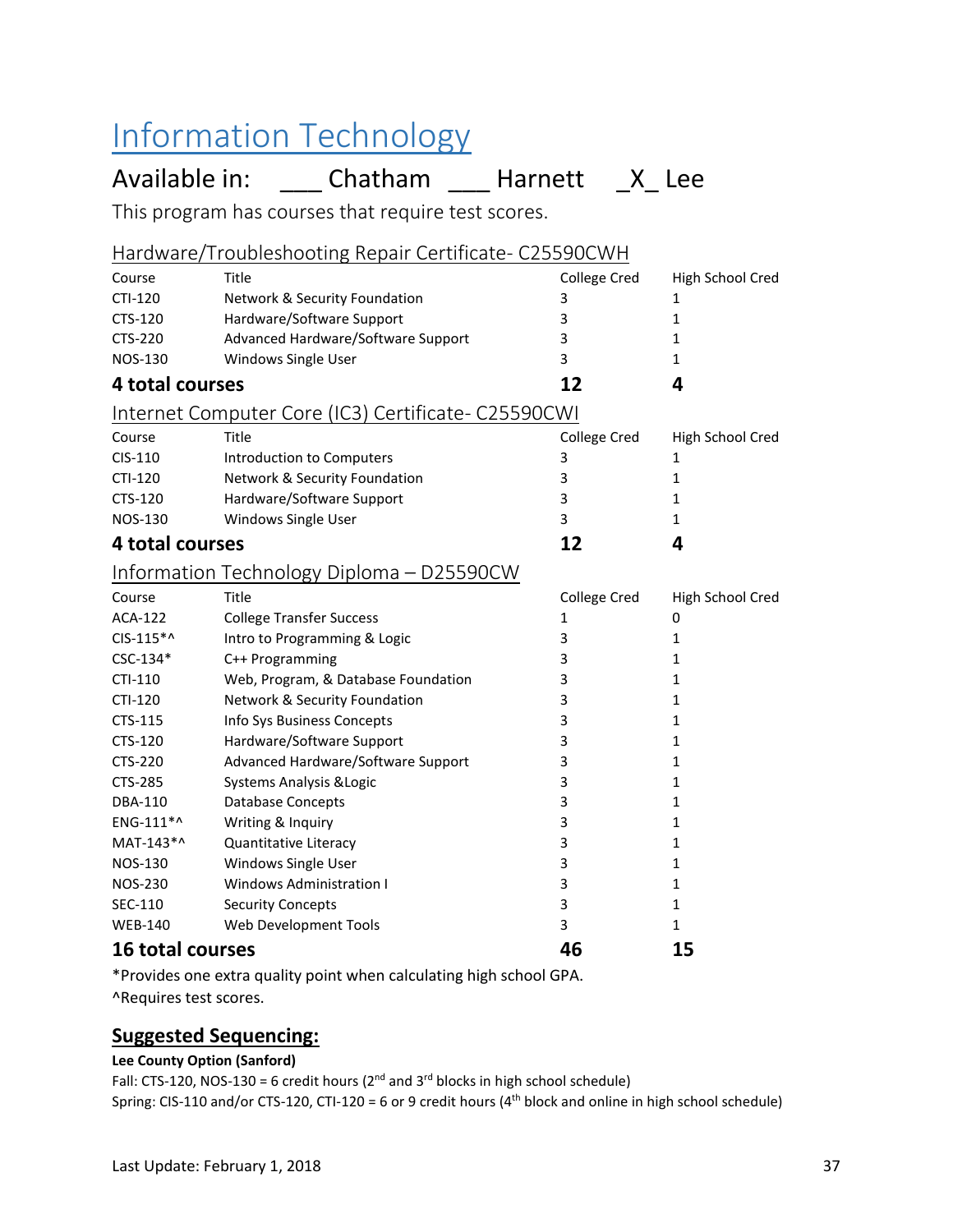# Information Technology

## Available in: ___ Chatham ___ Harnett _X_ Lee

This program has courses that require test scores.

### Hardware/Troubleshooting Repair Certificate- C25590CWH

| Course | Title | College Cred | High School Cred |
|---|---|---|---|
| CTI-120 | Network & Security Foundation | 3 | 1 |
| CTS-120 | Hardware/Software Support | 3 | 1 |
| CTS-220 | Advanced Hardware/Software Support | 3 | 1 |
| NOS-130 | Windows Single User | 3 | 1 |
| **4 total courses** | | **12** | **4** |

### Internet Computer Core (IC3) Certificate- C25590CWI

| Course | Title | College Cred | High School Cred |
|---|---|---|---|
| CIS-110 | Introduction to Computers | 3 | 1 |
| CTI-120 | Network & Security Foundation | 3 | 1 |
| CTS-120 | Hardware/Software Support | 3 | 1 |
| NOS-130 | Windows Single User | 3 | 1 |
| **4 total courses** | | **12** | **4** |

### Information Technology Diploma – D25590CW

| Course | Title | College Cred | High School Cred |
|---|---|---|---|
| ACA-122 | College Transfer Success | 1 | 0 |
| CIS-115*^ | Intro to Programming & Logic | 3 | 1 |
| CSC-134* | C++ Programming | 3 | 1 |
| CTI-110 | Web, Program, & Database Foundation | 3 | 1 |
| CTI-120 | Network & Security Foundation | 3 | 1 |
| CTS-115 | Info Sys Business Concepts | 3 | 1 |
| CTS-120 | Hardware/Software Support | 3 | 1 |
| CTS-220 | Advanced Hardware/Software Support | 3 | 1 |
| CTS-285 | Systems Analysis &Logic | 3 | 1 |
| DBA-110 | Database Concepts | 3 | 1 |
| ENG-111*^ | Writing & Inquiry | 3 | 1 |
| MAT-143*^ | Quantitative Literacy | 3 | 1 |
| NOS-130 | Windows Single User | 3 | 1 |
| NOS-230 | Windows Administration I | 3 | 1 |
| SEC-110 | Security Concepts | 3 | 1 |
| WEB-140 | Web Development Tools | 3 | 1 |
| **16 total courses** | | **46** | **15** |

*Provides one extra quality point when calculating high school GPA.
^Requires test scores.

## Suggested Sequencing:

**Lee County Option (Sanford)**

Fall: CTS-120, NOS-130 = 6 credit hours (2nd and 3rd blocks in high school schedule)
Spring: CIS-110 and/or CTS-120, CTI-120 = 6 or 9 credit hours (4th block and online in high school schedule)

Last Update: February 1, 2018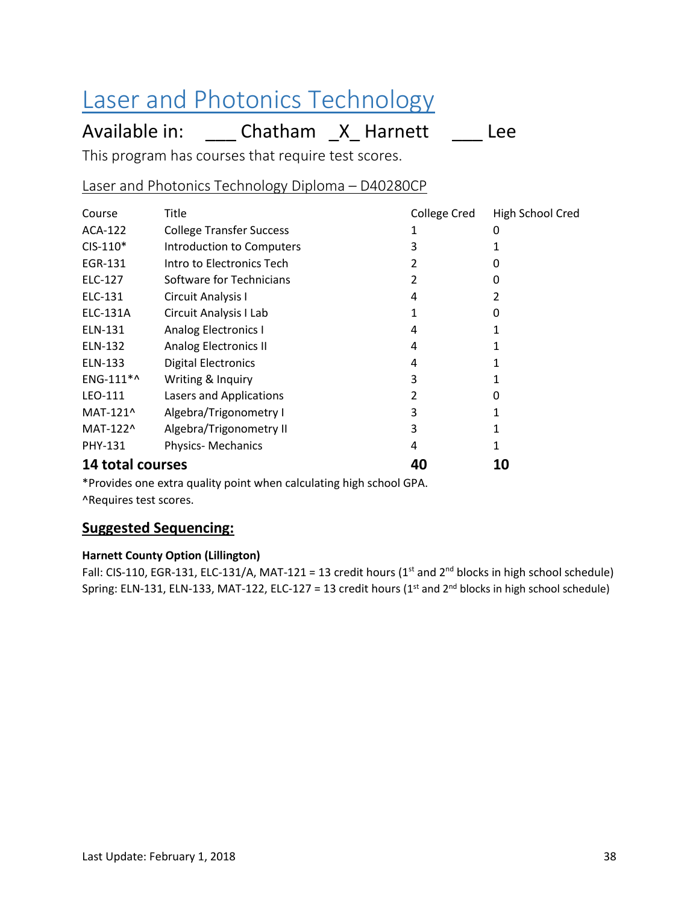# Laser and Photonics Technology

## Available in: ___ Chatham _X_ Harnett ___ Lee

This program has courses that require test scores.

### Laser and Photonics Technology Diploma – D40280CP

| Course | Title | College Cred | High School Cred |
|---|---|---|---|
| ACA-122 | College Transfer Success | 1 | 0 |
| CIS-110* | Introduction to Computers | 3 | 1 |
| EGR-131 | Intro to Electronics Tech | 2 | 0 |
| ELC-127 | Software for Technicians | 2 | 0 |
| ELC-131 | Circuit Analysis I | 4 | 2 |
| ELC-131A | Circuit Analysis I Lab | 1 | 0 |
| ELN-131 | Analog Electronics I | 4 | 1 |
| ELN-132 | Analog Electronics II | 4 | 1 |
| ELN-133 | Digital Electronics | 4 | 1 |
| ENG-111*^ | Writing & Inquiry | 3 | 1 |
| LEO-111 | Lasers and Applications | 2 | 0 |
| MAT-121^ | Algebra/Trigonometry I | 3 | 1 |
| MAT-122^ | Algebra/Trigonometry II | 3 | 1 |
| PHY-131 | Physics- Mechanics | 4 | 1 |
| **14 total courses** | | **40** | **10** |

*Provides one extra quality point when calculating high school GPA.

^Requires test scores.

### Suggested Sequencing:

**Harnett County Option (Lillington)**

Fall: CIS-110, EGR-131, ELC-131/A, MAT-121 = 13 credit hours (1st and 2nd blocks in high school schedule)

Spring: ELN-131, ELN-133, MAT-122, ELC-127 = 13 credit hours (1st and 2nd blocks in high school schedule)

Last Update: February 1, 2018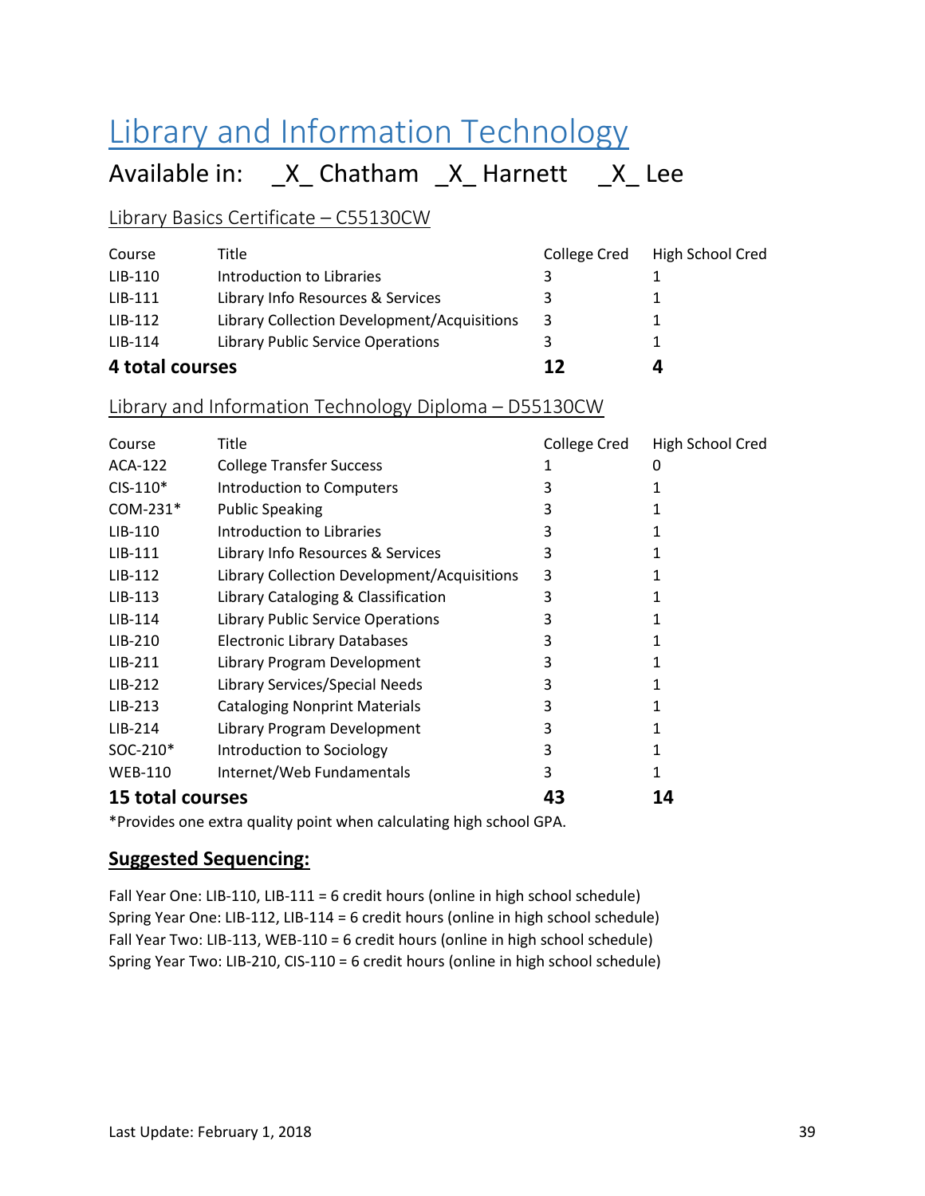# Library and Information Technology

## Available in: _X_ Chatham _X_ Harnett _X_ Lee

### Library Basics Certificate – C55130CW

| Course | Title | College Cred | High School Cred |
|---|---|---|---|
| LIB-110 | Introduction to Libraries | 3 | 1 |
| LIB-111 | Library Info Resources & Services | 3 | 1 |
| LIB-112 | Library Collection Development/Acquisitions | 3 | 1 |
| LIB-114 | Library Public Service Operations | 3 | 1 |
| **4 total courses** | | **12** | **4** |

### Library and Information Technology Diploma – D55130CW

| Course | Title | College Cred | High School Cred |
|---|---|---|---|
| ACA-122 | College Transfer Success | 1 | 0 |
| CIS-110* | Introduction to Computers | 3 | 1 |
| COM-231* | Public Speaking | 3 | 1 |
| LIB-110 | Introduction to Libraries | 3 | 1 |
| LIB-111 | Library Info Resources & Services | 3 | 1 |
| LIB-112 | Library Collection Development/Acquisitions | 3 | 1 |
| LIB-113 | Library Cataloging & Classification | 3 | 1 |
| LIB-114 | Library Public Service Operations | 3 | 1 |
| LIB-210 | Electronic Library Databases | 3 | 1 |
| LIB-211 | Library Program Development | 3 | 1 |
| LIB-212 | Library Services/Special Needs | 3 | 1 |
| LIB-213 | Cataloging Nonprint Materials | 3 | 1 |
| LIB-214 | Library Program Development | 3 | 1 |
| SOC-210* | Introduction to Sociology | 3 | 1 |
| WEB-110 | Internet/Web Fundamentals | 3 | 1 |
| **15 total courses** | | **43** | **14** |

*Provides one extra quality point when calculating high school GPA.

### **Suggested Sequencing:**

Fall Year One: LIB-110, LIB-111 = 6 credit hours (online in high school schedule)
Spring Year One: LIB-112, LIB-114 = 6 credit hours (online in high school schedule)
Fall Year Two: LIB-113, WEB-110 = 6 credit hours (online in high school schedule)
Spring Year Two: LIB-210, CIS-110 = 6 credit hours (online in high school schedule)

Last Update: February 1, 2018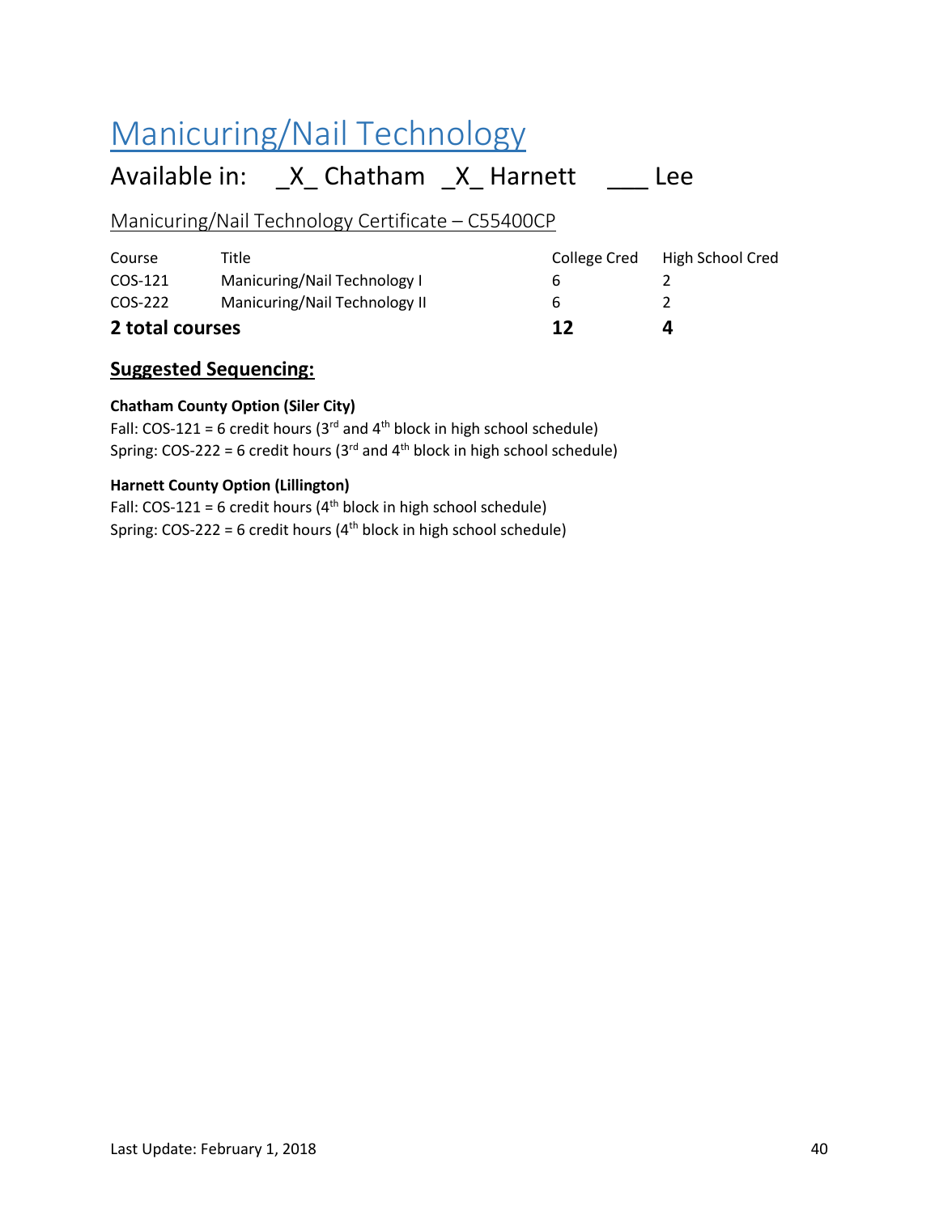# Manicuring/Nail Technology

## Available in: _X_ Chatham _X_ Harnett ___ Lee

### Manicuring/Nail Technology Certificate – C55400CP

| Course | Title | College Cred | High School Cred |
|---|---|---|---|
| COS-121 | Manicuring/Nail Technology I | 6 | 2 |
| COS-222 | Manicuring/Nail Technology II | 6 | 2 |
| **2 total courses** | | **12** | **4** |

### **Suggested Sequencing:**

**Chatham County Option (Siler City)**
Fall: COS-121 = 6 credit hours (3rd and 4th block in high school schedule)
Spring: COS-222 = 6 credit hours (3rd and 4th block in high school schedule)

**Harnett County Option (Lillington)**
Fall: COS-121 = 6 credit hours (4th block in high school schedule)
Spring: COS-222 = 6 credit hours (4th block in high school schedule)

Last Update: February 1, 2018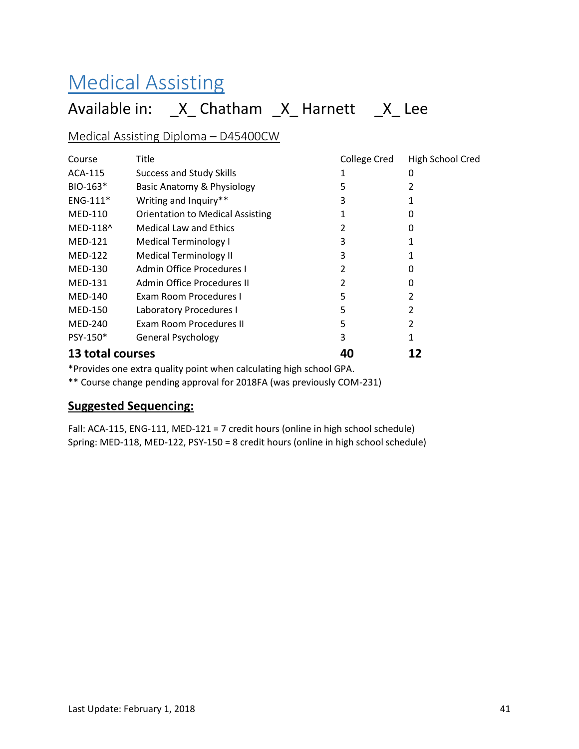# Medical Assisting

## Available in: _X_ Chatham _X_ Harnett _X_ Lee

### Medical Assisting Diploma – D45400CW

| Course | Title | College Cred | High School Cred |
|---|---|---|---|
| ACA-115 | Success and Study Skills | 1 | 0 |
| BIO-163* | Basic Anatomy & Physiology | 5 | 2 |
| ENG-111* | Writing and Inquiry** | 3 | 1 |
| MED-110 | Orientation to Medical Assisting | 1 | 0 |
| MED-118^ | Medical Law and Ethics | 2 | 0 |
| MED-121 | Medical Terminology I | 3 | 1 |
| MED-122 | Medical Terminology II | 3 | 1 |
| MED-130 | Admin Office Procedures I | 2 | 0 |
| MED-131 | Admin Office Procedures II | 2 | 0 |
| MED-140 | Exam Room Procedures I | 5 | 2 |
| MED-150 | Laboratory Procedures I | 5 | 2 |
| MED-240 | Exam Room Procedures II | 5 | 2 |
| PSY-150* | General Psychology | 3 | 1 |
| **13 total courses** | | **40** | **12** |

*Provides one extra quality point when calculating high school GPA.

** Course change pending approval for 2018FA (was previously COM-231)

**Suggested Sequencing:**

Fall: ACA-115, ENG-111, MED-121 = 7 credit hours (online in high school schedule)

Spring: MED-118, MED-122, PSY-150 = 8 credit hours (online in high school schedule)

Last Update: February 1, 2018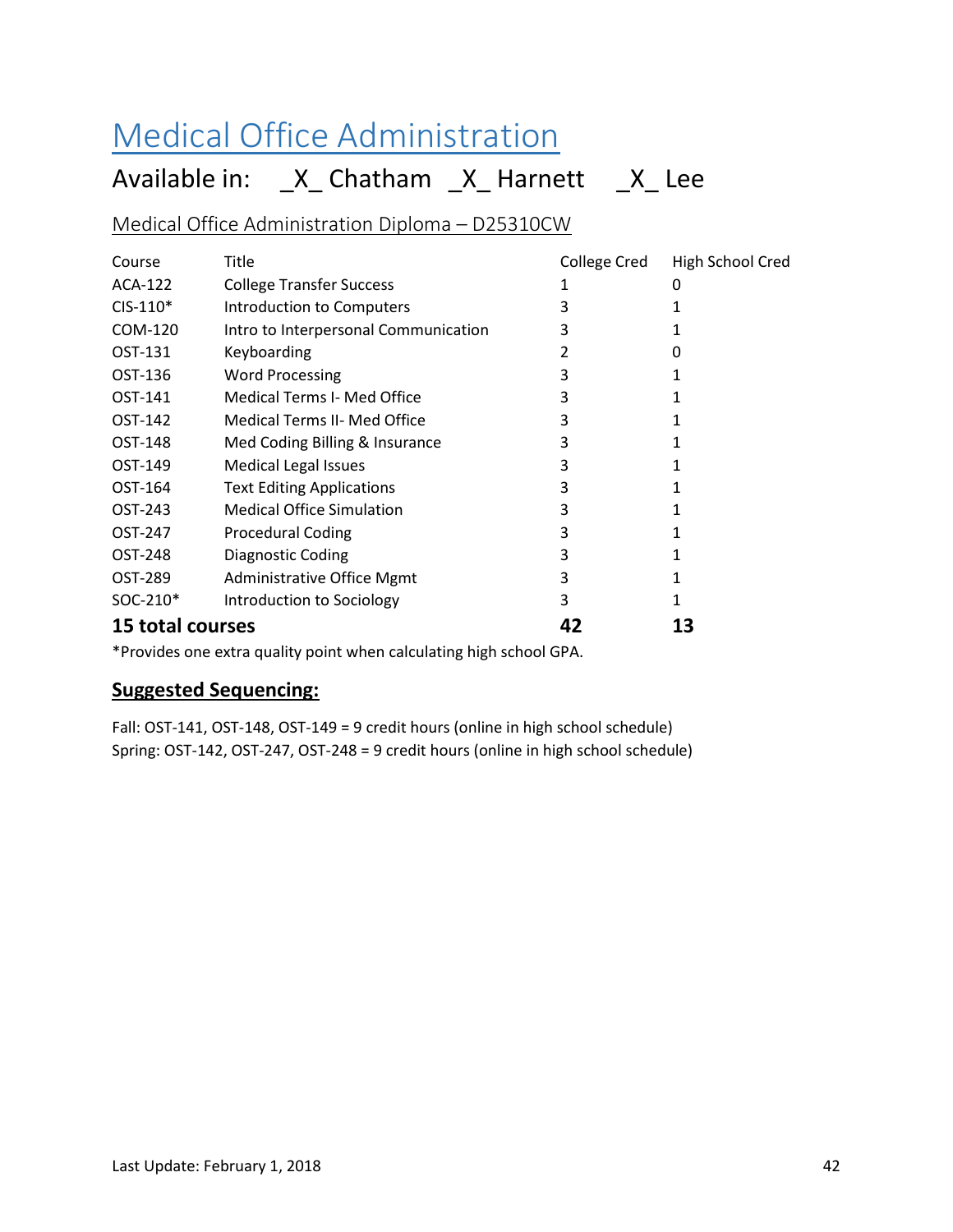# Medical Office Administration

## Available in: _X_ Chatham _X_ Harnett _X_ Lee

### Medical Office Administration Diploma – D25310CW

| Course | Title | College Cred | High School Cred |
|---|---|---|---|
| ACA-122 | College Transfer Success | 1 | 0 |
| CIS-110* | Introduction to Computers | 3 | 1 |
| COM-120 | Intro to Interpersonal Communication | 3 | 1 |
| OST-131 | Keyboarding | 2 | 0 |
| OST-136 | Word Processing | 3 | 1 |
| OST-141 | Medical Terms I- Med Office | 3 | 1 |
| OST-142 | Medical Terms II- Med Office | 3 | 1 |
| OST-148 | Med Coding Billing & Insurance | 3 | 1 |
| OST-149 | Medical Legal Issues | 3 | 1 |
| OST-164 | Text Editing Applications | 3 | 1 |
| OST-243 | Medical Office Simulation | 3 | 1 |
| OST-247 | Procedural Coding | 3 | 1 |
| OST-248 | Diagnostic Coding | 3 | 1 |
| OST-289 | Administrative Office Mgmt | 3 | 1 |
| SOC-210* | Introduction to Sociology | 3 | 1 |
| **15 total courses** | | **42** | **13** |

*Provides one extra quality point when calculating high school GPA.

**Suggested Sequencing:**

Fall: OST-141, OST-148, OST-149 = 9 credit hours (online in high school schedule)
Spring: OST-142, OST-247, OST-248 = 9 credit hours (online in high school schedule)

Last Update: February 1, 2018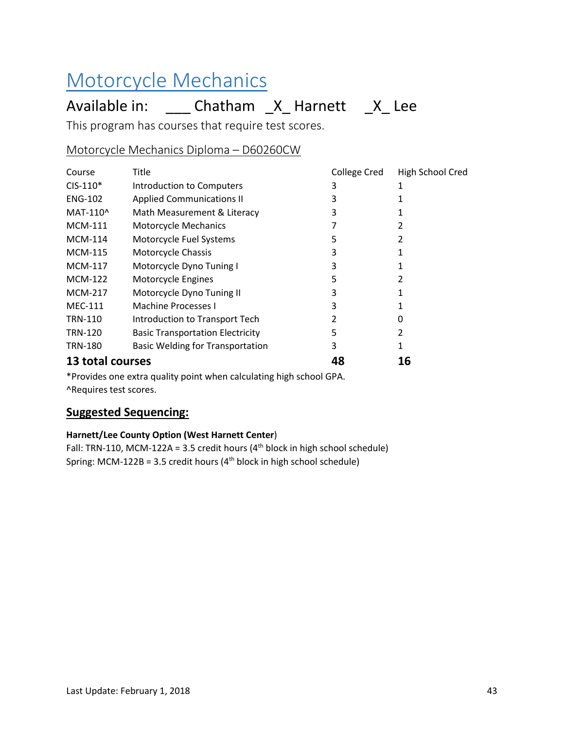# Motorcycle Mechanics

## Available in: ___ Chatham _X_ Harnett _X_ Lee

This program has courses that require test scores.

### Motorcycle Mechanics Diploma – D60260CW

| Course | Title | College Cred | High School Cred |
|---|---|---|---|
| CIS-110* | Introduction to Computers | 3 | 1 |
| ENG-102 | Applied Communications II | 3 | 1 |
| MAT-110^ | Math Measurement & Literacy | 3 | 1 |
| MCM-111 | Motorcycle Mechanics | 7 | 2 |
| MCM-114 | Motorcycle Fuel Systems | 5 | 2 |
| MCM-115 | Motorcycle Chassis | 3 | 1 |
| MCM-117 | Motorcycle Dyno Tuning I | 3 | 1 |
| MCM-122 | Motorcycle Engines | 5 | 2 |
| MCM-217 | Motorcycle Dyno Tuning II | 3 | 1 |
| MEC-111 | Machine Processes I | 3 | 1 |
| TRN-110 | Introduction to Transport Tech | 2 | 0 |
| TRN-120 | Basic Transportation Electricity | 5 | 2 |
| TRN-180 | Basic Welding for Transportation | 3 | 1 |
| **13 total courses** | | **48** | **16** |

*Provides one extra quality point when calculating high school GPA.
^Requires test scores.

### Suggested Sequencing:

**Harnett/Lee County Option (West Harnett Center)**
Fall: TRN-110, MCM-122A = 3.5 credit hours (4th block in high school schedule)
Spring: MCM-122B = 3.5 credit hours (4th block in high school schedule)

Last Update: February 1, 2018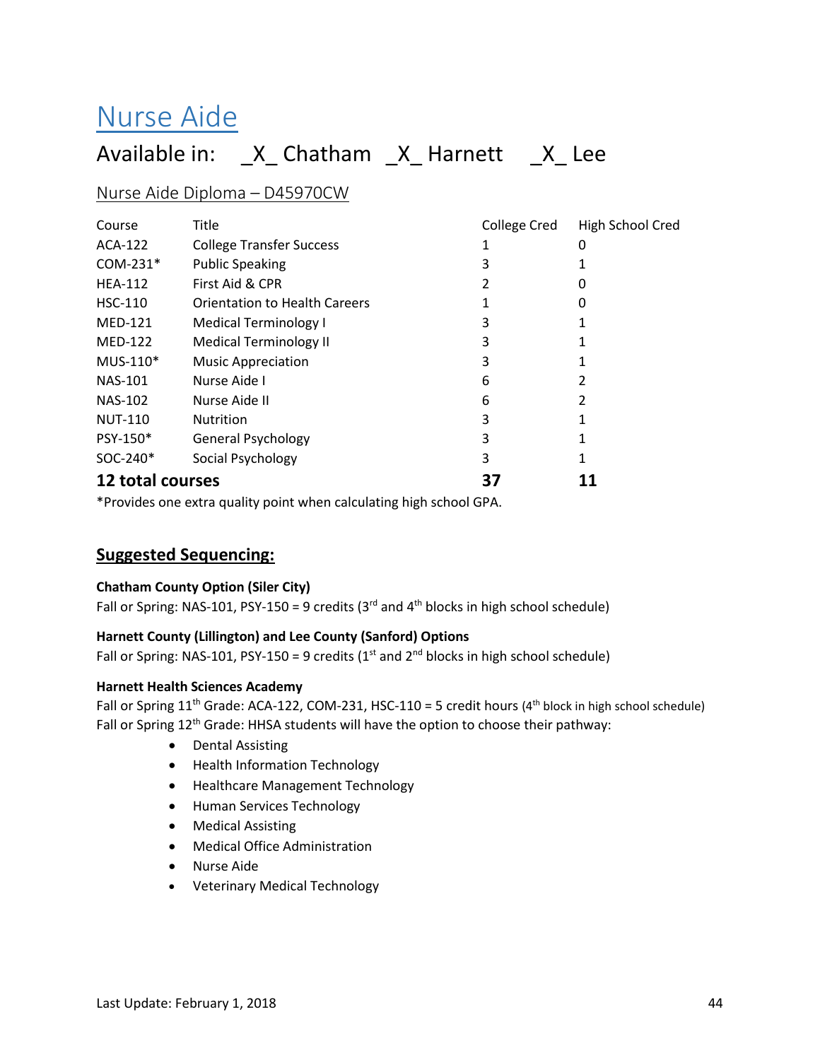# Nurse Aide

## Available in: _X_ Chatham _X_ Harnett _X_ Lee

### Nurse Aide Diploma – D45970CW

| Course | Title | College Cred | High School Cred |
|---|---|---|---|
| ACA-122 | College Transfer Success | 1 | 0 |
| COM-231* | Public Speaking | 3 | 1 |
| HEA-112 | First Aid & CPR | 2 | 0 |
| HSC-110 | Orientation to Health Careers | 1 | 0 |
| MED-121 | Medical Terminology I | 3 | 1 |
| MED-122 | Medical Terminology II | 3 | 1 |
| MUS-110* | Music Appreciation | 3 | 1 |
| NAS-101 | Nurse Aide I | 6 | 2 |
| NAS-102 | Nurse Aide II | 6 | 2 |
| NUT-110 | Nutrition | 3 | 1 |
| PSY-150* | General Psychology | 3 | 1 |
| SOC-240* | Social Psychology | 3 | 1 |
| **12 total courses** | | **37** | **11** |

*Provides one extra quality point when calculating high school GPA.

## Suggested Sequencing:

**Chatham County Option (Siler City)**

Fall or Spring: NAS-101, PSY-150 = 9 credits (3rd and 4th blocks in high school schedule)

**Harnett County (Lillington) and Lee County (Sanford) Options**

Fall or Spring: NAS-101, PSY-150 = 9 credits (1st and 2nd blocks in high school schedule)

**Harnett Health Sciences Academy**

Fall or Spring 11th Grade: ACA-122, COM-231, HSC-110 = 5 credit hours (4th block in high school schedule)

Fall or Spring 12th Grade: HHSA students will have the option to choose their pathway:

- Dental Assisting
- Health Information Technology
- Healthcare Management Technology
- Human Services Technology
- Medical Assisting
- Medical Office Administration
- Nurse Aide
- Veterinary Medical Technology

Last Update: February 1, 2018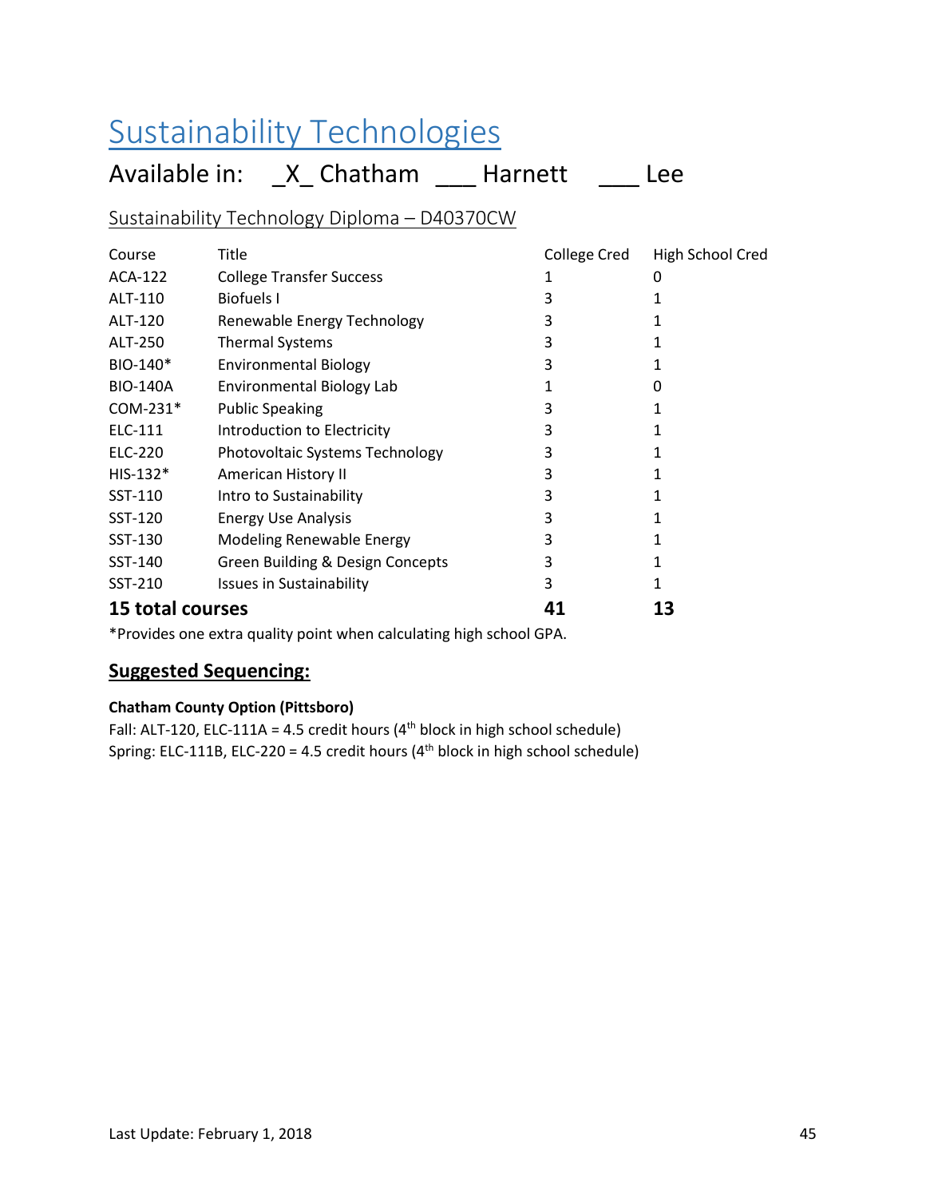# Sustainability Technologies

## Available in: _X_ Chatham ___ Harnett ___ Lee

### Sustainability Technology Diploma – D40370CW

| Course | Title | College Cred | High School Cred |
|---|---|---|---|
| ACA-122 | College Transfer Success | 1 | 0 |
| ALT-110 | Biofuels I | 3 | 1 |
| ALT-120 | Renewable Energy Technology | 3 | 1 |
| ALT-250 | Thermal Systems | 3 | 1 |
| BIO-140* | Environmental Biology | 3 | 1 |
| BIO-140A | Environmental Biology Lab | 1 | 0 |
| COM-231* | Public Speaking | 3 | 1 |
| ELC-111 | Introduction to Electricity | 3 | 1 |
| ELC-220 | Photovoltaic Systems Technology | 3 | 1 |
| HIS-132* | American History II | 3 | 1 |
| SST-110 | Intro to Sustainability | 3 | 1 |
| SST-120 | Energy Use Analysis | 3 | 1 |
| SST-130 | Modeling Renewable Energy | 3 | 1 |
| SST-140 | Green Building & Design Concepts | 3 | 1 |
| SST-210 | Issues in Sustainability | 3 | 1 |
| **15 total courses** | | **41** | **13** |

*Provides one extra quality point when calculating high school GPA.

## Suggested Sequencing:

**Chatham County Option (Pittsboro)**

Fall: ALT-120, ELC-111A = 4.5 credit hours (4th block in high school schedule)
Spring: ELC-111B, ELC-220 = 4.5 credit hours (4th block in high school schedule)

Last Update: February 1, 2018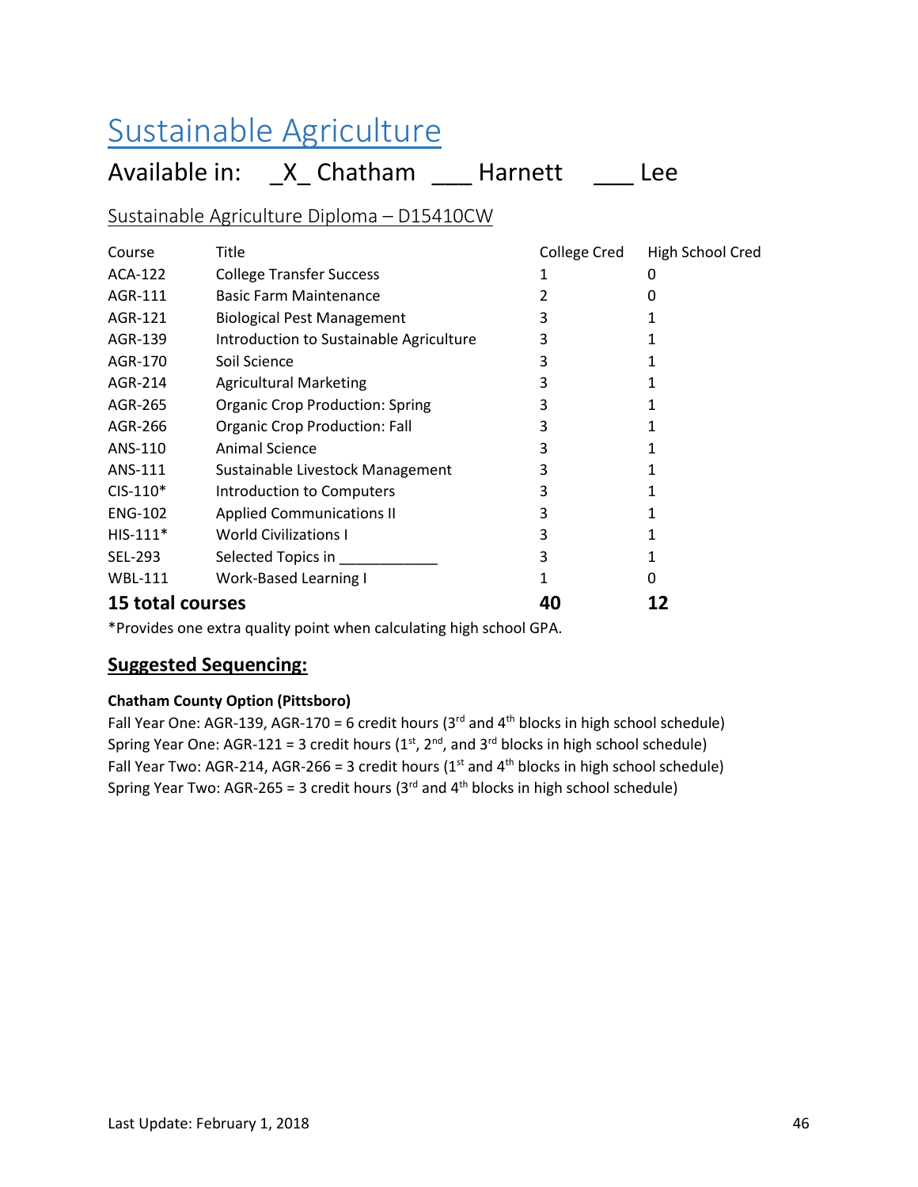# Sustainable Agriculture

## Available in: _X_ Chatham ___ Harnett ___ Lee

### Sustainable Agriculture Diploma – D15410CW

| Course | Title | College Cred | High School Cred |
|---|---|---|---|
| ACA-122 | College Transfer Success | 1 | 0 |
| AGR-111 | Basic Farm Maintenance | 2 | 0 |
| AGR-121 | Biological Pest Management | 3 | 1 |
| AGR-139 | Introduction to Sustainable Agriculture | 3 | 1 |
| AGR-170 | Soil Science | 3 | 1 |
| AGR-214 | Agricultural Marketing | 3 | 1 |
| AGR-265 | Organic Crop Production: Spring | 3 | 1 |
| AGR-266 | Organic Crop Production: Fall | 3 | 1 |
| ANS-110 | Animal Science | 3 | 1 |
| ANS-111 | Sustainable Livestock Management | 3 | 1 |
| CIS-110* | Introduction to Computers | 3 | 1 |
| ENG-102 | Applied Communications II | 3 | 1 |
| HIS-111* | World Civilizations I | 3 | 1 |
| SEL-293 | Selected Topics in ___________ | 3 | 1 |
| WBL-111 | Work-Based Learning I | 1 | 0 |
| **15 total courses** | | **40** | **12** |

*Provides one extra quality point when calculating high school GPA.

### Suggested Sequencing:

**Chatham County Option (Pittsboro)**

Fall Year One: AGR-139, AGR-170 = 6 credit hours (3rd and 4th blocks in high school schedule)
Spring Year One: AGR-121 = 3 credit hours (1st, 2nd, and 3rd blocks in high school schedule)
Fall Year Two: AGR-214, AGR-266 = 3 credit hours (1st and 4th blocks in high school schedule)
Spring Year Two: AGR-265 = 3 credit hours (3rd and 4th blocks in high school schedule)

Last Update: February 1, 2018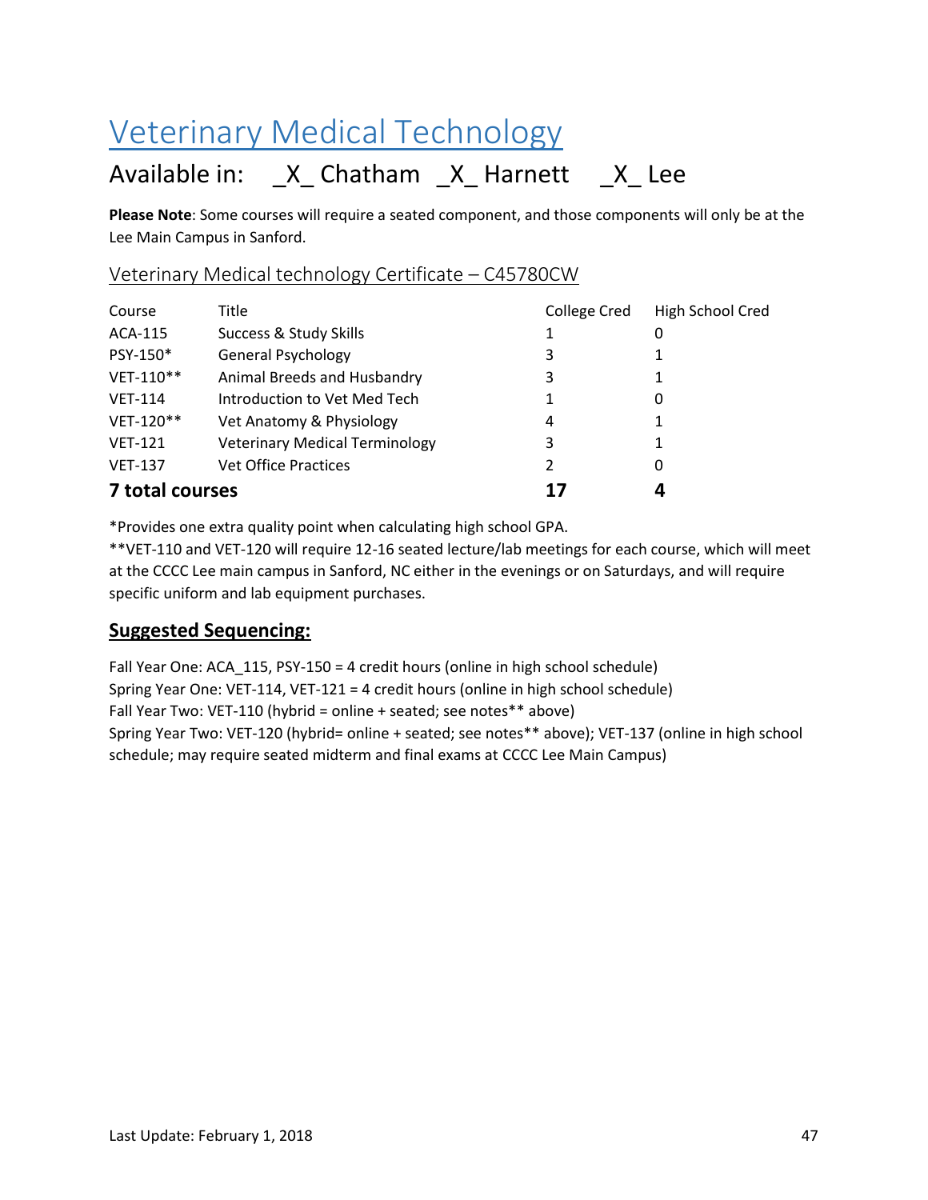# Veterinary Medical Technology

## Available in: _X_ Chatham _X_ Harnett _X_ Lee

**Please Note**: Some courses will require a seated component, and those components will only be at the Lee Main Campus in Sanford.

### Veterinary Medical technology Certificate – C45780CW

| Course | Title | College Cred | High School Cred |
|---|---|---|---|
| ACA-115 | Success & Study Skills | 1 | 0 |
| PSY-150* | General Psychology | 3 | 1 |
| VET-110** | Animal Breeds and Husbandry | 3 | 1 |
| VET-114 | Introduction to Vet Med Tech | 1 | 0 |
| VET-120** | Vet Anatomy & Physiology | 4 | 1 |
| VET-121 | Veterinary Medical Terminology | 3 | 1 |
| VET-137 | Vet Office Practices | 2 | 0 |
| **7 total courses** | | **17** | **4** |

*Provides one extra quality point when calculating high school GPA.
**VET-110 and VET-120 will require 12-16 seated lecture/lab meetings for each course, which will meet at the CCCC Lee main campus in Sanford, NC either in the evenings or on Saturdays, and will require specific uniform and lab equipment purchases.

### Suggested Sequencing:

Fall Year One: ACA_115, PSY-150 = 4 credit hours (online in high school schedule)
Spring Year One: VET-114, VET-121 = 4 credit hours (online in high school schedule)
Fall Year Two: VET-110 (hybrid = online + seated; see notes** above)
Spring Year Two: VET-120 (hybrid= online + seated; see notes** above); VET-137 (online in high school schedule; may require seated midterm and final exams at CCCC Lee Main Campus)

Last Update: February 1, 2018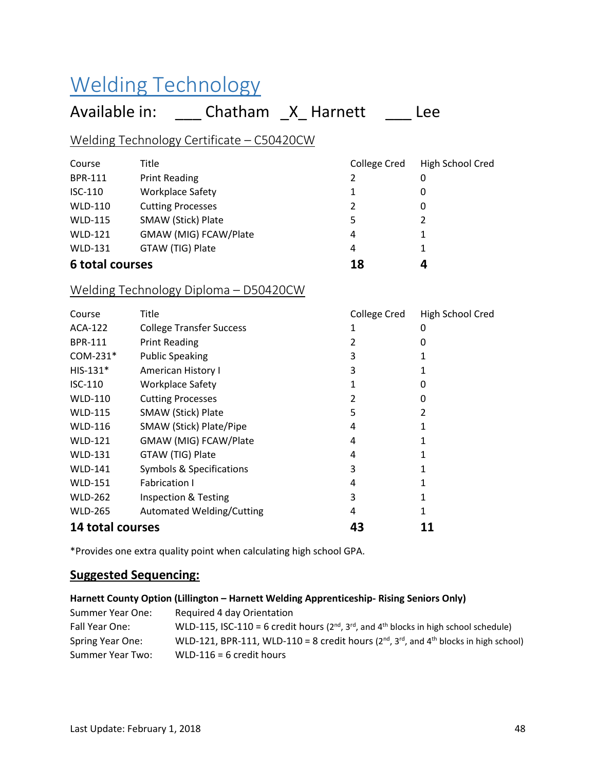# Welding Technology

## Available in: ___ Chatham _X_ Harnett ___ Lee

### Welding Technology Certificate – C50420CW

| Course | Title | College Cred | High School Cred |
|---|---|---|---|
| BPR-111 | Print Reading | 2 | 0 |
| ISC-110 | Workplace Safety | 1 | 0 |
| WLD-110 | Cutting Processes | 2 | 0 |
| WLD-115 | SMAW (Stick) Plate | 5 | 2 |
| WLD-121 | GMAW (MIG) FCAW/Plate | 4 | 1 |
| WLD-131 | GTAW (TIG) Plate | 4 | 1 |
| **6 total courses** | | **18** | **4** |

### Welding Technology Diploma – D50420CW

| Course | Title | College Cred | High School Cred |
|---|---|---|---|
| ACA-122 | College Transfer Success | 1 | 0 |
| BPR-111 | Print Reading | 2 | 0 |
| COM-231* | Public Speaking | 3 | 1 |
| HIS-131* | American History I | 3 | 1 |
| ISC-110 | Workplace Safety | 1 | 0 |
| WLD-110 | Cutting Processes | 2 | 0 |
| WLD-115 | SMAW (Stick) Plate | 5 | 2 |
| WLD-116 | SMAW (Stick) Plate/Pipe | 4 | 1 |
| WLD-121 | GMAW (MIG) FCAW/Plate | 4 | 1 |
| WLD-131 | GTAW (TIG) Plate | 4 | 1 |
| WLD-141 | Symbols & Specifications | 3 | 1 |
| WLD-151 | Fabrication I | 4 | 1 |
| WLD-262 | Inspection & Testing | 3 | 1 |
| WLD-265 | Automated Welding/Cutting | 4 | 1 |
| **14 total courses** | | **43** | **11** |

*Provides one extra quality point when calculating high school GPA.

### Suggested Sequencing:

**Harnett County Option (Lillington – Harnett Welding Apprenticeship- Rising Seniors Only)**

| | |
|---|---|
| Summer Year One: | Required 4 day Orientation |
| Fall Year One: | WLD-115, ISC-110 = 6 credit hours (2nd, 3rd, and 4th blocks in high school schedule) |
| Spring Year One: | WLD-121, BPR-111, WLD-110 = 8 credit hours (2nd, 3rd, and 4th blocks in high school) |
| Summer Year Two: | WLD-116 = 6 credit hours |

Last Update: February 1, 2018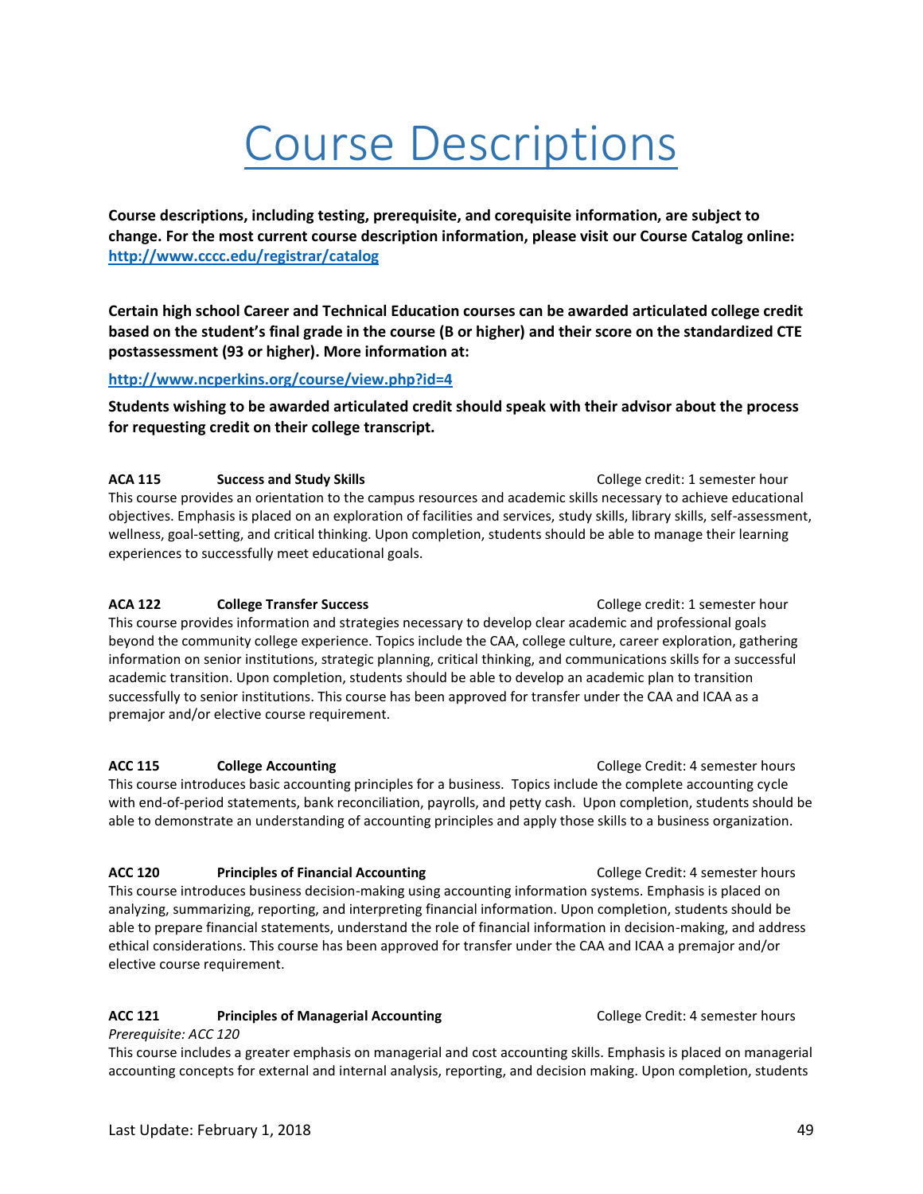# Course Descriptions

**Course descriptions, including testing, prerequisite, and corequisite information, are subject to change. For the most current course description information, please visit our Course Catalog online: [http://www.cccc.edu/registrar/catalog](http://www.cccc.edu/registrar/catalog)**

**Certain high school Career and Technical Education courses can be awarded articulated college credit based on the student's final grade in the course (B or higher) and their score on the standardized CTE postassessment (93 or higher). More information at:**

**[http://www.ncperkins.org/course/view.php?id=4](http://www.ncperkins.org/course/view.php?id=4)**

**Students wishing to be awarded articulated credit should speak with their advisor about the process for requesting credit on their college transcript.**

**ACA 115 Success and Study Skills** College credit: 1 semester hour

This course provides an orientation to the campus resources and academic skills necessary to achieve educational objectives. Emphasis is placed on an exploration of facilities and services, study skills, library skills, self-assessment, wellness, goal-setting, and critical thinking. Upon completion, students should be able to manage their learning experiences to successfully meet educational goals.

**ACA 122 College Transfer Success** College credit: 1 semester hour

This course provides information and strategies necessary to develop clear academic and professional goals beyond the community college experience. Topics include the CAA, college culture, career exploration, gathering information on senior institutions, strategic planning, critical thinking, and communications skills for a successful academic transition. Upon completion, students should be able to develop an academic plan to transition successfully to senior institutions. This course has been approved for transfer under the CAA and ICAA as a premajor and/or elective course requirement.

**ACC 115 College Accounting** College Credit: 4 semester hours

This course introduces basic accounting principles for a business. Topics include the complete accounting cycle with end-of-period statements, bank reconciliation, payrolls, and petty cash. Upon completion, students should be able to demonstrate an understanding of accounting principles and apply those skills to a business organization.

**ACC 120 Principles of Financial Accounting** College Credit: 4 semester hours

This course introduces business decision-making using accounting information systems. Emphasis is placed on analyzing, summarizing, reporting, and interpreting financial information. Upon completion, students should be able to prepare financial statements, understand the role of financial information in decision-making, and address ethical considerations. This course has been approved for transfer under the CAA and ICAA a premajor and/or elective course requirement.

**ACC 121 Principles of Managerial Accounting** College Credit: 4 semester hours

*Prerequisite: ACC 120*

This course includes a greater emphasis on managerial and cost accounting skills. Emphasis is placed on managerial accounting concepts for external and internal analysis, reporting, and decision making. Upon completion, students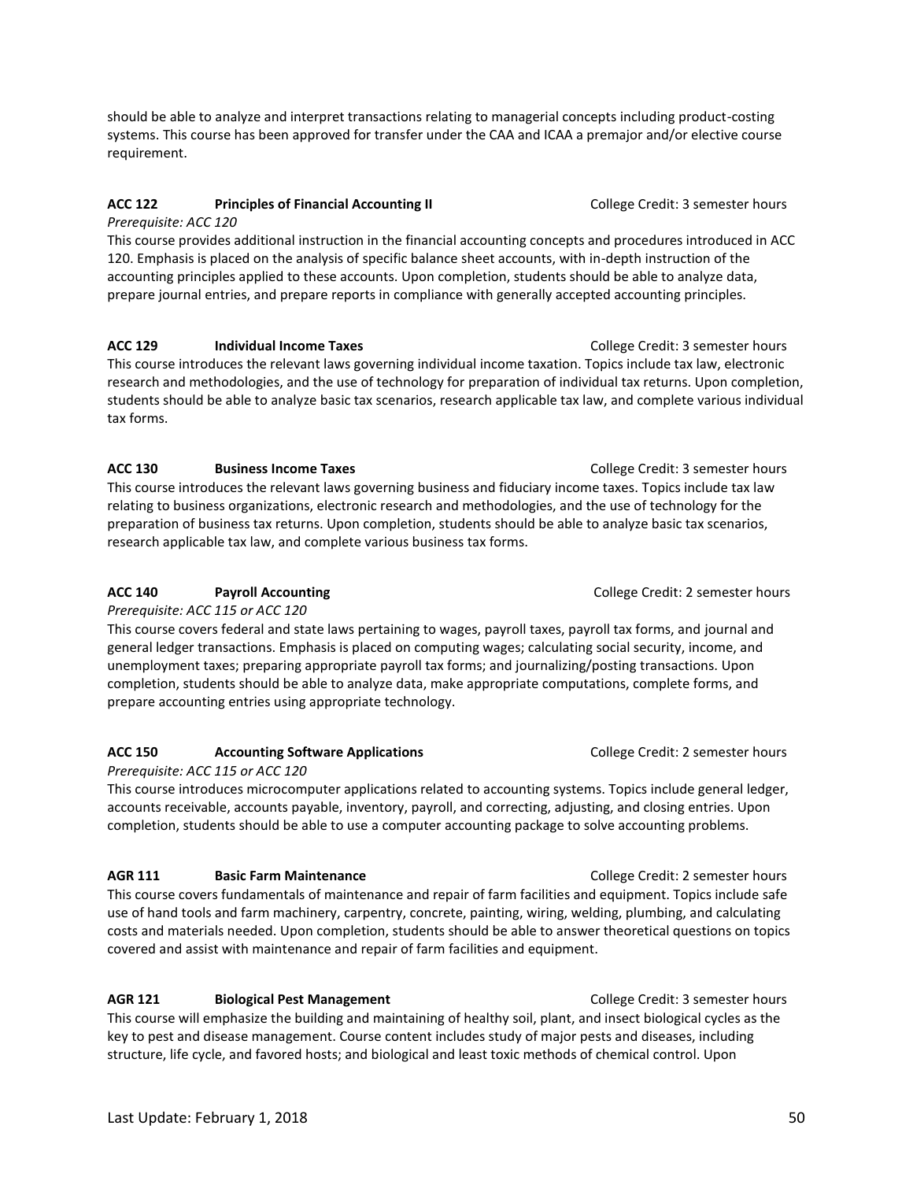should be able to analyze and interpret transactions relating to managerial concepts including product-costing systems. This course has been approved for transfer under the CAA and ICAA a premajor and/or elective course requirement.

**ACC 122 Principles of Financial Accounting II** College Credit: 3 semester hours

*Prerequisite: ACC 120*

This course provides additional instruction in the financial accounting concepts and procedures introduced in ACC 120. Emphasis is placed on the analysis of specific balance sheet accounts, with in-depth instruction of the accounting principles applied to these accounts. Upon completion, students should be able to analyze data, prepare journal entries, and prepare reports in compliance with generally accepted accounting principles.

**ACC 129 Individual Income Taxes** College Credit: 3 semester hours

This course introduces the relevant laws governing individual income taxation. Topics include tax law, electronic research and methodologies, and the use of technology for preparation of individual tax returns. Upon completion, students should be able to analyze basic tax scenarios, research applicable tax law, and complete various individual tax forms.

**ACC 130 Business Income Taxes** College Credit: 3 semester hours

This course introduces the relevant laws governing business and fiduciary income taxes. Topics include tax law relating to business organizations, electronic research and methodologies, and the use of technology for the preparation of business tax returns. Upon completion, students should be able to analyze basic tax scenarios, research applicable tax law, and complete various business tax forms.

**ACC 140 Payroll Accounting** College Credit: 2 semester hours

*Prerequisite: ACC 115 or ACC 120*

This course covers federal and state laws pertaining to wages, payroll taxes, payroll tax forms, and journal and general ledger transactions. Emphasis is placed on computing wages; calculating social security, income, and unemployment taxes; preparing appropriate payroll tax forms; and journalizing/posting transactions. Upon completion, students should be able to analyze data, make appropriate computations, complete forms, and prepare accounting entries using appropriate technology.

**ACC 150 Accounting Software Applications** College Credit: 2 semester hours

*Prerequisite: ACC 115 or ACC 120*

This course introduces microcomputer applications related to accounting systems. Topics include general ledger, accounts receivable, accounts payable, inventory, payroll, and correcting, adjusting, and closing entries. Upon completion, students should be able to use a computer accounting package to solve accounting problems.

**AGR 111 Basic Farm Maintenance** College Credit: 2 semester hours

This course covers fundamentals of maintenance and repair of farm facilities and equipment. Topics include safe use of hand tools and farm machinery, carpentry, concrete, painting, wiring, welding, plumbing, and calculating costs and materials needed. Upon completion, students should be able to answer theoretical questions on topics covered and assist with maintenance and repair of farm facilities and equipment.

**AGR 121 Biological Pest Management** College Credit: 3 semester hours

This course will emphasize the building and maintaining of healthy soil, plant, and insect biological cycles as the key to pest and disease management. Course content includes study of major pests and diseases, including structure, life cycle, and favored hosts; and biological and least toxic methods of chemical control. Upon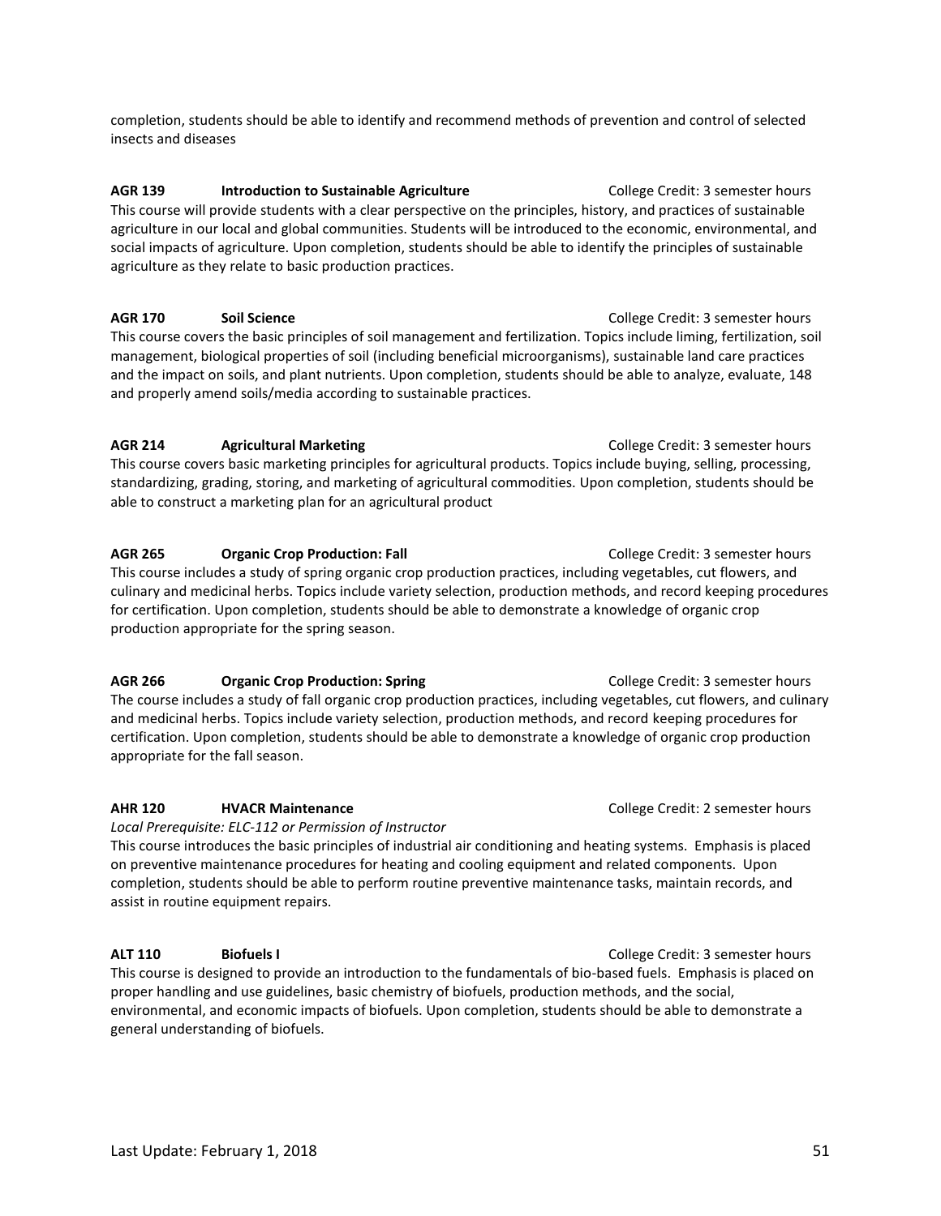completion, students should be able to identify and recommend methods of prevention and control of selected insects and diseases

**AGR 139 Introduction to Sustainable Agriculture** College Credit: 3 semester hours

This course will provide students with a clear perspective on the principles, history, and practices of sustainable agriculture in our local and global communities. Students will be introduced to the economic, environmental, and social impacts of agriculture. Upon completion, students should be able to identify the principles of sustainable agriculture as they relate to basic production practices.

**AGR 170 Soil Science** College Credit: 3 semester hours

This course covers the basic principles of soil management and fertilization. Topics include liming, fertilization, soil management, biological properties of soil (including beneficial microorganisms), sustainable land care practices and the impact on soils, and plant nutrients. Upon completion, students should be able to analyze, evaluate, 148 and properly amend soils/media according to sustainable practices.

**AGR 214 Agricultural Marketing** College Credit: 3 semester hours

This course covers basic marketing principles for agricultural products. Topics include buying, selling, processing, standardizing, grading, storing, and marketing of agricultural commodities. Upon completion, students should be able to construct a marketing plan for an agricultural product

**AGR 265 Organic Crop Production: Fall** College Credit: 3 semester hours

This course includes a study of spring organic crop production practices, including vegetables, cut flowers, and culinary and medicinal herbs. Topics include variety selection, production methods, and record keeping procedures for certification. Upon completion, students should be able to demonstrate a knowledge of organic crop production appropriate for the spring season.

**AGR 266 Organic Crop Production: Spring** College Credit: 3 semester hours

The course includes a study of fall organic crop production practices, including vegetables, cut flowers, and culinary and medicinal herbs. Topics include variety selection, production methods, and record keeping procedures for certification. Upon completion, students should be able to demonstrate a knowledge of organic crop production appropriate for the fall season.

**AHR 120 HVACR Maintenance** College Credit: 2 semester hours

*Local Prerequisite: ELC-112 or Permission of Instructor*

This course introduces the basic principles of industrial air conditioning and heating systems. Emphasis is placed on preventive maintenance procedures for heating and cooling equipment and related components. Upon completion, students should be able to perform routine preventive maintenance tasks, maintain records, and assist in routine equipment repairs.

**ALT 110 Biofuels I** College Credit: 3 semester hours

This course is designed to provide an introduction to the fundamentals of bio-based fuels. Emphasis is placed on proper handling and use guidelines, basic chemistry of biofuels, production methods, and the social, environmental, and economic impacts of biofuels. Upon completion, students should be able to demonstrate a general understanding of biofuels.

Last Update: February 1, 2018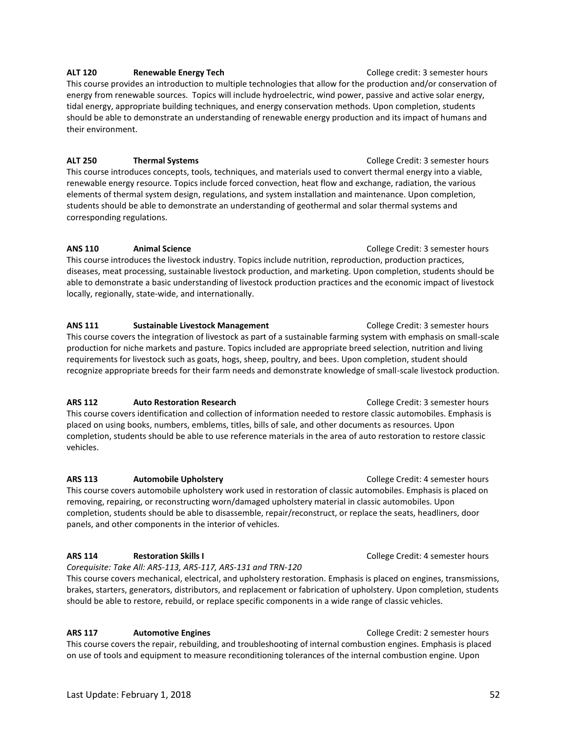**ALT 120 Renewable Energy Tech** College credit: 3 semester hours

This course provides an introduction to multiple technologies that allow for the production and/or conservation of energy from renewable sources. Topics will include hydroelectric, wind power, passive and active solar energy, tidal energy, appropriate building techniques, and energy conservation methods. Upon completion, students should be able to demonstrate an understanding of renewable energy production and its impact of humans and their environment.

**ALT 250 Thermal Systems** College Credit: 3 semester hours

This course introduces concepts, tools, techniques, and materials used to convert thermal energy into a viable, renewable energy resource. Topics include forced convection, heat flow and exchange, radiation, the various elements of thermal system design, regulations, and system installation and maintenance. Upon completion, students should be able to demonstrate an understanding of geothermal and solar thermal systems and corresponding regulations.

**ANS 110 Animal Science** College Credit: 3 semester hours

This course introduces the livestock industry. Topics include nutrition, reproduction, production practices, diseases, meat processing, sustainable livestock production, and marketing. Upon completion, students should be able to demonstrate a basic understanding of livestock production practices and the economic impact of livestock locally, regionally, state-wide, and internationally.

**ANS 111 Sustainable Livestock Management** College Credit: 3 semester hours

This course covers the integration of livestock as part of a sustainable farming system with emphasis on small-scale production for niche markets and pasture. Topics included are appropriate breed selection, nutrition and living requirements for livestock such as goats, hogs, sheep, poultry, and bees. Upon completion, student should recognize appropriate breeds for their farm needs and demonstrate knowledge of small-scale livestock production.

**ARS 112 Auto Restoration Research** College Credit: 3 semester hours

This course covers identification and collection of information needed to restore classic automobiles. Emphasis is placed on using books, numbers, emblems, titles, bills of sale, and other documents as resources. Upon completion, students should be able to use reference materials in the area of auto restoration to restore classic vehicles.

**ARS 113 Automobile Upholstery** College Credit: 4 semester hours

This course covers automobile upholstery work used in restoration of classic automobiles. Emphasis is placed on removing, repairing, or reconstructing worn/damaged upholstery material in classic automobiles. Upon completion, students should be able to disassemble, repair/reconstruct, or replace the seats, headliners, door panels, and other components in the interior of vehicles.

**ARS 114 Restoration Skills I** College Credit: 4 semester hours

*Corequisite: Take All: ARS-113, ARS-117, ARS-131 and TRN-120*

This course covers mechanical, electrical, and upholstery restoration. Emphasis is placed on engines, transmissions, brakes, starters, generators, distributors, and replacement or fabrication of upholstery. Upon completion, students should be able to restore, rebuild, or replace specific components in a wide range of classic vehicles.

**ARS 117 Automotive Engines** College Credit: 2 semester hours

This course covers the repair, rebuilding, and troubleshooting of internal combustion engines. Emphasis is placed on use of tools and equipment to measure reconditioning tolerances of the internal combustion engine. Upon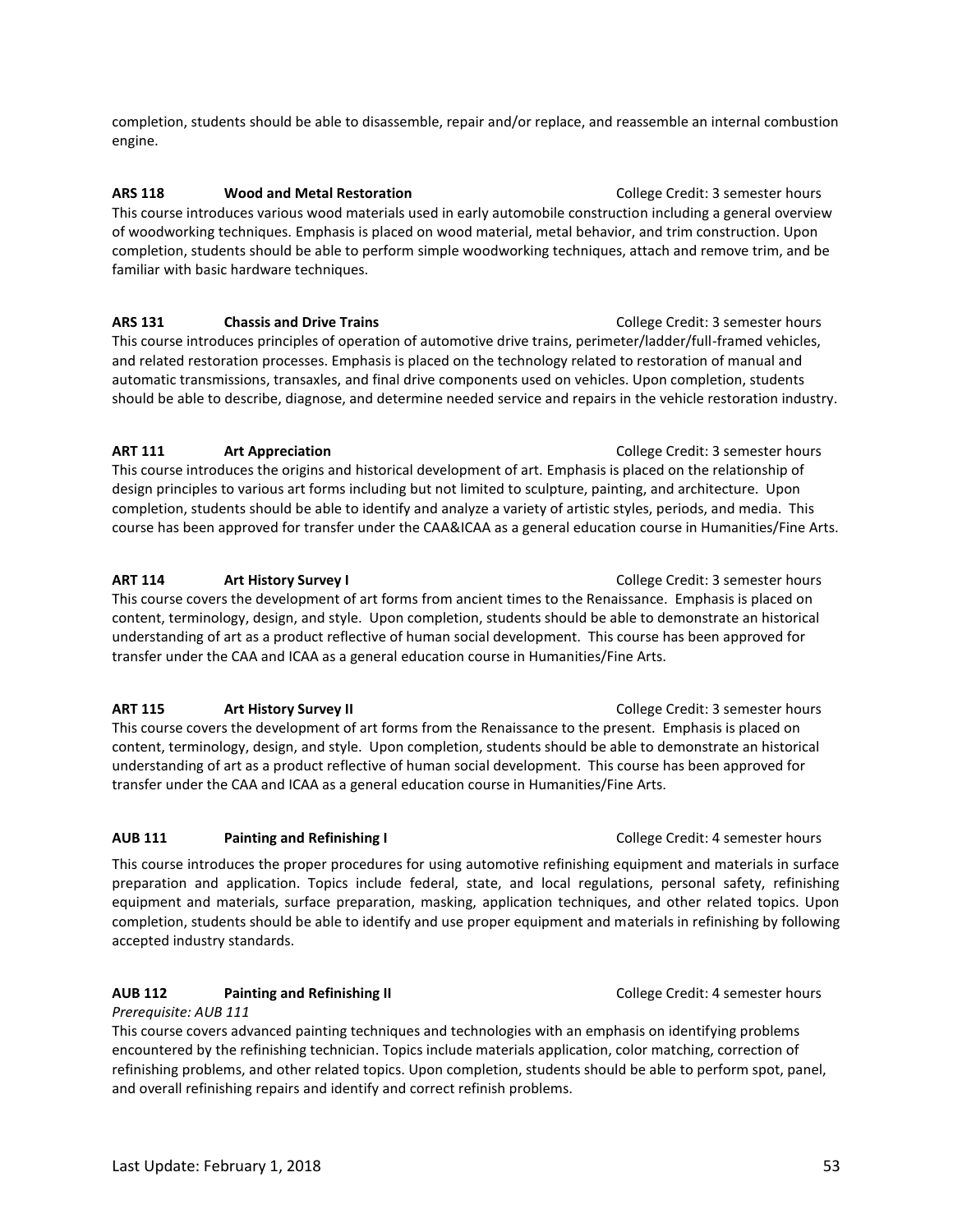completion, students should be able to disassemble, repair and/or replace, and reassemble an internal combustion engine.

**ARS 118 Wood and Metal Restoration** College Credit: 3 semester hours

This course introduces various wood materials used in early automobile construction including a general overview of woodworking techniques. Emphasis is placed on wood material, metal behavior, and trim construction. Upon completion, students should be able to perform simple woodworking techniques, attach and remove trim, and be familiar with basic hardware techniques.

**ARS 131 Chassis and Drive Trains** College Credit: 3 semester hours

This course introduces principles of operation of automotive drive trains, perimeter/ladder/full-framed vehicles, and related restoration processes. Emphasis is placed on the technology related to restoration of manual and automatic transmissions, transaxles, and final drive components used on vehicles. Upon completion, students should be able to describe, diagnose, and determine needed service and repairs in the vehicle restoration industry.

**ART 111 Art Appreciation** College Credit: 3 semester hours

This course introduces the origins and historical development of art. Emphasis is placed on the relationship of design principles to various art forms including but not limited to sculpture, painting, and architecture. Upon completion, students should be able to identify and analyze a variety of artistic styles, periods, and media. This course has been approved for transfer under the CAA&ICAA as a general education course in Humanities/Fine Arts.

**ART 114 Art History Survey I** College Credit: 3 semester hours

This course covers the development of art forms from ancient times to the Renaissance. Emphasis is placed on content, terminology, design, and style. Upon completion, students should be able to demonstrate an historical understanding of art as a product reflective of human social development. This course has been approved for transfer under the CAA and ICAA as a general education course in Humanities/Fine Arts.

**ART 115 Art History Survey II** College Credit: 3 semester hours

This course covers the development of art forms from the Renaissance to the present. Emphasis is placed on content, terminology, design, and style. Upon completion, students should be able to demonstrate an historical understanding of art as a product reflective of human social development. This course has been approved for transfer under the CAA and ICAA as a general education course in Humanities/Fine Arts.

**AUB 111 Painting and Refinishing I** College Credit: 4 semester hours

This course introduces the proper procedures for using automotive refinishing equipment and materials in surface preparation and application. Topics include federal, state, and local regulations, personal safety, refinishing equipment and materials, surface preparation, masking, application techniques, and other related topics. Upon completion, students should be able to identify and use proper equipment and materials in refinishing by following accepted industry standards.

**AUB 112 Painting and Refinishing II** College Credit: 4 semester hours

*Prerequisite: AUB 111*

This course covers advanced painting techniques and technologies with an emphasis on identifying problems encountered by the refinishing technician. Topics include materials application, color matching, correction of refinishing problems, and other related topics. Upon completion, students should be able to perform spot, panel, and overall refinishing repairs and identify and correct refinish problems.

Last Update: February 1, 2018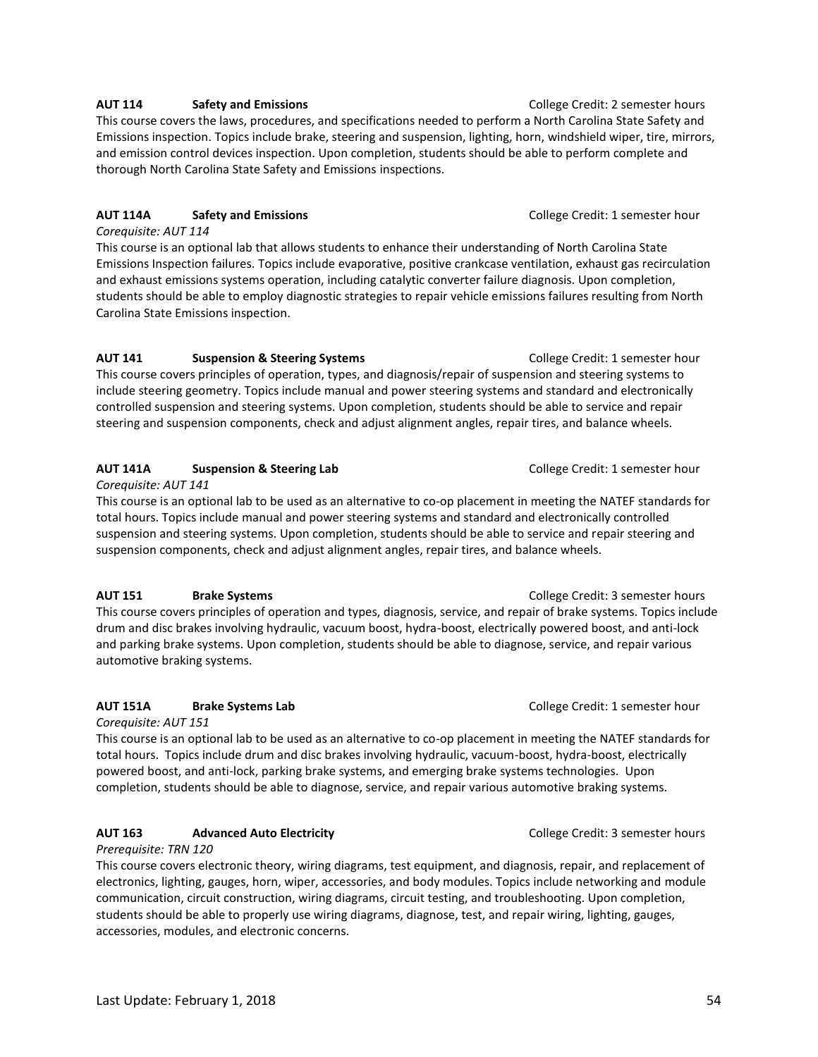**AUT 114 Safety and Emissions** College Credit: 2 semester hours

This course covers the laws, procedures, and specifications needed to perform a North Carolina State Safety and Emissions inspection. Topics include brake, steering and suspension, lighting, horn, windshield wiper, tire, mirrors, and emission control devices inspection. Upon completion, students should be able to perform complete and thorough North Carolina State Safety and Emissions inspections.

**AUT 114A Safety and Emissions** College Credit: 1 semester hour

*Corequisite: AUT 114*

This course is an optional lab that allows students to enhance their understanding of North Carolina State Emissions Inspection failures. Topics include evaporative, positive crankcase ventilation, exhaust gas recirculation and exhaust emissions systems operation, including catalytic converter failure diagnosis. Upon completion, students should be able to employ diagnostic strategies to repair vehicle emissions failures resulting from North Carolina State Emissions inspection.

**AUT 141 Suspension & Steering Systems** College Credit: 1 semester hour

This course covers principles of operation, types, and diagnosis/repair of suspension and steering systems to include steering geometry. Topics include manual and power steering systems and standard and electronically controlled suspension and steering systems. Upon completion, students should be able to service and repair steering and suspension components, check and adjust alignment angles, repair tires, and balance wheels.

**AUT 141A Suspension & Steering Lab** College Credit: 1 semester hour

*Corequisite: AUT 141*

This course is an optional lab to be used as an alternative to co-op placement in meeting the NATEF standards for total hours. Topics include manual and power steering systems and standard and electronically controlled suspension and steering systems. Upon completion, students should be able to service and repair steering and suspension components, check and adjust alignment angles, repair tires, and balance wheels.

**AUT 151 Brake Systems** College Credit: 3 semester hours

This course covers principles of operation and types, diagnosis, service, and repair of brake systems. Topics include drum and disc brakes involving hydraulic, vacuum boost, hydra-boost, electrically powered boost, and anti-lock and parking brake systems. Upon completion, students should be able to diagnose, service, and repair various automotive braking systems.

**AUT 151A Brake Systems Lab** College Credit: 1 semester hour

*Corequisite: AUT 151*

This course is an optional lab to be used as an alternative to co-op placement in meeting the NATEF standards for total hours. Topics include drum and disc brakes involving hydraulic, vacuum-boost, hydra-boost, electrically powered boost, and anti-lock, parking brake systems, and emerging brake systems technologies. Upon completion, students should be able to diagnose, service, and repair various automotive braking systems.

**AUT 163 Advanced Auto Electricity** College Credit: 3 semester hours

*Prerequisite: TRN 120*

This course covers electronic theory, wiring diagrams, test equipment, and diagnosis, repair, and replacement of electronics, lighting, gauges, horn, wiper, accessories, and body modules. Topics include networking and module communication, circuit construction, wiring diagrams, circuit testing, and troubleshooting. Upon completion, students should be able to properly use wiring diagrams, diagnose, test, and repair wiring, lighting, gauges, accessories, modules, and electronic concerns.

Last Update: February 1, 2018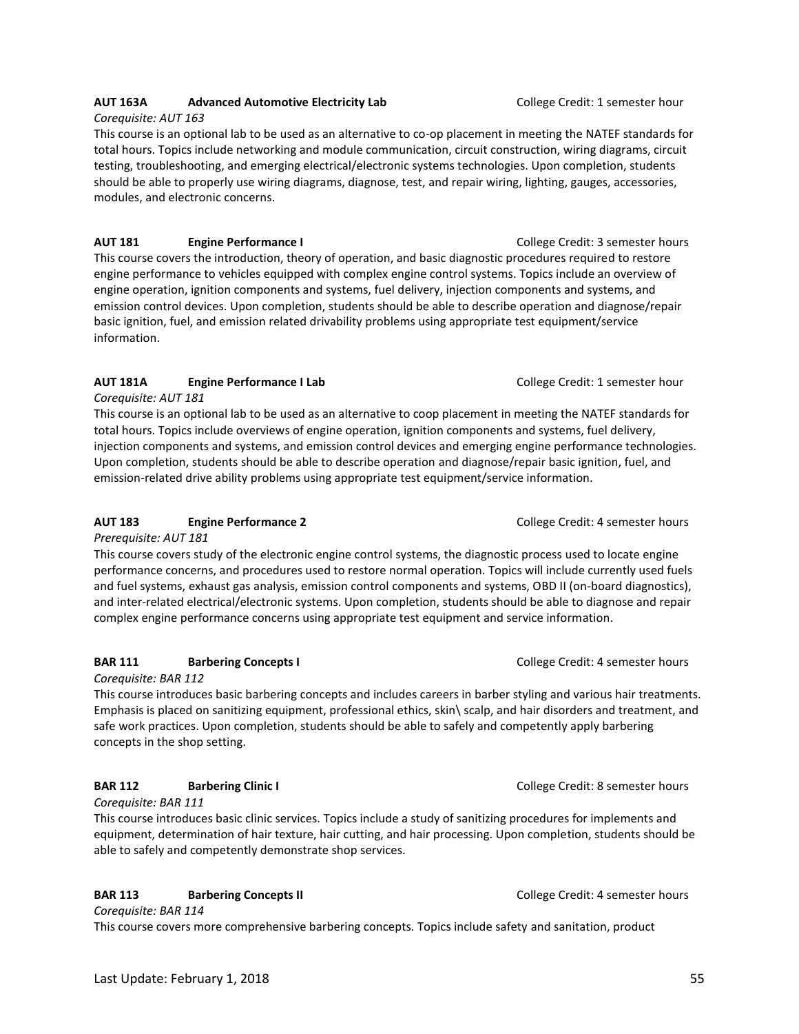**AUT 163A Advanced Automotive Electricity Lab** College Credit: 1 semester hour

*Corequisite: AUT 163*

This course is an optional lab to be used as an alternative to co-op placement in meeting the NATEF standards for total hours. Topics include networking and module communication, circuit construction, wiring diagrams, circuit testing, troubleshooting, and emerging electrical/electronic systems technologies. Upon completion, students should be able to properly use wiring diagrams, diagnose, test, and repair wiring, lighting, gauges, accessories, modules, and electronic concerns.

**AUT 181 Engine Performance I** College Credit: 3 semester hours

This course covers the introduction, theory of operation, and basic diagnostic procedures required to restore engine performance to vehicles equipped with complex engine control systems. Topics include an overview of engine operation, ignition components and systems, fuel delivery, injection components and systems, and emission control devices. Upon completion, students should be able to describe operation and diagnose/repair basic ignition, fuel, and emission related drivability problems using appropriate test equipment/service information.

**AUT 181A Engine Performance I Lab** College Credit: 1 semester hour

*Corequisite: AUT 181*

This course is an optional lab to be used as an alternative to coop placement in meeting the NATEF standards for total hours. Topics include overviews of engine operation, ignition components and systems, fuel delivery, injection components and systems, and emission control devices and emerging engine performance technologies. Upon completion, students should be able to describe operation and diagnose/repair basic ignition, fuel, and emission-related drive ability problems using appropriate test equipment/service information.

**AUT 183 Engine Performance 2** College Credit: 4 semester hours

*Prerequisite: AUT 181*

This course covers study of the electronic engine control systems, the diagnostic process used to locate engine performance concerns, and procedures used to restore normal operation. Topics will include currently used fuels and fuel systems, exhaust gas analysis, emission control components and systems, OBD II (on-board diagnostics), and inter-related electrical/electronic systems. Upon completion, students should be able to diagnose and repair complex engine performance concerns using appropriate test equipment and service information.

**BAR 111 Barbering Concepts I** College Credit: 4 semester hours

*Corequisite: BAR 112*

This course introduces basic barbering concepts and includes careers in barber styling and various hair treatments. Emphasis is placed on sanitizing equipment, professional ethics, skin\ scalp, and hair disorders and treatment, and safe work practices. Upon completion, students should be able to safely and competently apply barbering concepts in the shop setting.

**BAR 112 Barbering Clinic I** College Credit: 8 semester hours

*Corequisite: BAR 111*

This course introduces basic clinic services. Topics include a study of sanitizing procedures for implements and equipment, determination of hair texture, hair cutting, and hair processing. Upon completion, students should be able to safely and competently demonstrate shop services.

**BAR 113 Barbering Concepts II** College Credit: 4 semester hours

*Corequisite: BAR 114*

This course covers more comprehensive barbering concepts. Topics include safety and sanitation, product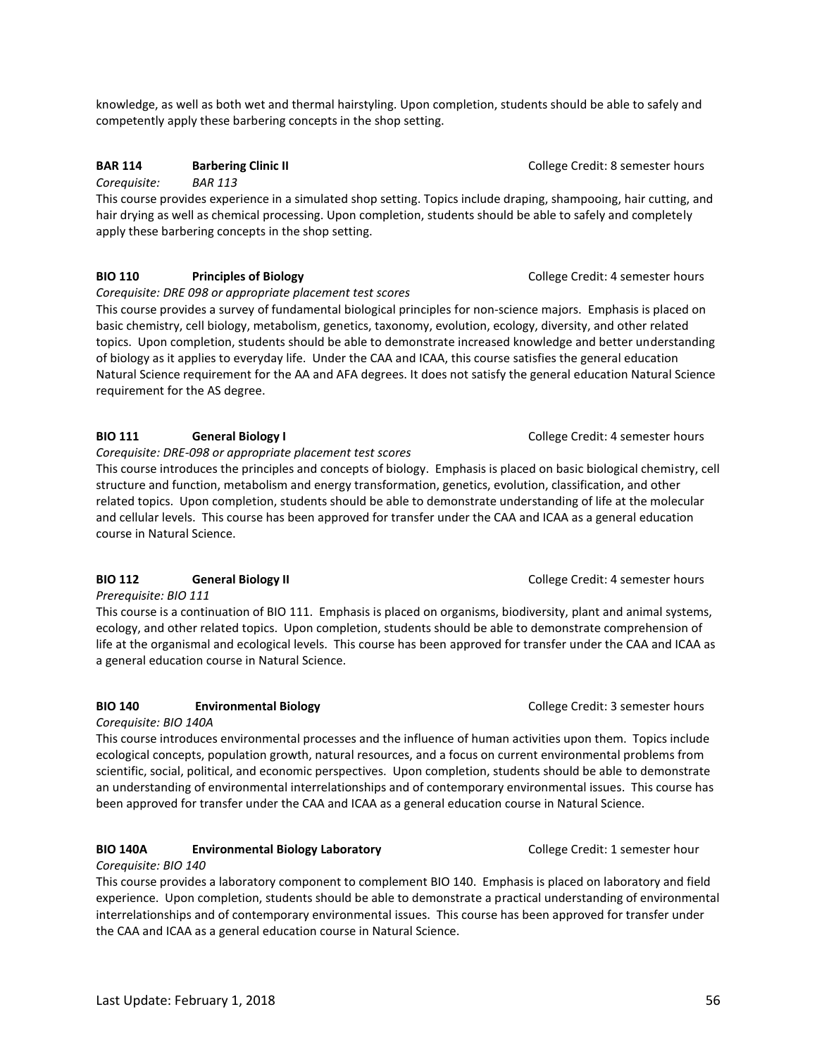knowledge, as well as both wet and thermal hairstyling. Upon completion, students should be able to safely and competently apply these barbering concepts in the shop setting.

**BAR 114 Barbering Clinic II** College Credit: 8 semester hours

*Corequisite: BAR 113*

This course provides experience in a simulated shop setting. Topics include draping, shampooing, hair cutting, and hair drying as well as chemical processing. Upon completion, students should be able to safely and completely apply these barbering concepts in the shop setting.

**BIO 110 Principles of Biology** College Credit: 4 semester hours

*Corequisite: DRE 098 or appropriate placement test scores*

This course provides a survey of fundamental biological principles for non-science majors. Emphasis is placed on basic chemistry, cell biology, metabolism, genetics, taxonomy, evolution, ecology, diversity, and other related topics. Upon completion, students should be able to demonstrate increased knowledge and better understanding of biology as it applies to everyday life. Under the CAA and ICAA, this course satisfies the general education Natural Science requirement for the AA and AFA degrees. It does not satisfy the general education Natural Science requirement for the AS degree.

**BIO 111 General Biology I** College Credit: 4 semester hours

*Corequisite: DRE-098 or appropriate placement test scores*

This course introduces the principles and concepts of biology. Emphasis is placed on basic biological chemistry, cell structure and function, metabolism and energy transformation, genetics, evolution, classification, and other related topics. Upon completion, students should be able to demonstrate understanding of life at the molecular and cellular levels. This course has been approved for transfer under the CAA and ICAA as a general education course in Natural Science.

**BIO 112 General Biology II** College Credit: 4 semester hours

*Prerequisite: BIO 111*

This course is a continuation of BIO 111. Emphasis is placed on organisms, biodiversity, plant and animal systems, ecology, and other related topics. Upon completion, students should be able to demonstrate comprehension of life at the organismal and ecological levels. This course has been approved for transfer under the CAA and ICAA as a general education course in Natural Science.

**BIO 140 Environmental Biology** College Credit: 3 semester hours

*Corequisite: BIO 140A*

This course introduces environmental processes and the influence of human activities upon them. Topics include ecological concepts, population growth, natural resources, and a focus on current environmental problems from scientific, social, political, and economic perspectives. Upon completion, students should be able to demonstrate an understanding of environmental interrelationships and of contemporary environmental issues. This course has been approved for transfer under the CAA and ICAA as a general education course in Natural Science.

**BIO 140A Environmental Biology Laboratory** College Credit: 1 semester hour

*Corequisite: BIO 140*

This course provides a laboratory component to complement BIO 140. Emphasis is placed on laboratory and field experience. Upon completion, students should be able to demonstrate a practical understanding of environmental interrelationships and of contemporary environmental issues. This course has been approved for transfer under the CAA and ICAA as a general education course in Natural Science.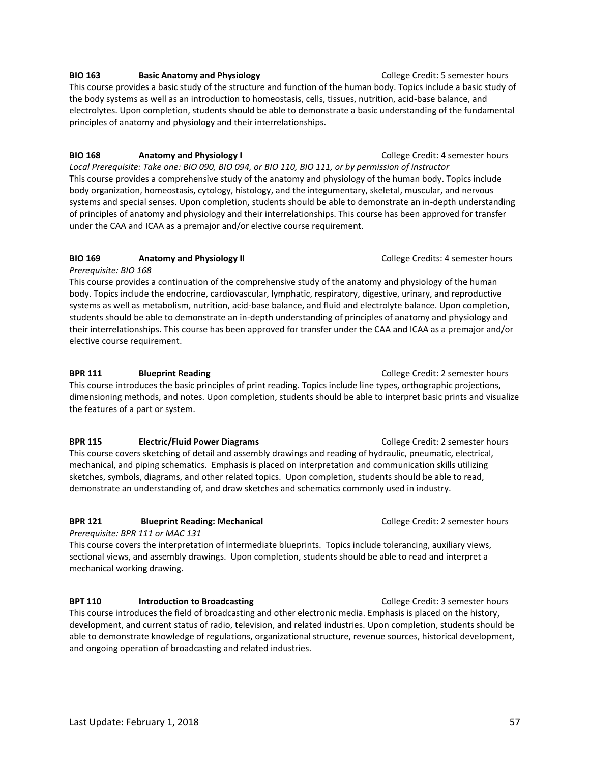**BIO 163 Basic Anatomy and Physiology** College Credit: 5 semester hours

This course provides a basic study of the structure and function of the human body. Topics include a basic study of the body systems as well as an introduction to homeostasis, cells, tissues, nutrition, acid-base balance, and electrolytes. Upon completion, students should be able to demonstrate a basic understanding of the fundamental principles of anatomy and physiology and their interrelationships.

**BIO 168 Anatomy and Physiology I** College Credit: 4 semester hours

*Local Prerequisite: Take one: BIO 090, BIO 094, or BIO 110, BIO 111, or by permission of instructor*

This course provides a comprehensive study of the anatomy and physiology of the human body. Topics include body organization, homeostasis, cytology, histology, and the integumentary, skeletal, muscular, and nervous systems and special senses. Upon completion, students should be able to demonstrate an in-depth understanding of principles of anatomy and physiology and their interrelationships. This course has been approved for transfer under the CAA and ICAA as a premajor and/or elective course requirement.

**BIO 169 Anatomy and Physiology II** College Credits: 4 semester hours

*Prerequisite: BIO 168*

This course provides a continuation of the comprehensive study of the anatomy and physiology of the human body. Topics include the endocrine, cardiovascular, lymphatic, respiratory, digestive, urinary, and reproductive systems as well as metabolism, nutrition, acid-base balance, and fluid and electrolyte balance. Upon completion, students should be able to demonstrate an in-depth understanding of principles of anatomy and physiology and their interrelationships. This course has been approved for transfer under the CAA and ICAA as a premajor and/or elective course requirement.

**BPR 111 Blueprint Reading** College Credit: 2 semester hours

This course introduces the basic principles of print reading. Topics include line types, orthographic projections, dimensioning methods, and notes. Upon completion, students should be able to interpret basic prints and visualize the features of a part or system.

**BPR 115 Electric/Fluid Power Diagrams** College Credit: 2 semester hours

This course covers sketching of detail and assembly drawings and reading of hydraulic, pneumatic, electrical, mechanical, and piping schematics. Emphasis is placed on interpretation and communication skills utilizing sketches, symbols, diagrams, and other related topics. Upon completion, students should be able to read, demonstrate an understanding of, and draw sketches and schematics commonly used in industry.

**BPR 121 Blueprint Reading: Mechanical** College Credit: 2 semester hours

*Prerequisite: BPR 111 or MAC 131*

This course covers the interpretation of intermediate blueprints. Topics include tolerancing, auxiliary views, sectional views, and assembly drawings. Upon completion, students should be able to read and interpret a mechanical working drawing.

**BPT 110 Introduction to Broadcasting** College Credit: 3 semester hours

This course introduces the field of broadcasting and other electronic media. Emphasis is placed on the history, development, and current status of radio, television, and related industries. Upon completion, students should be able to demonstrate knowledge of regulations, organizational structure, revenue sources, historical development, and ongoing operation of broadcasting and related industries.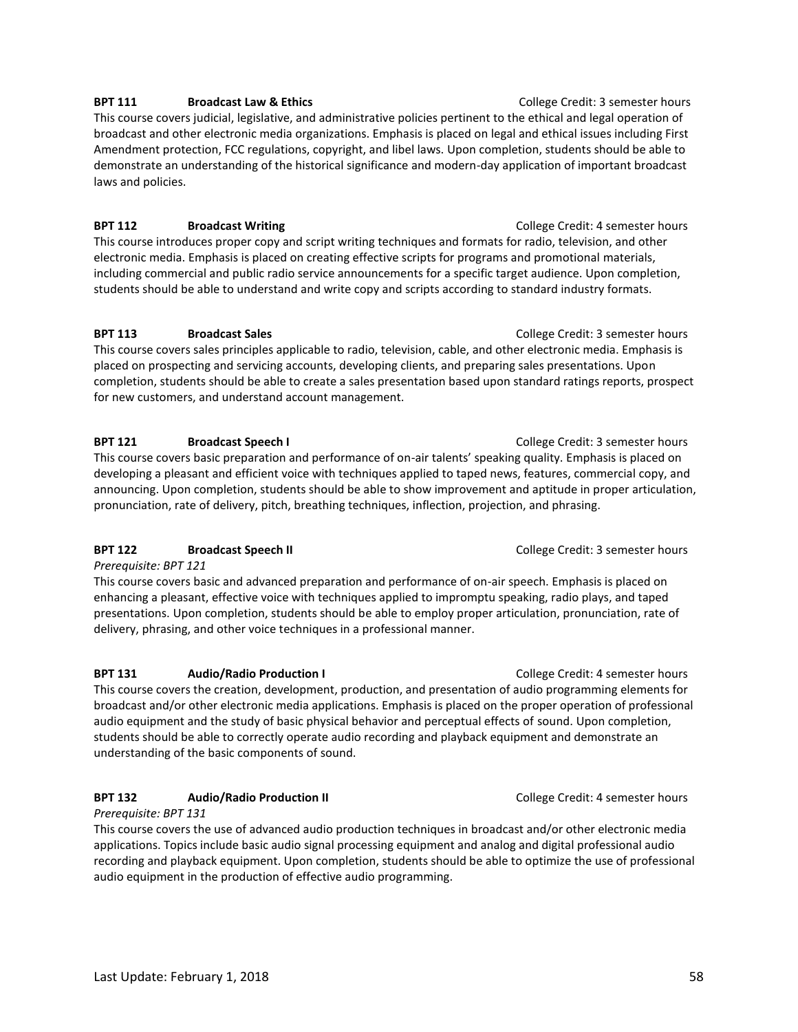**BPT 111 Broadcast Law & Ethics** College Credit: 3 semester hours

This course covers judicial, legislative, and administrative policies pertinent to the ethical and legal operation of broadcast and other electronic media organizations. Emphasis is placed on legal and ethical issues including First Amendment protection, FCC regulations, copyright, and libel laws. Upon completion, students should be able to demonstrate an understanding of the historical significance and modern-day application of important broadcast laws and policies.

**BPT 112 Broadcast Writing** College Credit: 4 semester hours

This course introduces proper copy and script writing techniques and formats for radio, television, and other electronic media. Emphasis is placed on creating effective scripts for programs and promotional materials, including commercial and public radio service announcements for a specific target audience. Upon completion, students should be able to understand and write copy and scripts according to standard industry formats.

**BPT 113 Broadcast Sales** College Credit: 3 semester hours

This course covers sales principles applicable to radio, television, cable, and other electronic media. Emphasis is placed on prospecting and servicing accounts, developing clients, and preparing sales presentations. Upon completion, students should be able to create a sales presentation based upon standard ratings reports, prospect for new customers, and understand account management.

**BPT 121 Broadcast Speech I** College Credit: 3 semester hours

This course covers basic preparation and performance of on-air talents' speaking quality. Emphasis is placed on developing a pleasant and efficient voice with techniques applied to taped news, features, commercial copy, and announcing. Upon completion, students should be able to show improvement and aptitude in proper articulation, pronunciation, rate of delivery, pitch, breathing techniques, inflection, projection, and phrasing.

**BPT 122 Broadcast Speech II** College Credit: 3 semester hours

*Prerequisite: BPT 121*

This course covers basic and advanced preparation and performance of on-air speech. Emphasis is placed on enhancing a pleasant, effective voice with techniques applied to impromptu speaking, radio plays, and taped presentations. Upon completion, students should be able to employ proper articulation, pronunciation, rate of delivery, phrasing, and other voice techniques in a professional manner.

**BPT 131 Audio/Radio Production I** College Credit: 4 semester hours

This course covers the creation, development, production, and presentation of audio programming elements for broadcast and/or other electronic media applications. Emphasis is placed on the proper operation of professional audio equipment and the study of basic physical behavior and perceptual effects of sound. Upon completion, students should be able to correctly operate audio recording and playback equipment and demonstrate an understanding of the basic components of sound.

**BPT 132 Audio/Radio Production II** College Credit: 4 semester hours

*Prerequisite: BPT 131*

This course covers the use of advanced audio production techniques in broadcast and/or other electronic media applications. Topics include basic audio signal processing equipment and analog and digital professional audio recording and playback equipment. Upon completion, students should be able to optimize the use of professional audio equipment in the production of effective audio programming.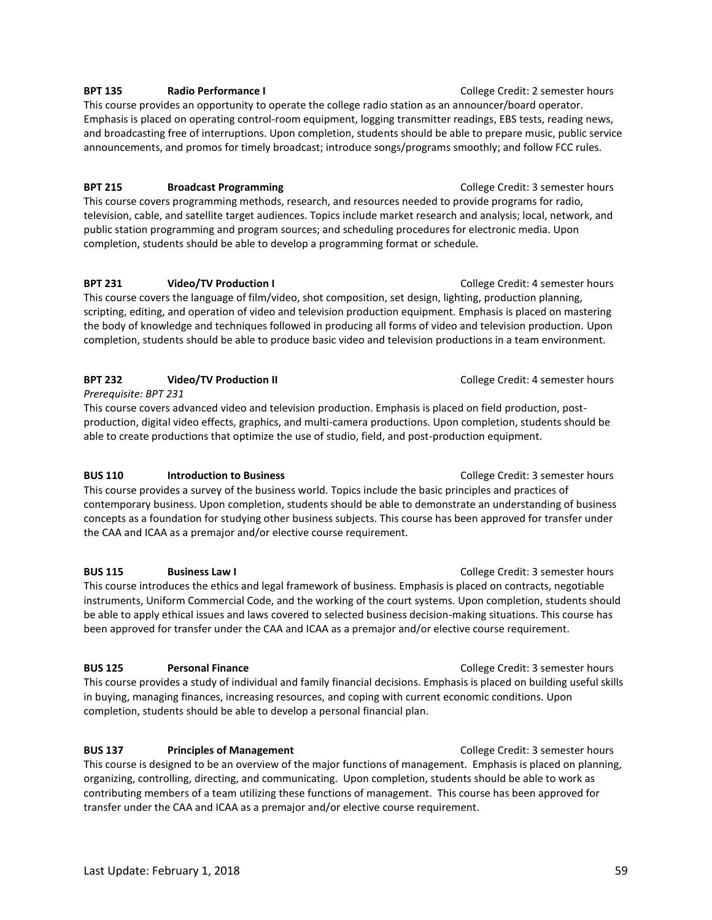**BPT 135 Radio Performance I** College Credit: 2 semester hours

This course provides an opportunity to operate the college radio station as an announcer/board operator. Emphasis is placed on operating control-room equipment, logging transmitter readings, EBS tests, reading news, and broadcasting free of interruptions. Upon completion, students should be able to prepare music, public service announcements, and promos for timely broadcast; introduce songs/programs smoothly; and follow FCC rules.

**BPT 215 Broadcast Programming** College Credit: 3 semester hours

This course covers programming methods, research, and resources needed to provide programs for radio, television, cable, and satellite target audiences. Topics include market research and analysis; local, network, and public station programming and program sources; and scheduling procedures for electronic media. Upon completion, students should be able to develop a programming format or schedule.

**BPT 231 Video/TV Production I** College Credit: 4 semester hours

This course covers the language of film/video, shot composition, set design, lighting, production planning, scripting, editing, and operation of video and television production equipment. Emphasis is placed on mastering the body of knowledge and techniques followed in producing all forms of video and television production. Upon completion, students should be able to produce basic video and television productions in a team environment.

**BPT 232 Video/TV Production II** College Credit: 4 semester hours

*Prerequisite: BPT 231*

This course covers advanced video and television production. Emphasis is placed on field production, post-production, digital video effects, graphics, and multi-camera productions. Upon completion, students should be able to create productions that optimize the use of studio, field, and post-production equipment.

**BUS 110 Introduction to Business** College Credit: 3 semester hours

This course provides a survey of the business world. Topics include the basic principles and practices of contemporary business. Upon completion, students should be able to demonstrate an understanding of business concepts as a foundation for studying other business subjects. This course has been approved for transfer under the CAA and ICAA as a premajor and/or elective course requirement.

**BUS 115 Business Law I** College Credit: 3 semester hours

This course introduces the ethics and legal framework of business. Emphasis is placed on contracts, negotiable instruments, Uniform Commercial Code, and the working of the court systems. Upon completion, students should be able to apply ethical issues and laws covered to selected business decision-making situations. This course has been approved for transfer under the CAA and ICAA as a premajor and/or elective course requirement.

**BUS 125 Personal Finance** College Credit: 3 semester hours

This course provides a study of individual and family financial decisions. Emphasis is placed on building useful skills in buying, managing finances, increasing resources, and coping with current economic conditions. Upon completion, students should be able to develop a personal financial plan.

**BUS 137 Principles of Management** College Credit: 3 semester hours

This course is designed to be an overview of the major functions of management. Emphasis is placed on planning, organizing, controlling, directing, and communicating. Upon completion, students should be able to work as contributing members of a team utilizing these functions of management. This course has been approved for transfer under the CAA and ICAA as a premajor and/or elective course requirement.

Last Update: February 1, 2018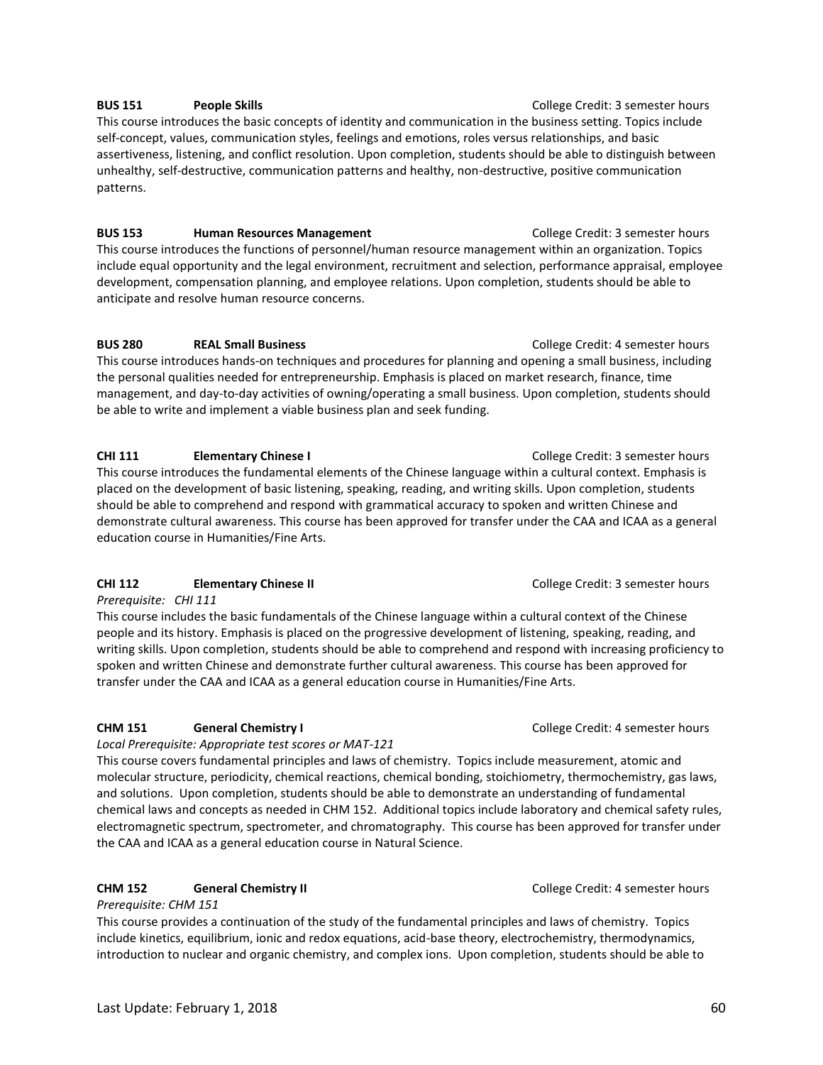**BUS 151 People Skills** College Credit: 3 semester hours

This course introduces the basic concepts of identity and communication in the business setting. Topics include self-concept, values, communication styles, feelings and emotions, roles versus relationships, and basic assertiveness, listening, and conflict resolution. Upon completion, students should be able to distinguish between unhealthy, self-destructive, communication patterns and healthy, non-destructive, positive communication patterns.

**BUS 153 Human Resources Management** College Credit: 3 semester hours

This course introduces the functions of personnel/human resource management within an organization. Topics include equal opportunity and the legal environment, recruitment and selection, performance appraisal, employee development, compensation planning, and employee relations. Upon completion, students should be able to anticipate and resolve human resource concerns.

**BUS 280 REAL Small Business** College Credit: 4 semester hours

This course introduces hands-on techniques and procedures for planning and opening a small business, including the personal qualities needed for entrepreneurship. Emphasis is placed on market research, finance, time management, and day-to-day activities of owning/operating a small business. Upon completion, students should be able to write and implement a viable business plan and seek funding.

**CHI 111 Elementary Chinese I** College Credit: 3 semester hours

This course introduces the fundamental elements of the Chinese language within a cultural context. Emphasis is placed on the development of basic listening, speaking, reading, and writing skills. Upon completion, students should be able to comprehend and respond with grammatical accuracy to spoken and written Chinese and demonstrate cultural awareness. This course has been approved for transfer under the CAA and ICAA as a general education course in Humanities/Fine Arts.

**CHI 112 Elementary Chinese II** College Credit: 3 semester hours

*Prerequisite: CHI 111*

This course includes the basic fundamentals of the Chinese language within a cultural context of the Chinese people and its history. Emphasis is placed on the progressive development of listening, speaking, reading, and writing skills. Upon completion, students should be able to comprehend and respond with increasing proficiency to spoken and written Chinese and demonstrate further cultural awareness. This course has been approved for transfer under the CAA and ICAA as a general education course in Humanities/Fine Arts.

**CHM 151 General Chemistry I** College Credit: 4 semester hours

*Local Prerequisite: Appropriate test scores or MAT-121*

This course covers fundamental principles and laws of chemistry. Topics include measurement, atomic and molecular structure, periodicity, chemical reactions, chemical bonding, stoichiometry, thermochemistry, gas laws, and solutions. Upon completion, students should be able to demonstrate an understanding of fundamental chemical laws and concepts as needed in CHM 152. Additional topics include laboratory and chemical safety rules, electromagnetic spectrum, spectrometer, and chromatography. This course has been approved for transfer under the CAA and ICAA as a general education course in Natural Science.

**CHM 152 General Chemistry II** College Credit: 4 semester hours

*Prerequisite: CHM 151*

This course provides a continuation of the study of the fundamental principles and laws of chemistry. Topics include kinetics, equilibrium, ionic and redox equations, acid-base theory, electrochemistry, thermodynamics, introduction to nuclear and organic chemistry, and complex ions. Upon completion, students should be able to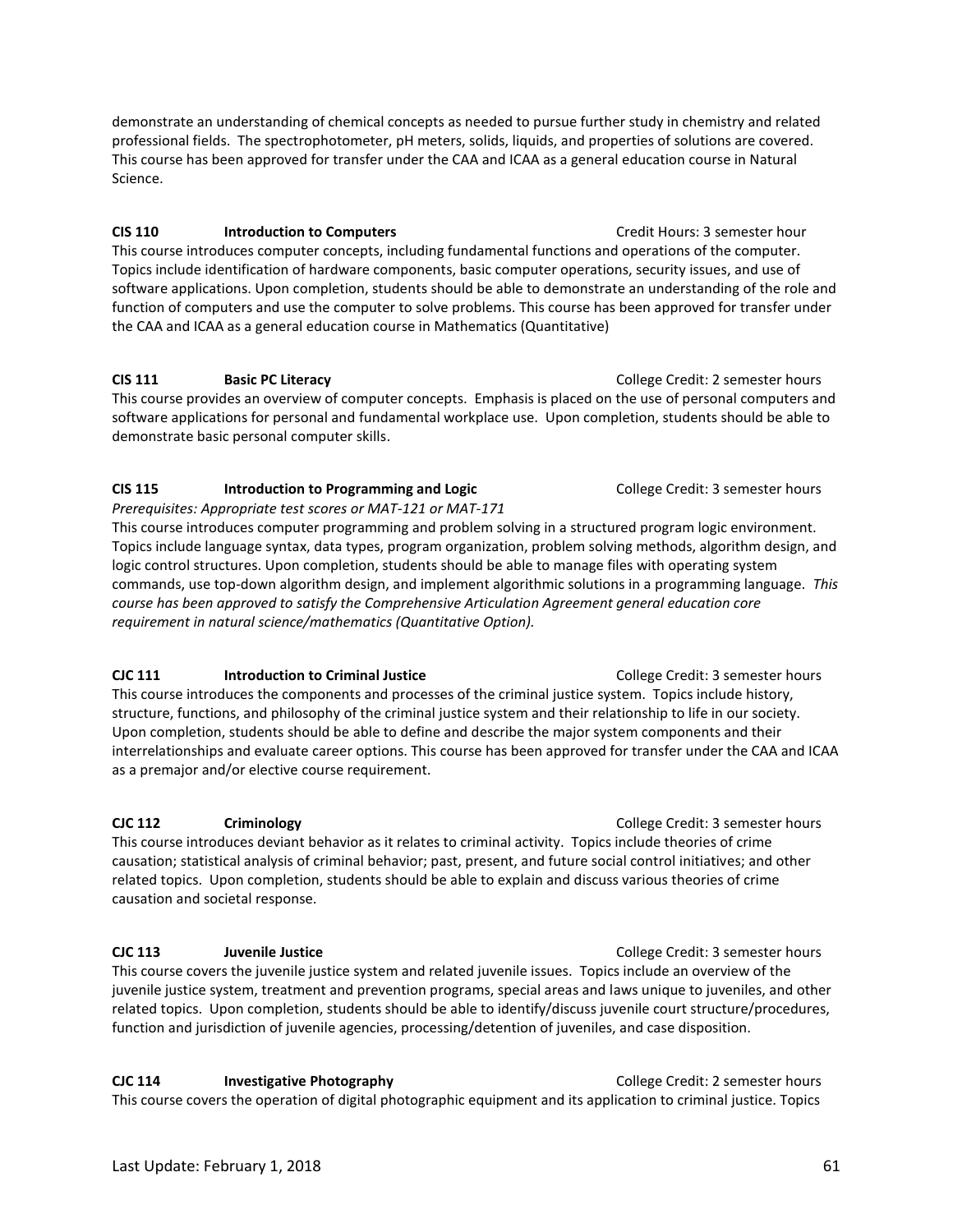demonstrate an understanding of chemical concepts as needed to pursue further study in chemistry and related professional fields. The spectrophotometer, pH meters, solids, liquids, and properties of solutions are covered. This course has been approved for transfer under the CAA and ICAA as a general education course in Natural Science.

**CIS 110 Introduction to Computers** Credit Hours: 3 semester hour

This course introduces computer concepts, including fundamental functions and operations of the computer. Topics include identification of hardware components, basic computer operations, security issues, and use of software applications. Upon completion, students should be able to demonstrate an understanding of the role and function of computers and use the computer to solve problems. This course has been approved for transfer under the CAA and ICAA as a general education course in Mathematics (Quantitative)

**CIS 111 Basic PC Literacy** College Credit: 2 semester hours

This course provides an overview of computer concepts. Emphasis is placed on the use of personal computers and software applications for personal and fundamental workplace use. Upon completion, students should be able to demonstrate basic personal computer skills.

**CIS 115 Introduction to Programming and Logic** College Credit: 3 semester hours

*Prerequisites: Appropriate test scores or MAT-121 or MAT-171*

This course introduces computer programming and problem solving in a structured program logic environment. Topics include language syntax, data types, program organization, problem solving methods, algorithm design, and logic control structures. Upon completion, students should be able to manage files with operating system commands, use top-down algorithm design, and implement algorithmic solutions in a programming language. *This course has been approved to satisfy the Comprehensive Articulation Agreement general education core requirement in natural science/mathematics (Quantitative Option).*

**CJC 111 Introduction to Criminal Justice** College Credit: 3 semester hours

This course introduces the components and processes of the criminal justice system. Topics include history, structure, functions, and philosophy of the criminal justice system and their relationship to life in our society. Upon completion, students should be able to define and describe the major system components and their interrelationships and evaluate career options. This course has been approved for transfer under the CAA and ICAA as a premajor and/or elective course requirement.

**CJC 112 Criminology** College Credit: 3 semester hours

This course introduces deviant behavior as it relates to criminal activity. Topics include theories of crime causation; statistical analysis of criminal behavior; past, present, and future social control initiatives; and other related topics. Upon completion, students should be able to explain and discuss various theories of crime causation and societal response.

**CJC 113 Juvenile Justice** College Credit: 3 semester hours

This course covers the juvenile justice system and related juvenile issues. Topics include an overview of the juvenile justice system, treatment and prevention programs, special areas and laws unique to juveniles, and other related topics. Upon completion, students should be able to identify/discuss juvenile court structure/procedures, function and jurisdiction of juvenile agencies, processing/detention of juveniles, and case disposition.

**CJC 114 Investigative Photography** College Credit: 2 semester hours

This course covers the operation of digital photographic equipment and its application to criminal justice. Topics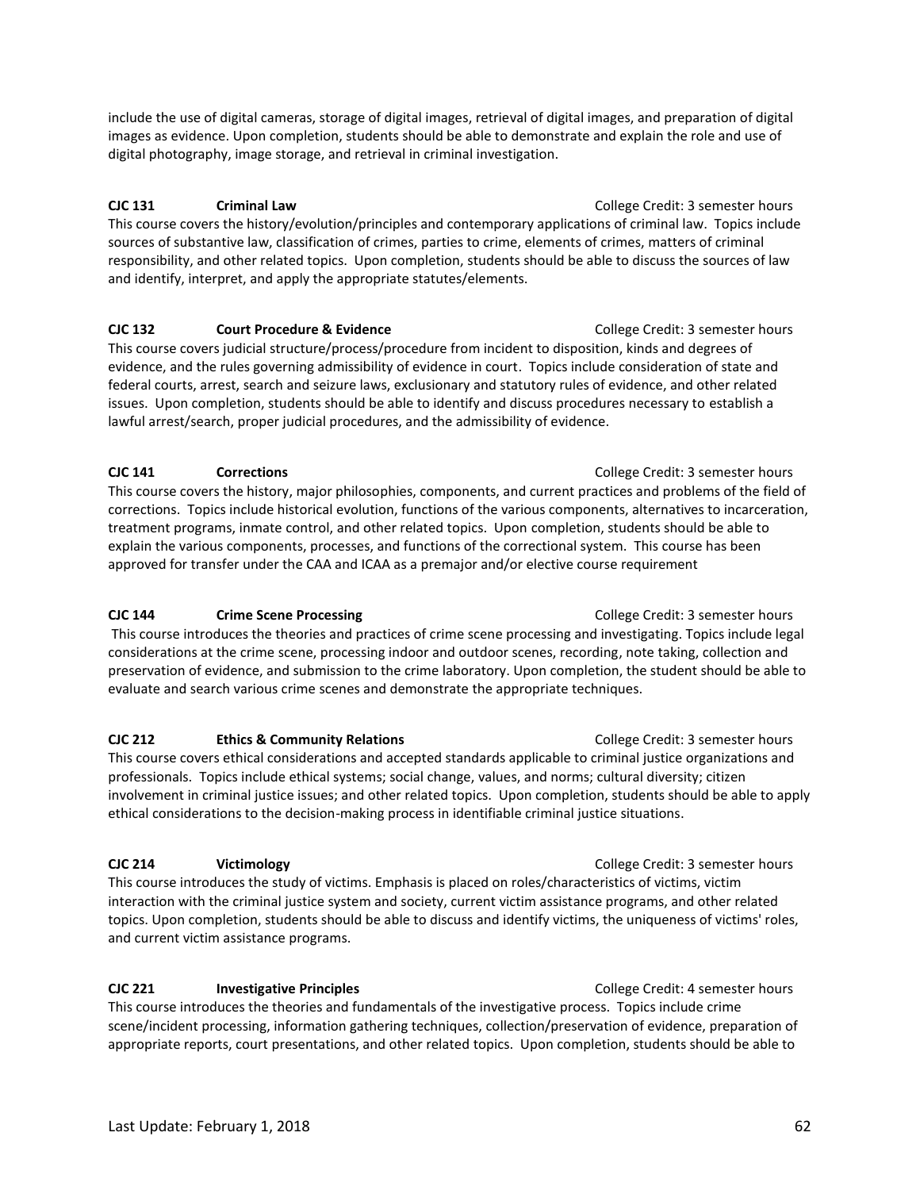include the use of digital cameras, storage of digital images, retrieval of digital images, and preparation of digital images as evidence. Upon completion, students should be able to demonstrate and explain the role and use of digital photography, image storage, and retrieval in criminal investigation.

**CJC 131 Criminal Law** College Credit: 3 semester hours

This course covers the history/evolution/principles and contemporary applications of criminal law. Topics include sources of substantive law, classification of crimes, parties to crime, elements of crimes, matters of criminal responsibility, and other related topics. Upon completion, students should be able to discuss the sources of law and identify, interpret, and apply the appropriate statutes/elements.

**CJC 132 Court Procedure & Evidence** College Credit: 3 semester hours

This course covers judicial structure/process/procedure from incident to disposition, kinds and degrees of evidence, and the rules governing admissibility of evidence in court. Topics include consideration of state and federal courts, arrest, search and seizure laws, exclusionary and statutory rules of evidence, and other related issues. Upon completion, students should be able to identify and discuss procedures necessary to establish a lawful arrest/search, proper judicial procedures, and the admissibility of evidence.

**CJC 141 Corrections** College Credit: 3 semester hours

This course covers the history, major philosophies, components, and current practices and problems of the field of corrections. Topics include historical evolution, functions of the various components, alternatives to incarceration, treatment programs, inmate control, and other related topics. Upon completion, students should be able to explain the various components, processes, and functions of the correctional system. This course has been approved for transfer under the CAA and ICAA as a premajor and/or elective course requirement

**CJC 144 Crime Scene Processing** College Credit: 3 semester hours

This course introduces the theories and practices of crime scene processing and investigating. Topics include legal considerations at the crime scene, processing indoor and outdoor scenes, recording, note taking, collection and preservation of evidence, and submission to the crime laboratory. Upon completion, the student should be able to evaluate and search various crime scenes and demonstrate the appropriate techniques.

**CJC 212 Ethics & Community Relations** College Credit: 3 semester hours

This course covers ethical considerations and accepted standards applicable to criminal justice organizations and professionals. Topics include ethical systems; social change, values, and norms; cultural diversity; citizen involvement in criminal justice issues; and other related topics. Upon completion, students should be able to apply ethical considerations to the decision-making process in identifiable criminal justice situations.

**CJC 214 Victimology** College Credit: 3 semester hours

This course introduces the study of victims. Emphasis is placed on roles/characteristics of victims, victim interaction with the criminal justice system and society, current victim assistance programs, and other related topics. Upon completion, students should be able to discuss and identify victims, the uniqueness of victims' roles, and current victim assistance programs.

**CJC 221 Investigative Principles** College Credit: 4 semester hours

This course introduces the theories and fundamentals of the investigative process. Topics include crime scene/incident processing, information gathering techniques, collection/preservation of evidence, preparation of appropriate reports, court presentations, and other related topics. Upon completion, students should be able to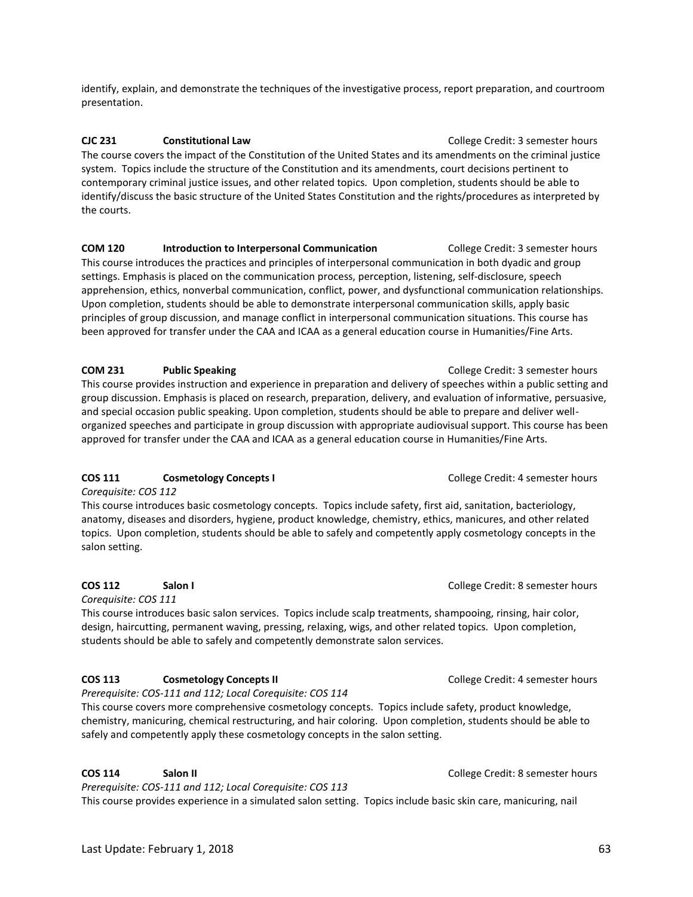identify, explain, and demonstrate the techniques of the investigative process, report preparation, and courtroom presentation.

**CJC 231 Constitutional Law** College Credit: 3 semester hours

The course covers the impact of the Constitution of the United States and its amendments on the criminal justice system. Topics include the structure of the Constitution and its amendments, court decisions pertinent to contemporary criminal justice issues, and other related topics. Upon completion, students should be able to identify/discuss the basic structure of the United States Constitution and the rights/procedures as interpreted by the courts.

**COM 120 Introduction to Interpersonal Communication** College Credit: 3 semester hours

This course introduces the practices and principles of interpersonal communication in both dyadic and group settings. Emphasis is placed on the communication process, perception, listening, self-disclosure, speech apprehension, ethics, nonverbal communication, conflict, power, and dysfunctional communication relationships. Upon completion, students should be able to demonstrate interpersonal communication skills, apply basic principles of group discussion, and manage conflict in interpersonal communication situations. This course has been approved for transfer under the CAA and ICAA as a general education course in Humanities/Fine Arts.

**COM 231 Public Speaking** College Credit: 3 semester hours

This course provides instruction and experience in preparation and delivery of speeches within a public setting and group discussion. Emphasis is placed on research, preparation, delivery, and evaluation of informative, persuasive, and special occasion public speaking. Upon completion, students should be able to prepare and deliver well-organized speeches and participate in group discussion with appropriate audiovisual support. This course has been approved for transfer under the CAA and ICAA as a general education course in Humanities/Fine Arts.

**COS 111 Cosmetology Concepts I** College Credit: 4 semester hours

*Corequisite: COS 112*

This course introduces basic cosmetology concepts. Topics include safety, first aid, sanitation, bacteriology, anatomy, diseases and disorders, hygiene, product knowledge, chemistry, ethics, manicures, and other related topics. Upon completion, students should be able to safely and competently apply cosmetology concepts in the salon setting.

**COS 112 Salon I** College Credit: 8 semester hours

*Corequisite: COS 111*

This course introduces basic salon services. Topics include scalp treatments, shampooing, rinsing, hair color, design, haircutting, permanent waving, pressing, relaxing, wigs, and other related topics. Upon completion, students should be able to safely and competently demonstrate salon services.

**COS 113 Cosmetology Concepts II** College Credit: 4 semester hours

*Prerequisite: COS-111 and 112; Local Corequisite: COS 114*

This course covers more comprehensive cosmetology concepts. Topics include safety, product knowledge, chemistry, manicuring, chemical restructuring, and hair coloring. Upon completion, students should be able to safely and competently apply these cosmetology concepts in the salon setting.

**COS 114 Salon II** College Credit: 8 semester hours

*Prerequisite: COS-111 and 112; Local Corequisite: COS 113*

This course provides experience in a simulated salon setting. Topics include basic skin care, manicuring, nail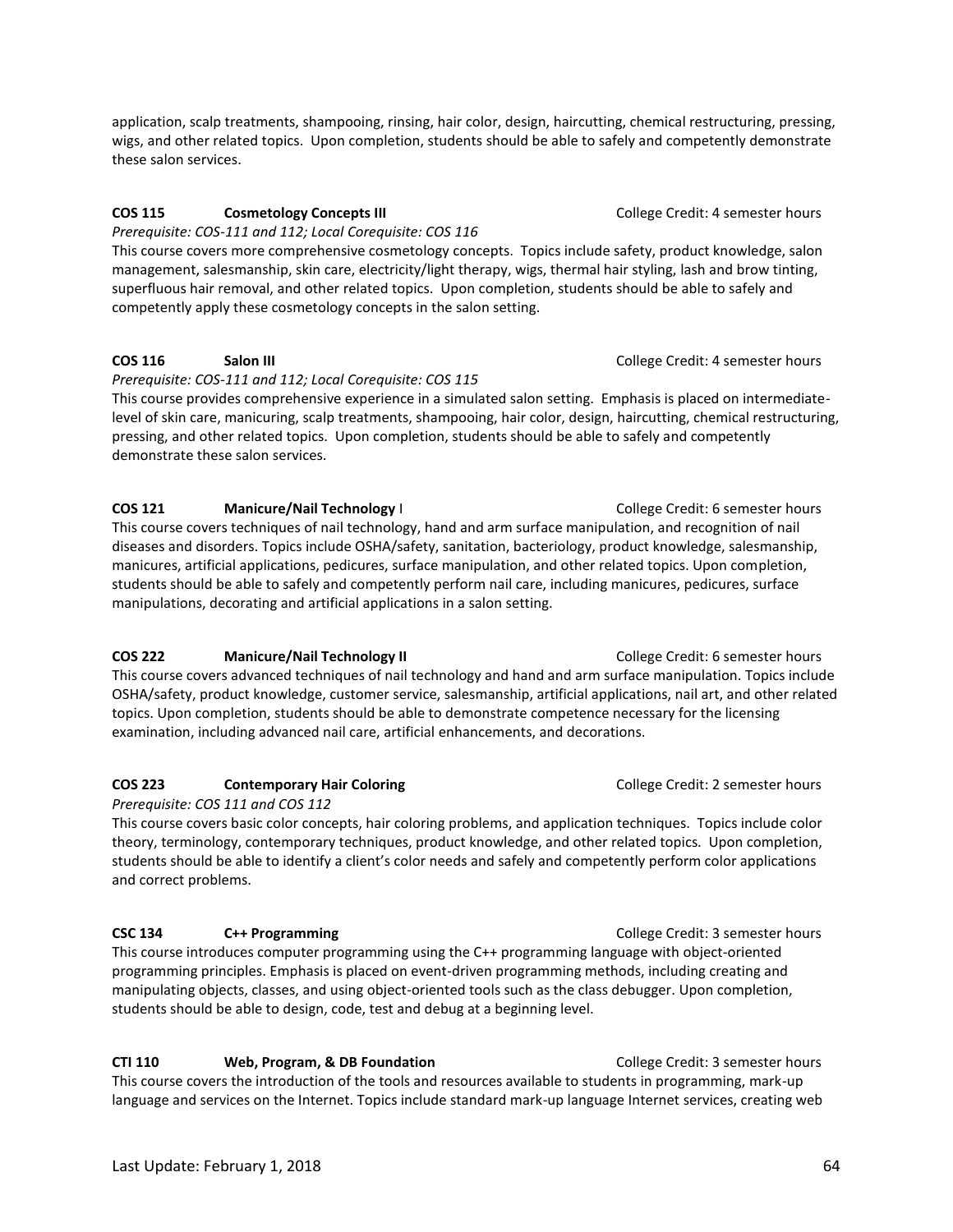application, scalp treatments, shampooing, rinsing, hair color, design, haircutting, chemical restructuring, pressing, wigs, and other related topics. Upon completion, students should be able to safely and competently demonstrate these salon services.

**COS 115 Cosmetology Concepts III** College Credit: 4 semester hours

*Prerequisite: COS-111 and 112; Local Corequisite: COS 116*

This course covers more comprehensive cosmetology concepts. Topics include safety, product knowledge, salon management, salesmanship, skin care, electricity/light therapy, wigs, thermal hair styling, lash and brow tinting, superfluous hair removal, and other related topics. Upon completion, students should be able to safely and competently apply these cosmetology concepts in the salon setting.

**COS 116 Salon III** College Credit: 4 semester hours

*Prerequisite: COS-111 and 112; Local Corequisite: COS 115*

This course provides comprehensive experience in a simulated salon setting. Emphasis is placed on intermediate-level of skin care, manicuring, scalp treatments, shampooing, hair color, design, haircutting, chemical restructuring, pressing, and other related topics. Upon completion, students should be able to safely and competently demonstrate these salon services.

**COS 121 Manicure/Nail Technology** I College Credit: 6 semester hours

This course covers techniques of nail technology, hand and arm surface manipulation, and recognition of nail diseases and disorders. Topics include OSHA/safety, sanitation, bacteriology, product knowledge, salesmanship, manicures, artificial applications, pedicures, surface manipulation, and other related topics. Upon completion, students should be able to safely and competently perform nail care, including manicures, pedicures, surface manipulations, decorating and artificial applications in a salon setting.

**COS 222 Manicure/Nail Technology II** College Credit: 6 semester hours

This course covers advanced techniques of nail technology and hand and arm surface manipulation. Topics include OSHA/safety, product knowledge, customer service, salesmanship, artificial applications, nail art, and other related topics. Upon completion, students should be able to demonstrate competence necessary for the licensing examination, including advanced nail care, artificial enhancements, and decorations.

**COS 223 Contemporary Hair Coloring** College Credit: 2 semester hours

*Prerequisite: COS 111 and COS 112*

This course covers basic color concepts, hair coloring problems, and application techniques. Topics include color theory, terminology, contemporary techniques, product knowledge, and other related topics. Upon completion, students should be able to identify a client's color needs and safely and competently perform color applications and correct problems.

**CSC 134 C++ Programming** College Credit: 3 semester hours

This course introduces computer programming using the C++ programming language with object-oriented programming principles. Emphasis is placed on event-driven programming methods, including creating and manipulating objects, classes, and using object-oriented tools such as the class debugger. Upon completion, students should be able to design, code, test and debug at a beginning level.

**CTI 110 Web, Program, & DB Foundation** College Credit: 3 semester hours

This course covers the introduction of the tools and resources available to students in programming, mark-up language and services on the Internet. Topics include standard mark-up language Internet services, creating web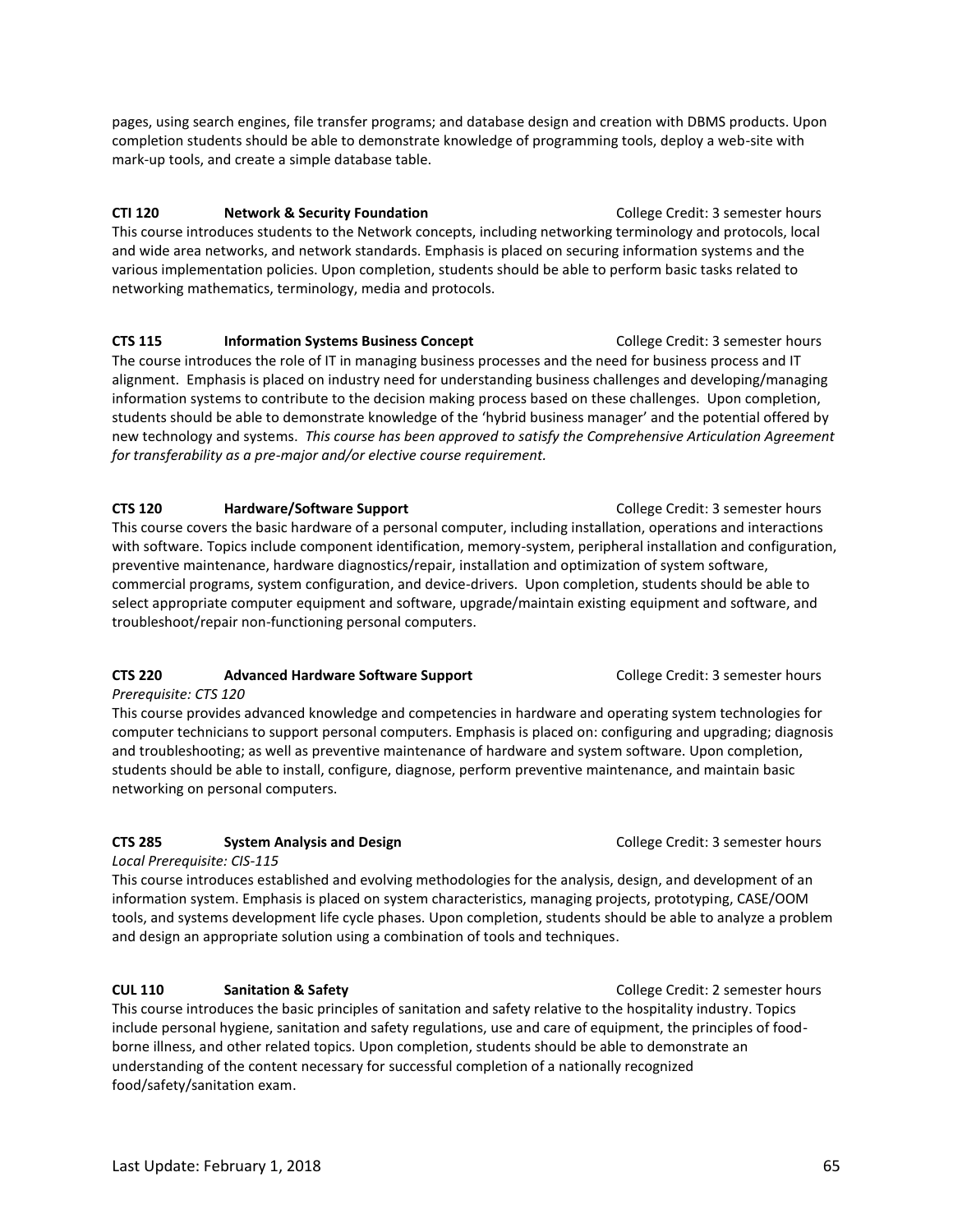pages, using search engines, file transfer programs; and database design and creation with DBMS products. Upon completion students should be able to demonstrate knowledge of programming tools, deploy a web-site with mark-up tools, and create a simple database table.

**CTI 120 Network & Security Foundation** College Credit: 3 semester hours

This course introduces students to the Network concepts, including networking terminology and protocols, local and wide area networks, and network standards. Emphasis is placed on securing information systems and the various implementation policies. Upon completion, students should be able to perform basic tasks related to networking mathematics, terminology, media and protocols.

**CTS 115 Information Systems Business Concept** College Credit: 3 semester hours

The course introduces the role of IT in managing business processes and the need for business process and IT alignment. Emphasis is placed on industry need for understanding business challenges and developing/managing information systems to contribute to the decision making process based on these challenges. Upon completion, students should be able to demonstrate knowledge of the 'hybrid business manager' and the potential offered by new technology and systems. *This course has been approved to satisfy the Comprehensive Articulation Agreement for transferability as a pre-major and/or elective course requirement.*

**CTS 120 Hardware/Software Support** College Credit: 3 semester hours

This course covers the basic hardware of a personal computer, including installation, operations and interactions with software. Topics include component identification, memory-system, peripheral installation and configuration, preventive maintenance, hardware diagnostics/repair, installation and optimization of system software, commercial programs, system configuration, and device-drivers. Upon completion, students should be able to select appropriate computer equipment and software, upgrade/maintain existing equipment and software, and troubleshoot/repair non-functioning personal computers.

**CTS 220 Advanced Hardware Software Support** College Credit: 3 semester hours

*Prerequisite: CTS 120*

This course provides advanced knowledge and competencies in hardware and operating system technologies for computer technicians to support personal computers. Emphasis is placed on: configuring and upgrading; diagnosis and troubleshooting; as well as preventive maintenance of hardware and system software. Upon completion, students should be able to install, configure, diagnose, perform preventive maintenance, and maintain basic networking on personal computers.

**CTS 285 System Analysis and Design** College Credit: 3 semester hours

*Local Prerequisite: CIS-115*

This course introduces established and evolving methodologies for the analysis, design, and development of an information system. Emphasis is placed on system characteristics, managing projects, prototyping, CASE/OOM tools, and systems development life cycle phases. Upon completion, students should be able to analyze a problem and design an appropriate solution using a combination of tools and techniques.

**CUL 110 Sanitation & Safety** College Credit: 2 semester hours

This course introduces the basic principles of sanitation and safety relative to the hospitality industry. Topics include personal hygiene, sanitation and safety regulations, use and care of equipment, the principles of food-borne illness, and other related topics. Upon completion, students should be able to demonstrate an understanding of the content necessary for successful completion of a nationally recognized food/safety/sanitation exam.

Last Update: February 1, 2018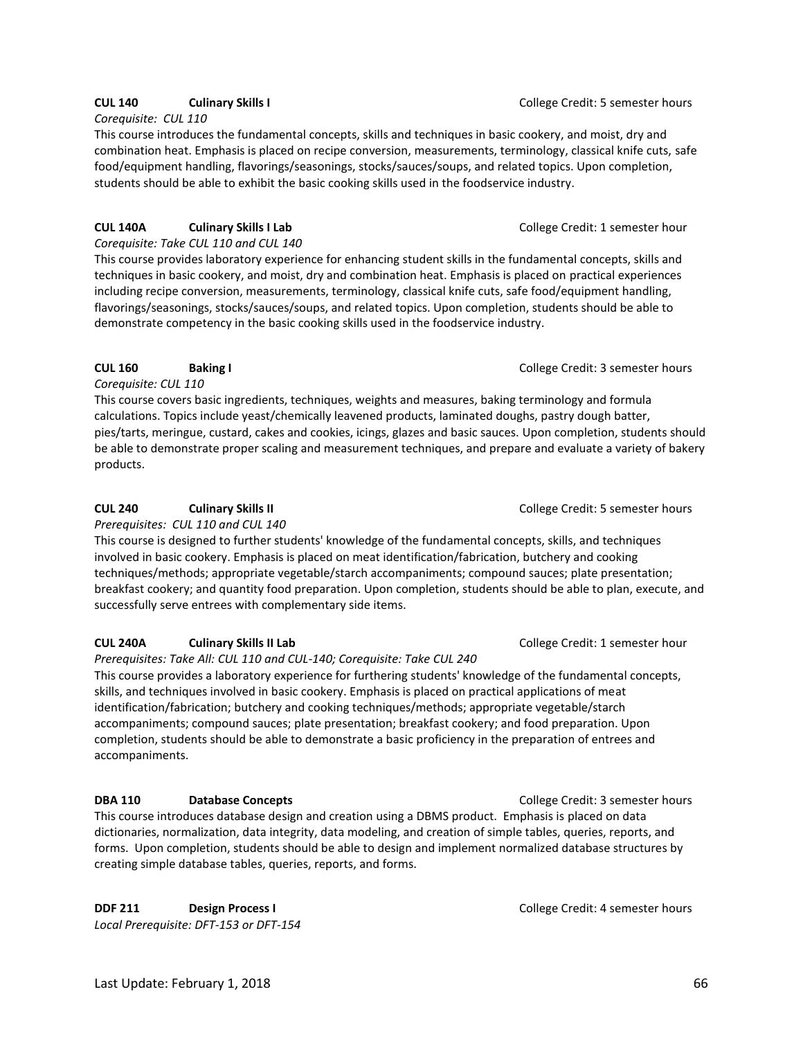**CUL 140 Culinary Skills I** College Credit: 5 semester hours

*Corequisite: CUL 110*

This course introduces the fundamental concepts, skills and techniques in basic cookery, and moist, dry and combination heat. Emphasis is placed on recipe conversion, measurements, terminology, classical knife cuts, safe food/equipment handling, flavorings/seasonings, stocks/sauces/soups, and related topics. Upon completion, students should be able to exhibit the basic cooking skills used in the foodservice industry.

**CUL 140A Culinary Skills I Lab** College Credit: 1 semester hour

*Corequisite: Take CUL 110 and CUL 140*

This course provides laboratory experience for enhancing student skills in the fundamental concepts, skills and techniques in basic cookery, and moist, dry and combination heat. Emphasis is placed on practical experiences including recipe conversion, measurements, terminology, classical knife cuts, safe food/equipment handling, flavorings/seasonings, stocks/sauces/soups, and related topics. Upon completion, students should be able to demonstrate competency in the basic cooking skills used in the foodservice industry.

**CUL 160 Baking I** College Credit: 3 semester hours

*Corequisite: CUL 110*

This course covers basic ingredients, techniques, weights and measures, baking terminology and formula calculations. Topics include yeast/chemically leavened products, laminated doughs, pastry dough batter, pies/tarts, meringue, custard, cakes and cookies, icings, glazes and basic sauces. Upon completion, students should be able to demonstrate proper scaling and measurement techniques, and prepare and evaluate a variety of bakery products.

**CUL 240 Culinary Skills II** College Credit: 5 semester hours

*Prerequisites: CUL 110 and CUL 140*

This course is designed to further students' knowledge of the fundamental concepts, skills, and techniques involved in basic cookery. Emphasis is placed on meat identification/fabrication, butchery and cooking techniques/methods; appropriate vegetable/starch accompaniments; compound sauces; plate presentation; breakfast cookery; and quantity food preparation. Upon completion, students should be able to plan, execute, and successfully serve entrees with complementary side items.

**CUL 240A Culinary Skills II Lab** College Credit: 1 semester hour

*Prerequisites: Take All: CUL 110 and CUL-140; Corequisite: Take CUL 240*

This course provides a laboratory experience for furthering students' knowledge of the fundamental concepts, skills, and techniques involved in basic cookery. Emphasis is placed on practical applications of meat identification/fabrication; butchery and cooking techniques/methods; appropriate vegetable/starch accompaniments; compound sauces; plate presentation; breakfast cookery; and food preparation. Upon completion, students should be able to demonstrate a basic proficiency in the preparation of entrees and accompaniments.

**DBA 110 Database Concepts** College Credit: 3 semester hours

This course introduces database design and creation using a DBMS product. Emphasis is placed on data dictionaries, normalization, data integrity, data modeling, and creation of simple tables, queries, reports, and forms. Upon completion, students should be able to design and implement normalized database structures by creating simple database tables, queries, reports, and forms.

**DDF 211 Design Process I** College Credit: 4 semester hours

*Local Prerequisite: DFT-153 or DFT-154*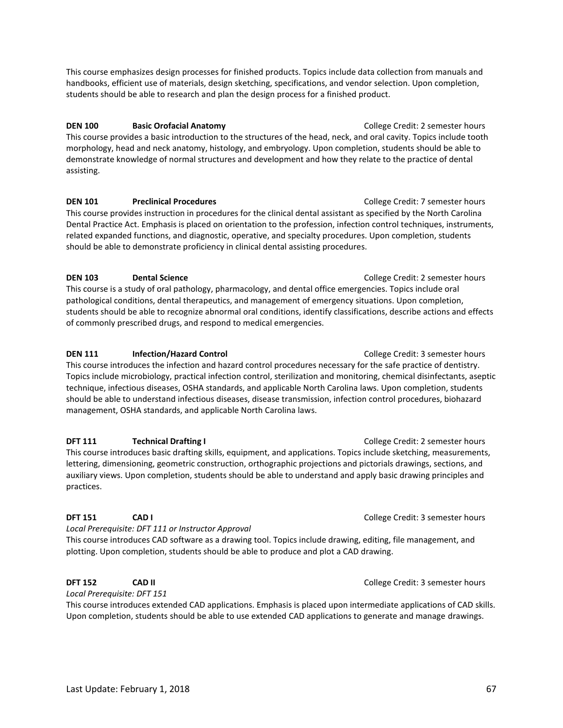This course emphasizes design processes for finished products. Topics include data collection from manuals and handbooks, efficient use of materials, design sketching, specifications, and vendor selection. Upon completion, students should be able to research and plan the design process for a finished product.

**DEN 100 Basic Orofacial Anatomy** College Credit: 2 semester hours

This course provides a basic introduction to the structures of the head, neck, and oral cavity. Topics include tooth morphology, head and neck anatomy, histology, and embryology. Upon completion, students should be able to demonstrate knowledge of normal structures and development and how they relate to the practice of dental assisting.

**DEN 101 Preclinical Procedures** College Credit: 7 semester hours

This course provides instruction in procedures for the clinical dental assistant as specified by the North Carolina Dental Practice Act. Emphasis is placed on orientation to the profession, infection control techniques, instruments, related expanded functions, and diagnostic, operative, and specialty procedures. Upon completion, students should be able to demonstrate proficiency in clinical dental assisting procedures.

**DEN 103 Dental Science** College Credit: 2 semester hours

This course is a study of oral pathology, pharmacology, and dental office emergencies. Topics include oral pathological conditions, dental therapeutics, and management of emergency situations. Upon completion, students should be able to recognize abnormal oral conditions, identify classifications, describe actions and effects of commonly prescribed drugs, and respond to medical emergencies.

**DEN 111 Infection/Hazard Control** College Credit: 3 semester hours

This course introduces the infection and hazard control procedures necessary for the safe practice of dentistry. Topics include microbiology, practical infection control, sterilization and monitoring, chemical disinfectants, aseptic technique, infectious diseases, OSHA standards, and applicable North Carolina laws. Upon completion, students should be able to understand infectious diseases, disease transmission, infection control procedures, biohazard management, OSHA standards, and applicable North Carolina laws.

**DFT 111 Technical Drafting I** College Credit: 2 semester hours

This course introduces basic drafting skills, equipment, and applications. Topics include sketching, measurements, lettering, dimensioning, geometric construction, orthographic projections and pictorials drawings, sections, and auxiliary views. Upon completion, students should be able to understand and apply basic drawing principles and practices.

**DFT 151 CAD I** College Credit: 3 semester hours

*Local Prerequisite: DFT 111 or Instructor Approval*

This course introduces CAD software as a drawing tool. Topics include drawing, editing, file management, and plotting. Upon completion, students should be able to produce and plot a CAD drawing.

**DFT 152 CAD II** College Credit: 3 semester hours

*Local Prerequisite: DFT 151*

This course introduces extended CAD applications. Emphasis is placed upon intermediate applications of CAD skills. Upon completion, students should be able to use extended CAD applications to generate and manage drawings.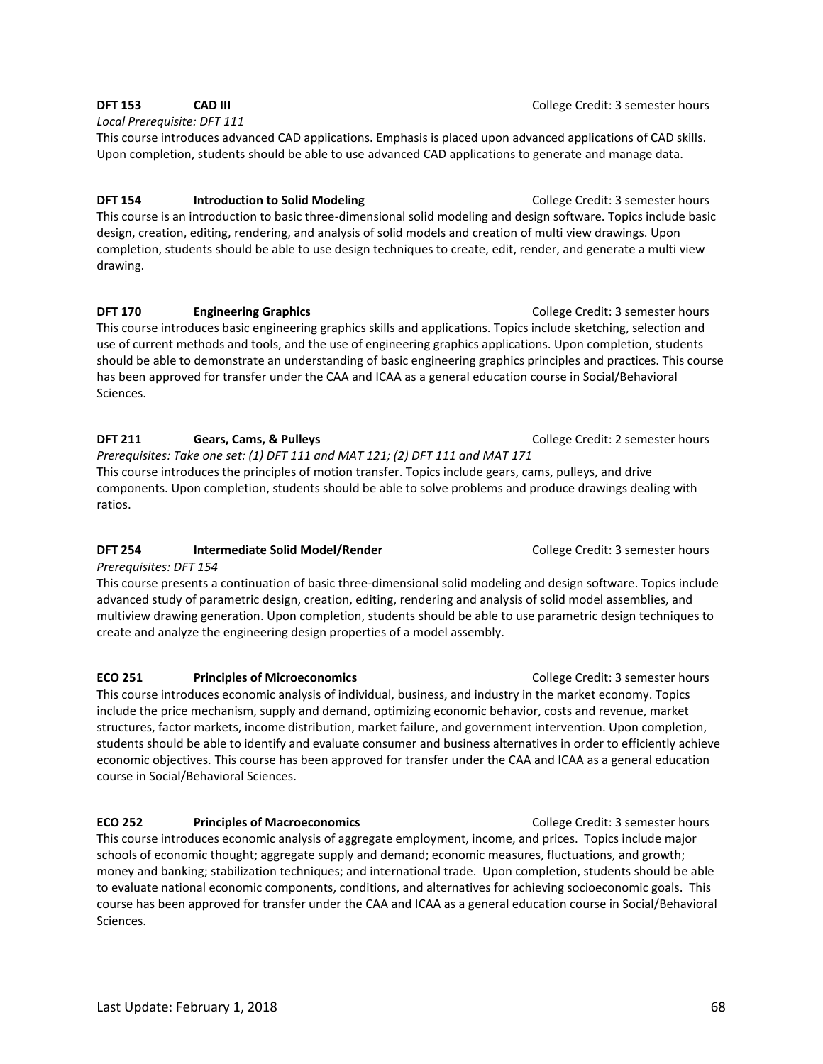**DFT 153 CAD III** College Credit: 3 semester hours

*Local Prerequisite: DFT 111*

This course introduces advanced CAD applications. Emphasis is placed upon advanced applications of CAD skills. Upon completion, students should be able to use advanced CAD applications to generate and manage data.

**DFT 154 Introduction to Solid Modeling** College Credit: 3 semester hours

This course is an introduction to basic three-dimensional solid modeling and design software. Topics include basic design, creation, editing, rendering, and analysis of solid models and creation of multi view drawings. Upon completion, students should be able to use design techniques to create, edit, render, and generate a multi view drawing.

**DFT 170 Engineering Graphics** College Credit: 3 semester hours

This course introduces basic engineering graphics skills and applications. Topics include sketching, selection and use of current methods and tools, and the use of engineering graphics applications. Upon completion, students should be able to demonstrate an understanding of basic engineering graphics principles and practices. This course has been approved for transfer under the CAA and ICAA as a general education course in Social/Behavioral Sciences.

**DFT 211 Gears, Cams, & Pulleys** College Credit: 2 semester hours

*Prerequisites: Take one set: (1) DFT 111 and MAT 121; (2) DFT 111 and MAT 171*

This course introduces the principles of motion transfer. Topics include gears, cams, pulleys, and drive components. Upon completion, students should be able to solve problems and produce drawings dealing with ratios.

**DFT 254 Intermediate Solid Model/Render** College Credit: 3 semester hours

*Prerequisites: DFT 154*

This course presents a continuation of basic three-dimensional solid modeling and design software. Topics include advanced study of parametric design, creation, editing, rendering and analysis of solid model assemblies, and multiview drawing generation. Upon completion, students should be able to use parametric design techniques to create and analyze the engineering design properties of a model assembly.

**ECO 251 Principles of Microeconomics** College Credit: 3 semester hours

This course introduces economic analysis of individual, business, and industry in the market economy. Topics include the price mechanism, supply and demand, optimizing economic behavior, costs and revenue, market structures, factor markets, income distribution, market failure, and government intervention. Upon completion, students should be able to identify and evaluate consumer and business alternatives in order to efficiently achieve economic objectives. This course has been approved for transfer under the CAA and ICAA as a general education course in Social/Behavioral Sciences.

**ECO 252 Principles of Macroeconomics** College Credit: 3 semester hours

This course introduces economic analysis of aggregate employment, income, and prices. Topics include major schools of economic thought; aggregate supply and demand; economic measures, fluctuations, and growth; money and banking; stabilization techniques; and international trade. Upon completion, students should be able to evaluate national economic components, conditions, and alternatives for achieving socioeconomic goals. This course has been approved for transfer under the CAA and ICAA as a general education course in Social/Behavioral Sciences.

Last Update: February 1, 2018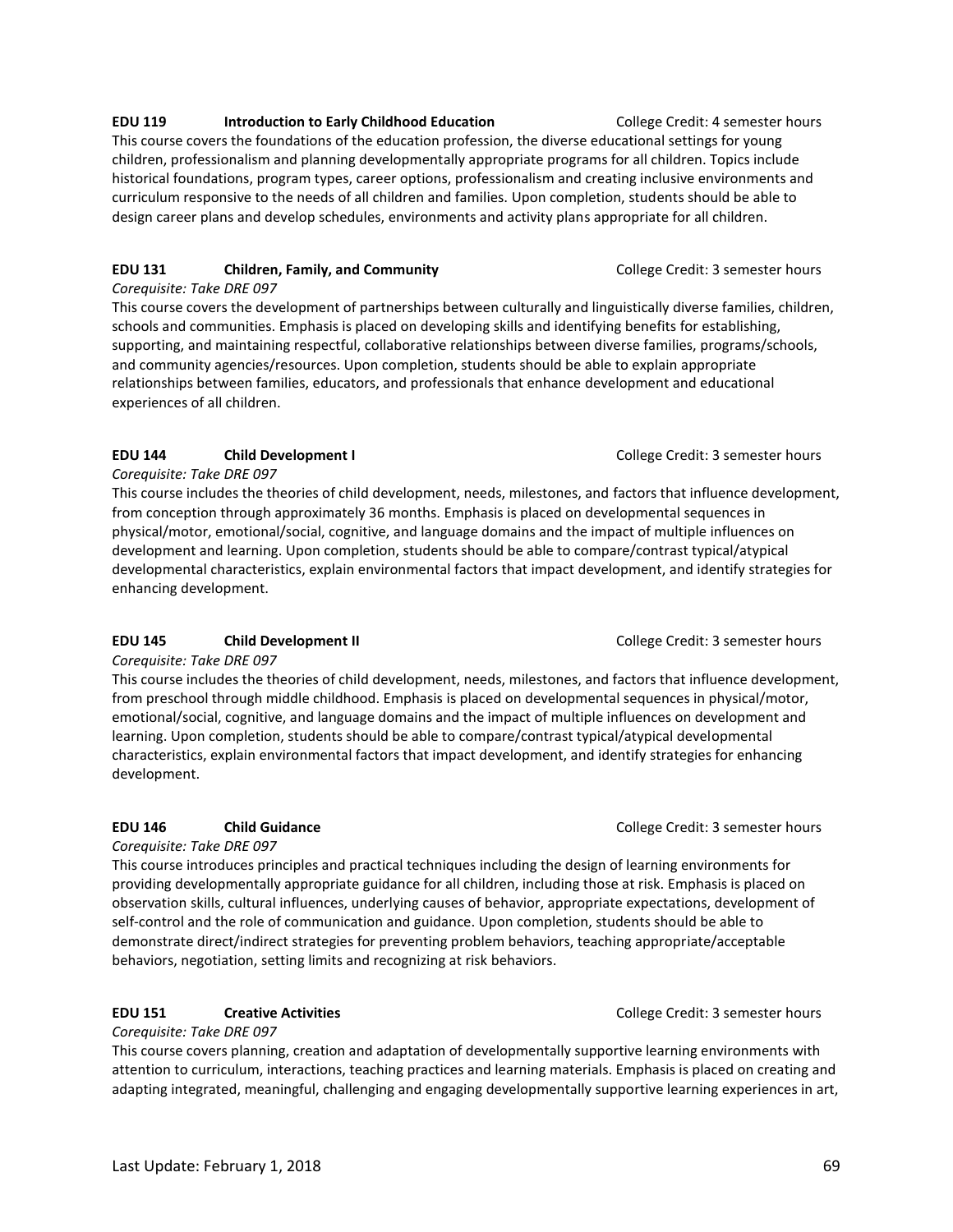**EDU 119 Introduction to Early Childhood Education** College Credit: 4 semester hours

This course covers the foundations of the education profession, the diverse educational settings for young children, professionalism and planning developmentally appropriate programs for all children. Topics include historical foundations, program types, career options, professionalism and creating inclusive environments and curriculum responsive to the needs of all children and families. Upon completion, students should be able to design career plans and develop schedules, environments and activity plans appropriate for all children.

**EDU 131 Children, Family, and Community** College Credit: 3 semester hours

*Corequisite: Take DRE 097*

This course covers the development of partnerships between culturally and linguistically diverse families, children, schools and communities. Emphasis is placed on developing skills and identifying benefits for establishing, supporting, and maintaining respectful, collaborative relationships between diverse families, programs/schools, and community agencies/resources. Upon completion, students should be able to explain appropriate relationships between families, educators, and professionals that enhance development and educational experiences of all children.

**EDU 144 Child Development I** College Credit: 3 semester hours

*Corequisite: Take DRE 097*

This course includes the theories of child development, needs, milestones, and factors that influence development, from conception through approximately 36 months. Emphasis is placed on developmental sequences in physical/motor, emotional/social, cognitive, and language domains and the impact of multiple influences on development and learning. Upon completion, students should be able to compare/contrast typical/atypical developmental characteristics, explain environmental factors that impact development, and identify strategies for enhancing development.

**EDU 145 Child Development II** College Credit: 3 semester hours

*Corequisite: Take DRE 097*

This course includes the theories of child development, needs, milestones, and factors that influence development, from preschool through middle childhood. Emphasis is placed on developmental sequences in physical/motor, emotional/social, cognitive, and language domains and the impact of multiple influences on development and learning. Upon completion, students should be able to compare/contrast typical/atypical developmental characteristics, explain environmental factors that impact development, and identify strategies for enhancing development.

**EDU 146 Child Guidance** College Credit: 3 semester hours

*Corequisite: Take DRE 097*

This course introduces principles and practical techniques including the design of learning environments for providing developmentally appropriate guidance for all children, including those at risk. Emphasis is placed on observation skills, cultural influences, underlying causes of behavior, appropriate expectations, development of self-control and the role of communication and guidance. Upon completion, students should be able to demonstrate direct/indirect strategies for preventing problem behaviors, teaching appropriate/acceptable behaviors, negotiation, setting limits and recognizing at risk behaviors.

**EDU 151 Creative Activities** College Credit: 3 semester hours

*Corequisite: Take DRE 097*

This course covers planning, creation and adaptation of developmentally supportive learning environments with attention to curriculum, interactions, teaching practices and learning materials. Emphasis is placed on creating and adapting integrated, meaningful, challenging and engaging developmentally supportive learning experiences in art,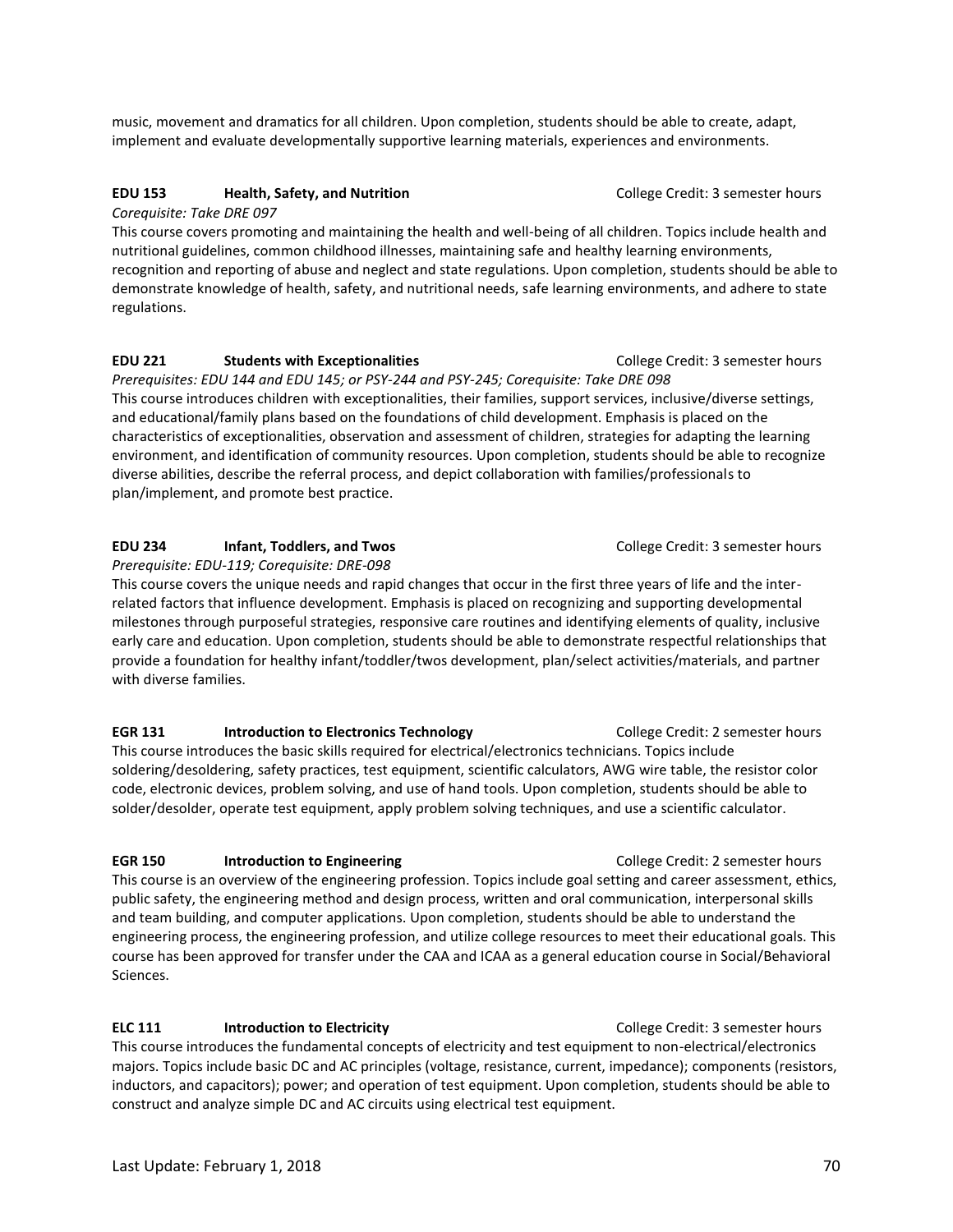music, movement and dramatics for all children. Upon completion, students should be able to create, adapt, implement and evaluate developmentally supportive learning materials, experiences and environments.

**EDU 153 Health, Safety, and Nutrition** College Credit: 3 semester hours

*Corequisite: Take DRE 097*

This course covers promoting and maintaining the health and well-being of all children. Topics include health and nutritional guidelines, common childhood illnesses, maintaining safe and healthy learning environments, recognition and reporting of abuse and neglect and state regulations. Upon completion, students should be able to demonstrate knowledge of health, safety, and nutritional needs, safe learning environments, and adhere to state regulations.

**EDU 221 Students with Exceptionalities** College Credit: 3 semester hours

*Prerequisites: EDU 144 and EDU 145; or PSY-244 and PSY-245; Corequisite: Take DRE 098*

This course introduces children with exceptionalities, their families, support services, inclusive/diverse settings, and educational/family plans based on the foundations of child development. Emphasis is placed on the characteristics of exceptionalities, observation and assessment of children, strategies for adapting the learning environment, and identification of community resources. Upon completion, students should be able to recognize diverse abilities, describe the referral process, and depict collaboration with families/professionals to plan/implement, and promote best practice.

**EDU 234 Infant, Toddlers, and Twos** College Credit: 3 semester hours

*Prerequisite: EDU-119; Corequisite: DRE-098*

This course covers the unique needs and rapid changes that occur in the first three years of life and the inter-related factors that influence development. Emphasis is placed on recognizing and supporting developmental milestones through purposeful strategies, responsive care routines and identifying elements of quality, inclusive early care and education. Upon completion, students should be able to demonstrate respectful relationships that provide a foundation for healthy infant/toddler/twos development, plan/select activities/materials, and partner with diverse families.

**EGR 131 Introduction to Electronics Technology** College Credit: 2 semester hours

This course introduces the basic skills required for electrical/electronics technicians. Topics include soldering/desoldering, safety practices, test equipment, scientific calculators, AWG wire table, the resistor color code, electronic devices, problem solving, and use of hand tools. Upon completion, students should be able to solder/desolder, operate test equipment, apply problem solving techniques, and use a scientific calculator.

**EGR 150 Introduction to Engineering** College Credit: 2 semester hours

This course is an overview of the engineering profession. Topics include goal setting and career assessment, ethics, public safety, the engineering method and design process, written and oral communication, interpersonal skills and team building, and computer applications. Upon completion, students should be able to understand the engineering process, the engineering profession, and utilize college resources to meet their educational goals. This course has been approved for transfer under the CAA and ICAA as a general education course in Social/Behavioral Sciences.

**ELC 111 Introduction to Electricity** College Credit: 3 semester hours

This course introduces the fundamental concepts of electricity and test equipment to non-electrical/electronics majors. Topics include basic DC and AC principles (voltage, resistance, current, impedance); components (resistors, inductors, and capacitors); power; and operation of test equipment. Upon completion, students should be able to construct and analyze simple DC and AC circuits using electrical test equipment.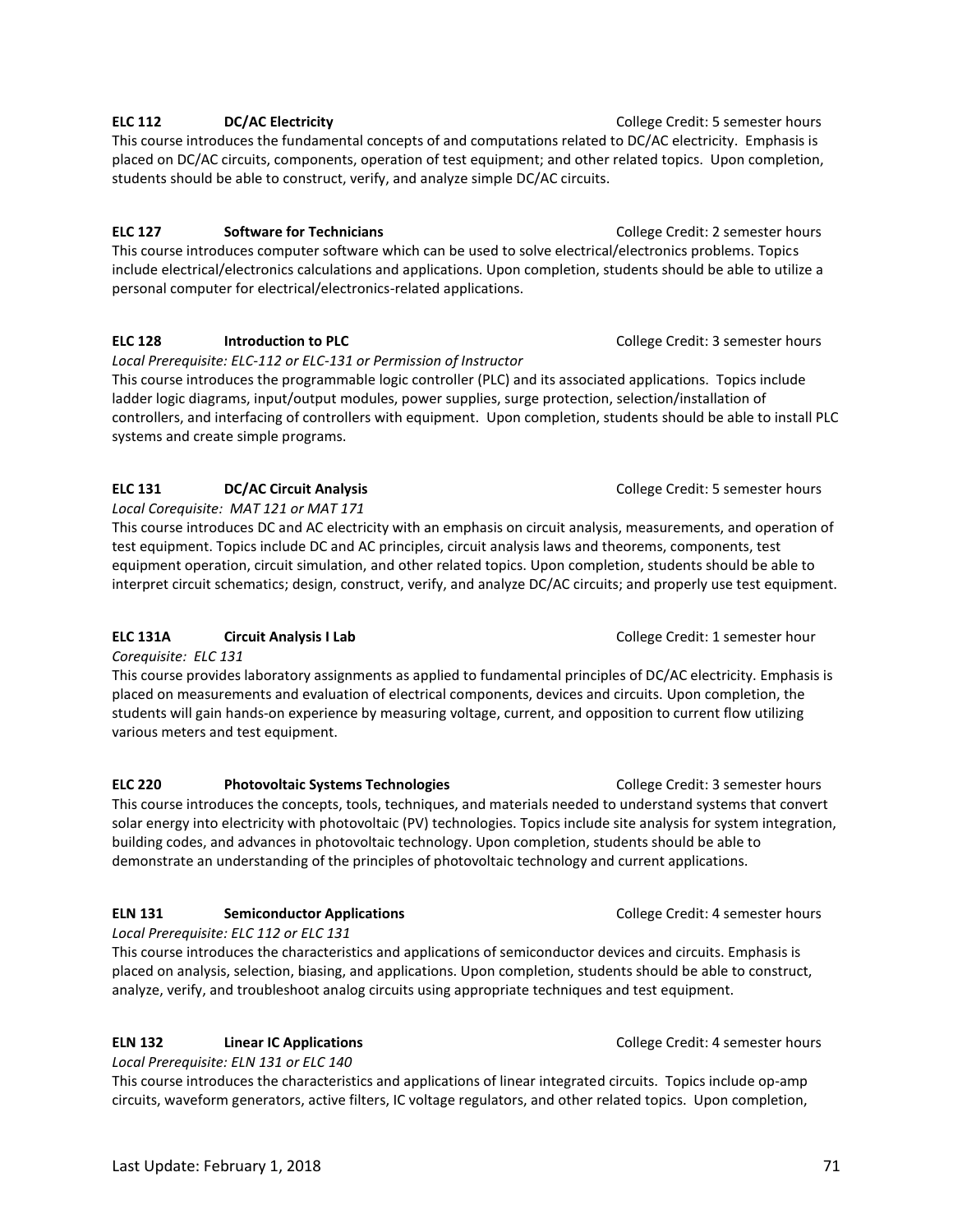**ELC 112 DC/AC Electricity** College Credit: 5 semester hours

This course introduces the fundamental concepts of and computations related to DC/AC electricity. Emphasis is placed on DC/AC circuits, components, operation of test equipment; and other related topics. Upon completion, students should be able to construct, verify, and analyze simple DC/AC circuits.

**ELC 127 Software for Technicians** College Credit: 2 semester hours

This course introduces computer software which can be used to solve electrical/electronics problems. Topics include electrical/electronics calculations and applications. Upon completion, students should be able to utilize a personal computer for electrical/electronics-related applications.

**ELC 128 Introduction to PLC** College Credit: 3 semester hours

*Local Prerequisite: ELC-112 or ELC-131 or Permission of Instructor*

This course introduces the programmable logic controller (PLC) and its associated applications. Topics include ladder logic diagrams, input/output modules, power supplies, surge protection, selection/installation of controllers, and interfacing of controllers with equipment. Upon completion, students should be able to install PLC systems and create simple programs.

**ELC 131 DC/AC Circuit Analysis** College Credit: 5 semester hours

*Local Corequisite: MAT 121 or MAT 171*

This course introduces DC and AC electricity with an emphasis on circuit analysis, measurements, and operation of test equipment. Topics include DC and AC principles, circuit analysis laws and theorems, components, test equipment operation, circuit simulation, and other related topics. Upon completion, students should be able to interpret circuit schematics; design, construct, verify, and analyze DC/AC circuits; and properly use test equipment.

**ELC 131A Circuit Analysis I Lab** College Credit: 1 semester hour

*Corequisite: ELC 131*

This course provides laboratory assignments as applied to fundamental principles of DC/AC electricity. Emphasis is placed on measurements and evaluation of electrical components, devices and circuits. Upon completion, the students will gain hands-on experience by measuring voltage, current, and opposition to current flow utilizing various meters and test equipment.

**ELC 220 Photovoltaic Systems Technologies** College Credit: 3 semester hours

This course introduces the concepts, tools, techniques, and materials needed to understand systems that convert solar energy into electricity with photovoltaic (PV) technologies. Topics include site analysis for system integration, building codes, and advances in photovoltaic technology. Upon completion, students should be able to demonstrate an understanding of the principles of photovoltaic technology and current applications.

**ELN 131 Semiconductor Applications** College Credit: 4 semester hours

*Local Prerequisite: ELC 112 or ELC 131*

This course introduces the characteristics and applications of semiconductor devices and circuits. Emphasis is placed on analysis, selection, biasing, and applications. Upon completion, students should be able to construct, analyze, verify, and troubleshoot analog circuits using appropriate techniques and test equipment.

**ELN 132 Linear IC Applications** College Credit: 4 semester hours

*Local Prerequisite: ELN 131 or ELC 140*

This course introduces the characteristics and applications of linear integrated circuits. Topics include op-amp circuits, waveform generators, active filters, IC voltage regulators, and other related topics. Upon completion,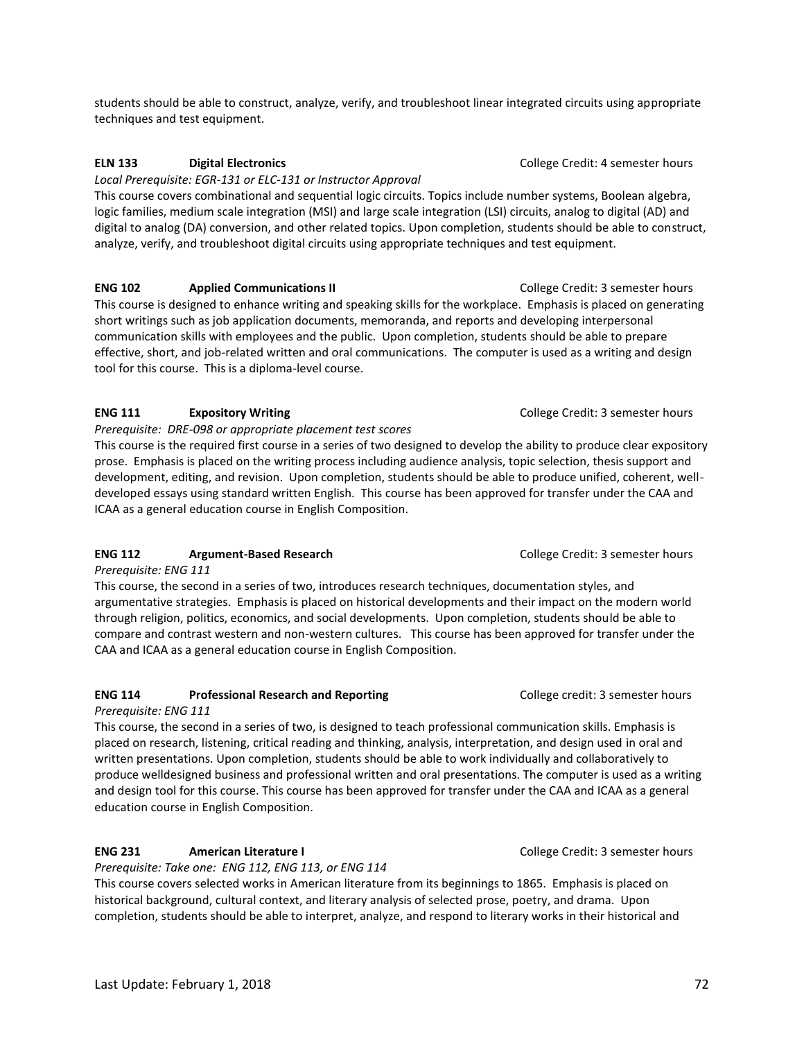students should be able to construct, analyze, verify, and troubleshoot linear integrated circuits using appropriate techniques and test equipment.

**ELN 133 Digital Electronics** College Credit: 4 semester hours

*Local Prerequisite: EGR-131 or ELC-131 or Instructor Approval*

This course covers combinational and sequential logic circuits. Topics include number systems, Boolean algebra, logic families, medium scale integration (MSI) and large scale integration (LSI) circuits, analog to digital (AD) and digital to analog (DA) conversion, and other related topics. Upon completion, students should be able to construct, analyze, verify, and troubleshoot digital circuits using appropriate techniques and test equipment.

**ENG 102 Applied Communications II** College Credit: 3 semester hours

This course is designed to enhance writing and speaking skills for the workplace. Emphasis is placed on generating short writings such as job application documents, memoranda, and reports and developing interpersonal communication skills with employees and the public. Upon completion, students should be able to prepare effective, short, and job-related written and oral communications. The computer is used as a writing and design tool for this course. This is a diploma-level course.

**ENG 111 Expository Writing** College Credit: 3 semester hours

*Prerequisite: DRE-098 or appropriate placement test scores*

This course is the required first course in a series of two designed to develop the ability to produce clear expository prose. Emphasis is placed on the writing process including audience analysis, topic selection, thesis support and development, editing, and revision. Upon completion, students should be able to produce unified, coherent, well-developed essays using standard written English. This course has been approved for transfer under the CAA and ICAA as a general education course in English Composition.

**ENG 112 Argument-Based Research** College Credit: 3 semester hours

*Prerequisite: ENG 111*

This course, the second in a series of two, introduces research techniques, documentation styles, and argumentative strategies. Emphasis is placed on historical developments and their impact on the modern world through religion, politics, economics, and social developments. Upon completion, students should be able to compare and contrast western and non-western cultures. This course has been approved for transfer under the CAA and ICAA as a general education course in English Composition.

**ENG 114 Professional Research and Reporting** College credit: 3 semester hours

*Prerequisite: ENG 111*

This course, the second in a series of two, is designed to teach professional communication skills. Emphasis is placed on research, listening, critical reading and thinking, analysis, interpretation, and design used in oral and written presentations. Upon completion, students should be able to work individually and collaboratively to produce welldesigned business and professional written and oral presentations. The computer is used as a writing and design tool for this course. This course has been approved for transfer under the CAA and ICAA as a general education course in English Composition.

**ENG 231 American Literature I** College Credit: 3 semester hours

*Prerequisite: Take one: ENG 112, ENG 113, or ENG 114*

This course covers selected works in American literature from its beginnings to 1865. Emphasis is placed on historical background, cultural context, and literary analysis of selected prose, poetry, and drama. Upon completion, students should be able to interpret, analyze, and respond to literary works in their historical and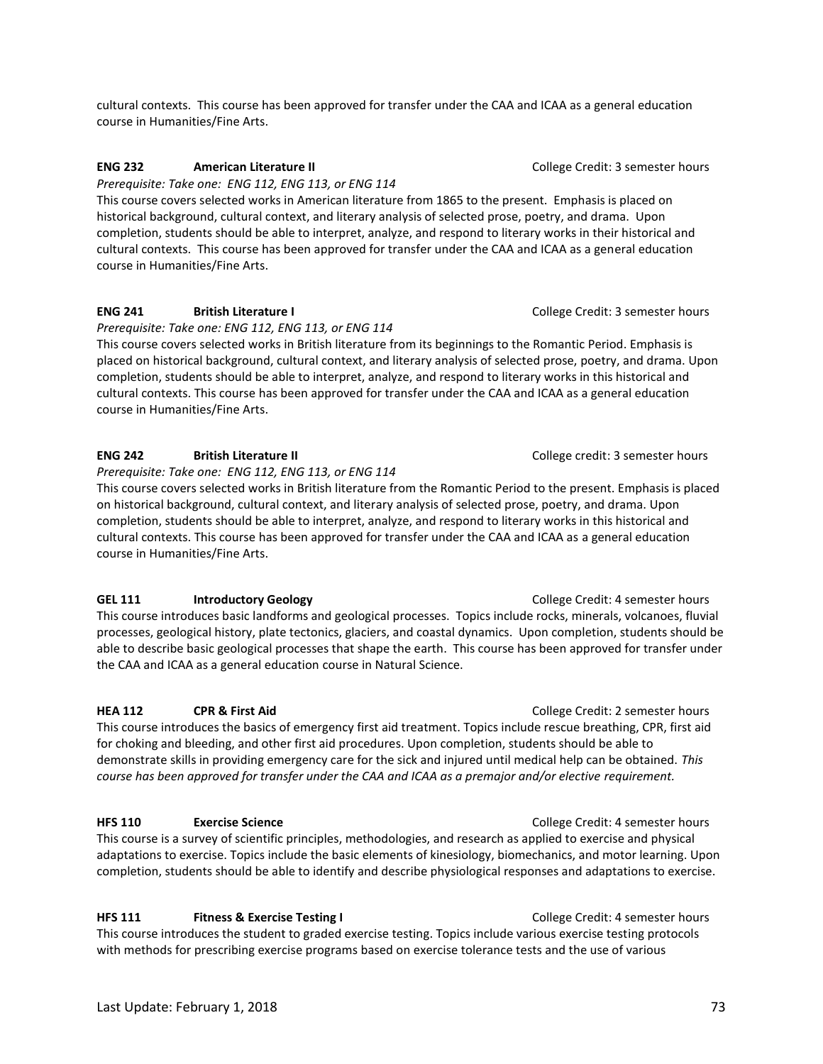cultural contexts. This course has been approved for transfer under the CAA and ICAA as a general education course in Humanities/Fine Arts.

**ENG 232 American Literature II** College Credit: 3 semester hours

*Prerequisite: Take one: ENG 112, ENG 113, or ENG 114*

This course covers selected works in American literature from 1865 to the present. Emphasis is placed on historical background, cultural context, and literary analysis of selected prose, poetry, and drama. Upon completion, students should be able to interpret, analyze, and respond to literary works in their historical and cultural contexts. This course has been approved for transfer under the CAA and ICAA as a general education course in Humanities/Fine Arts.

**ENG 241 British Literature I** College Credit: 3 semester hours

*Prerequisite: Take one: ENG 112, ENG 113, or ENG 114*

This course covers selected works in British literature from its beginnings to the Romantic Period. Emphasis is placed on historical background, cultural context, and literary analysis of selected prose, poetry, and drama. Upon completion, students should be able to interpret, analyze, and respond to literary works in this historical and cultural contexts. This course has been approved for transfer under the CAA and ICAA as a general education course in Humanities/Fine Arts.

**ENG 242 British Literature II** College credit: 3 semester hours

*Prerequisite: Take one: ENG 112, ENG 113, or ENG 114*

This course covers selected works in British literature from the Romantic Period to the present. Emphasis is placed on historical background, cultural context, and literary analysis of selected prose, poetry, and drama. Upon completion, students should be able to interpret, analyze, and respond to literary works in this historical and cultural contexts. This course has been approved for transfer under the CAA and ICAA as a general education course in Humanities/Fine Arts.

**GEL 111 Introductory Geology** College Credit: 4 semester hours

This course introduces basic landforms and geological processes. Topics include rocks, minerals, volcanoes, fluvial processes, geological history, plate tectonics, glaciers, and coastal dynamics. Upon completion, students should be able to describe basic geological processes that shape the earth. This course has been approved for transfer under the CAA and ICAA as a general education course in Natural Science.

**HEA 112 CPR & First Aid** College Credit: 2 semester hours

This course introduces the basics of emergency first aid treatment. Topics include rescue breathing, CPR, first aid for choking and bleeding, and other first aid procedures. Upon completion, students should be able to demonstrate skills in providing emergency care for the sick and injured until medical help can be obtained. *This course has been approved for transfer under the CAA and ICAA as a premajor and/or elective requirement.*

**HFS 110 Exercise Science** College Credit: 4 semester hours

This course is a survey of scientific principles, methodologies, and research as applied to exercise and physical adaptations to exercise. Topics include the basic elements of kinesiology, biomechanics, and motor learning. Upon completion, students should be able to identify and describe physiological responses and adaptations to exercise.

**HFS 111 Fitness & Exercise Testing I** College Credit: 4 semester hours

This course introduces the student to graded exercise testing. Topics include various exercise testing protocols with methods for prescribing exercise programs based on exercise tolerance tests and the use of various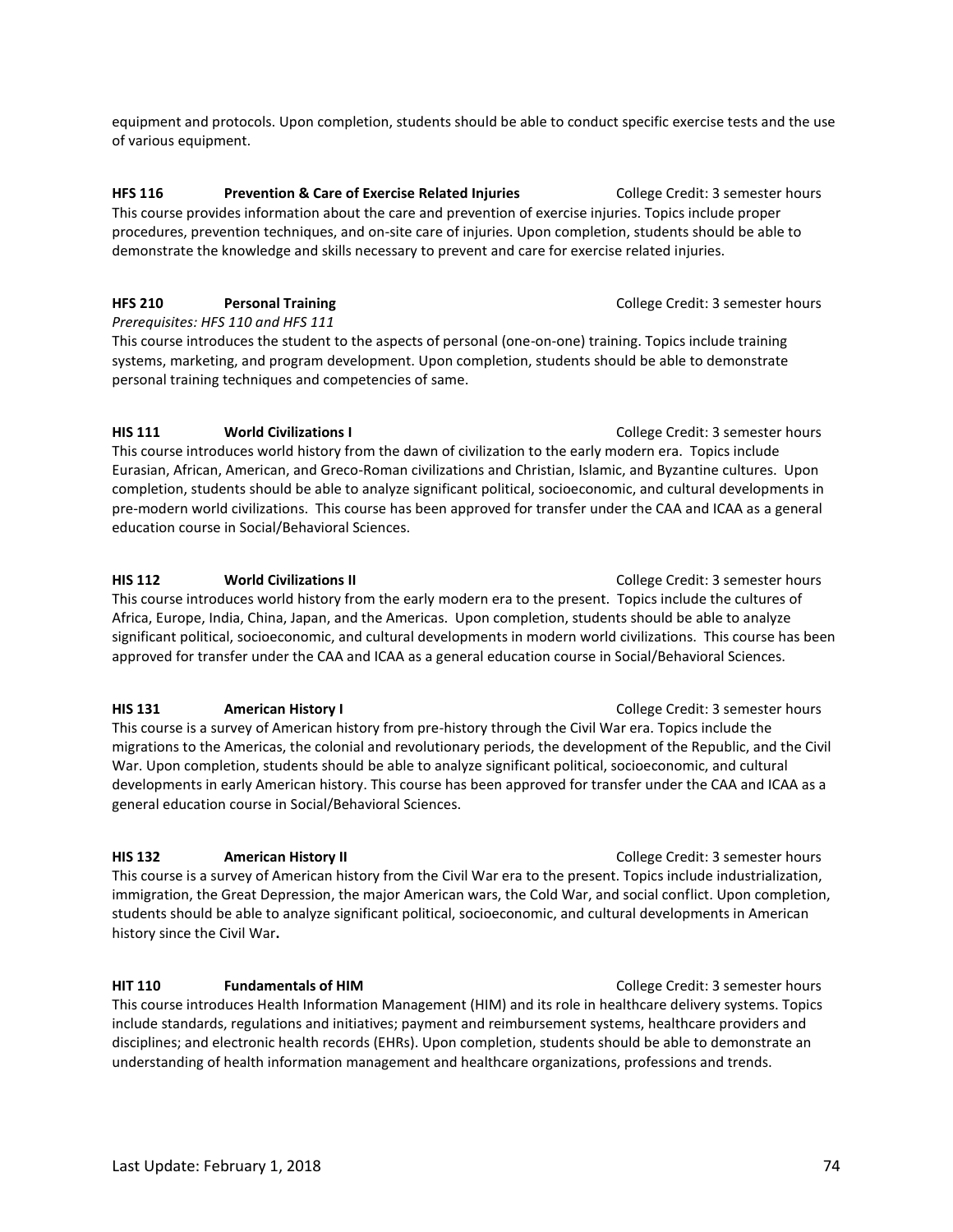equipment and protocols. Upon completion, students should be able to conduct specific exercise tests and the use of various equipment.

**HFS 116 Prevention & Care of Exercise Related Injuries** College Credit: 3 semester hours

This course provides information about the care and prevention of exercise injuries. Topics include proper procedures, prevention techniques, and on-site care of injuries. Upon completion, students should be able to demonstrate the knowledge and skills necessary to prevent and care for exercise related injuries.

**HFS 210 Personal Training** College Credit: 3 semester hours

*Prerequisites: HFS 110 and HFS 111*

This course introduces the student to the aspects of personal (one-on-one) training. Topics include training systems, marketing, and program development. Upon completion, students should be able to demonstrate personal training techniques and competencies of same.

**HIS 111 World Civilizations I** College Credit: 3 semester hours

This course introduces world history from the dawn of civilization to the early modern era. Topics include Eurasian, African, American, and Greco-Roman civilizations and Christian, Islamic, and Byzantine cultures. Upon completion, students should be able to analyze significant political, socioeconomic, and cultural developments in pre-modern world civilizations. This course has been approved for transfer under the CAA and ICAA as a general education course in Social/Behavioral Sciences.

**HIS 112 World Civilizations II** College Credit: 3 semester hours

This course introduces world history from the early modern era to the present. Topics include the cultures of Africa, Europe, India, China, Japan, and the Americas. Upon completion, students should be able to analyze significant political, socioeconomic, and cultural developments in modern world civilizations. This course has been approved for transfer under the CAA and ICAA as a general education course in Social/Behavioral Sciences.

**HIS 131 American History I** College Credit: 3 semester hours

This course is a survey of American history from pre-history through the Civil War era. Topics include the migrations to the Americas, the colonial and revolutionary periods, the development of the Republic, and the Civil War. Upon completion, students should be able to analyze significant political, socioeconomic, and cultural developments in early American history. This course has been approved for transfer under the CAA and ICAA as a general education course in Social/Behavioral Sciences.

**HIS 132 American History II** College Credit: 3 semester hours

This course is a survey of American history from the Civil War era to the present. Topics include industrialization, immigration, the Great Depression, the major American wars, the Cold War, and social conflict. Upon completion, students should be able to analyze significant political, socioeconomic, and cultural developments in American history since the Civil War**.**

**HIT 110 Fundamentals of HIM** College Credit: 3 semester hours

This course introduces Health Information Management (HIM) and its role in healthcare delivery systems. Topics include standards, regulations and initiatives; payment and reimbursement systems, healthcare providers and disciplines; and electronic health records (EHRs). Upon completion, students should be able to demonstrate an understanding of health information management and healthcare organizations, professions and trends.

Last Update: February 1, 2018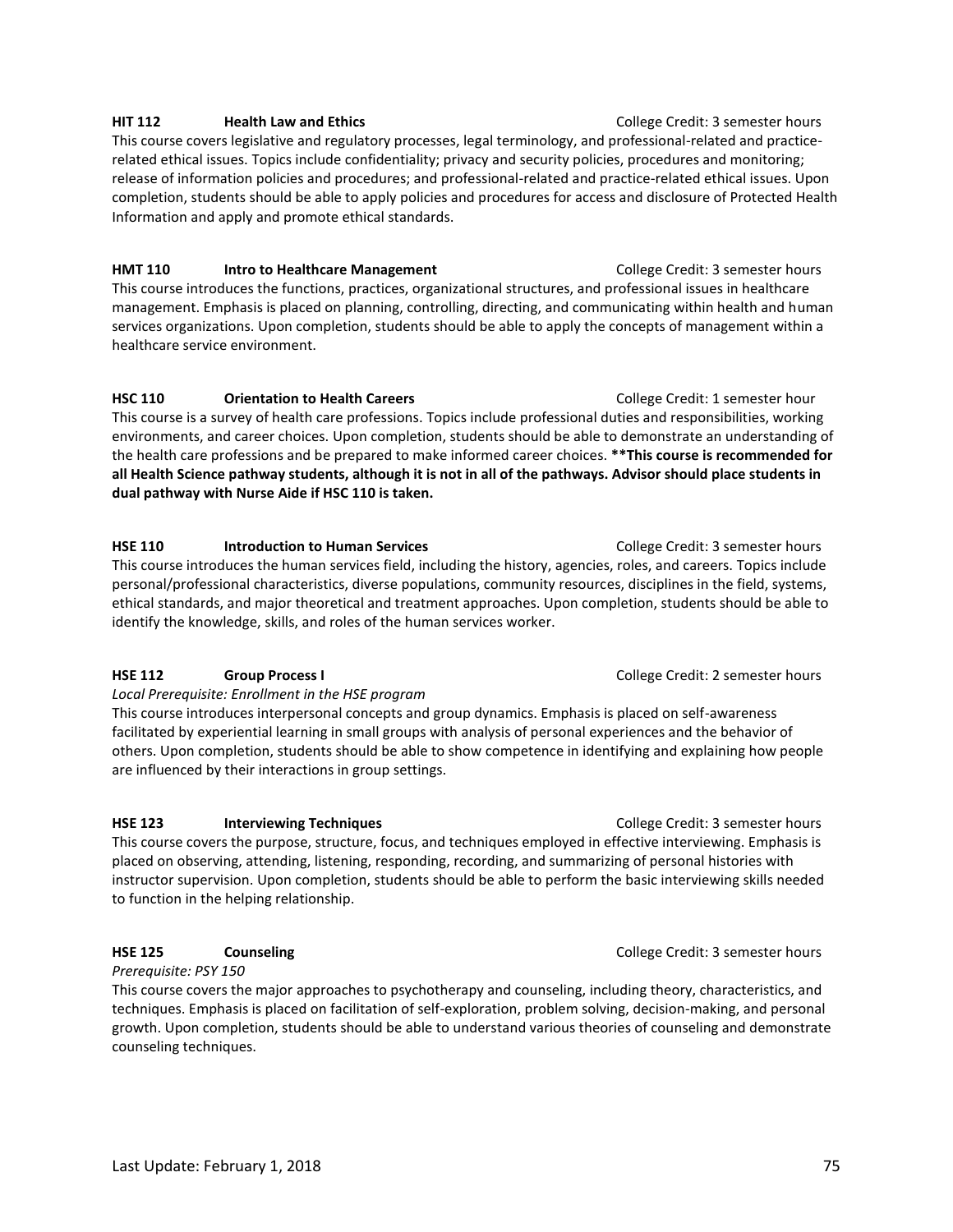**HIT 112 Health Law and Ethics** College Credit: 3 semester hours

This course covers legislative and regulatory processes, legal terminology, and professional-related and practice-related ethical issues. Topics include confidentiality; privacy and security policies, procedures and monitoring; release of information policies and procedures; and professional-related and practice-related ethical issues. Upon completion, students should be able to apply policies and procedures for access and disclosure of Protected Health Information and apply and promote ethical standards.

**HMT 110 Intro to Healthcare Management** College Credit: 3 semester hours

This course introduces the functions, practices, organizational structures, and professional issues in healthcare management. Emphasis is placed on planning, controlling, directing, and communicating within health and human services organizations. Upon completion, students should be able to apply the concepts of management within a healthcare service environment.

**HSC 110 Orientation to Health Careers** College Credit: 1 semester hour

This course is a survey of health care professions. Topics include professional duties and responsibilities, working environments, and career choices. Upon completion, students should be able to demonstrate an understanding of the health care professions and be prepared to make informed career choices. **\*\*This course is recommended for all Health Science pathway students, although it is not in all of the pathways. Advisor should place students in dual pathway with Nurse Aide if HSC 110 is taken.**

**HSE 110 Introduction to Human Services** College Credit: 3 semester hours

This course introduces the human services field, including the history, agencies, roles, and careers. Topics include personal/professional characteristics, diverse populations, community resources, disciplines in the field, systems, ethical standards, and major theoretical and treatment approaches. Upon completion, students should be able to identify the knowledge, skills, and roles of the human services worker.

**HSE 112 Group Process I** College Credit: 2 semester hours

*Local Prerequisite: Enrollment in the HSE program*

This course introduces interpersonal concepts and group dynamics. Emphasis is placed on self-awareness facilitated by experiential learning in small groups with analysis of personal experiences and the behavior of others. Upon completion, students should be able to show competence in identifying and explaining how people are influenced by their interactions in group settings.

**HSE 123 Interviewing Techniques** College Credit: 3 semester hours

This course covers the purpose, structure, focus, and techniques employed in effective interviewing. Emphasis is placed on observing, attending, listening, responding, recording, and summarizing of personal histories with instructor supervision. Upon completion, students should be able to perform the basic interviewing skills needed to function in the helping relationship.

**HSE 125 Counseling** College Credit: 3 semester hours

*Prerequisite: PSY 150*

This course covers the major approaches to psychotherapy and counseling, including theory, characteristics, and techniques. Emphasis is placed on facilitation of self-exploration, problem solving, decision-making, and personal growth. Upon completion, students should be able to understand various theories of counseling and demonstrate counseling techniques.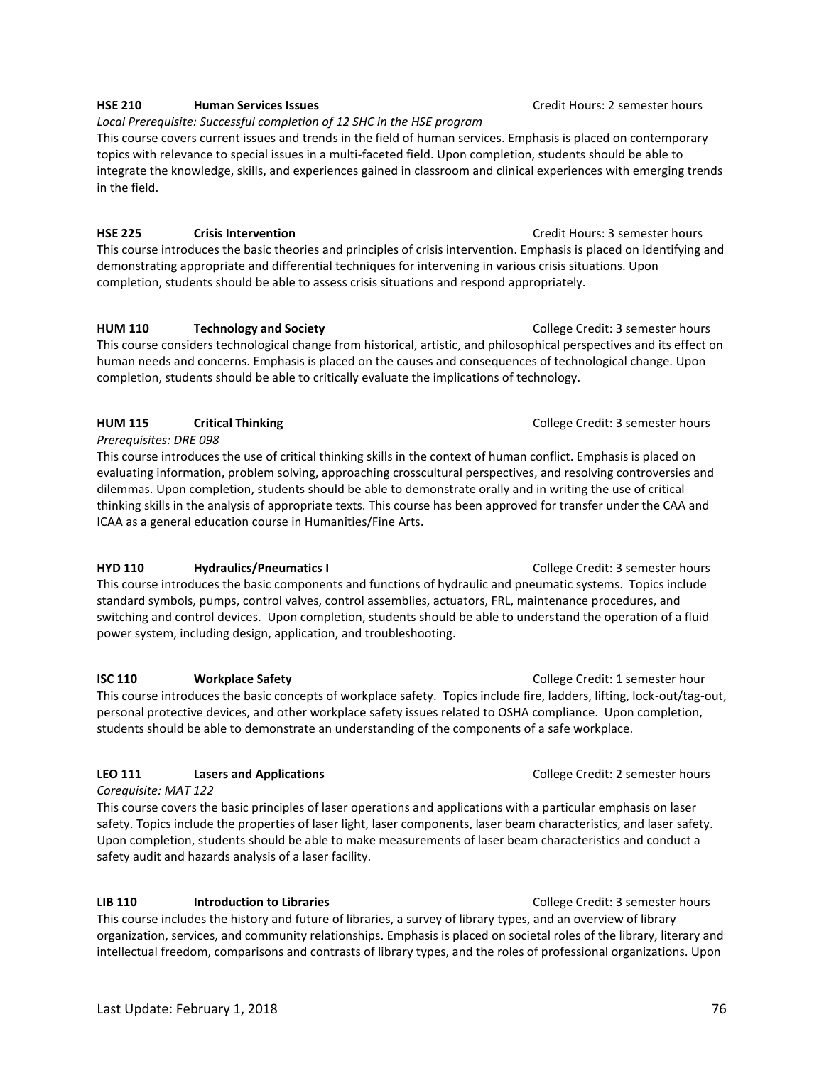**HSE 210 Human Services Issues** Credit Hours: 2 semester hours

*Local Prerequisite: Successful completion of 12 SHC in the HSE program*

This course covers current issues and trends in the field of human services. Emphasis is placed on contemporary topics with relevance to special issues in a multi-faceted field. Upon completion, students should be able to integrate the knowledge, skills, and experiences gained in classroom and clinical experiences with emerging trends in the field.

**HSE 225 Crisis Intervention** Credit Hours: 3 semester hours

This course introduces the basic theories and principles of crisis intervention. Emphasis is placed on identifying and demonstrating appropriate and differential techniques for intervening in various crisis situations. Upon completion, students should be able to assess crisis situations and respond appropriately.

**HUM 110 Technology and Society** College Credit: 3 semester hours

This course considers technological change from historical, artistic, and philosophical perspectives and its effect on human needs and concerns. Emphasis is placed on the causes and consequences of technological change. Upon completion, students should be able to critically evaluate the implications of technology.

**HUM 115 Critical Thinking** College Credit: 3 semester hours

*Prerequisites: DRE 098*

This course introduces the use of critical thinking skills in the context of human conflict. Emphasis is placed on evaluating information, problem solving, approaching crosscultural perspectives, and resolving controversies and dilemmas. Upon completion, students should be able to demonstrate orally and in writing the use of critical thinking skills in the analysis of appropriate texts. This course has been approved for transfer under the CAA and ICAA as a general education course in Humanities/Fine Arts.

**HYD 110 Hydraulics/Pneumatics I** College Credit: 3 semester hours

This course introduces the basic components and functions of hydraulic and pneumatic systems. Topics include standard symbols, pumps, control valves, control assemblies, actuators, FRL, maintenance procedures, and switching and control devices. Upon completion, students should be able to understand the operation of a fluid power system, including design, application, and troubleshooting.

**ISC 110 Workplace Safety** College Credit: 1 semester hour

This course introduces the basic concepts of workplace safety. Topics include fire, ladders, lifting, lock-out/tag-out, personal protective devices, and other workplace safety issues related to OSHA compliance. Upon completion, students should be able to demonstrate an understanding of the components of a safe workplace.

**LEO 111 Lasers and Applications** College Credit: 2 semester hours

*Corequisite: MAT 122*

This course covers the basic principles of laser operations and applications with a particular emphasis on laser safety. Topics include the properties of laser light, laser components, laser beam characteristics, and laser safety. Upon completion, students should be able to make measurements of laser beam characteristics and conduct a safety audit and hazards analysis of a laser facility.

**LIB 110 Introduction to Libraries** College Credit: 3 semester hours

This course includes the history and future of libraries, a survey of library types, and an overview of library organization, services, and community relationships. Emphasis is placed on societal roles of the library, literary and intellectual freedom, comparisons and contrasts of library types, and the roles of professional organizations. Upon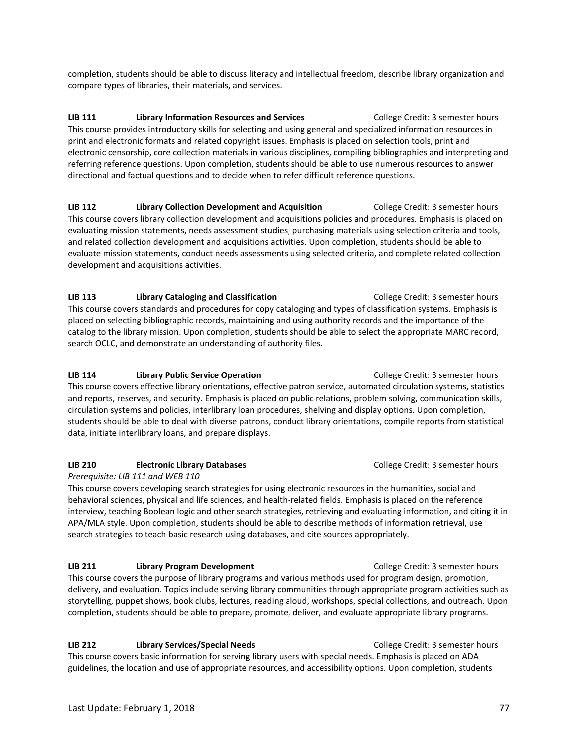completion, students should be able to discuss literacy and intellectual freedom, describe library organization and compare types of libraries, their materials, and services.

**LIB 111 Library Information Resources and Services** College Credit: 3 semester hours

This course provides introductory skills for selecting and using general and specialized information resources in print and electronic formats and related copyright issues. Emphasis is placed on selection tools, print and electronic censorship, core collection materials in various disciplines, compiling bibliographies and interpreting and referring reference questions. Upon completion, students should be able to use numerous resources to answer directional and factual questions and to decide when to refer difficult reference questions.

**LIB 112 Library Collection Development and Acquisition** College Credit: 3 semester hours

This course covers library collection development and acquisitions policies and procedures. Emphasis is placed on evaluating mission statements, needs assessment studies, purchasing materials using selection criteria and tools, and related collection development and acquisitions activities. Upon completion, students should be able to evaluate mission statements, conduct needs assessments using selected criteria, and complete related collection development and acquisitions activities.

**LIB 113 Library Cataloging and Classification** College Credit: 3 semester hours

This course covers standards and procedures for copy cataloging and types of classification systems. Emphasis is placed on selecting bibliographic records, maintaining and using authority records and the importance of the catalog to the library mission. Upon completion, students should be able to select the appropriate MARC record, search OCLC, and demonstrate an understanding of authority files.

**LIB 114 Library Public Service Operation** College Credit: 3 semester hours

This course covers effective library orientations, effective patron service, automated circulation systems, statistics and reports, reserves, and security. Emphasis is placed on public relations, problem solving, communication skills, circulation systems and policies, interlibrary loan procedures, shelving and display options. Upon completion, students should be able to deal with diverse patrons, conduct library orientations, compile reports from statistical data, initiate interlibrary loans, and prepare displays.

**LIB 210 Electronic Library Databases** College Credit: 3 semester hours

*Prerequisite: LIB 111 and WEB 110*

This course covers developing search strategies for using electronic resources in the humanities, social and behavioral sciences, physical and life sciences, and health-related fields. Emphasis is placed on the reference interview, teaching Boolean logic and other search strategies, retrieving and evaluating information, and citing it in APA/MLA style. Upon completion, students should be able to describe methods of information retrieval, use search strategies to teach basic research using databases, and cite sources appropriately.

**LIB 211 Library Program Development** College Credit: 3 semester hours

This course covers the purpose of library programs and various methods used for program design, promotion, delivery, and evaluation. Topics include serving library communities through appropriate program activities such as storytelling, puppet shows, book clubs, lectures, reading aloud, workshops, special collections, and outreach. Upon completion, students should be able to prepare, promote, deliver, and evaluate appropriate library programs.

**LIB 212 Library Services/Special Needs** College Credit: 3 semester hours

This course covers basic information for serving library users with special needs. Emphasis is placed on ADA guidelines, the location and use of appropriate resources, and accessibility options. Upon completion, students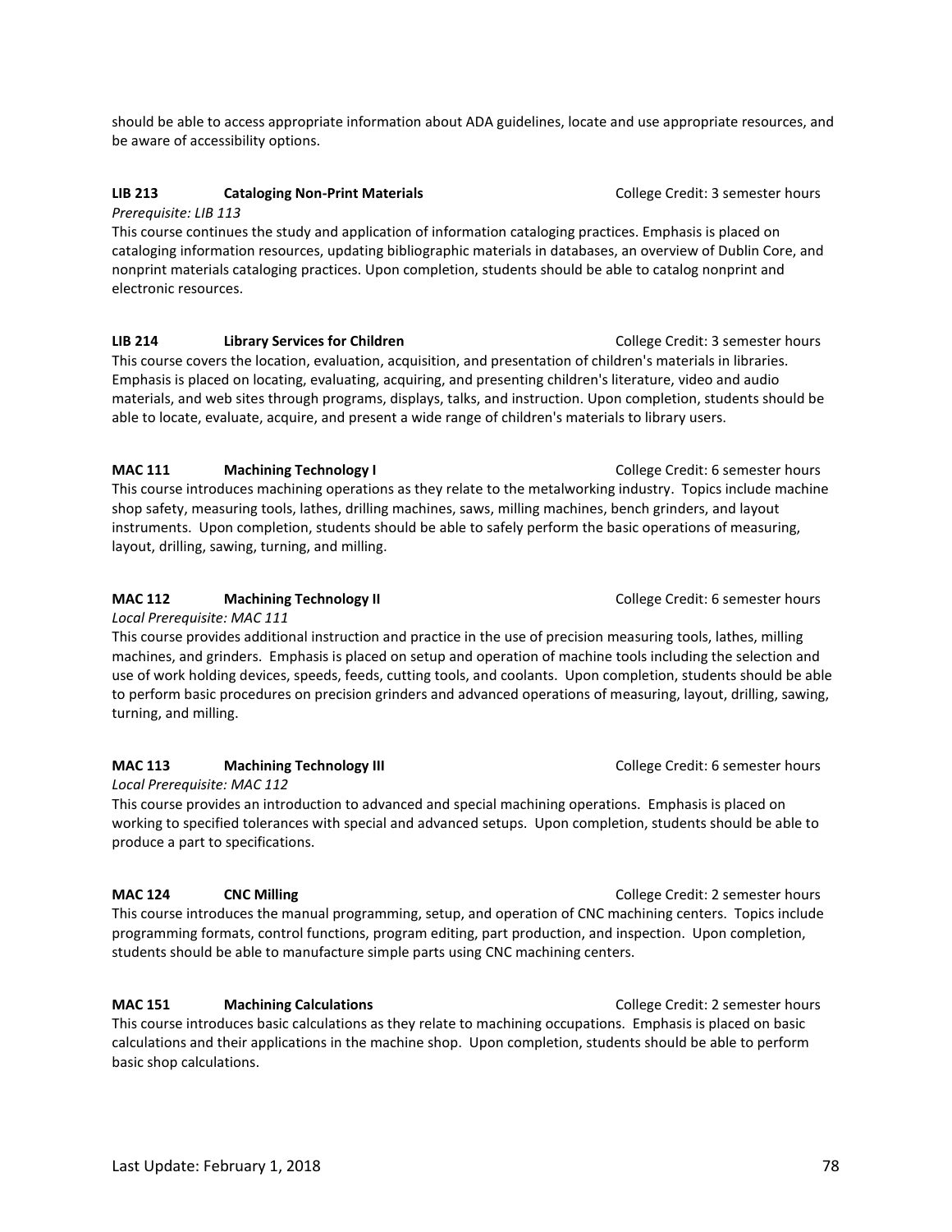should be able to access appropriate information about ADA guidelines, locate and use appropriate resources, and be aware of accessibility options.

**LIB 213 Cataloging Non-Print Materials** College Credit: 3 semester hours

*Prerequisite: LIB 113*

This course continues the study and application of information cataloging practices. Emphasis is placed on cataloging information resources, updating bibliographic materials in databases, an overview of Dublin Core, and nonprint materials cataloging practices. Upon completion, students should be able to catalog nonprint and electronic resources.

**LIB 214 Library Services for Children** College Credit: 3 semester hours

This course covers the location, evaluation, acquisition, and presentation of children's materials in libraries. Emphasis is placed on locating, evaluating, acquiring, and presenting children's literature, video and audio materials, and web sites through programs, displays, talks, and instruction. Upon completion, students should be able to locate, evaluate, acquire, and present a wide range of children's materials to library users.

**MAC 111 Machining Technology I** College Credit: 6 semester hours

This course introduces machining operations as they relate to the metalworking industry. Topics include machine shop safety, measuring tools, lathes, drilling machines, saws, milling machines, bench grinders, and layout instruments. Upon completion, students should be able to safely perform the basic operations of measuring, layout, drilling, sawing, turning, and milling.

**MAC 112 Machining Technology II** College Credit: 6 semester hours

*Local Prerequisite: MAC 111*

This course provides additional instruction and practice in the use of precision measuring tools, lathes, milling machines, and grinders. Emphasis is placed on setup and operation of machine tools including the selection and use of work holding devices, speeds, feeds, cutting tools, and coolants. Upon completion, students should be able to perform basic procedures on precision grinders and advanced operations of measuring, layout, drilling, sawing, turning, and milling.

**MAC 113 Machining Technology III** College Credit: 6 semester hours

*Local Prerequisite: MAC 112*

This course provides an introduction to advanced and special machining operations. Emphasis is placed on working to specified tolerances with special and advanced setups. Upon completion, students should be able to produce a part to specifications.

**MAC 124 CNC Milling** College Credit: 2 semester hours

This course introduces the manual programming, setup, and operation of CNC machining centers. Topics include programming formats, control functions, program editing, part production, and inspection. Upon completion, students should be able to manufacture simple parts using CNC machining centers.

**MAC 151 Machining Calculations** College Credit: 2 semester hours

This course introduces basic calculations as they relate to machining occupations. Emphasis is placed on basic calculations and their applications in the machine shop. Upon completion, students should be able to perform basic shop calculations.

Last Update: February 1, 2018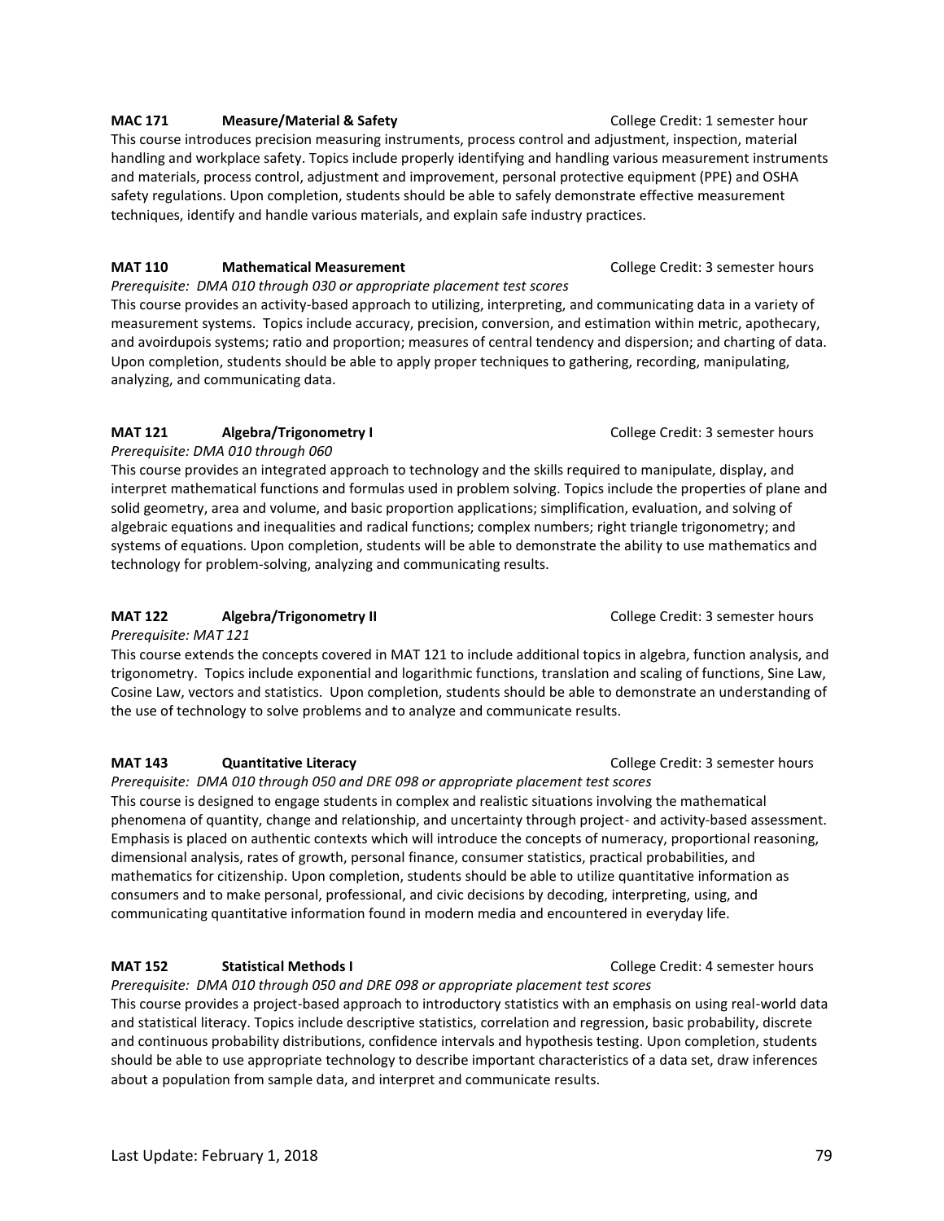**MAC 171 Measure/Material & Safety** College Credit: 1 semester hour

This course introduces precision measuring instruments, process control and adjustment, inspection, material handling and workplace safety. Topics include properly identifying and handling various measurement instruments and materials, process control, adjustment and improvement, personal protective equipment (PPE) and OSHA safety regulations. Upon completion, students should be able to safely demonstrate effective measurement techniques, identify and handle various materials, and explain safe industry practices.

**MAT 110 Mathematical Measurement** College Credit: 3 semester hours

*Prerequisite: DMA 010 through 030 or appropriate placement test scores*

This course provides an activity-based approach to utilizing, interpreting, and communicating data in a variety of measurement systems. Topics include accuracy, precision, conversion, and estimation within metric, apothecary, and avoirdupois systems; ratio and proportion; measures of central tendency and dispersion; and charting of data. Upon completion, students should be able to apply proper techniques to gathering, recording, manipulating, analyzing, and communicating data.

**MAT 121 Algebra/Trigonometry I** College Credit: 3 semester hours

*Prerequisite: DMA 010 through 060*

This course provides an integrated approach to technology and the skills required to manipulate, display, and interpret mathematical functions and formulas used in problem solving. Topics include the properties of plane and solid geometry, area and volume, and basic proportion applications; simplification, evaluation, and solving of algebraic equations and inequalities and radical functions; complex numbers; right triangle trigonometry; and systems of equations. Upon completion, students will be able to demonstrate the ability to use mathematics and technology for problem-solving, analyzing and communicating results.

**MAT 122 Algebra/Trigonometry II** College Credit: 3 semester hours

*Prerequisite: MAT 121*

This course extends the concepts covered in MAT 121 to include additional topics in algebra, function analysis, and trigonometry. Topics include exponential and logarithmic functions, translation and scaling of functions, Sine Law, Cosine Law, vectors and statistics. Upon completion, students should be able to demonstrate an understanding of the use of technology to solve problems and to analyze and communicate results.

**MAT 143 Quantitative Literacy** College Credit: 3 semester hours

*Prerequisite: DMA 010 through 050 and DRE 098 or appropriate placement test scores*

This course is designed to engage students in complex and realistic situations involving the mathematical phenomena of quantity, change and relationship, and uncertainty through project- and activity-based assessment. Emphasis is placed on authentic contexts which will introduce the concepts of numeracy, proportional reasoning, dimensional analysis, rates of growth, personal finance, consumer statistics, practical probabilities, and mathematics for citizenship. Upon completion, students should be able to utilize quantitative information as consumers and to make personal, professional, and civic decisions by decoding, interpreting, using, and communicating quantitative information found in modern media and encountered in everyday life.

**MAT 152 Statistical Methods I** College Credit: 4 semester hours

*Prerequisite: DMA 010 through 050 and DRE 098 or appropriate placement test scores*

This course provides a project-based approach to introductory statistics with an emphasis on using real-world data and statistical literacy. Topics include descriptive statistics, correlation and regression, basic probability, discrete and continuous probability distributions, confidence intervals and hypothesis testing. Upon completion, students should be able to use appropriate technology to describe important characteristics of a data set, draw inferences about a population from sample data, and interpret and communicate results.

Last Update: February 1, 2018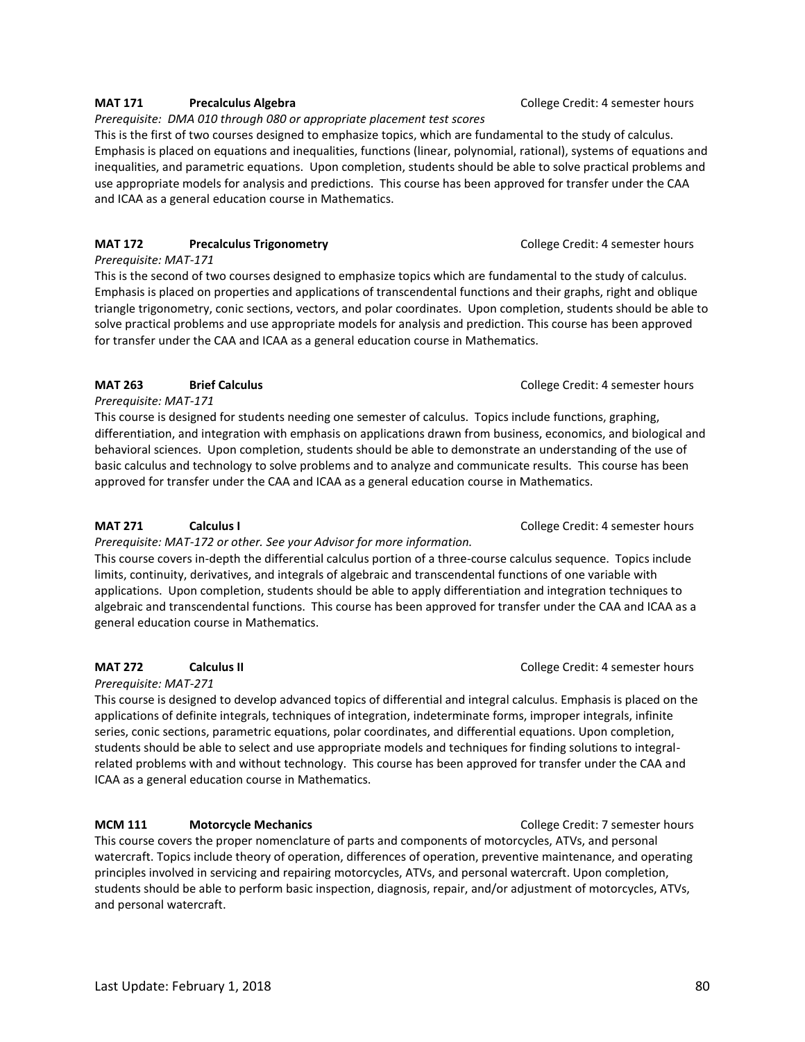**MAT 171 Precalculus Algebra** College Credit: 4 semester hours

*Prerequisite: DMA 010 through 080 or appropriate placement test scores*

This is the first of two courses designed to emphasize topics, which are fundamental to the study of calculus. Emphasis is placed on equations and inequalities, functions (linear, polynomial, rational), systems of equations and inequalities, and parametric equations. Upon completion, students should be able to solve practical problems and use appropriate models for analysis and predictions. This course has been approved for transfer under the CAA and ICAA as a general education course in Mathematics.

**MAT 172 Precalculus Trigonometry** College Credit: 4 semester hours

*Prerequisite: MAT-171*

This is the second of two courses designed to emphasize topics which are fundamental to the study of calculus. Emphasis is placed on properties and applications of transcendental functions and their graphs, right and oblique triangle trigonometry, conic sections, vectors, and polar coordinates. Upon completion, students should be able to solve practical problems and use appropriate models for analysis and prediction. This course has been approved for transfer under the CAA and ICAA as a general education course in Mathematics.

**MAT 263 Brief Calculus** College Credit: 4 semester hours

*Prerequisite: MAT-171*

This course is designed for students needing one semester of calculus. Topics include functions, graphing, differentiation, and integration with emphasis on applications drawn from business, economics, and biological and behavioral sciences. Upon completion, students should be able to demonstrate an understanding of the use of basic calculus and technology to solve problems and to analyze and communicate results. This course has been approved for transfer under the CAA and ICAA as a general education course in Mathematics.

**MAT 271 Calculus I** College Credit: 4 semester hours

*Prerequisite: MAT-172 or other. See your Advisor for more information.*

This course covers in-depth the differential calculus portion of a three-course calculus sequence. Topics include limits, continuity, derivatives, and integrals of algebraic and transcendental functions of one variable with applications. Upon completion, students should be able to apply differentiation and integration techniques to algebraic and transcendental functions. This course has been approved for transfer under the CAA and ICAA as a general education course in Mathematics.

**MAT 272 Calculus II** College Credit: 4 semester hours

*Prerequisite: MAT-271*

This course is designed to develop advanced topics of differential and integral calculus. Emphasis is placed on the applications of definite integrals, techniques of integration, indeterminate forms, improper integrals, infinite series, conic sections, parametric equations, polar coordinates, and differential equations. Upon completion, students should be able to select and use appropriate models and techniques for finding solutions to integral-related problems with and without technology. This course has been approved for transfer under the CAA and ICAA as a general education course in Mathematics.

**MCM 111 Motorcycle Mechanics** College Credit: 7 semester hours

This course covers the proper nomenclature of parts and components of motorcycles, ATVs, and personal watercraft. Topics include theory of operation, differences of operation, preventive maintenance, and operating principles involved in servicing and repairing motorcycles, ATVs, and personal watercraft. Upon completion, students should be able to perform basic inspection, diagnosis, repair, and/or adjustment of motorcycles, ATVs, and personal watercraft.

Last Update: February 1, 2018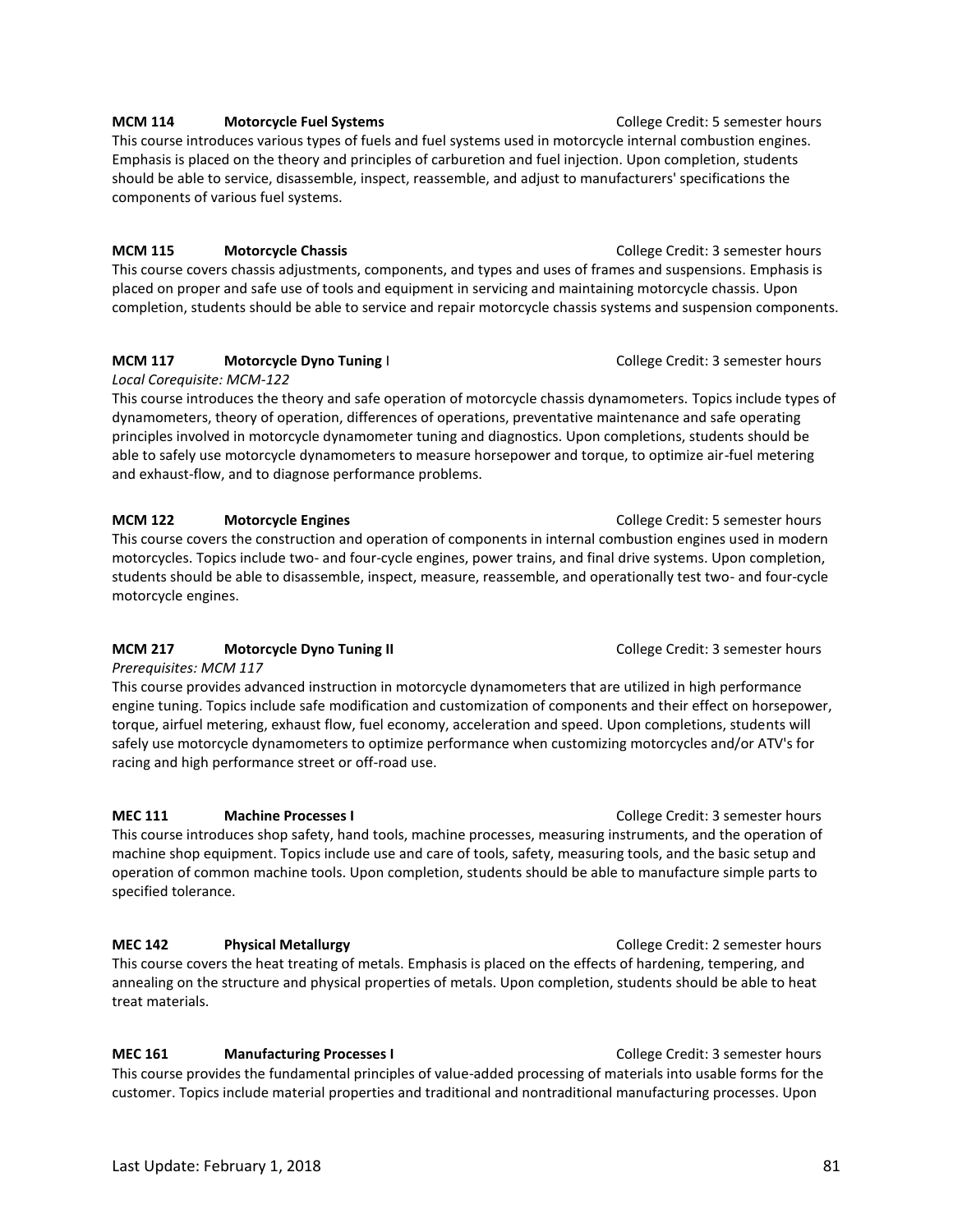**MCM 114 Motorcycle Fuel Systems** College Credit: 5 semester hours

This course introduces various types of fuels and fuel systems used in motorcycle internal combustion engines. Emphasis is placed on the theory and principles of carburetion and fuel injection. Upon completion, students should be able to service, disassemble, inspect, reassemble, and adjust to manufacturers' specifications the components of various fuel systems.

**MCM 115 Motorcycle Chassis** College Credit: 3 semester hours

This course covers chassis adjustments, components, and types and uses of frames and suspensions. Emphasis is placed on proper and safe use of tools and equipment in servicing and maintaining motorcycle chassis. Upon completion, students should be able to service and repair motorcycle chassis systems and suspension components.

**MCM 117 Motorcycle Dyno Tuning** I College Credit: 3 semester hours

*Local Corequisite: MCM-122*

This course introduces the theory and safe operation of motorcycle chassis dynamometers. Topics include types of dynamometers, theory of operation, differences of operations, preventative maintenance and safe operating principles involved in motorcycle dynamometer tuning and diagnostics. Upon completions, students should be able to safely use motorcycle dynamometers to measure horsepower and torque, to optimize air-fuel metering and exhaust-flow, and to diagnose performance problems.

**MCM 122 Motorcycle Engines** College Credit: 5 semester hours

This course covers the construction and operation of components in internal combustion engines used in modern motorcycles. Topics include two- and four-cycle engines, power trains, and final drive systems. Upon completion, students should be able to disassemble, inspect, measure, reassemble, and operationally test two- and four-cycle motorcycle engines.

**MCM 217 Motorcycle Dyno Tuning II** College Credit: 3 semester hours

*Prerequisites: MCM 117*

This course provides advanced instruction in motorcycle dynamometers that are utilized in high performance engine tuning. Topics include safe modification and customization of components and their effect on horsepower, torque, airfuel metering, exhaust flow, fuel economy, acceleration and speed. Upon completions, students will safely use motorcycle dynamometers to optimize performance when customizing motorcycles and/or ATV's for racing and high performance street or off-road use.

**MEC 111 Machine Processes I** College Credit: 3 semester hours

This course introduces shop safety, hand tools, machine processes, measuring instruments, and the operation of machine shop equipment. Topics include use and care of tools, safety, measuring tools, and the basic setup and operation of common machine tools. Upon completion, students should be able to manufacture simple parts to specified tolerance.

**MEC 142 Physical Metallurgy** College Credit: 2 semester hours

This course covers the heat treating of metals. Emphasis is placed on the effects of hardening, tempering, and annealing on the structure and physical properties of metals. Upon completion, students should be able to heat treat materials.

**MEC 161 Manufacturing Processes I** College Credit: 3 semester hours

This course provides the fundamental principles of value-added processing of materials into usable forms for the customer. Topics include material properties and traditional and nontraditional manufacturing processes. Upon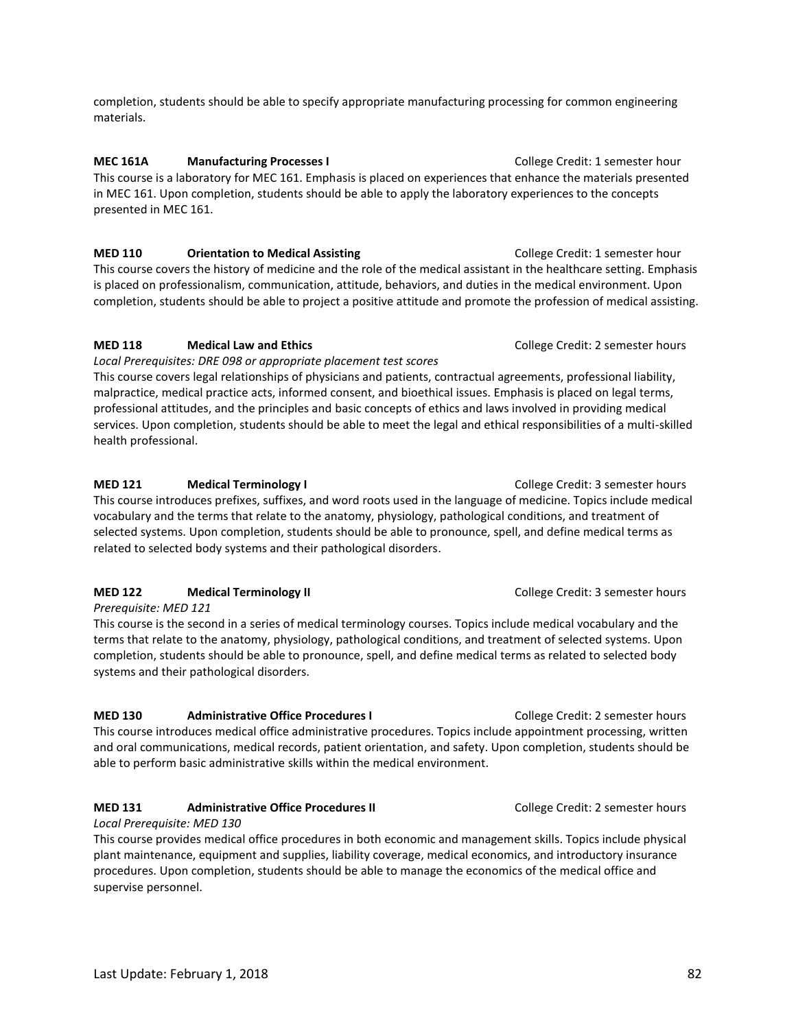completion, students should be able to specify appropriate manufacturing processing for common engineering materials.

**MEC 161A Manufacturing Processes I** College Credit: 1 semester hour

This course is a laboratory for MEC 161. Emphasis is placed on experiences that enhance the materials presented in MEC 161. Upon completion, students should be able to apply the laboratory experiences to the concepts presented in MEC 161.

**MED 110 Orientation to Medical Assisting** College Credit: 1 semester hour

This course covers the history of medicine and the role of the medical assistant in the healthcare setting. Emphasis is placed on professionalism, communication, attitude, behaviors, and duties in the medical environment. Upon completion, students should be able to project a positive attitude and promote the profession of medical assisting.

**MED 118 Medical Law and Ethics** College Credit: 2 semester hours

*Local Prerequisites: DRE 098 or appropriate placement test scores*

This course covers legal relationships of physicians and patients, contractual agreements, professional liability, malpractice, medical practice acts, informed consent, and bioethical issues. Emphasis is placed on legal terms, professional attitudes, and the principles and basic concepts of ethics and laws involved in providing medical services. Upon completion, students should be able to meet the legal and ethical responsibilities of a multi-skilled health professional.

**MED 121 Medical Terminology I** College Credit: 3 semester hours

This course introduces prefixes, suffixes, and word roots used in the language of medicine. Topics include medical vocabulary and the terms that relate to the anatomy, physiology, pathological conditions, and treatment of selected systems. Upon completion, students should be able to pronounce, spell, and define medical terms as related to selected body systems and their pathological disorders.

**MED 122 Medical Terminology II** College Credit: 3 semester hours

*Prerequisite: MED 121*

This course is the second in a series of medical terminology courses. Topics include medical vocabulary and the terms that relate to the anatomy, physiology, pathological conditions, and treatment of selected systems. Upon completion, students should be able to pronounce, spell, and define medical terms as related to selected body systems and their pathological disorders.

**MED 130 Administrative Office Procedures I** College Credit: 2 semester hours

This course introduces medical office administrative procedures. Topics include appointment processing, written and oral communications, medical records, patient orientation, and safety. Upon completion, students should be able to perform basic administrative skills within the medical environment.

**MED 131 Administrative Office Procedures II** College Credit: 2 semester hours

*Local Prerequisite: MED 130*

This course provides medical office procedures in both economic and management skills. Topics include physical plant maintenance, equipment and supplies, liability coverage, medical economics, and introductory insurance procedures. Upon completion, students should be able to manage the economics of the medical office and supervise personnel.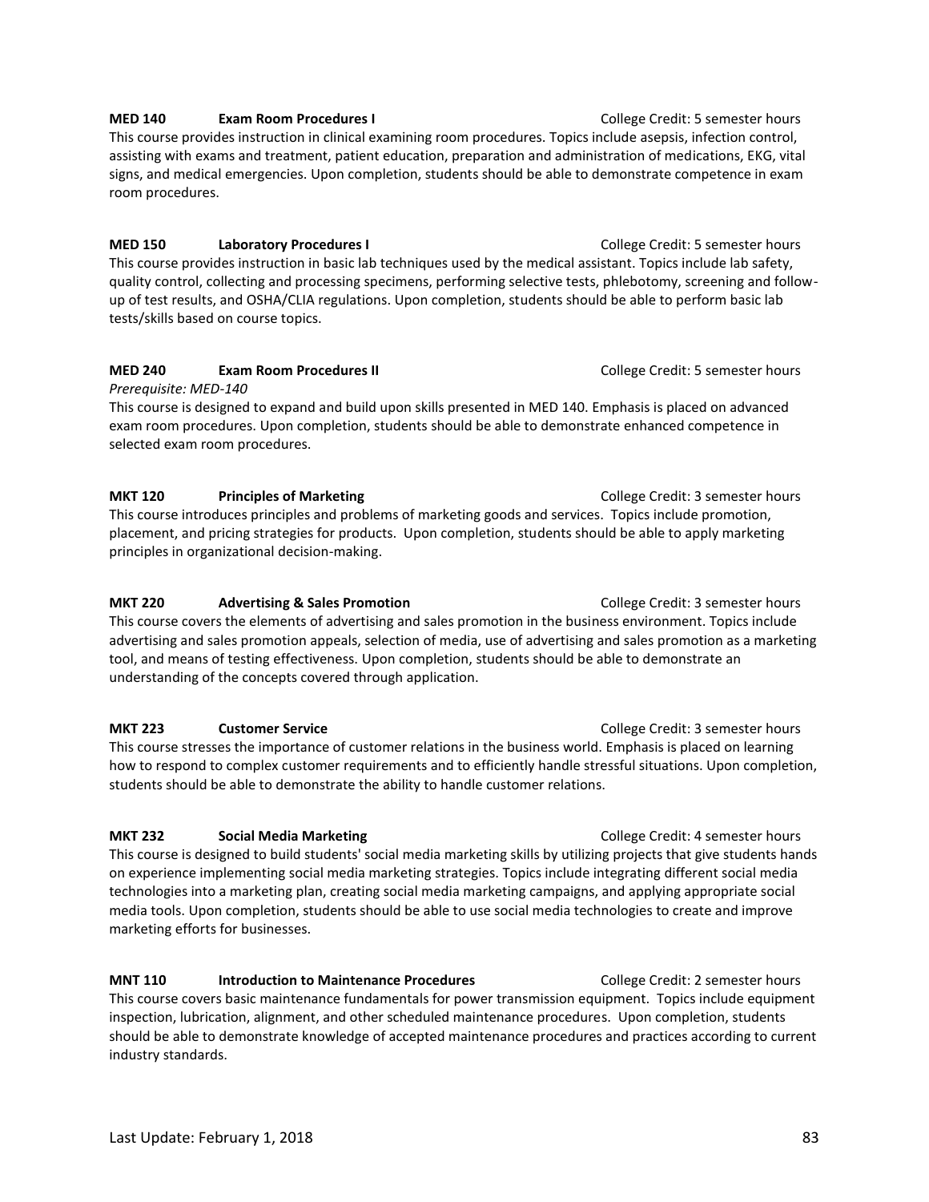**MED 140 Exam Room Procedures I** College Credit: 5 semester hours

This course provides instruction in clinical examining room procedures. Topics include asepsis, infection control, assisting with exams and treatment, patient education, preparation and administration of medications, EKG, vital signs, and medical emergencies. Upon completion, students should be able to demonstrate competence in exam room procedures.

**MED 150 Laboratory Procedures I** College Credit: 5 semester hours

This course provides instruction in basic lab techniques used by the medical assistant. Topics include lab safety, quality control, collecting and processing specimens, performing selective tests, phlebotomy, screening and follow-up of test results, and OSHA/CLIA regulations. Upon completion, students should be able to perform basic lab tests/skills based on course topics.

**MED 240 Exam Room Procedures II** College Credit: 5 semester hours

*Prerequisite: MED-140*

This course is designed to expand and build upon skills presented in MED 140. Emphasis is placed on advanced exam room procedures. Upon completion, students should be able to demonstrate enhanced competence in selected exam room procedures.

**MKT 120 Principles of Marketing** College Credit: 3 semester hours

This course introduces principles and problems of marketing goods and services. Topics include promotion, placement, and pricing strategies for products. Upon completion, students should be able to apply marketing principles in organizational decision-making.

**MKT 220 Advertising & Sales Promotion** College Credit: 3 semester hours

This course covers the elements of advertising and sales promotion in the business environment. Topics include advertising and sales promotion appeals, selection of media, use of advertising and sales promotion as a marketing tool, and means of testing effectiveness. Upon completion, students should be able to demonstrate an understanding of the concepts covered through application.

**MKT 223 Customer Service** College Credit: 3 semester hours

This course stresses the importance of customer relations in the business world. Emphasis is placed on learning how to respond to complex customer requirements and to efficiently handle stressful situations. Upon completion, students should be able to demonstrate the ability to handle customer relations.

**MKT 232 Social Media Marketing** College Credit: 4 semester hours

This course is designed to build students' social media marketing skills by utilizing projects that give students hands on experience implementing social media marketing strategies. Topics include integrating different social media technologies into a marketing plan, creating social media marketing campaigns, and applying appropriate social media tools. Upon completion, students should be able to use social media technologies to create and improve marketing efforts for businesses.

**MNT 110 Introduction to Maintenance Procedures** College Credit: 2 semester hours

This course covers basic maintenance fundamentals for power transmission equipment. Topics include equipment inspection, lubrication, alignment, and other scheduled maintenance procedures. Upon completion, students should be able to demonstrate knowledge of accepted maintenance procedures and practices according to current industry standards.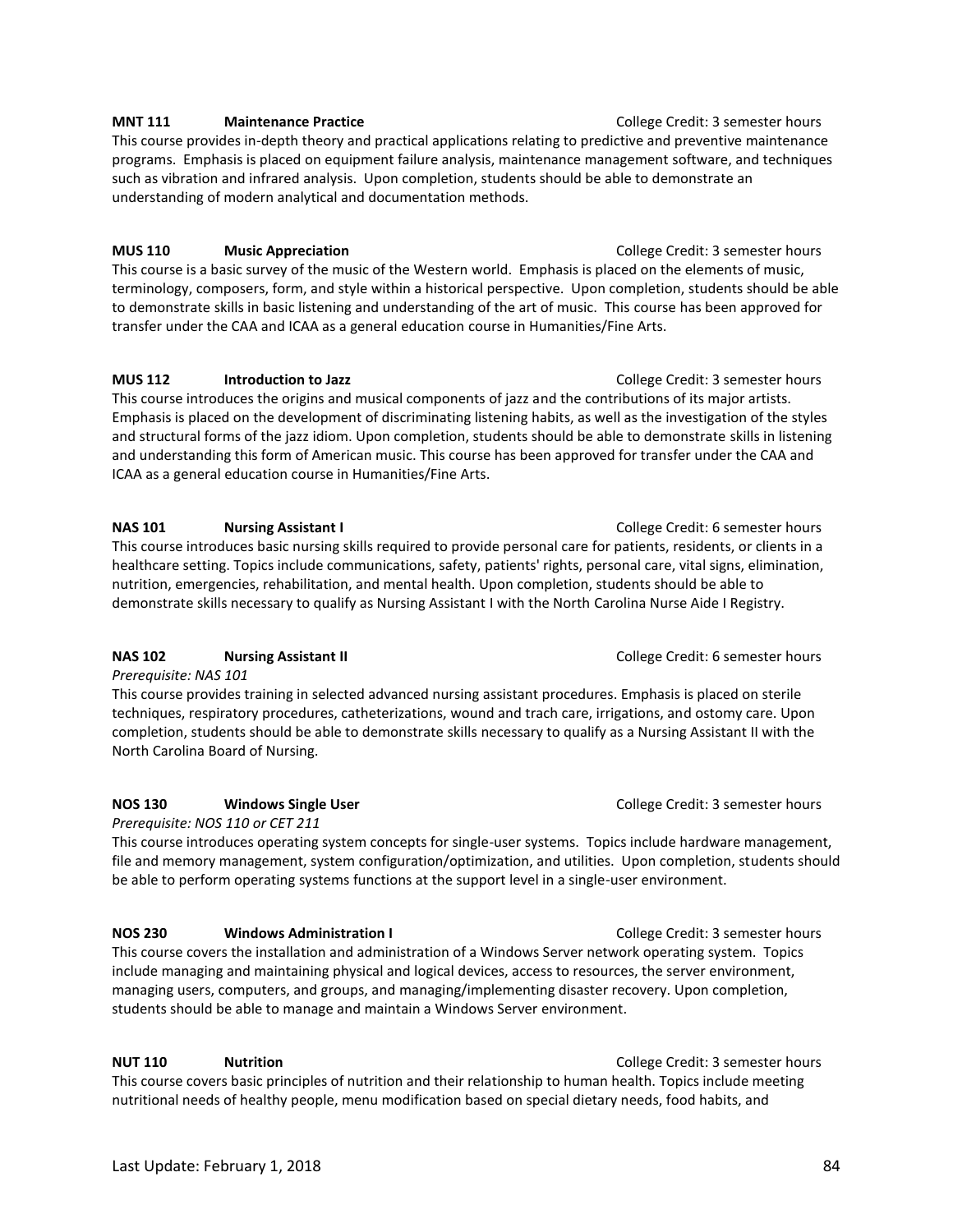**MNT 111 Maintenance Practice** College Credit: 3 semester hours

This course provides in-depth theory and practical applications relating to predictive and preventive maintenance programs. Emphasis is placed on equipment failure analysis, maintenance management software, and techniques such as vibration and infrared analysis. Upon completion, students should be able to demonstrate an understanding of modern analytical and documentation methods.

**MUS 110 Music Appreciation** College Credit: 3 semester hours

This course is a basic survey of the music of the Western world. Emphasis is placed on the elements of music, terminology, composers, form, and style within a historical perspective. Upon completion, students should be able to demonstrate skills in basic listening and understanding of the art of music. This course has been approved for transfer under the CAA and ICAA as a general education course in Humanities/Fine Arts.

**MUS 112 Introduction to Jazz** College Credit: 3 semester hours

This course introduces the origins and musical components of jazz and the contributions of its major artists. Emphasis is placed on the development of discriminating listening habits, as well as the investigation of the styles and structural forms of the jazz idiom. Upon completion, students should be able to demonstrate skills in listening and understanding this form of American music. This course has been approved for transfer under the CAA and ICAA as a general education course in Humanities/Fine Arts.

**NAS 101 Nursing Assistant I** College Credit: 6 semester hours

This course introduces basic nursing skills required to provide personal care for patients, residents, or clients in a healthcare setting. Topics include communications, safety, patients' rights, personal care, vital signs, elimination, nutrition, emergencies, rehabilitation, and mental health. Upon completion, students should be able to demonstrate skills necessary to qualify as Nursing Assistant I with the North Carolina Nurse Aide I Registry.

**NAS 102 Nursing Assistant II** College Credit: 6 semester hours

*Prerequisite: NAS 101*

This course provides training in selected advanced nursing assistant procedures. Emphasis is placed on sterile techniques, respiratory procedures, catheterizations, wound and trach care, irrigations, and ostomy care. Upon completion, students should be able to demonstrate skills necessary to qualify as a Nursing Assistant II with the North Carolina Board of Nursing.

**NOS 130 Windows Single User** College Credit: 3 semester hours

*Prerequisite: NOS 110 or CET 211*

This course introduces operating system concepts for single-user systems. Topics include hardware management, file and memory management, system configuration/optimization, and utilities. Upon completion, students should be able to perform operating systems functions at the support level in a single-user environment.

**NOS 230 Windows Administration I** College Credit: 3 semester hours

This course covers the installation and administration of a Windows Server network operating system. Topics include managing and maintaining physical and logical devices, access to resources, the server environment, managing users, computers, and groups, and managing/implementing disaster recovery. Upon completion, students should be able to manage and maintain a Windows Server environment.

**NUT 110 Nutrition** College Credit: 3 semester hours

This course covers basic principles of nutrition and their relationship to human health. Topics include meeting nutritional needs of healthy people, menu modification based on special dietary needs, food habits, and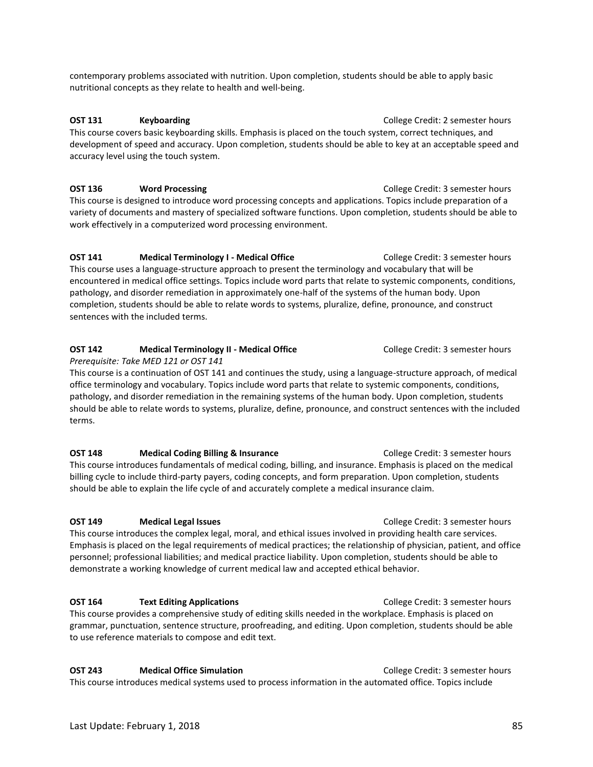contemporary problems associated with nutrition. Upon completion, students should be able to apply basic nutritional concepts as they relate to health and well-being.

**OST 131 Keyboarding** College Credit: 2 semester hours

This course covers basic keyboarding skills. Emphasis is placed on the touch system, correct techniques, and development of speed and accuracy. Upon completion, students should be able to key at an acceptable speed and accuracy level using the touch system.

**OST 136 Word Processing** College Credit: 3 semester hours

This course is designed to introduce word processing concepts and applications. Topics include preparation of a variety of documents and mastery of specialized software functions. Upon completion, students should be able to work effectively in a computerized word processing environment.

**OST 141 Medical Terminology I - Medical Office** College Credit: 3 semester hours

This course uses a language-structure approach to present the terminology and vocabulary that will be encountered in medical office settings. Topics include word parts that relate to systemic components, conditions, pathology, and disorder remediation in approximately one-half of the systems of the human body. Upon completion, students should be able to relate words to systems, pluralize, define, pronounce, and construct sentences with the included terms.

**OST 142 Medical Terminology II - Medical Office** College Credit: 3 semester hours

*Prerequisite: Take MED 121 or OST 141*

This course is a continuation of OST 141 and continues the study, using a language-structure approach, of medical office terminology and vocabulary. Topics include word parts that relate to systemic components, conditions, pathology, and disorder remediation in the remaining systems of the human body. Upon completion, students should be able to relate words to systems, pluralize, define, pronounce, and construct sentences with the included terms.

**OST 148 Medical Coding Billing & Insurance** College Credit: 3 semester hours

This course introduces fundamentals of medical coding, billing, and insurance. Emphasis is placed on the medical billing cycle to include third-party payers, coding concepts, and form preparation. Upon completion, students should be able to explain the life cycle of and accurately complete a medical insurance claim.

**OST 149 Medical Legal Issues** College Credit: 3 semester hours

This course introduces the complex legal, moral, and ethical issues involved in providing health care services. Emphasis is placed on the legal requirements of medical practices; the relationship of physician, patient, and office personnel; professional liabilities; and medical practice liability. Upon completion, students should be able to demonstrate a working knowledge of current medical law and accepted ethical behavior.

**OST 164 Text Editing Applications** College Credit: 3 semester hours

This course provides a comprehensive study of editing skills needed in the workplace. Emphasis is placed on grammar, punctuation, sentence structure, proofreading, and editing. Upon completion, students should be able to use reference materials to compose and edit text.

**OST 243 Medical Office Simulation** College Credit: 3 semester hours

This course introduces medical systems used to process information in the automated office. Topics include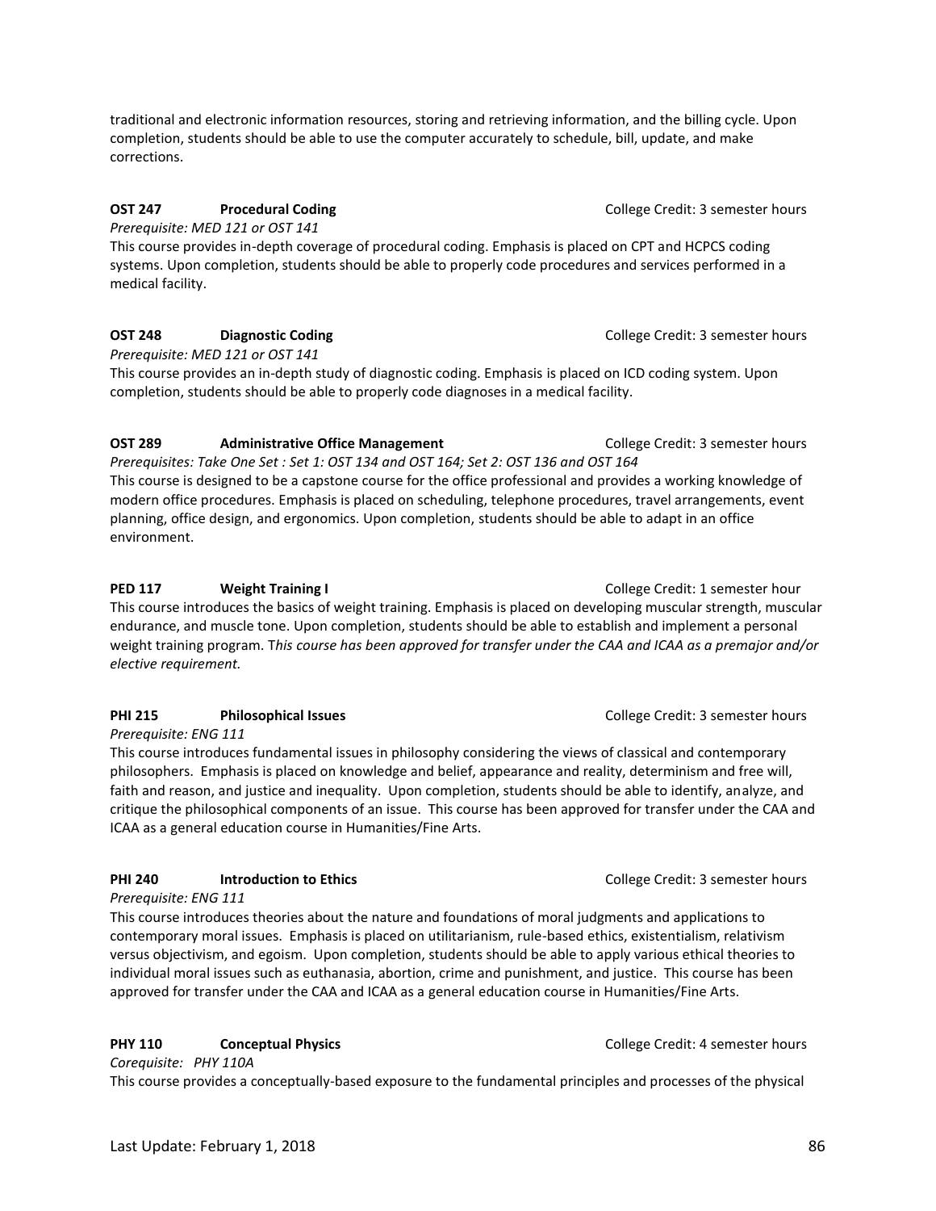traditional and electronic information resources, storing and retrieving information, and the billing cycle. Upon completion, students should be able to use the computer accurately to schedule, bill, update, and make corrections.

**OST 247 Procedural Coding** College Credit: 3 semester hours

*Prerequisite: MED 121 or OST 141*

This course provides in-depth coverage of procedural coding. Emphasis is placed on CPT and HCPCS coding systems. Upon completion, students should be able to properly code procedures and services performed in a medical facility.

**OST 248 Diagnostic Coding** College Credit: 3 semester hours

*Prerequisite: MED 121 or OST 141*

This course provides an in-depth study of diagnostic coding. Emphasis is placed on ICD coding system. Upon completion, students should be able to properly code diagnoses in a medical facility.

**OST 289 Administrative Office Management** College Credit: 3 semester hours

*Prerequisites: Take One Set : Set 1: OST 134 and OST 164; Set 2: OST 136 and OST 164*

This course is designed to be a capstone course for the office professional and provides a working knowledge of modern office procedures. Emphasis is placed on scheduling, telephone procedures, travel arrangements, event planning, office design, and ergonomics. Upon completion, students should be able to adapt in an office environment.

**PED 117 Weight Training I** College Credit: 1 semester hour

This course introduces the basics of weight training. Emphasis is placed on developing muscular strength, muscular endurance, and muscle tone. Upon completion, students should be able to establish and implement a personal weight training program. T*his course has been approved for transfer under the CAA and ICAA as a premajor and/or elective requirement.*

**PHI 215 Philosophical Issues** College Credit: 3 semester hours

*Prerequisite: ENG 111*

This course introduces fundamental issues in philosophy considering the views of classical and contemporary philosophers. Emphasis is placed on knowledge and belief, appearance and reality, determinism and free will, faith and reason, and justice and inequality. Upon completion, students should be able to identify, analyze, and critique the philosophical components of an issue. This course has been approved for transfer under the CAA and ICAA as a general education course in Humanities/Fine Arts.

**PHI 240 Introduction to Ethics** College Credit: 3 semester hours

*Prerequisite: ENG 111*

This course introduces theories about the nature and foundations of moral judgments and applications to contemporary moral issues. Emphasis is placed on utilitarianism, rule-based ethics, existentialism, relativism versus objectivism, and egoism. Upon completion, students should be able to apply various ethical theories to individual moral issues such as euthanasia, abortion, crime and punishment, and justice. This course has been approved for transfer under the CAA and ICAA as a general education course in Humanities/Fine Arts.

**PHY 110 Conceptual Physics** College Credit: 4 semester hours

*Corequisite: PHY 110A*

This course provides a conceptually-based exposure to the fundamental principles and processes of the physical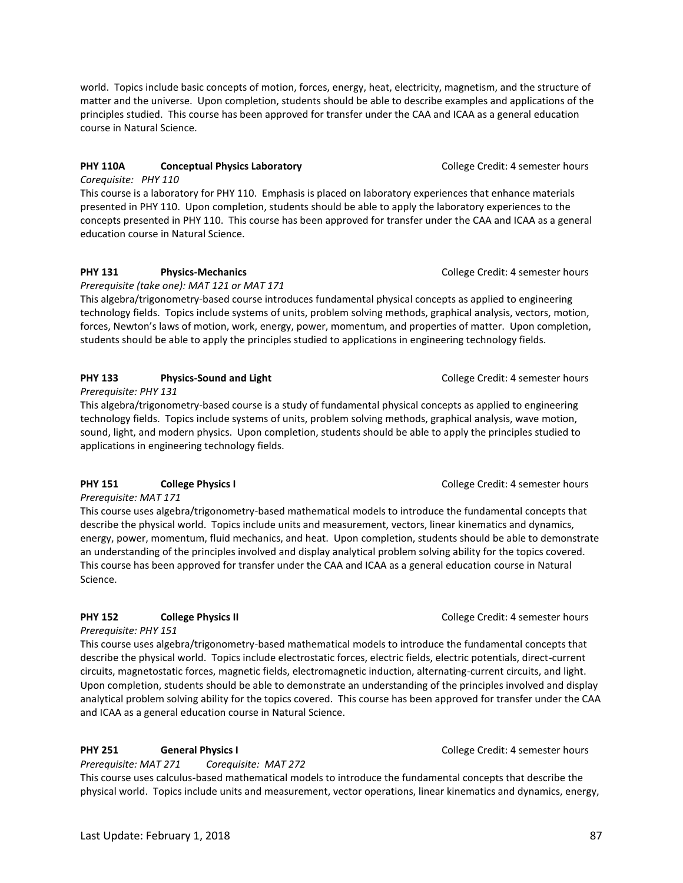world. Topics include basic concepts of motion, forces, energy, heat, electricity, magnetism, and the structure of matter and the universe. Upon completion, students should be able to describe examples and applications of the principles studied. This course has been approved for transfer under the CAA and ICAA as a general education course in Natural Science.

**PHY 110A Conceptual Physics Laboratory** College Credit: 4 semester hours

*Corequisite: PHY 110*

This course is a laboratory for PHY 110. Emphasis is placed on laboratory experiences that enhance materials presented in PHY 110. Upon completion, students should be able to apply the laboratory experiences to the concepts presented in PHY 110. This course has been approved for transfer under the CAA and ICAA as a general education course in Natural Science.

**PHY 131 Physics-Mechanics** College Credit: 4 semester hours

*Prerequisite (take one): MAT 121 or MAT 171*

This algebra/trigonometry-based course introduces fundamental physical concepts as applied to engineering technology fields. Topics include systems of units, problem solving methods, graphical analysis, vectors, motion, forces, Newton's laws of motion, work, energy, power, momentum, and properties of matter. Upon completion, students should be able to apply the principles studied to applications in engineering technology fields.

**PHY 133 Physics-Sound and Light** College Credit: 4 semester hours

*Prerequisite: PHY 131*

This algebra/trigonometry-based course is a study of fundamental physical concepts as applied to engineering technology fields. Topics include systems of units, problem solving methods, graphical analysis, wave motion, sound, light, and modern physics. Upon completion, students should be able to apply the principles studied to applications in engineering technology fields.

**PHY 151 College Physics I** College Credit: 4 semester hours

*Prerequisite: MAT 171*

This course uses algebra/trigonometry-based mathematical models to introduce the fundamental concepts that describe the physical world. Topics include units and measurement, vectors, linear kinematics and dynamics, energy, power, momentum, fluid mechanics, and heat. Upon completion, students should be able to demonstrate an understanding of the principles involved and display analytical problem solving ability for the topics covered. This course has been approved for transfer under the CAA and ICAA as a general education course in Natural Science.

**PHY 152 College Physics II** College Credit: 4 semester hours

*Prerequisite: PHY 151*

This course uses algebra/trigonometry-based mathematical models to introduce the fundamental concepts that describe the physical world. Topics include electrostatic forces, electric fields, electric potentials, direct-current circuits, magnetostatic forces, magnetic fields, electromagnetic induction, alternating-current circuits, and light. Upon completion, students should be able to demonstrate an understanding of the principles involved and display analytical problem solving ability for the topics covered. This course has been approved for transfer under the CAA and ICAA as a general education course in Natural Science.

**PHY 251 General Physics I** College Credit: 4 semester hours

*Prerequisite: MAT 271 Corequisite: MAT 272*

This course uses calculus-based mathematical models to introduce the fundamental concepts that describe the physical world. Topics include units and measurement, vector operations, linear kinematics and dynamics, energy,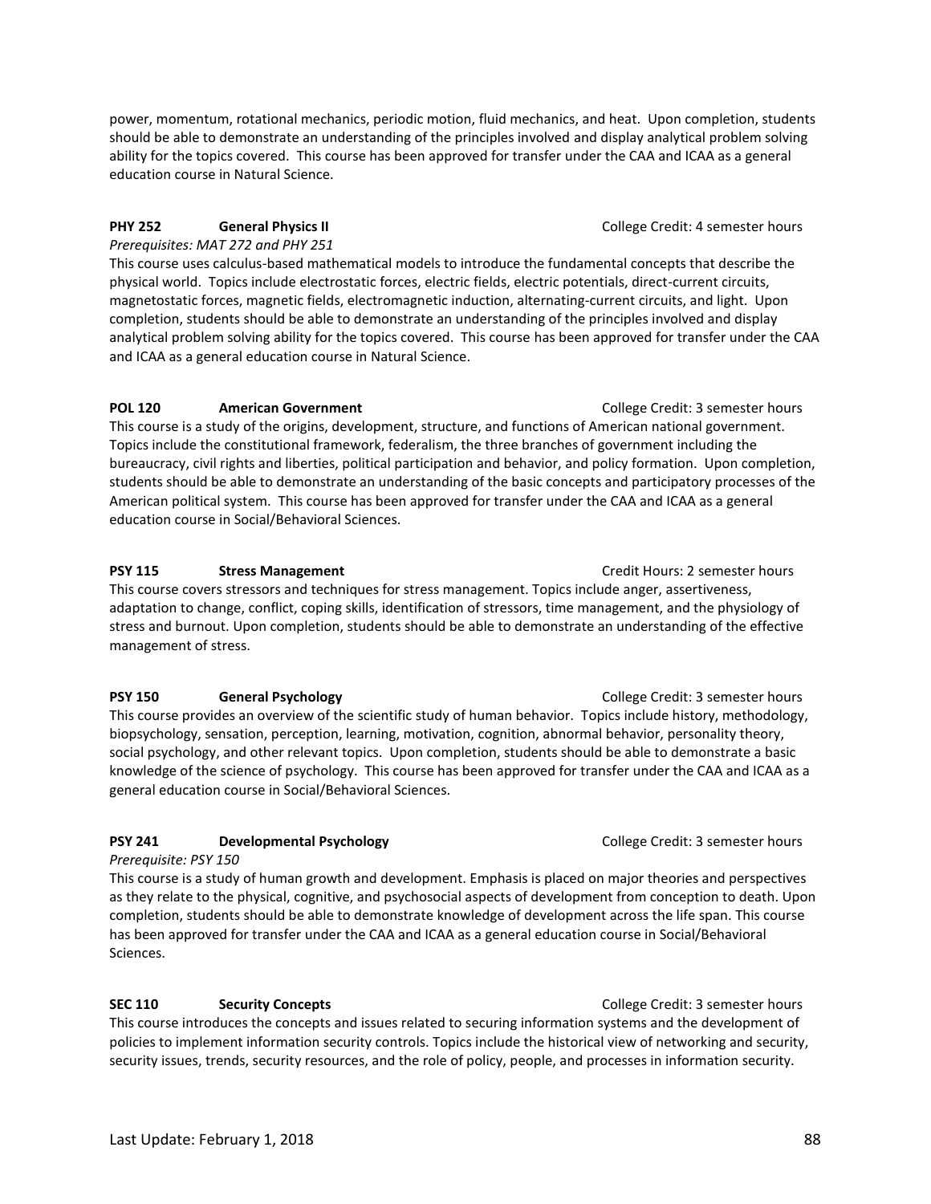power, momentum, rotational mechanics, periodic motion, fluid mechanics, and heat. Upon completion, students should be able to demonstrate an understanding of the principles involved and display analytical problem solving ability for the topics covered. This course has been approved for transfer under the CAA and ICAA as a general education course in Natural Science.

**PHY 252 General Physics II** College Credit: 4 semester hours
*Prerequisites: MAT 272 and PHY 251*
This course uses calculus-based mathematical models to introduce the fundamental concepts that describe the physical world. Topics include electrostatic forces, electric fields, electric potentials, direct-current circuits, magnetostatic forces, magnetic fields, electromagnetic induction, alternating-current circuits, and light. Upon completion, students should be able to demonstrate an understanding of the principles involved and display analytical problem solving ability for the topics covered. This course has been approved for transfer under the CAA and ICAA as a general education course in Natural Science.

**POL 120 American Government** College Credit: 3 semester hours
This course is a study of the origins, development, structure, and functions of American national government. Topics include the constitutional framework, federalism, the three branches of government including the bureaucracy, civil rights and liberties, political participation and behavior, and policy formation. Upon completion, students should be able to demonstrate an understanding of the basic concepts and participatory processes of the American political system. This course has been approved for transfer under the CAA and ICAA as a general education course in Social/Behavioral Sciences.

**PSY 115 Stress Management** Credit Hours: 2 semester hours
This course covers stressors and techniques for stress management. Topics include anger, assertiveness, adaptation to change, conflict, coping skills, identification of stressors, time management, and the physiology of stress and burnout. Upon completion, students should be able to demonstrate an understanding of the effective management of stress.

**PSY 150 General Psychology** College Credit: 3 semester hours
This course provides an overview of the scientific study of human behavior. Topics include history, methodology, biopsychology, sensation, perception, learning, motivation, cognition, abnormal behavior, personality theory, social psychology, and other relevant topics. Upon completion, students should be able to demonstrate a basic knowledge of the science of psychology. This course has been approved for transfer under the CAA and ICAA as a general education course in Social/Behavioral Sciences.

**PSY 241 Developmental Psychology** College Credit: 3 semester hours
*Prerequisite: PSY 150*
This course is a study of human growth and development. Emphasis is placed on major theories and perspectives as they relate to the physical, cognitive, and psychosocial aspects of development from conception to death. Upon completion, students should be able to demonstrate knowledge of development across the life span. This course has been approved for transfer under the CAA and ICAA as a general education course in Social/Behavioral Sciences.

**SEC 110 Security Concepts** College Credit: 3 semester hours
This course introduces the concepts and issues related to securing information systems and the development of policies to implement information security controls. Topics include the historical view of networking and security, security issues, trends, security resources, and the role of policy, people, and processes in information security.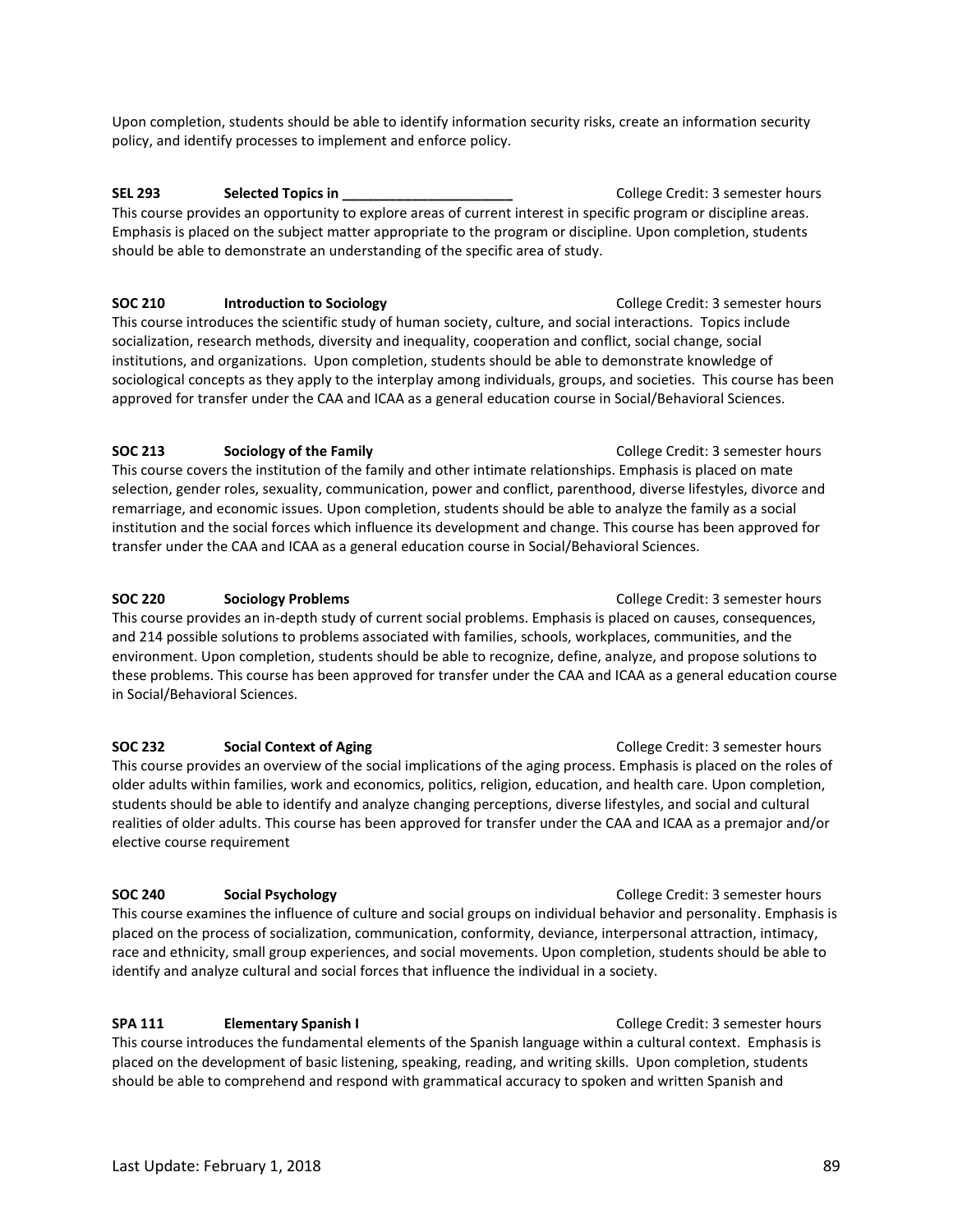Upon completion, students should be able to identify information security risks, create an information security policy, and identify processes to implement and enforce policy.

**SEL 293 Selected Topics in ______________________** College Credit: 3 semester hours

This course provides an opportunity to explore areas of current interest in specific program or discipline areas. Emphasis is placed on the subject matter appropriate to the program or discipline. Upon completion, students should be able to demonstrate an understanding of the specific area of study.

**SOC 210 Introduction to Sociology** College Credit: 3 semester hours

This course introduces the scientific study of human society, culture, and social interactions. Topics include socialization, research methods, diversity and inequality, cooperation and conflict, social change, social institutions, and organizations. Upon completion, students should be able to demonstrate knowledge of sociological concepts as they apply to the interplay among individuals, groups, and societies. This course has been approved for transfer under the CAA and ICAA as a general education course in Social/Behavioral Sciences.

**SOC 213 Sociology of the Family** College Credit: 3 semester hours

This course covers the institution of the family and other intimate relationships. Emphasis is placed on mate selection, gender roles, sexuality, communication, power and conflict, parenthood, diverse lifestyles, divorce and remarriage, and economic issues. Upon completion, students should be able to analyze the family as a social institution and the social forces which influence its development and change. This course has been approved for transfer under the CAA and ICAA as a general education course in Social/Behavioral Sciences.

**SOC 220 Sociology Problems** College Credit: 3 semester hours

This course provides an in-depth study of current social problems. Emphasis is placed on causes, consequences, and 214 possible solutions to problems associated with families, schools, workplaces, communities, and the environment. Upon completion, students should be able to recognize, define, analyze, and propose solutions to these problems. This course has been approved for transfer under the CAA and ICAA as a general education course in Social/Behavioral Sciences.

**SOC 232 Social Context of Aging** College Credit: 3 semester hours

This course provides an overview of the social implications of the aging process. Emphasis is placed on the roles of older adults within families, work and economics, politics, religion, education, and health care. Upon completion, students should be able to identify and analyze changing perceptions, diverse lifestyles, and social and cultural realities of older adults. This course has been approved for transfer under the CAA and ICAA as a premajor and/or elective course requirement

**SOC 240 Social Psychology** College Credit: 3 semester hours

This course examines the influence of culture and social groups on individual behavior and personality. Emphasis is placed on the process of socialization, communication, conformity, deviance, interpersonal attraction, intimacy, race and ethnicity, small group experiences, and social movements. Upon completion, students should be able to identify and analyze cultural and social forces that influence the individual in a society.

**SPA 111 Elementary Spanish I** College Credit: 3 semester hours

This course introduces the fundamental elements of the Spanish language within a cultural context. Emphasis is placed on the development of basic listening, speaking, reading, and writing skills. Upon completion, students should be able to comprehend and respond with grammatical accuracy to spoken and written Spanish and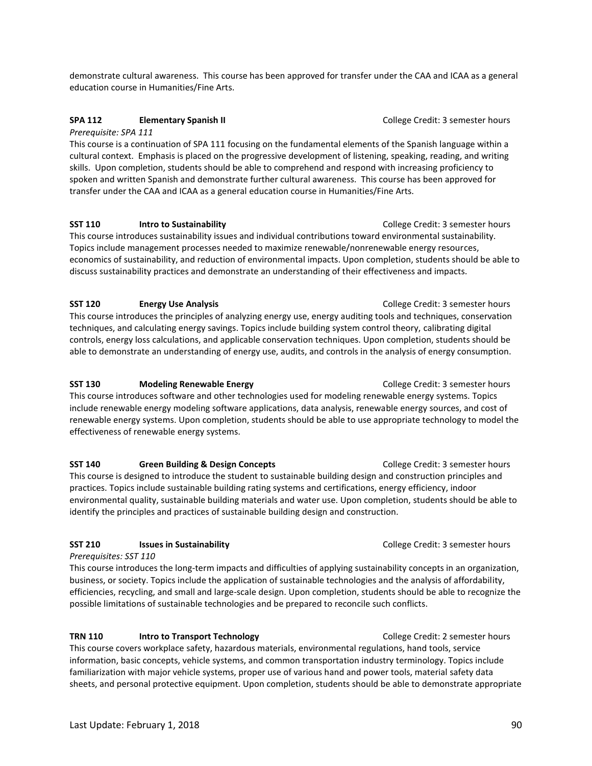demonstrate cultural awareness. This course has been approved for transfer under the CAA and ICAA as a general education course in Humanities/Fine Arts.

**SPA 112 Elementary Spanish II** College Credit: 3 semester hours

*Prerequisite: SPA 111*

This course is a continuation of SPA 111 focusing on the fundamental elements of the Spanish language within a cultural context. Emphasis is placed on the progressive development of listening, speaking, reading, and writing skills. Upon completion, students should be able to comprehend and respond with increasing proficiency to spoken and written Spanish and demonstrate further cultural awareness. This course has been approved for transfer under the CAA and ICAA as a general education course in Humanities/Fine Arts.

**SST 110 Intro to Sustainability** College Credit: 3 semester hours

This course introduces sustainability issues and individual contributions toward environmental sustainability. Topics include management processes needed to maximize renewable/nonrenewable energy resources, economics of sustainability, and reduction of environmental impacts. Upon completion, students should be able to discuss sustainability practices and demonstrate an understanding of their effectiveness and impacts.

**SST 120 Energy Use Analysis** College Credit: 3 semester hours

This course introduces the principles of analyzing energy use, energy auditing tools and techniques, conservation techniques, and calculating energy savings. Topics include building system control theory, calibrating digital controls, energy loss calculations, and applicable conservation techniques. Upon completion, students should be able to demonstrate an understanding of energy use, audits, and controls in the analysis of energy consumption.

**SST 130 Modeling Renewable Energy** College Credit: 3 semester hours

This course introduces software and other technologies used for modeling renewable energy systems. Topics include renewable energy modeling software applications, data analysis, renewable energy sources, and cost of renewable energy systems. Upon completion, students should be able to use appropriate technology to model the effectiveness of renewable energy systems.

**SST 140 Green Building & Design Concepts** College Credit: 3 semester hours

This course is designed to introduce the student to sustainable building design and construction principles and practices. Topics include sustainable building rating systems and certifications, energy efficiency, indoor environmental quality, sustainable building materials and water use. Upon completion, students should be able to identify the principles and practices of sustainable building design and construction.

**SST 210 Issues in Sustainability** College Credit: 3 semester hours

*Prerequisites: SST 110*

This course introduces the long-term impacts and difficulties of applying sustainability concepts in an organization, business, or society. Topics include the application of sustainable technologies and the analysis of affordability, efficiencies, recycling, and small and large-scale design. Upon completion, students should be able to recognize the possible limitations of sustainable technologies and be prepared to reconcile such conflicts.

**TRN 110 Intro to Transport Technology** College Credit: 2 semester hours

This course covers workplace safety, hazardous materials, environmental regulations, hand tools, service information, basic concepts, vehicle systems, and common transportation industry terminology. Topics include familiarization with major vehicle systems, proper use of various hand and power tools, material safety data sheets, and personal protective equipment. Upon completion, students should be able to demonstrate appropriate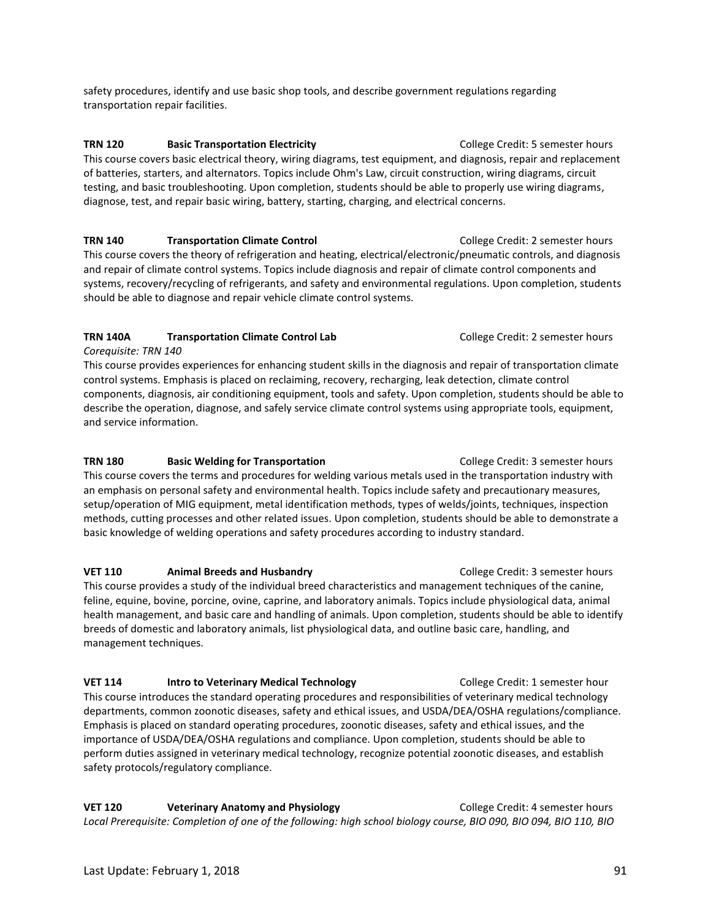safety procedures, identify and use basic shop tools, and describe government regulations regarding transportation repair facilities.

**TRN 120 Basic Transportation Electricity** College Credit: 5 semester hours

This course covers basic electrical theory, wiring diagrams, test equipment, and diagnosis, repair and replacement of batteries, starters, and alternators. Topics include Ohm's Law, circuit construction, wiring diagrams, circuit testing, and basic troubleshooting. Upon completion, students should be able to properly use wiring diagrams, diagnose, test, and repair basic wiring, battery, starting, charging, and electrical concerns.

**TRN 140 Transportation Climate Control** College Credit: 2 semester hours

This course covers the theory of refrigeration and heating, electrical/electronic/pneumatic controls, and diagnosis and repair of climate control systems. Topics include diagnosis and repair of climate control components and systems, recovery/recycling of refrigerants, and safety and environmental regulations. Upon completion, students should be able to diagnose and repair vehicle climate control systems.

**TRN 140A Transportation Climate Control Lab** College Credit: 2 semester hours

*Corequisite: TRN 140*

This course provides experiences for enhancing student skills in the diagnosis and repair of transportation climate control systems. Emphasis is placed on reclaiming, recovery, recharging, leak detection, climate control components, diagnosis, air conditioning equipment, tools and safety. Upon completion, students should be able to describe the operation, diagnose, and safely service climate control systems using appropriate tools, equipment, and service information.

**TRN 180 Basic Welding for Transportation** College Credit: 3 semester hours

This course covers the terms and procedures for welding various metals used in the transportation industry with an emphasis on personal safety and environmental health. Topics include safety and precautionary measures, setup/operation of MIG equipment, metal identification methods, types of welds/joints, techniques, inspection methods, cutting processes and other related issues. Upon completion, students should be able to demonstrate a basic knowledge of welding operations and safety procedures according to industry standard.

**VET 110 Animal Breeds and Husbandry** College Credit: 3 semester hours

This course provides a study of the individual breed characteristics and management techniques of the canine, feline, equine, bovine, porcine, ovine, caprine, and laboratory animals. Topics include physiological data, animal health management, and basic care and handling of animals. Upon completion, students should be able to identify breeds of domestic and laboratory animals, list physiological data, and outline basic care, handling, and management techniques.

**VET 114 Intro to Veterinary Medical Technology** College Credit: 1 semester hour

This course introduces the standard operating procedures and responsibilities of veterinary medical technology departments, common zoonotic diseases, safety and ethical issues, and USDA/DEA/OSHA regulations/compliance. Emphasis is placed on standard operating procedures, zoonotic diseases, safety and ethical issues, and the importance of USDA/DEA/OSHA regulations and compliance. Upon completion, students should be able to perform duties assigned in veterinary medical technology, recognize potential zoonotic diseases, and establish safety protocols/regulatory compliance.

**VET 120 Veterinary Anatomy and Physiology** College Credit: 4 semester hours

*Local Prerequisite: Completion of one of the following: high school biology course, BIO 090, BIO 094, BIO 110, BIO*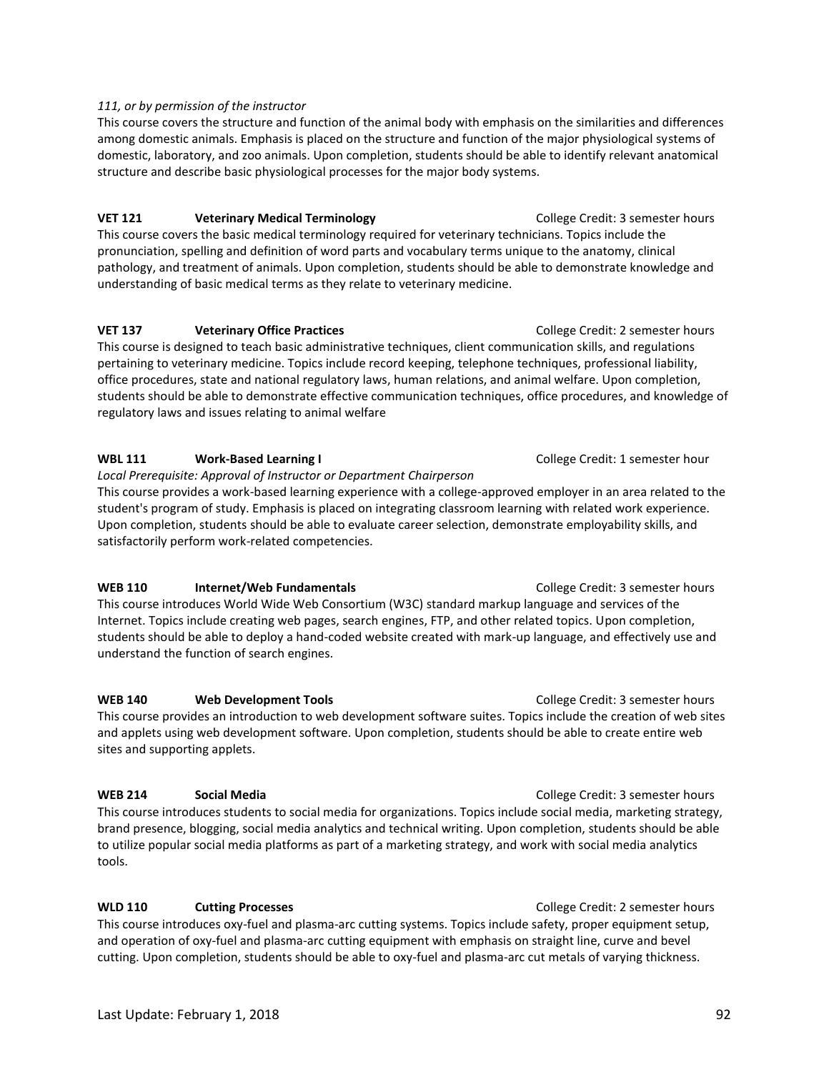*111, or by permission of the instructor*

This course covers the structure and function of the animal body with emphasis on the similarities and differences among domestic animals. Emphasis is placed on the structure and function of the major physiological systems of domestic, laboratory, and zoo animals. Upon completion, students should be able to identify relevant anatomical structure and describe basic physiological processes for the major body systems.

**VET 121 Veterinary Medical Terminology** College Credit: 3 semester hours

This course covers the basic medical terminology required for veterinary technicians. Topics include the pronunciation, spelling and definition of word parts and vocabulary terms unique to the anatomy, clinical pathology, and treatment of animals. Upon completion, students should be able to demonstrate knowledge and understanding of basic medical terms as they relate to veterinary medicine.

**VET 137 Veterinary Office Practices** College Credit: 2 semester hours

This course is designed to teach basic administrative techniques, client communication skills, and regulations pertaining to veterinary medicine. Topics include record keeping, telephone techniques, professional liability, office procedures, state and national regulatory laws, human relations, and animal welfare. Upon completion, students should be able to demonstrate effective communication techniques, office procedures, and knowledge of regulatory laws and issues relating to animal welfare

**WBL 111 Work-Based Learning I** College Credit: 1 semester hour

*Local Prerequisite: Approval of Instructor or Department Chairperson*

This course provides a work-based learning experience with a college-approved employer in an area related to the student's program of study. Emphasis is placed on integrating classroom learning with related work experience. Upon completion, students should be able to evaluate career selection, demonstrate employability skills, and satisfactorily perform work-related competencies.

**WEB 110 Internet/Web Fundamentals** College Credit: 3 semester hours

This course introduces World Wide Web Consortium (W3C) standard markup language and services of the Internet. Topics include creating web pages, search engines, FTP, and other related topics. Upon completion, students should be able to deploy a hand-coded website created with mark-up language, and effectively use and understand the function of search engines.

**WEB 140 Web Development Tools** College Credit: 3 semester hours

This course provides an introduction to web development software suites. Topics include the creation of web sites and applets using web development software. Upon completion, students should be able to create entire web sites and supporting applets.

**WEB 214 Social Media** College Credit: 3 semester hours

This course introduces students to social media for organizations. Topics include social media, marketing strategy, brand presence, blogging, social media analytics and technical writing. Upon completion, students should be able to utilize popular social media platforms as part of a marketing strategy, and work with social media analytics tools.

**WLD 110 Cutting Processes** College Credit: 2 semester hours

This course introduces oxy-fuel and plasma-arc cutting systems. Topics include safety, proper equipment setup, and operation of oxy-fuel and plasma-arc cutting equipment with emphasis on straight line, curve and bevel cutting. Upon completion, students should be able to oxy-fuel and plasma-arc cut metals of varying thickness.

Last Update: February 1, 2018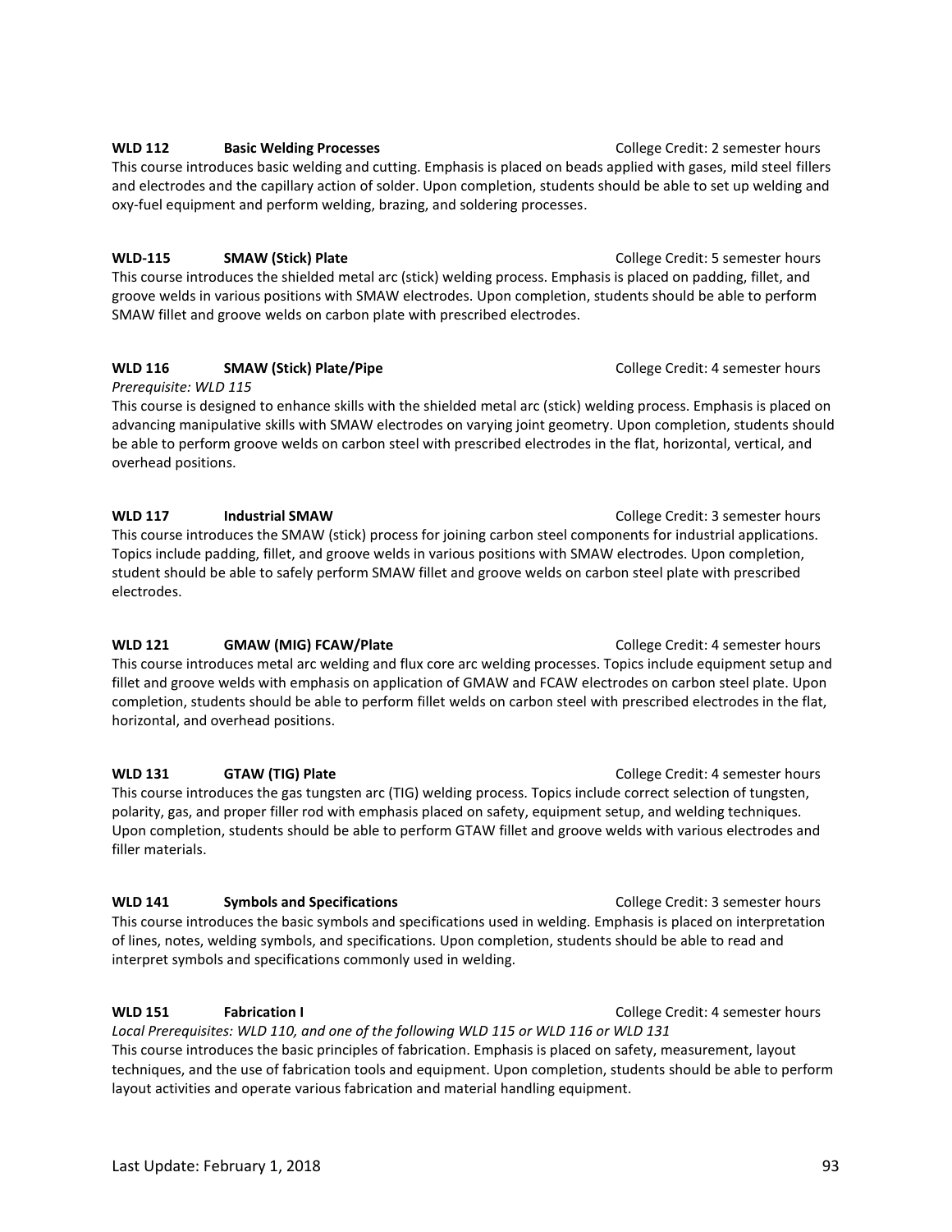**WLD 112 Basic Welding Processes** College Credit: 2 semester hours

This course introduces basic welding and cutting. Emphasis is placed on beads applied with gases, mild steel fillers and electrodes and the capillary action of solder. Upon completion, students should be able to set up welding and oxy-fuel equipment and perform welding, brazing, and soldering processes.

**WLD-115 SMAW (Stick) Plate** College Credit: 5 semester hours

This course introduces the shielded metal arc (stick) welding process. Emphasis is placed on padding, fillet, and groove welds in various positions with SMAW electrodes. Upon completion, students should be able to perform SMAW fillet and groove welds on carbon plate with prescribed electrodes.

**WLD 116 SMAW (Stick) Plate/Pipe** College Credit: 4 semester hours

*Prerequisite: WLD 115*

This course is designed to enhance skills with the shielded metal arc (stick) welding process. Emphasis is placed on advancing manipulative skills with SMAW electrodes on varying joint geometry. Upon completion, students should be able to perform groove welds on carbon steel with prescribed electrodes in the flat, horizontal, vertical, and overhead positions.

**WLD 117 Industrial SMAW** College Credit: 3 semester hours

This course introduces the SMAW (stick) process for joining carbon steel components for industrial applications. Topics include padding, fillet, and groove welds in various positions with SMAW electrodes. Upon completion, student should be able to safely perform SMAW fillet and groove welds on carbon steel plate with prescribed electrodes.

**WLD 121 GMAW (MIG) FCAW/Plate** College Credit: 4 semester hours

This course introduces metal arc welding and flux core arc welding processes. Topics include equipment setup and fillet and groove welds with emphasis on application of GMAW and FCAW electrodes on carbon steel plate. Upon completion, students should be able to perform fillet welds on carbon steel with prescribed electrodes in the flat, horizontal, and overhead positions.

**WLD 131 GTAW (TIG) Plate** College Credit: 4 semester hours

This course introduces the gas tungsten arc (TIG) welding process. Topics include correct selection of tungsten, polarity, gas, and proper filler rod with emphasis placed on safety, equipment setup, and welding techniques. Upon completion, students should be able to perform GTAW fillet and groove welds with various electrodes and filler materials.

**WLD 141 Symbols and Specifications** College Credit: 3 semester hours

This course introduces the basic symbols and specifications used in welding. Emphasis is placed on interpretation of lines, notes, welding symbols, and specifications. Upon completion, students should be able to read and interpret symbols and specifications commonly used in welding.

**WLD 151 Fabrication I** College Credit: 4 semester hours

*Local Prerequisites: WLD 110, and one of the following WLD 115 or WLD 116 or WLD 131*

This course introduces the basic principles of fabrication. Emphasis is placed on safety, measurement, layout techniques, and the use of fabrication tools and equipment. Upon completion, students should be able to perform layout activities and operate various fabrication and material handling equipment.

Last Update: February 1, 2018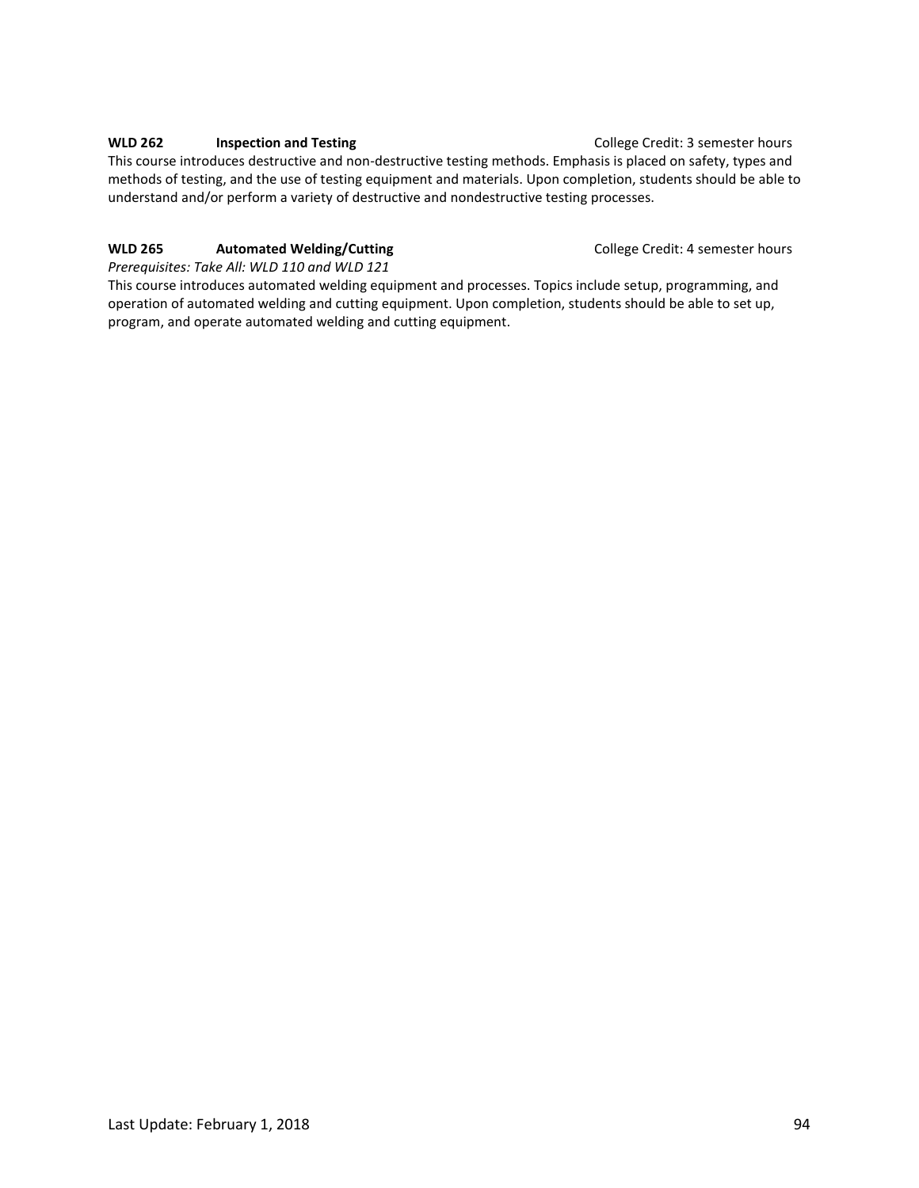**WLD 262 Inspection and Testing** College Credit: 3 semester hours

This course introduces destructive and non-destructive testing methods. Emphasis is placed on safety, types and methods of testing, and the use of testing equipment and materials. Upon completion, students should be able to understand and/or perform a variety of destructive and nondestructive testing processes.

**WLD 265 Automated Welding/Cutting** College Credit: 4 semester hours

*Prerequisites: Take All: WLD 110 and WLD 121*

This course introduces automated welding equipment and processes. Topics include setup, programming, and operation of automated welding and cutting equipment. Upon completion, students should be able to set up, program, and operate automated welding and cutting equipment.